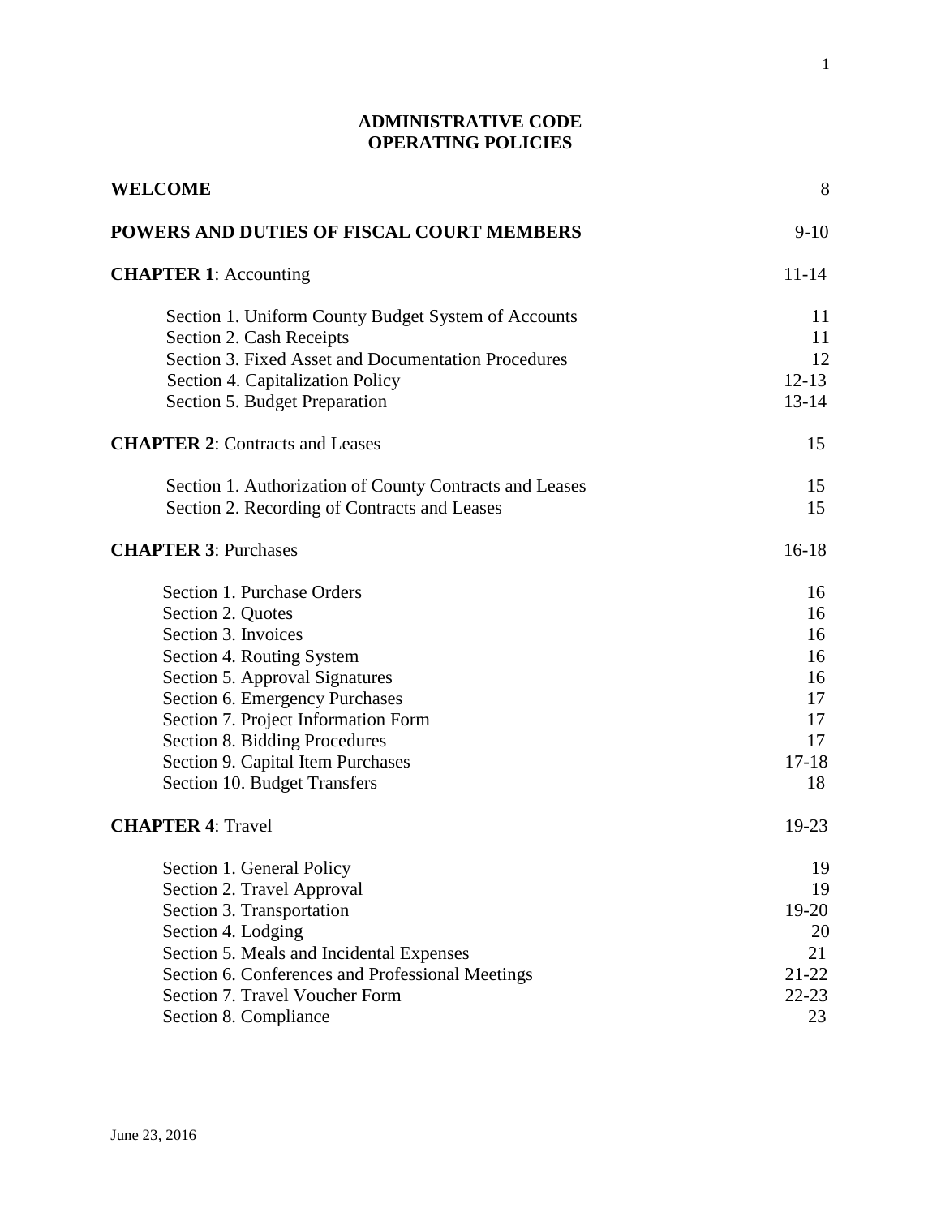# ADMINISTRATIVE CODE
# OPERATING POLICIES

| | |
|---|---|
| **WELCOME** | 8 |
| **POWERS AND DUTIES OF FISCAL COURT MEMBERS** | 9-10 |
| **CHAPTER 1**: Accounting | 11-14 |
| Section 1. Uniform County Budget System of Accounts | 11 |
| Section 2. Cash Receipts | 11 |
| Section 3. Fixed Asset and Documentation Procedures | 12 |
| Section 4. Capitalization Policy | 12-13 |
| Section 5. Budget Preparation | 13-14 |
| **CHAPTER 2**: Contracts and Leases | 15 |
| Section 1. Authorization of County Contracts and Leases | 15 |
| Section 2. Recording of Contracts and Leases | 15 |
| **CHAPTER 3**: Purchases | 16-18 |
| Section 1. Purchase Orders | 16 |
| Section 2. Quotes | 16 |
| Section 3. Invoices | 16 |
| Section 4. Routing System | 16 |
| Section 5. Approval Signatures | 16 |
| Section 6. Emergency Purchases | 17 |
| Section 7. Project Information Form | 17 |
| Section 8. Bidding Procedures | 17 |
| Section 9. Capital Item Purchases | 17-18 |
| Section 10. Budget Transfers | 18 |
| **CHAPTER 4**: Travel | 19-23 |
| Section 1. General Policy | 19 |
| Section 2. Travel Approval | 19 |
| Section 3. Transportation | 19-20 |
| Section 4. Lodging | 20 |
| Section 5. Meals and Incidental Expenses | 21 |
| Section 6. Conferences and Professional Meetings | 21-22 |
| Section 7. Travel Voucher Form | 22-23 |
| Section 8. Compliance | 23 |

June 23, 2016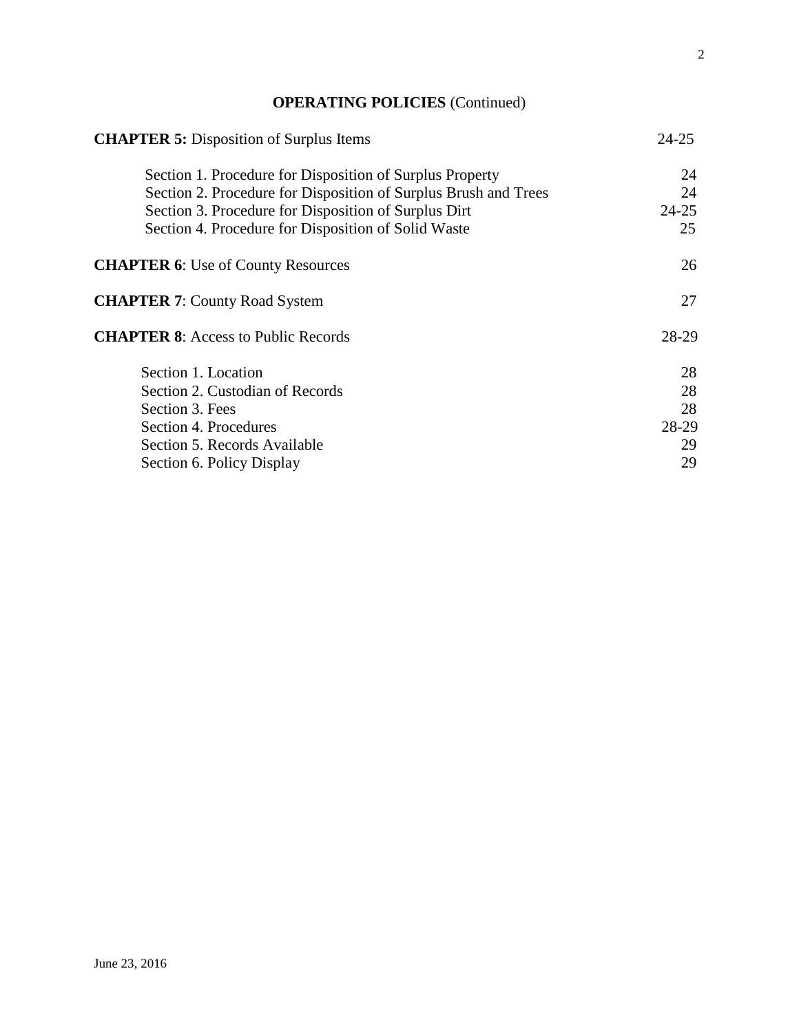## OPERATING POLICIES (Continued)

| | |
|---|---|
| **CHAPTER 5:** Disposition of Surplus Items | 24-25 |
| Section 1. Procedure for Disposition of Surplus Property | 24 |
| Section 2. Procedure for Disposition of Surplus Brush and Trees | 24 |
| Section 3. Procedure for Disposition of Surplus Dirt | 24-25 |
| Section 4. Procedure for Disposition of Solid Waste | 25 |
| **CHAPTER 6**: Use of County Resources | 26 |
| **CHAPTER 7**: County Road System | 27 |
| **CHAPTER 8**: Access to Public Records | 28-29 |
| Section 1. Location | 28 |
| Section 2. Custodian of Records | 28 |
| Section 3. Fees | 28 |
| Section 4. Procedures | 28-29 |
| Section 5. Records Available | 29 |
| Section 6. Policy Display | 29 |

June 23, 2016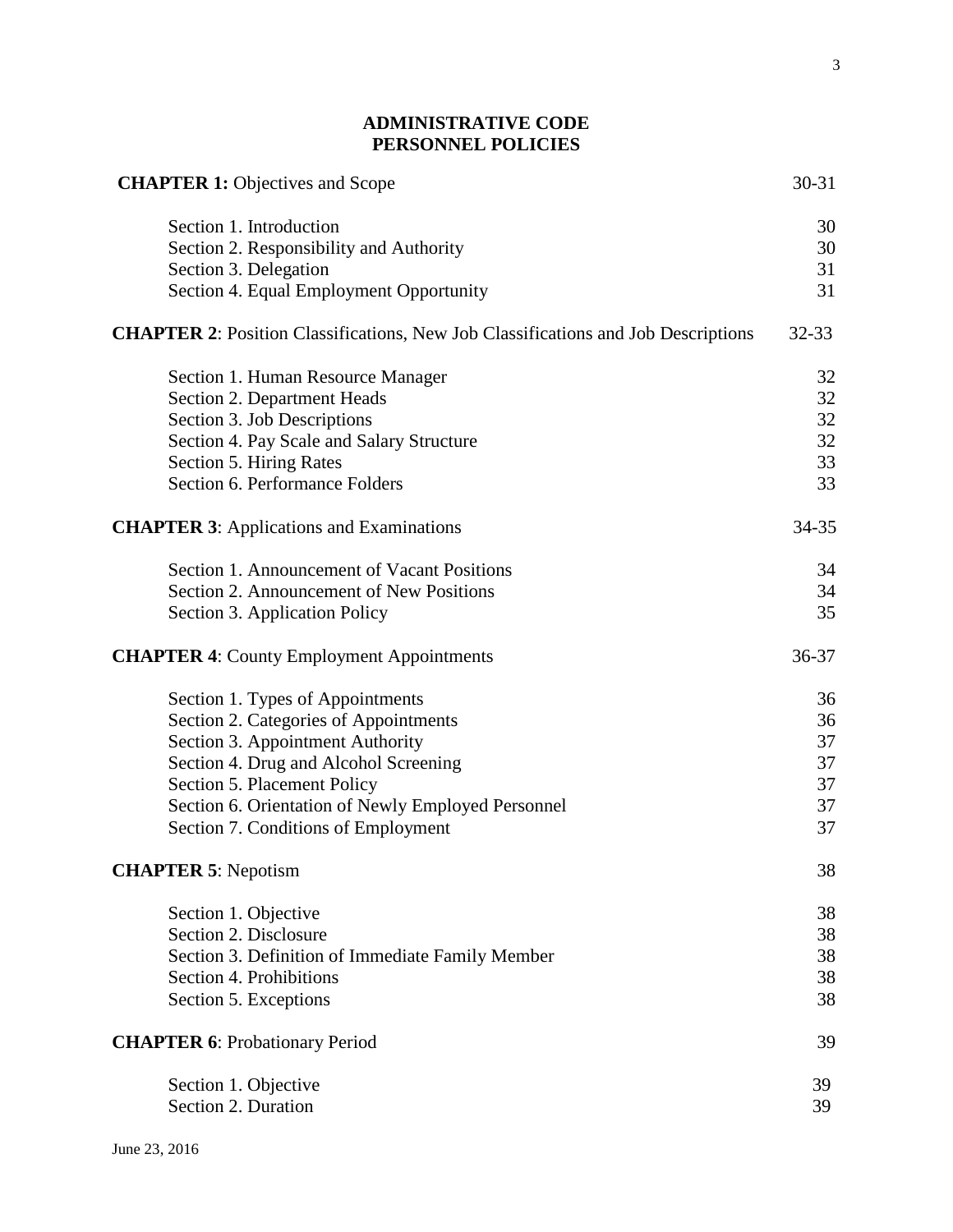# ADMINISTRATIVE CODE
## PERSONNEL POLICIES

| | |
|---|---|
| **CHAPTER 1:** Objectives and Scope | 30-31 |
| Section 1. Introduction | 30 |
| Section 2. Responsibility and Authority | 30 |
| Section 3. Delegation | 31 |
| Section 4. Equal Employment Opportunity | 31 |
| **CHAPTER 2**: Position Classifications, New Job Classifications and Job Descriptions | 32-33 |
| Section 1. Human Resource Manager | 32 |
| Section 2. Department Heads | 32 |
| Section 3. Job Descriptions | 32 |
| Section 4. Pay Scale and Salary Structure | 32 |
| Section 5. Hiring Rates | 33 |
| Section 6. Performance Folders | 33 |
| **CHAPTER 3**: Applications and Examinations | 34-35 |
| Section 1. Announcement of Vacant Positions | 34 |
| Section 2. Announcement of New Positions | 34 |
| Section 3. Application Policy | 35 |
| **CHAPTER 4**: County Employment Appointments | 36-37 |
| Section 1. Types of Appointments | 36 |
| Section 2. Categories of Appointments | 36 |
| Section 3. Appointment Authority | 37 |
| Section 4. Drug and Alcohol Screening | 37 |
| Section 5. Placement Policy | 37 |
| Section 6. Orientation of Newly Employed Personnel | 37 |
| Section 7. Conditions of Employment | 37 |
| **CHAPTER 5**: Nepotism | 38 |
| Section 1. Objective | 38 |
| Section 2. Disclosure | 38 |
| Section 3. Definition of Immediate Family Member | 38 |
| Section 4. Prohibitions | 38 |
| Section 5. Exceptions | 38 |
| **CHAPTER 6**: Probationary Period | 39 |
| Section 1. Objective | 39 |
| Section 2. Duration | 39 |

June 23, 2016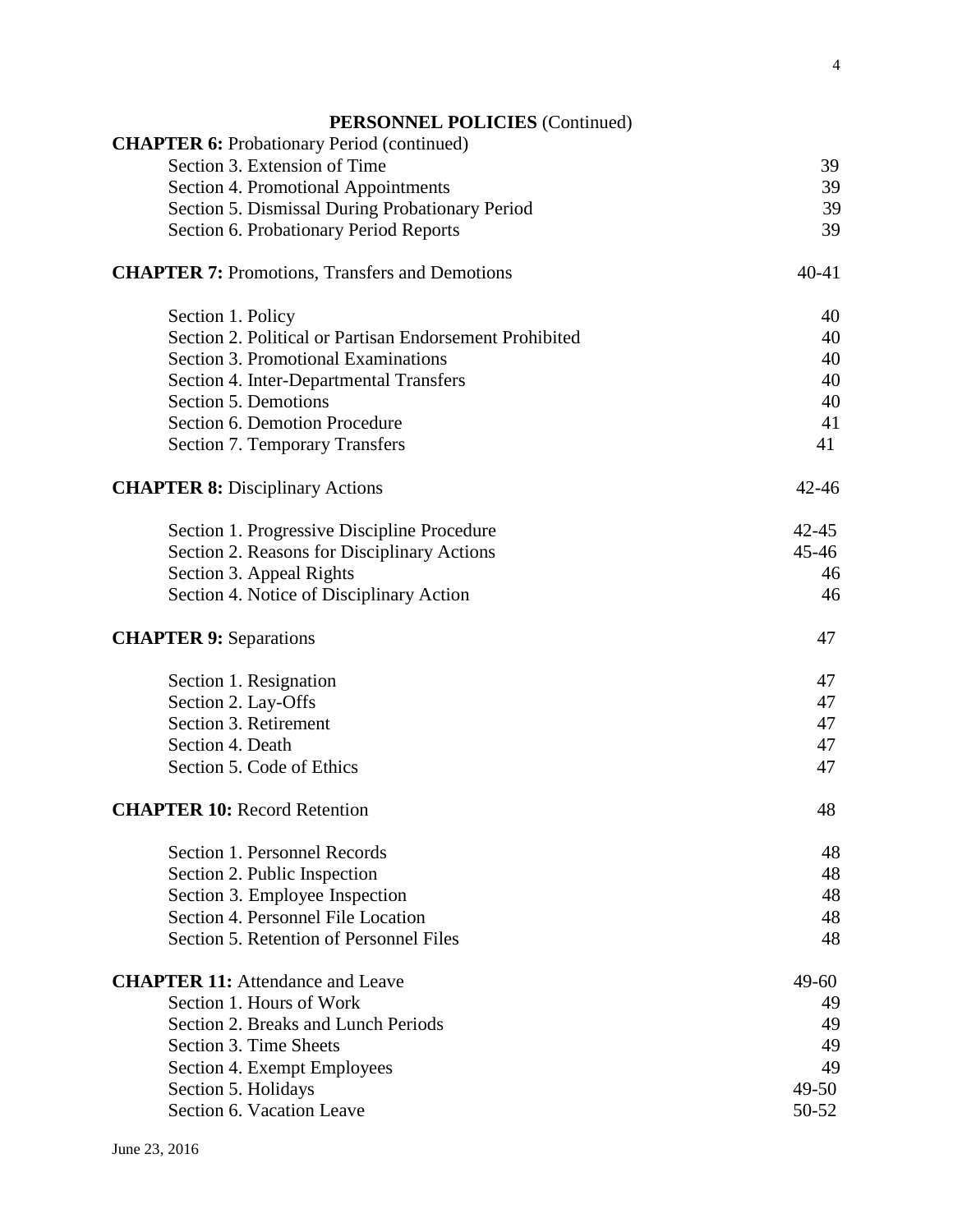**PERSONNEL POLICIES** (Continued)

| | |
|---|---|
| **CHAPTER 6:** Probationary Period (continued) | |
| Section 3. Extension of Time | 39 |
| Section 4. Promotional Appointments | 39 |
| Section 5. Dismissal During Probationary Period | 39 |
| Section 6. Probationary Period Reports | 39 |
| **CHAPTER 7:** Promotions, Transfers and Demotions | 40-41 |
| Section 1. Policy | 40 |
| Section 2. Political or Partisan Endorsement Prohibited | 40 |
| Section 3. Promotional Examinations | 40 |
| Section 4. Inter-Departmental Transfers | 40 |
| Section 5. Demotions | 40 |
| Section 6. Demotion Procedure | 41 |
| Section 7. Temporary Transfers | 41 |
| **CHAPTER 8:** Disciplinary Actions | 42-46 |
| Section 1. Progressive Discipline Procedure | 42-45 |
| Section 2. Reasons for Disciplinary Actions | 45-46 |
| Section 3. Appeal Rights | 46 |
| Section 4. Notice of Disciplinary Action | 46 |
| **CHAPTER 9:** Separations | 47 |
| Section 1. Resignation | 47 |
| Section 2. Lay-Offs | 47 |
| Section 3. Retirement | 47 |
| Section 4. Death | 47 |
| Section 5. Code of Ethics | 47 |
| **CHAPTER 10:** Record Retention | 48 |
| Section 1. Personnel Records | 48 |
| Section 2. Public Inspection | 48 |
| Section 3. Employee Inspection | 48 |
| Section 4. Personnel File Location | 48 |
| Section 5. Retention of Personnel Files | 48 |
| **CHAPTER 11:** Attendance and Leave | 49-60 |
| Section 1. Hours of Work | 49 |
| Section 2. Breaks and Lunch Periods | 49 |
| Section 3. Time Sheets | 49 |
| Section 4. Exempt Employees | 49 |
| Section 5. Holidays | 49-50 |
| Section 6. Vacation Leave | 50-52 |

June 23, 2016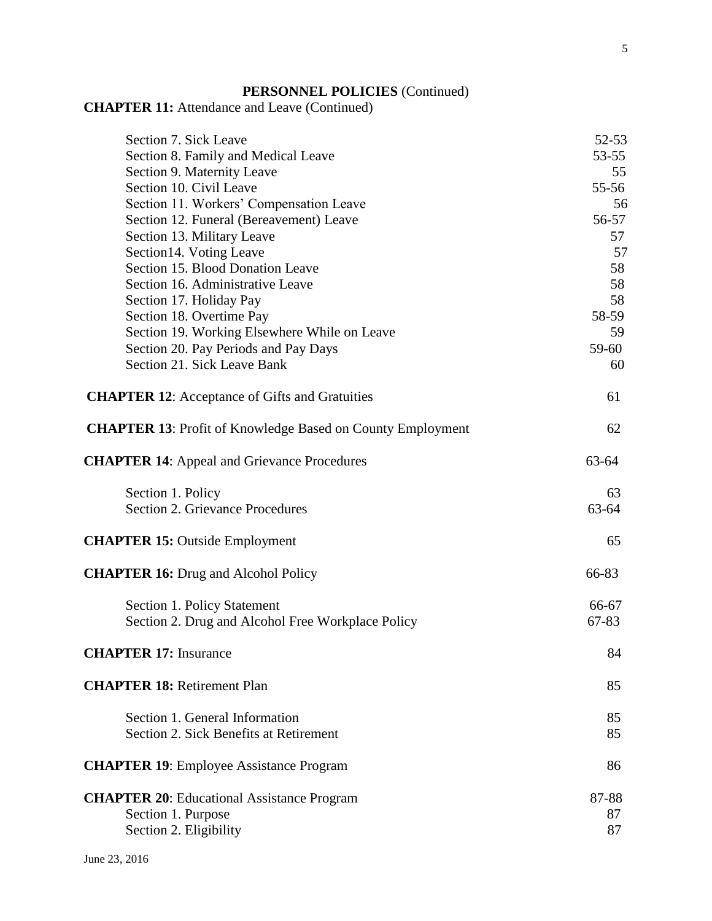**PERSONNEL POLICIES** (Continued)

**CHAPTER 11:** Attendance and Leave (Continued)

| | |
|---|---|
| Section 7. Sick Leave | 52-53 |
| Section 8. Family and Medical Leave | 53-55 |
| Section 9. Maternity Leave | 55 |
| Section 10. Civil Leave | 55-56 |
| Section 11. Workers' Compensation Leave | 56 |
| Section 12. Funeral (Bereavement) Leave | 56-57 |
| Section 13. Military Leave | 57 |
| Section14. Voting Leave | 57 |
| Section 15. Blood Donation Leave | 58 |
| Section 16. Administrative Leave | 58 |
| Section 17. Holiday Pay | 58 |
| Section 18. Overtime Pay | 58-59 |
| Section 19. Working Elsewhere While on Leave | 59 |
| Section 20. Pay Periods and Pay Days | 59-60 |
| Section 21. Sick Leave Bank | 60 |
| **CHAPTER 12**: Acceptance of Gifts and Gratuities | 61 |
| **CHAPTER 13**: Profit of Knowledge Based on County Employment | 62 |
| **CHAPTER 14**: Appeal and Grievance Procedures | 63-64 |
| Section 1. Policy | 63 |
| Section 2. Grievance Procedures | 63-64 |
| **CHAPTER 15:** Outside Employment | 65 |
| **CHAPTER 16:** Drug and Alcohol Policy | 66-83 |
| Section 1. Policy Statement | 66-67 |
| Section 2. Drug and Alcohol Free Workplace Policy | 67-83 |
| **CHAPTER 17:** Insurance | 84 |
| **CHAPTER 18:** Retirement Plan | 85 |
| Section 1. General Information | 85 |
| Section 2. Sick Benefits at Retirement | 85 |
| **CHAPTER 19**: Employee Assistance Program | 86 |
| **CHAPTER 20**: Educational Assistance Program | 87-88 |
| Section 1. Purpose | 87 |
| Section 2. Eligibility | 87 |

June 23, 2016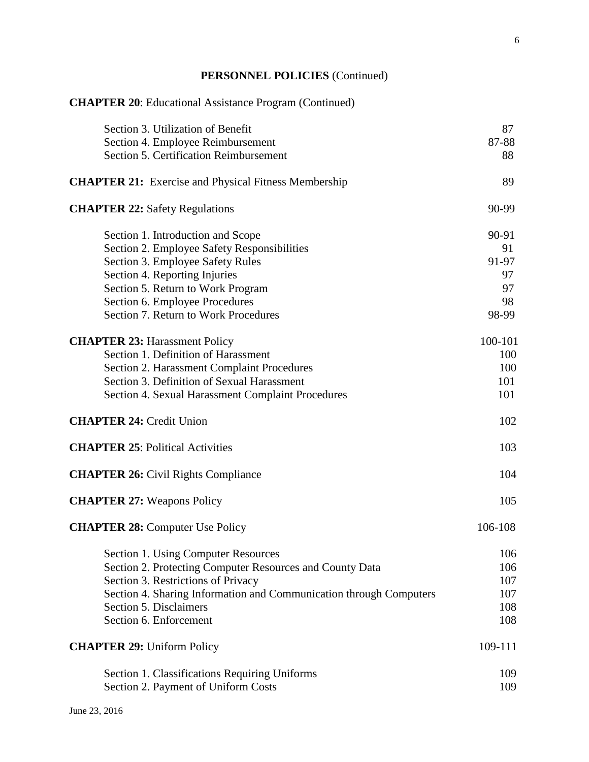**PERSONNEL POLICIES** (Continued)

**CHAPTER 20**: Educational Assistance Program (Continued)

| | |
|---|---|
| Section 3. Utilization of Benefit | 87 |
| Section 4. Employee Reimbursement | 87-88 |
| Section 5. Certification Reimbursement | 88 |
| **CHAPTER 21:** Exercise and Physical Fitness Membership | 89 |
| **CHAPTER 22:** Safety Regulations | 90-99 |
| Section 1. Introduction and Scope | 90-91 |
| Section 2. Employee Safety Responsibilities | 91 |
| Section 3. Employee Safety Rules | 91-97 |
| Section 4. Reporting Injuries | 97 |
| Section 5. Return to Work Program | 97 |
| Section 6. Employee Procedures | 98 |
| Section 7. Return to Work Procedures | 98-99 |
| **CHAPTER 23:** Harassment Policy | 100-101 |
| Section 1. Definition of Harassment | 100 |
| Section 2. Harassment Complaint Procedures | 100 |
| Section 3. Definition of Sexual Harassment | 101 |
| Section 4. Sexual Harassment Complaint Procedures | 101 |
| **CHAPTER 24:** Credit Union | 102 |
| **CHAPTER 25**: Political Activities | 103 |
| **CHAPTER 26:** Civil Rights Compliance | 104 |
| **CHAPTER 27:** Weapons Policy | 105 |
| **CHAPTER 28:** Computer Use Policy | 106-108 |
| Section 1. Using Computer Resources | 106 |
| Section 2. Protecting Computer Resources and County Data | 106 |
| Section 3. Restrictions of Privacy | 107 |
| Section 4. Sharing Information and Communication through Computers | 107 |
| Section 5. Disclaimers | 108 |
| Section 6. Enforcement | 108 |
| **CHAPTER 29:** Uniform Policy | 109-111 |
| Section 1. Classifications Requiring Uniforms | 109 |
| Section 2. Payment of Uniform Costs | 109 |

June 23, 2016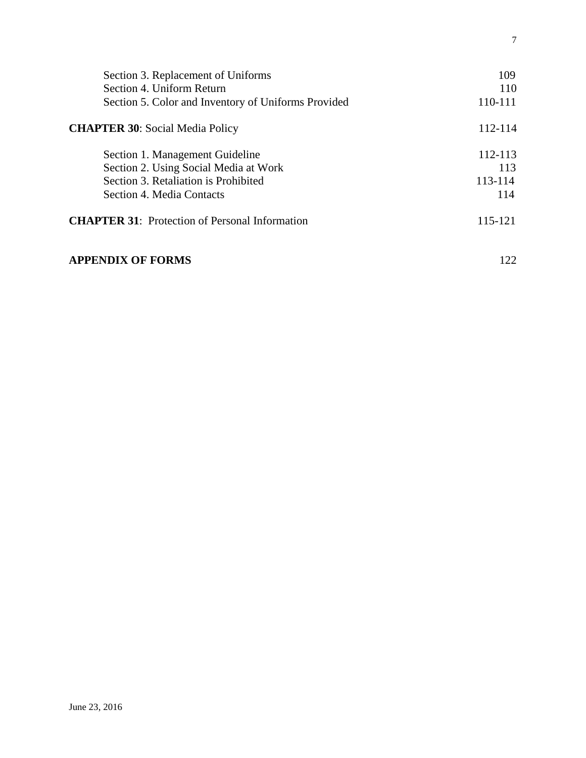| | |
|---|---|
| Section 3. Replacement of Uniforms | 109 |
| Section 4. Uniform Return | 110 |
| Section 5. Color and Inventory of Uniforms Provided | 110-111 |
| **CHAPTER 30**: Social Media Policy | 112-114 |
| Section 1. Management Guideline | 112-113 |
| Section 2. Using Social Media at Work | 113 |
| Section 3. Retaliation is Prohibited | 113-114 |
| Section 4. Media Contacts | 114 |
| **CHAPTER 31**: Protection of Personal Information | 115-121 |
| **APPENDIX OF FORMS** | 122 |

June 23, 2016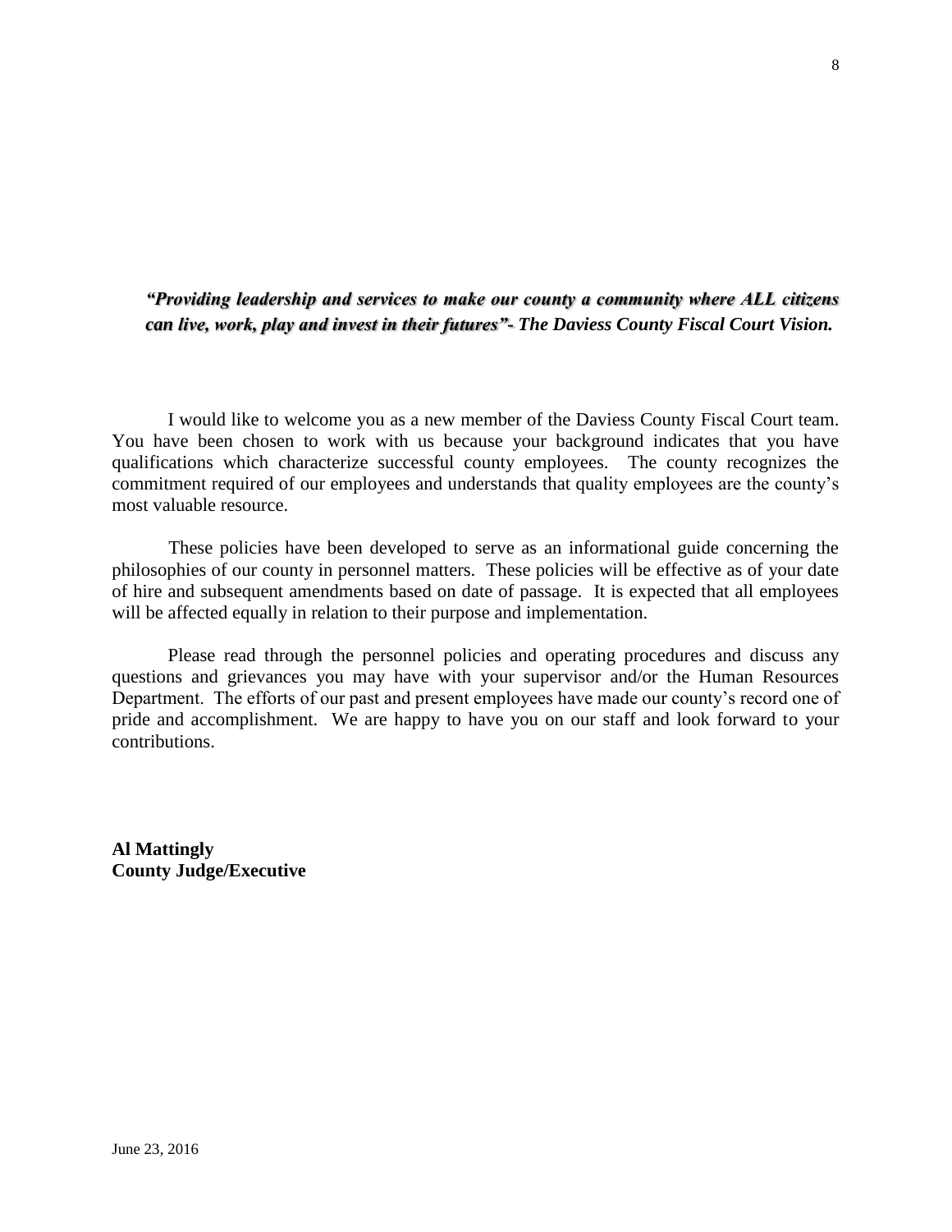***"Providing leadership and services to make our county a community where ALL citizens can live, work, play and invest in their futures"- The Daviess County Fiscal Court Vision.***

I would like to welcome you as a new member of the Daviess County Fiscal Court team. You have been chosen to work with us because your background indicates that you have qualifications which characterize successful county employees. The county recognizes the commitment required of our employees and understands that quality employees are the county's most valuable resource.

These policies have been developed to serve as an informational guide concerning the philosophies of our county in personnel matters. These policies will be effective as of your date of hire and subsequent amendments based on date of passage. It is expected that all employees will be affected equally in relation to their purpose and implementation.

Please read through the personnel policies and operating procedures and discuss any questions and grievances you may have with your supervisor and/or the Human Resources Department. The efforts of our past and present employees have made our county's record one of pride and accomplishment. We are happy to have you on our staff and look forward to your contributions.

**Al Mattingly**
**County Judge/Executive**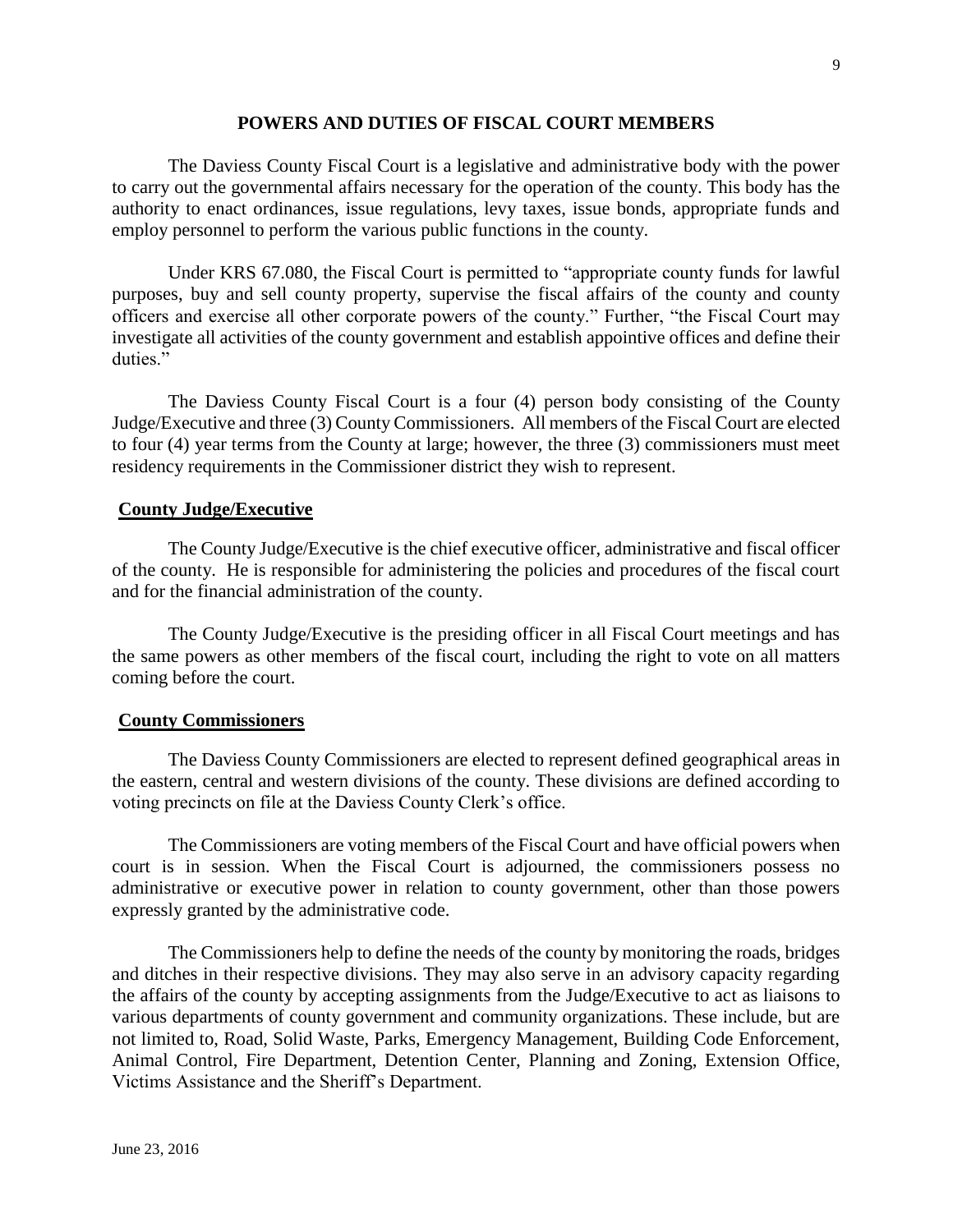## POWERS AND DUTIES OF FISCAL COURT MEMBERS

The Daviess County Fiscal Court is a legislative and administrative body with the power to carry out the governmental affairs necessary for the operation of the county. This body has the authority to enact ordinances, issue regulations, levy taxes, issue bonds, appropriate funds and employ personnel to perform the various public functions in the county.

Under KRS 67.080, the Fiscal Court is permitted to "appropriate county funds for lawful purposes, buy and sell county property, supervise the fiscal affairs of the county and county officers and exercise all other corporate powers of the county." Further, "the Fiscal Court may investigate all activities of the county government and establish appointive offices and define their duties."

The Daviess County Fiscal Court is a four (4) person body consisting of the County Judge/Executive and three (3) County Commissioners. All members of the Fiscal Court are elected to four (4) year terms from the County at large; however, the three (3) commissioners must meet residency requirements in the Commissioner district they wish to represent.

### County Judge/Executive

The County Judge/Executive is the chief executive officer, administrative and fiscal officer of the county. He is responsible for administering the policies and procedures of the fiscal court and for the financial administration of the county.

The County Judge/Executive is the presiding officer in all Fiscal Court meetings and has the same powers as other members of the fiscal court, including the right to vote on all matters coming before the court.

### County Commissioners

The Daviess County Commissioners are elected to represent defined geographical areas in the eastern, central and western divisions of the county. These divisions are defined according to voting precincts on file at the Daviess County Clerk's office.

The Commissioners are voting members of the Fiscal Court and have official powers when court is in session. When the Fiscal Court is adjourned, the commissioners possess no administrative or executive power in relation to county government, other than those powers expressly granted by the administrative code.

The Commissioners help to define the needs of the county by monitoring the roads, bridges and ditches in their respective divisions. They may also serve in an advisory capacity regarding the affairs of the county by accepting assignments from the Judge/Executive to act as liaisons to various departments of county government and community organizations. These include, but are not limited to, Road, Solid Waste, Parks, Emergency Management, Building Code Enforcement, Animal Control, Fire Department, Detention Center, Planning and Zoning, Extension Office, Victims Assistance and the Sheriff's Department.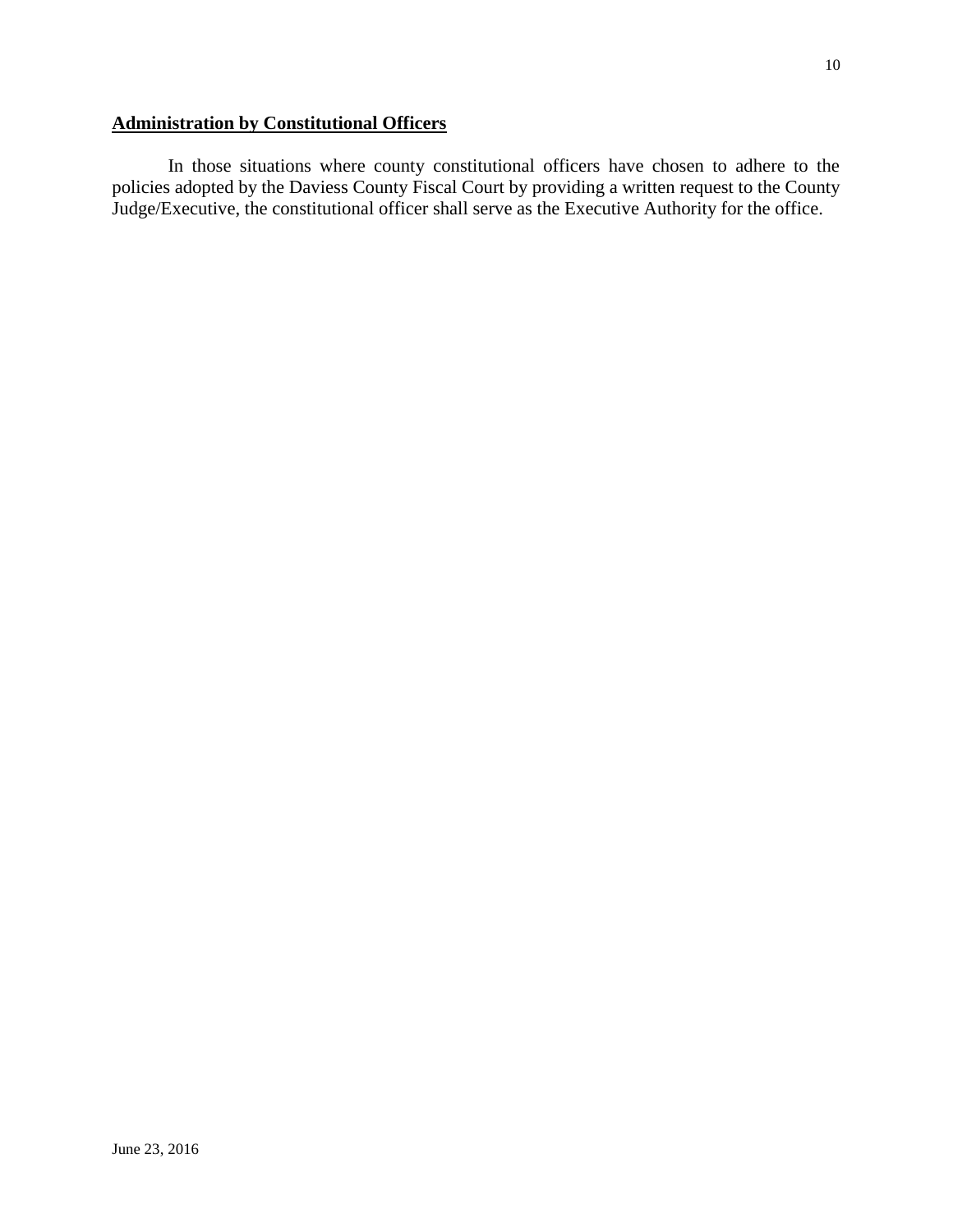**Administration by Constitutional Officers**

In those situations where county constitutional officers have chosen to adhere to the policies adopted by the Daviess County Fiscal Court by providing a written request to the County Judge/Executive, the constitutional officer shall serve as the Executive Authority for the office.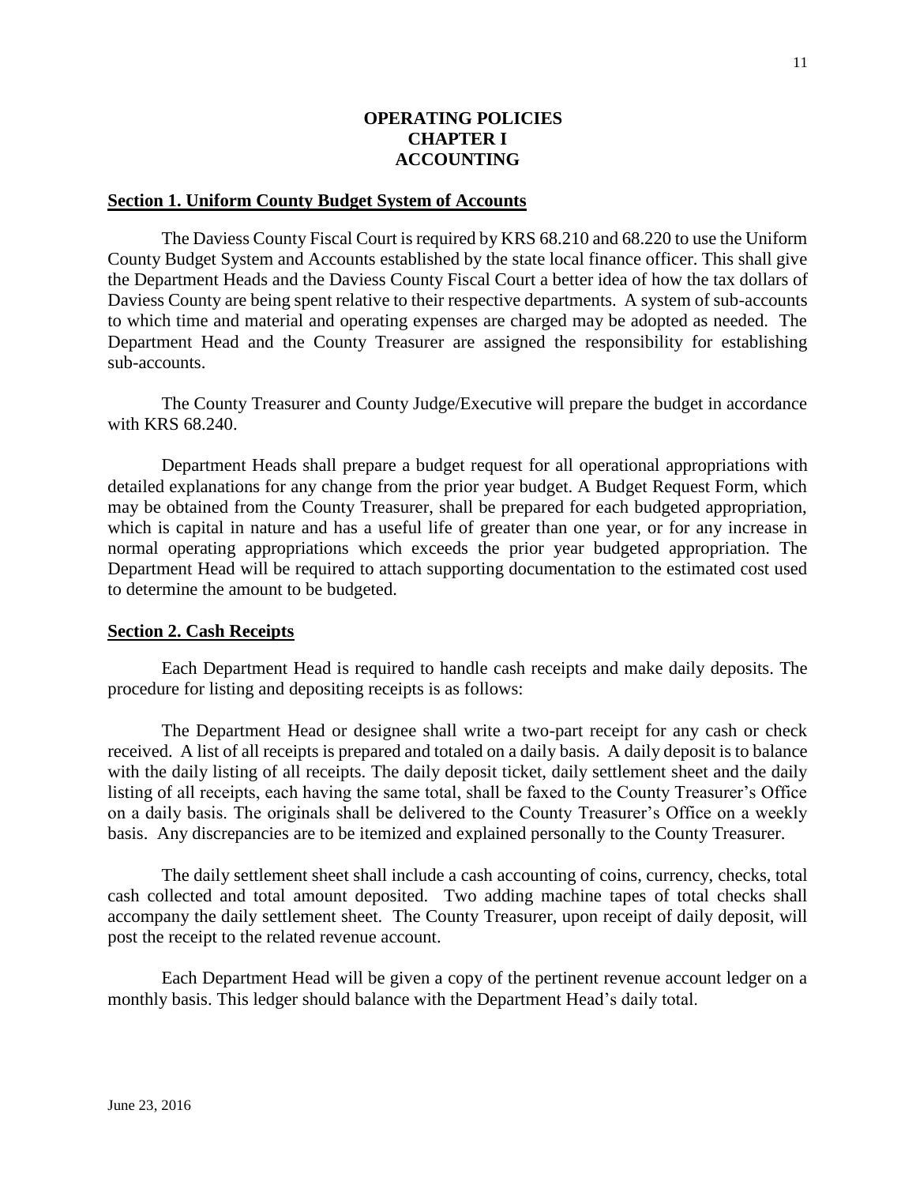# OPERATING POLICIES
# CHAPTER I
# ACCOUNTING

## Section 1. Uniform County Budget System of Accounts

The Daviess County Fiscal Court is required by KRS 68.210 and 68.220 to use the Uniform County Budget System and Accounts established by the state local finance officer. This shall give the Department Heads and the Daviess County Fiscal Court a better idea of how the tax dollars of Daviess County are being spent relative to their respective departments. A system of sub-accounts to which time and material and operating expenses are charged may be adopted as needed. The Department Head and the County Treasurer are assigned the responsibility for establishing sub-accounts.

The County Treasurer and County Judge/Executive will prepare the budget in accordance with KRS 68.240.

Department Heads shall prepare a budget request for all operational appropriations with detailed explanations for any change from the prior year budget. A Budget Request Form, which may be obtained from the County Treasurer, shall be prepared for each budgeted appropriation, which is capital in nature and has a useful life of greater than one year, or for any increase in normal operating appropriations which exceeds the prior year budgeted appropriation. The Department Head will be required to attach supporting documentation to the estimated cost used to determine the amount to be budgeted.

## Section 2. Cash Receipts

Each Department Head is required to handle cash receipts and make daily deposits. The procedure for listing and depositing receipts is as follows:

The Department Head or designee shall write a two-part receipt for any cash or check received. A list of all receipts is prepared and totaled on a daily basis. A daily deposit is to balance with the daily listing of all receipts. The daily deposit ticket, daily settlement sheet and the daily listing of all receipts, each having the same total, shall be faxed to the County Treasurer's Office on a daily basis. The originals shall be delivered to the County Treasurer's Office on a weekly basis. Any discrepancies are to be itemized and explained personally to the County Treasurer.

The daily settlement sheet shall include a cash accounting of coins, currency, checks, total cash collected and total amount deposited. Two adding machine tapes of total checks shall accompany the daily settlement sheet. The County Treasurer, upon receipt of daily deposit, will post the receipt to the related revenue account.

Each Department Head will be given a copy of the pertinent revenue account ledger on a monthly basis. This ledger should balance with the Department Head's daily total.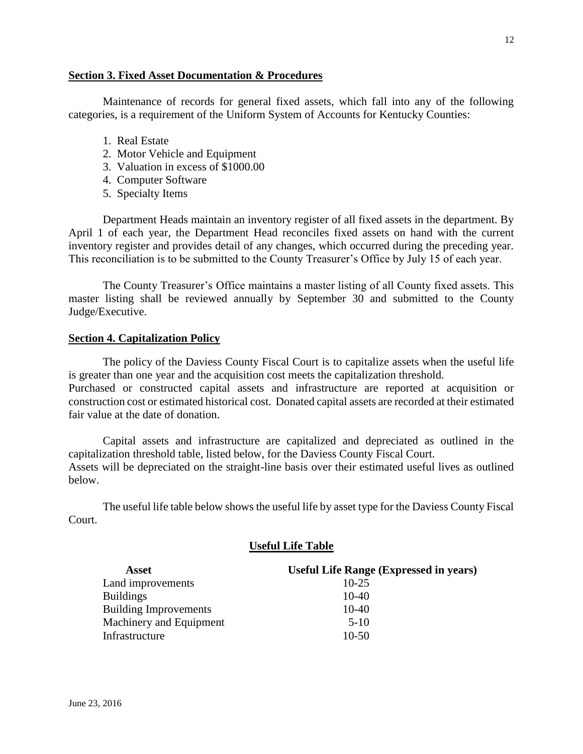**Section 3. Fixed Asset Documentation & Procedures**

Maintenance of records for general fixed assets, which fall into any of the following categories, is a requirement of the Uniform System of Accounts for Kentucky Counties:

1. Real Estate
2. Motor Vehicle and Equipment
3. Valuation in excess of $1000.00
4. Computer Software
5. Specialty Items

Department Heads maintain an inventory register of all fixed assets in the department. By April 1 of each year, the Department Head reconciles fixed assets on hand with the current inventory register and provides detail of any changes, which occurred during the preceding year. This reconciliation is to be submitted to the County Treasurer's Office by July 15 of each year.

The County Treasurer's Office maintains a master listing of all County fixed assets. This master listing shall be reviewed annually by September 30 and submitted to the County Judge/Executive.

**Section 4. Capitalization Policy**

The policy of the Daviess County Fiscal Court is to capitalize assets when the useful life is greater than one year and the acquisition cost meets the capitalization threshold.
Purchased or constructed capital assets and infrastructure are reported at acquisition or construction cost or estimated historical cost. Donated capital assets are recorded at their estimated fair value at the date of donation.

Capital assets and infrastructure are capitalized and depreciated as outlined in the capitalization threshold table, listed below, for the Daviess County Fiscal Court.
Assets will be depreciated on the straight-line basis over their estimated useful lives as outlined below.

The useful life table below shows the useful life by asset type for the Daviess County Fiscal Court.

**Useful Life Table**

| Asset | Useful Life Range (Expressed in years) |
|---|---|
| Land improvements | 10-25 |
| Buildings | 10-40 |
| Building Improvements | 10-40 |
| Machinery and Equipment | 5-10 |
| Infrastructure | 10-50 |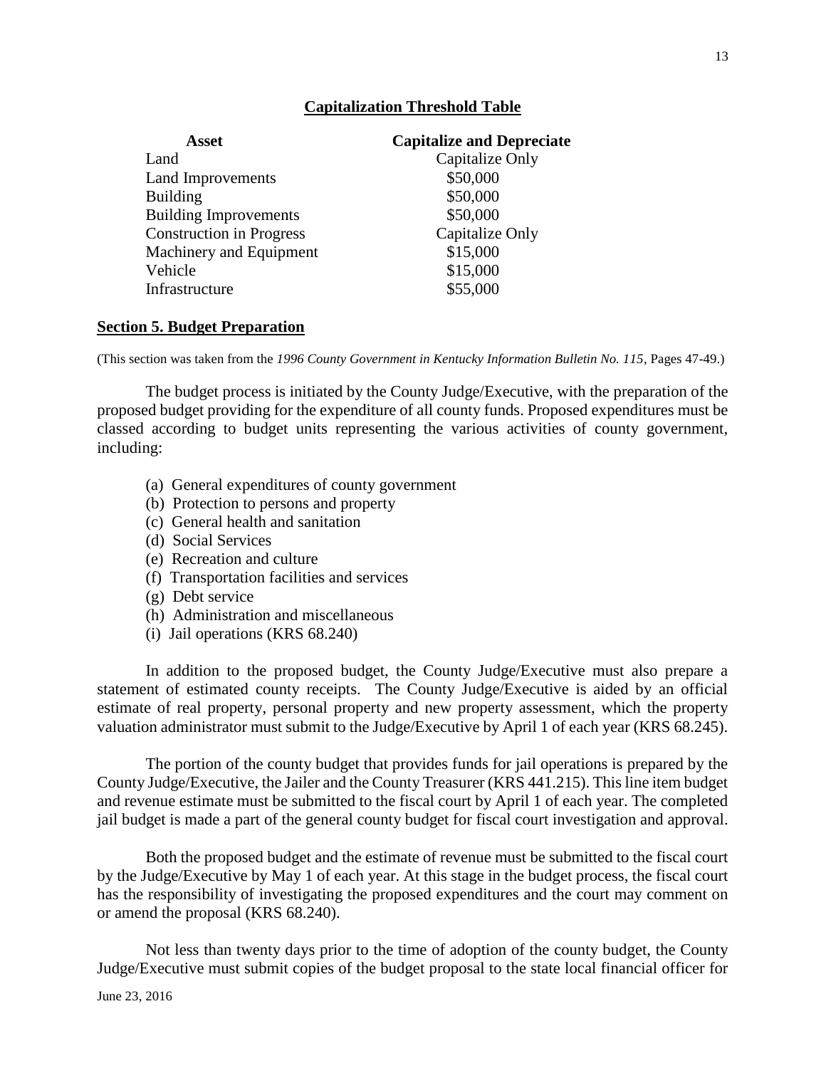## Capitalization Threshold Table

| Asset | Capitalize and Depreciate |
|---|---|
| Land | Capitalize Only |
| Land Improvements | \$50,000 |
| Building | \$50,000 |
| Building Improvements | \$50,000 |
| Construction in Progress | Capitalize Only |
| Machinery and Equipment | \$15,000 |
| Vehicle | \$15,000 |
| Infrastructure | \$55,000 |

## Section 5. Budget Preparation

(This section was taken from the *1996 County Government in Kentucky Information Bulletin No. 115*, Pages 47-49.)

The budget process is initiated by the County Judge/Executive, with the preparation of the proposed budget providing for the expenditure of all county funds. Proposed expenditures must be classed according to budget units representing the various activities of county government, including:

(a) General expenditures of county government
(b) Protection to persons and property
(c) General health and sanitation
(d) Social Services
(e) Recreation and culture
(f) Transportation facilities and services
(g) Debt service
(h) Administration and miscellaneous
(i) Jail operations (KRS 68.240)

In addition to the proposed budget, the County Judge/Executive must also prepare a statement of estimated county receipts. The County Judge/Executive is aided by an official estimate of real property, personal property and new property assessment, which the property valuation administrator must submit to the Judge/Executive by April 1 of each year (KRS 68.245).

The portion of the county budget that provides funds for jail operations is prepared by the County Judge/Executive, the Jailer and the County Treasurer (KRS 441.215). This line item budget and revenue estimate must be submitted to the fiscal court by April 1 of each year. The completed jail budget is made a part of the general county budget for fiscal court investigation and approval.

Both the proposed budget and the estimate of revenue must be submitted to the fiscal court by the Judge/Executive by May 1 of each year. At this stage in the budget process, the fiscal court has the responsibility of investigating the proposed expenditures and the court may comment on or amend the proposal (KRS 68.240).

Not less than twenty days prior to the time of adoption of the county budget, the County Judge/Executive must submit copies of the budget proposal to the state local financial officer for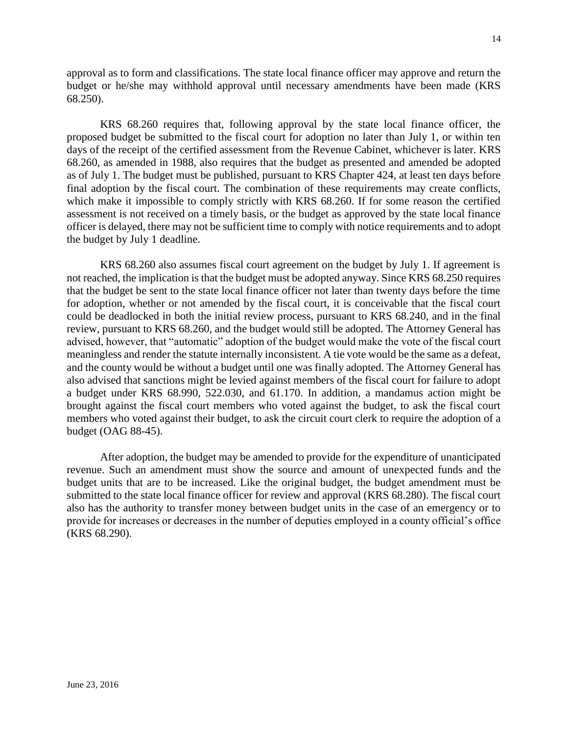approval as to form and classifications. The state local finance officer may approve and return the budget or he/she may withhold approval until necessary amendments have been made (KRS 68.250).

KRS 68.260 requires that, following approval by the state local finance officer, the proposed budget be submitted to the fiscal court for adoption no later than July 1, or within ten days of the receipt of the certified assessment from the Revenue Cabinet, whichever is later. KRS 68.260, as amended in 1988, also requires that the budget as presented and amended be adopted as of July 1. The budget must be published, pursuant to KRS Chapter 424, at least ten days before final adoption by the fiscal court. The combination of these requirements may create conflicts, which make it impossible to comply strictly with KRS 68.260. If for some reason the certified assessment is not received on a timely basis, or the budget as approved by the state local finance officer is delayed, there may not be sufficient time to comply with notice requirements and to adopt the budget by July 1 deadline.

KRS 68.260 also assumes fiscal court agreement on the budget by July 1. If agreement is not reached, the implication is that the budget must be adopted anyway. Since KRS 68.250 requires that the budget be sent to the state local finance officer not later than twenty days before the time for adoption, whether or not amended by the fiscal court, it is conceivable that the fiscal court could be deadlocked in both the initial review process, pursuant to KRS 68.240, and in the final review, pursuant to KRS 68.260, and the budget would still be adopted. The Attorney General has advised, however, that "automatic" adoption of the budget would make the vote of the fiscal court meaningless and render the statute internally inconsistent. A tie vote would be the same as a defeat, and the county would be without a budget until one was finally adopted. The Attorney General has also advised that sanctions might be levied against members of the fiscal court for failure to adopt a budget under KRS 68.990, 522.030, and 61.170. In addition, a mandamus action might be brought against the fiscal court members who voted against the budget, to ask the fiscal court members who voted against their budget, to ask the circuit court clerk to require the adoption of a budget (OAG 88-45).

After adoption, the budget may be amended to provide for the expenditure of unanticipated revenue. Such an amendment must show the source and amount of unexpected funds and the budget units that are to be increased. Like the original budget, the budget amendment must be submitted to the state local finance officer for review and approval (KRS 68.280). The fiscal court also has the authority to transfer money between budget units in the case of an emergency or to provide for increases or decreases in the number of deputies employed in a county official's office (KRS 68.290).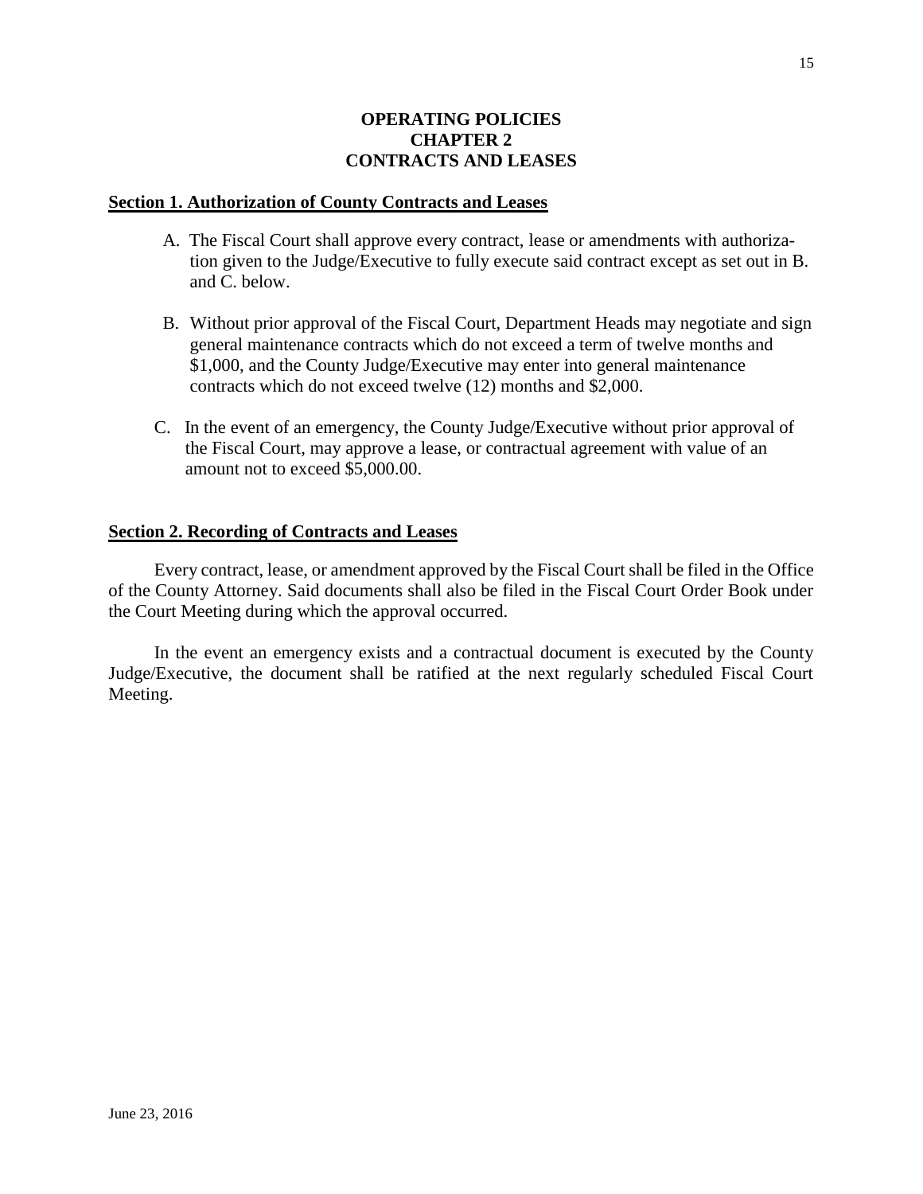# OPERATING POLICIES
# CHAPTER 2
# CONTRACTS AND LEASES

## Section 1. Authorization of County Contracts and Leases

A. The Fiscal Court shall approve every contract, lease or amendments with authorization given to the Judge/Executive to fully execute said contract except as set out in B. and C. below.

B. Without prior approval of the Fiscal Court, Department Heads may negotiate and sign general maintenance contracts which do not exceed a term of twelve months and $1,000, and the County Judge/Executive may enter into general maintenance contracts which do not exceed twelve (12) months and $2,000.

C. In the event of an emergency, the County Judge/Executive without prior approval of the Fiscal Court, may approve a lease, or contractual agreement with value of an amount not to exceed $5,000.00.

## Section 2. Recording of Contracts and Leases

Every contract, lease, or amendment approved by the Fiscal Court shall be filed in the Office of the County Attorney. Said documents shall also be filed in the Fiscal Court Order Book under the Court Meeting during which the approval occurred.

In the event an emergency exists and a contractual document is executed by the County Judge/Executive, the document shall be ratified at the next regularly scheduled Fiscal Court Meeting.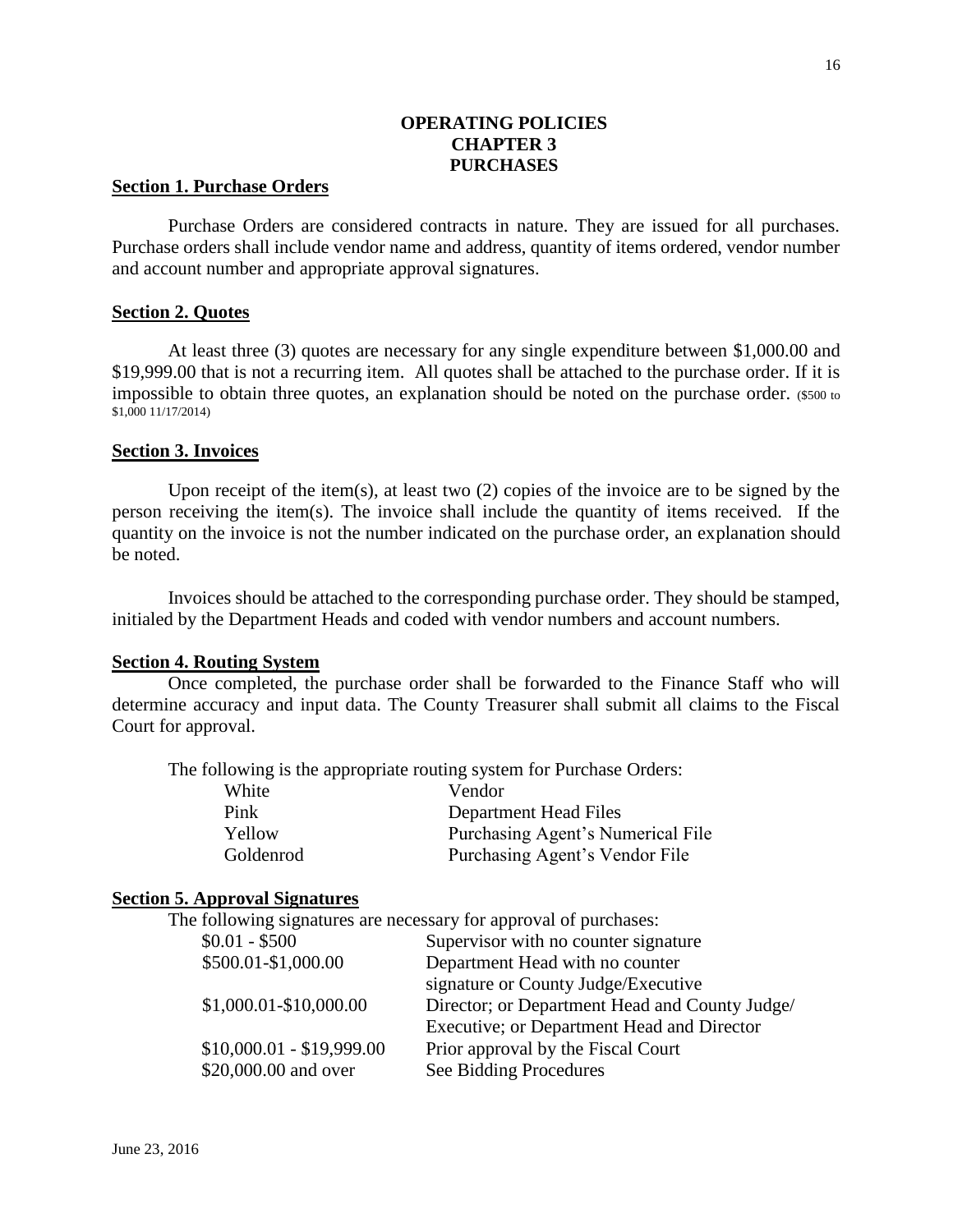# OPERATING POLICIES
# CHAPTER 3
# PURCHASES

## Section 1. Purchase Orders

Purchase Orders are considered contracts in nature. They are issued for all purchases. Purchase orders shall include vendor name and address, quantity of items ordered, vendor number and account number and appropriate approval signatures.

## Section 2. Quotes

At least three (3) quotes are necessary for any single expenditure between $1,000.00 and $19,999.00 that is not a recurring item. All quotes shall be attached to the purchase order. If it is impossible to obtain three quotes, an explanation should be noted on the purchase order. ($500 to $1,000 11/17/2014)

## Section 3. Invoices

Upon receipt of the item(s), at least two (2) copies of the invoice are to be signed by the person receiving the item(s). The invoice shall include the quantity of items received. If the quantity on the invoice is not the number indicated on the purchase order, an explanation should be noted.

Invoices should be attached to the corresponding purchase order. They should be stamped, initialed by the Department Heads and coded with vendor numbers and account numbers.

## Section 4. Routing System

Once completed, the purchase order shall be forwarded to the Finance Staff who will determine accuracy and input data. The County Treasurer shall submit all claims to the Fiscal Court for approval.

The following is the appropriate routing system for Purchase Orders:

| | |
|---|---|
| White | Vendor |
| Pink | Department Head Files |
| Yellow | Purchasing Agent's Numerical File |
| Goldenrod | Purchasing Agent's Vendor File |

## Section 5. Approval Signatures

The following signatures are necessary for approval of purchases:

| | |
|---|---|
| $0.01 - $500 | Supervisor with no counter signature |
| $500.01-$1,000.00 | Department Head with no counter signature or County Judge/Executive |
| $1,000.01-$10,000.00 | Director; or Department Head and County Judge/ Executive; or Department Head and Director |
| $10,000.01 - $19,999.00 | Prior approval by the Fiscal Court |
| $20,000.00 and over | See Bidding Procedures |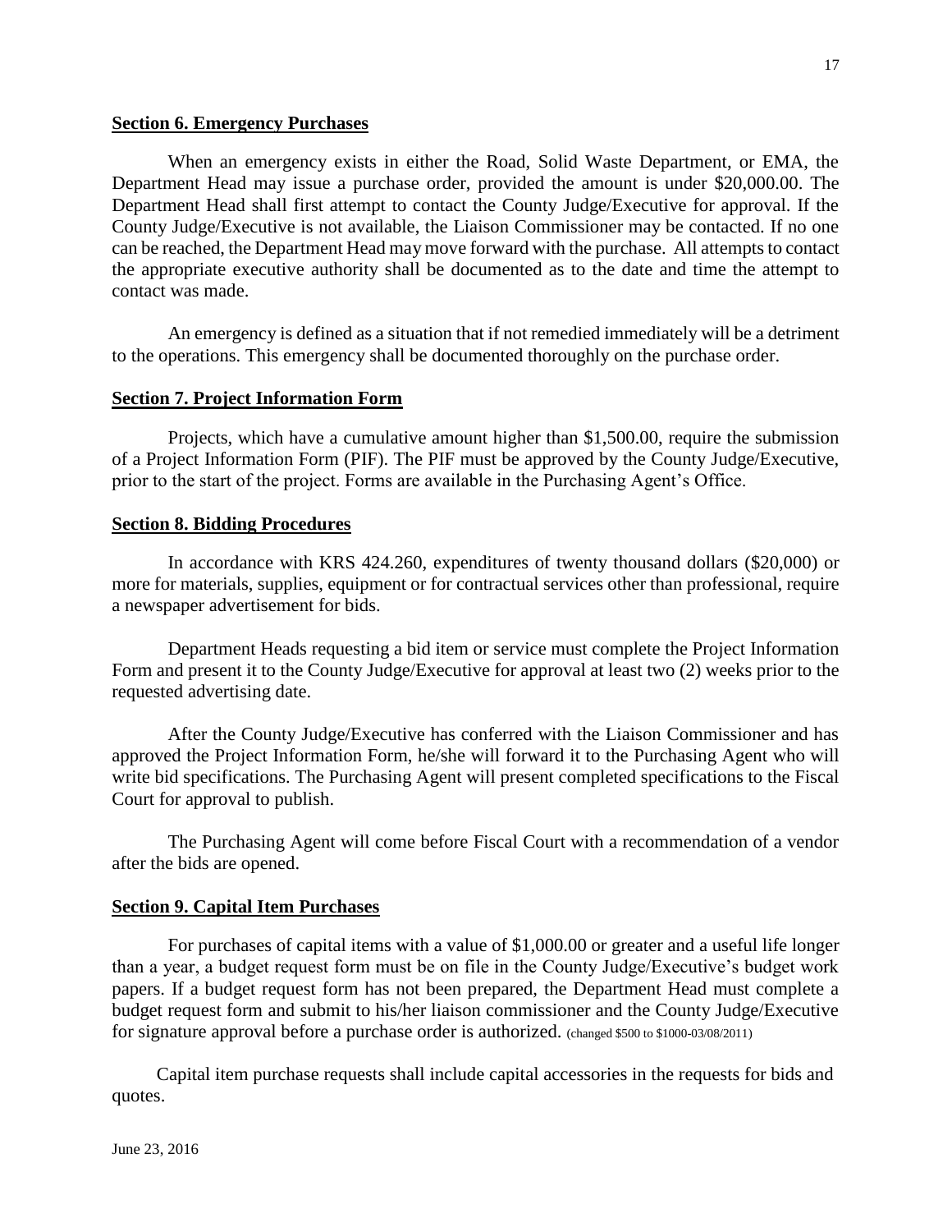## Section 6. Emergency Purchases

When an emergency exists in either the Road, Solid Waste Department, or EMA, the Department Head may issue a purchase order, provided the amount is under $20,000.00. The Department Head shall first attempt to contact the County Judge/Executive for approval. If the County Judge/Executive is not available, the Liaison Commissioner may be contacted. If no one can be reached, the Department Head may move forward with the purchase. All attempts to contact the appropriate executive authority shall be documented as to the date and time the attempt to contact was made.

An emergency is defined as a situation that if not remedied immediately will be a detriment to the operations. This emergency shall be documented thoroughly on the purchase order.

## Section 7. Project Information Form

Projects, which have a cumulative amount higher than $1,500.00, require the submission of a Project Information Form (PIF). The PIF must be approved by the County Judge/Executive, prior to the start of the project. Forms are available in the Purchasing Agent's Office.

## Section 8. Bidding Procedures

In accordance with KRS 424.260, expenditures of twenty thousand dollars ($20,000) or more for materials, supplies, equipment or for contractual services other than professional, require a newspaper advertisement for bids.

Department Heads requesting a bid item or service must complete the Project Information Form and present it to the County Judge/Executive for approval at least two (2) weeks prior to the requested advertising date.

After the County Judge/Executive has conferred with the Liaison Commissioner and has approved the Project Information Form, he/she will forward it to the Purchasing Agent who will write bid specifications. The Purchasing Agent will present completed specifications to the Fiscal Court for approval to publish.

The Purchasing Agent will come before Fiscal Court with a recommendation of a vendor after the bids are opened.

## Section 9. Capital Item Purchases

For purchases of capital items with a value of $1,000.00 or greater and a useful life longer than a year, a budget request form must be on file in the County Judge/Executive's budget work papers. If a budget request form has not been prepared, the Department Head must complete a budget request form and submit to his/her liaison commissioner and the County Judge/Executive for signature approval before a purchase order is authorized. (changed $500 to $1000-03/08/2011)

Capital item purchase requests shall include capital accessories in the requests for bids and quotes.

June 23, 2016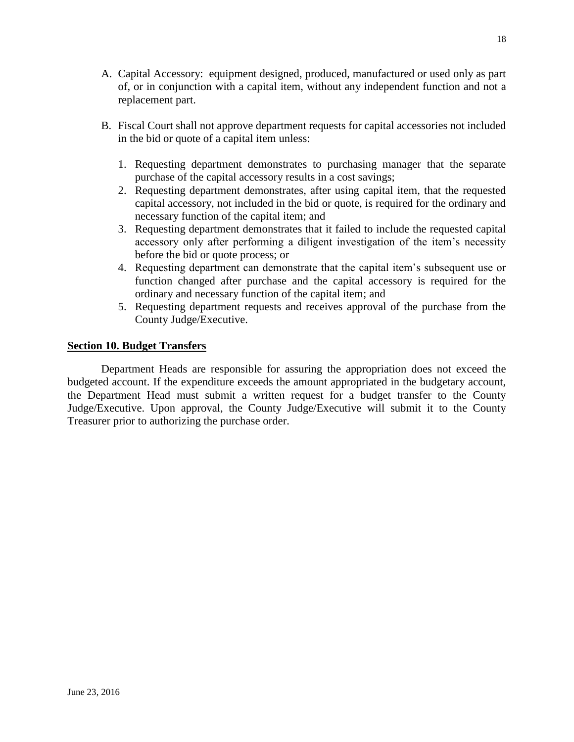A. Capital Accessory: equipment designed, produced, manufactured or used only as part of, or in conjunction with a capital item, without any independent function and not a replacement part.

B. Fiscal Court shall not approve department requests for capital accessories not included in the bid or quote of a capital item unless:

   1. Requesting department demonstrates to purchasing manager that the separate purchase of the capital accessory results in a cost savings;
   2. Requesting department demonstrates, after using capital item, that the requested capital accessory, not included in the bid or quote, is required for the ordinary and necessary function of the capital item; and
   3. Requesting department demonstrates that it failed to include the requested capital accessory only after performing a diligent investigation of the item's necessity before the bid or quote process; or
   4. Requesting department can demonstrate that the capital item's subsequent use or function changed after purchase and the capital accessory is required for the ordinary and necessary function of the capital item; and
   5. Requesting department requests and receives approval of the purchase from the County Judge/Executive.

## Section 10. Budget Transfers

Department Heads are responsible for assuring the appropriation does not exceed the budgeted account. If the expenditure exceeds the amount appropriated in the budgetary account, the Department Head must submit a written request for a budget transfer to the County Judge/Executive. Upon approval, the County Judge/Executive will submit it to the County Treasurer prior to authorizing the purchase order.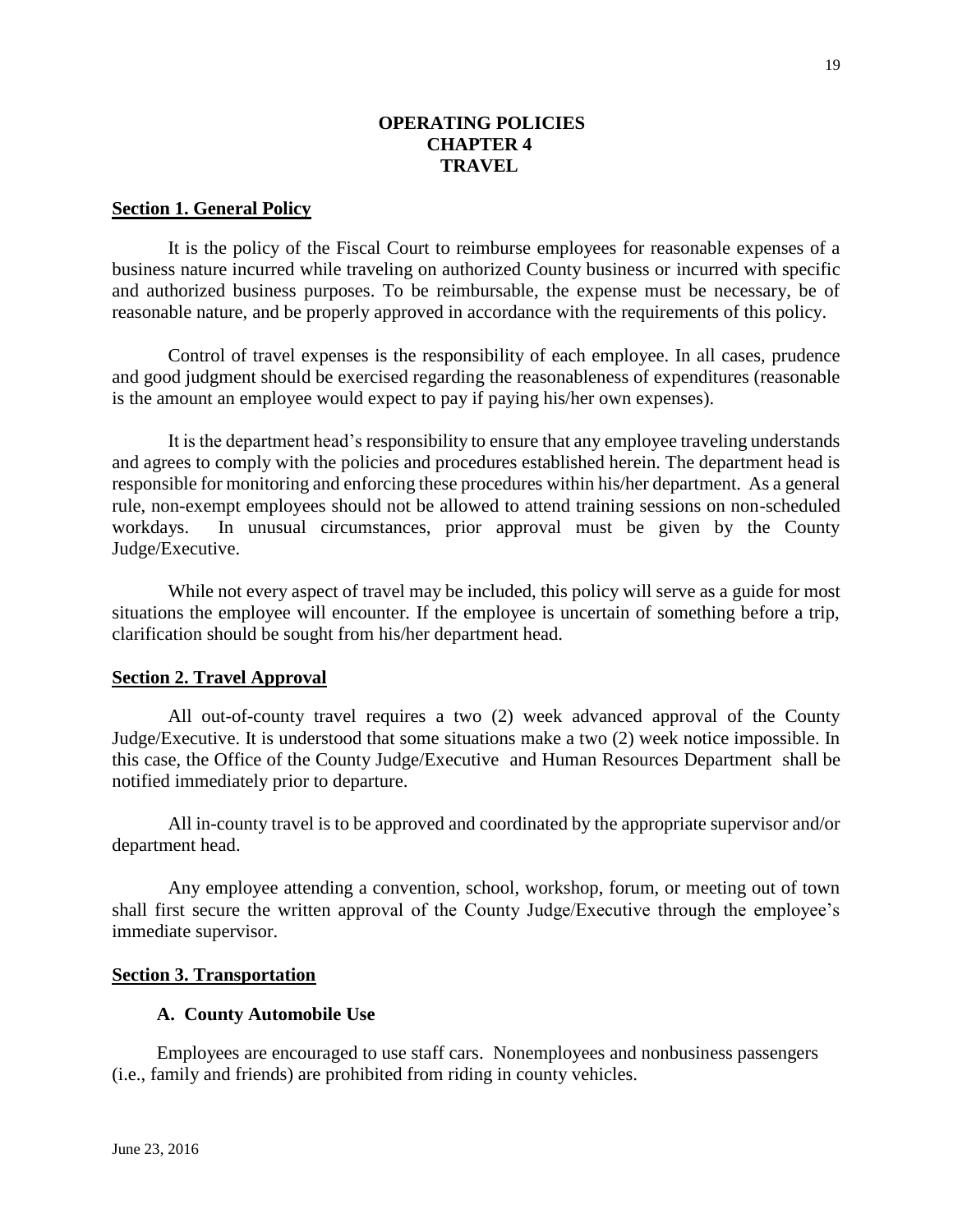# OPERATING POLICIES
# CHAPTER 4
# TRAVEL

## Section 1. General Policy

It is the policy of the Fiscal Court to reimburse employees for reasonable expenses of a business nature incurred while traveling on authorized County business or incurred with specific and authorized business purposes. To be reimbursable, the expense must be necessary, be of reasonable nature, and be properly approved in accordance with the requirements of this policy.

Control of travel expenses is the responsibility of each employee. In all cases, prudence and good judgment should be exercised regarding the reasonableness of expenditures (reasonable is the amount an employee would expect to pay if paying his/her own expenses).

It is the department head's responsibility to ensure that any employee traveling understands and agrees to comply with the policies and procedures established herein. The department head is responsible for monitoring and enforcing these procedures within his/her department. As a general rule, non-exempt employees should not be allowed to attend training sessions on non-scheduled workdays. In unusual circumstances, prior approval must be given by the County Judge/Executive.

While not every aspect of travel may be included, this policy will serve as a guide for most situations the employee will encounter. If the employee is uncertain of something before a trip, clarification should be sought from his/her department head.

## Section 2. Travel Approval

All out-of-county travel requires a two (2) week advanced approval of the County Judge/Executive. It is understood that some situations make a two (2) week notice impossible. In this case, the Office of the County Judge/Executive and Human Resources Department shall be notified immediately prior to departure.

All in-county travel is to be approved and coordinated by the appropriate supervisor and/or department head.

Any employee attending a convention, school, workshop, forum, or meeting out of town shall first secure the written approval of the County Judge/Executive through the employee's immediate supervisor.

## Section 3. Transportation

### A. County Automobile Use

Employees are encouraged to use staff cars. Nonemployees and nonbusiness passengers (i.e., family and friends) are prohibited from riding in county vehicles.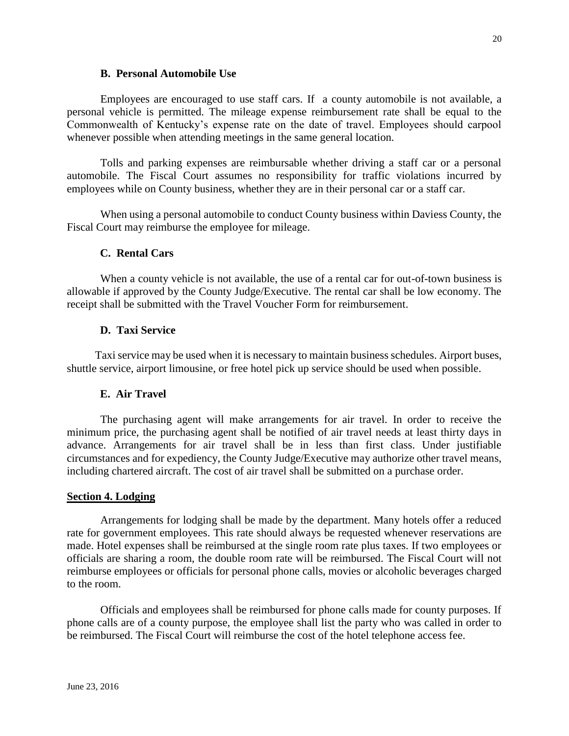### B. Personal Automobile Use

Employees are encouraged to use staff cars. If a county automobile is not available, a personal vehicle is permitted. The mileage expense reimbursement rate shall be equal to the Commonwealth of Kentucky's expense rate on the date of travel. Employees should carpool whenever possible when attending meetings in the same general location.

Tolls and parking expenses are reimbursable whether driving a staff car or a personal automobile. The Fiscal Court assumes no responsibility for traffic violations incurred by employees while on County business, whether they are in their personal car or a staff car.

When using a personal automobile to conduct County business within Daviess County, the Fiscal Court may reimburse the employee for mileage.

### C. Rental Cars

When a county vehicle is not available, the use of a rental car for out-of-town business is allowable if approved by the County Judge/Executive. The rental car shall be low economy. The receipt shall be submitted with the Travel Voucher Form for reimbursement.

### D. Taxi Service

Taxi service may be used when it is necessary to maintain business schedules. Airport buses, shuttle service, airport limousine, or free hotel pick up service should be used when possible.

### E. Air Travel

The purchasing agent will make arrangements for air travel. In order to receive the minimum price, the purchasing agent shall be notified of air travel needs at least thirty days in advance. Arrangements for air travel shall be in less than first class. Under justifiable circumstances and for expediency, the County Judge/Executive may authorize other travel means, including chartered aircraft. The cost of air travel shall be submitted on a purchase order.

## Section 4. Lodging

Arrangements for lodging shall be made by the department. Many hotels offer a reduced rate for government employees. This rate should always be requested whenever reservations are made. Hotel expenses shall be reimbursed at the single room rate plus taxes. If two employees or officials are sharing a room, the double room rate will be reimbursed. The Fiscal Court will not reimburse employees or officials for personal phone calls, movies or alcoholic beverages charged to the room.

Officials and employees shall be reimbursed for phone calls made for county purposes. If phone calls are of a county purpose, the employee shall list the party who was called in order to be reimbursed. The Fiscal Court will reimburse the cost of the hotel telephone access fee.

June 23, 2016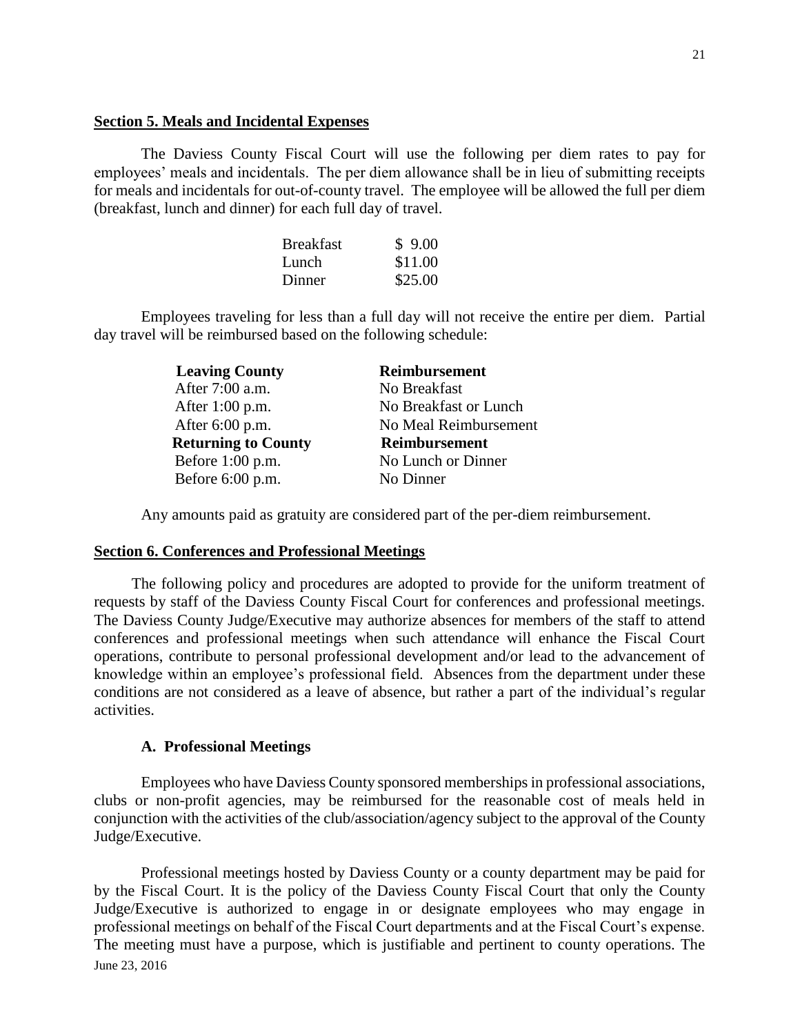## Section 5. Meals and Incidental Expenses

The Daviess County Fiscal Court will use the following per diem rates to pay for employees' meals and incidentals. The per diem allowance shall be in lieu of submitting receipts for meals and incidentals for out-of-county travel. The employee will be allowed the full per diem (breakfast, lunch and dinner) for each full day of travel.

| | |
|---|---|
| Breakfast | $ 9.00 |
| Lunch | $11.00 |
| Dinner | $25.00 |

Employees traveling for less than a full day will not receive the entire per diem. Partial day travel will be reimbursed based on the following schedule:

| **Leaving County** | **Reimbursement** |
|---|---|
| After 7:00 a.m. | No Breakfast |
| After 1:00 p.m. | No Breakfast or Lunch |
| After 6:00 p.m. | No Meal Reimbursement |
| **Returning to County** | **Reimbursement** |
| Before 1:00 p.m. | No Lunch or Dinner |
| Before 6:00 p.m. | No Dinner |

Any amounts paid as gratuity are considered part of the per-diem reimbursement.

## Section 6. Conferences and Professional Meetings

The following policy and procedures are adopted to provide for the uniform treatment of requests by staff of the Daviess County Fiscal Court for conferences and professional meetings. The Daviess County Judge/Executive may authorize absences for members of the staff to attend conferences and professional meetings when such attendance will enhance the Fiscal Court operations, contribute to personal professional development and/or lead to the advancement of knowledge within an employee's professional field. Absences from the department under these conditions are not considered as a leave of absence, but rather a part of the individual's regular activities.

### A. Professional Meetings

Employees who have Daviess County sponsored memberships in professional associations, clubs or non-profit agencies, may be reimbursed for the reasonable cost of meals held in conjunction with the activities of the club/association/agency subject to the approval of the County Judge/Executive.

Professional meetings hosted by Daviess County or a county department may be paid for by the Fiscal Court. It is the policy of the Daviess County Fiscal Court that only the County Judge/Executive is authorized to engage in or designate employees who may engage in professional meetings on behalf of the Fiscal Court departments and at the Fiscal Court's expense. The meeting must have a purpose, which is justifiable and pertinent to county operations. The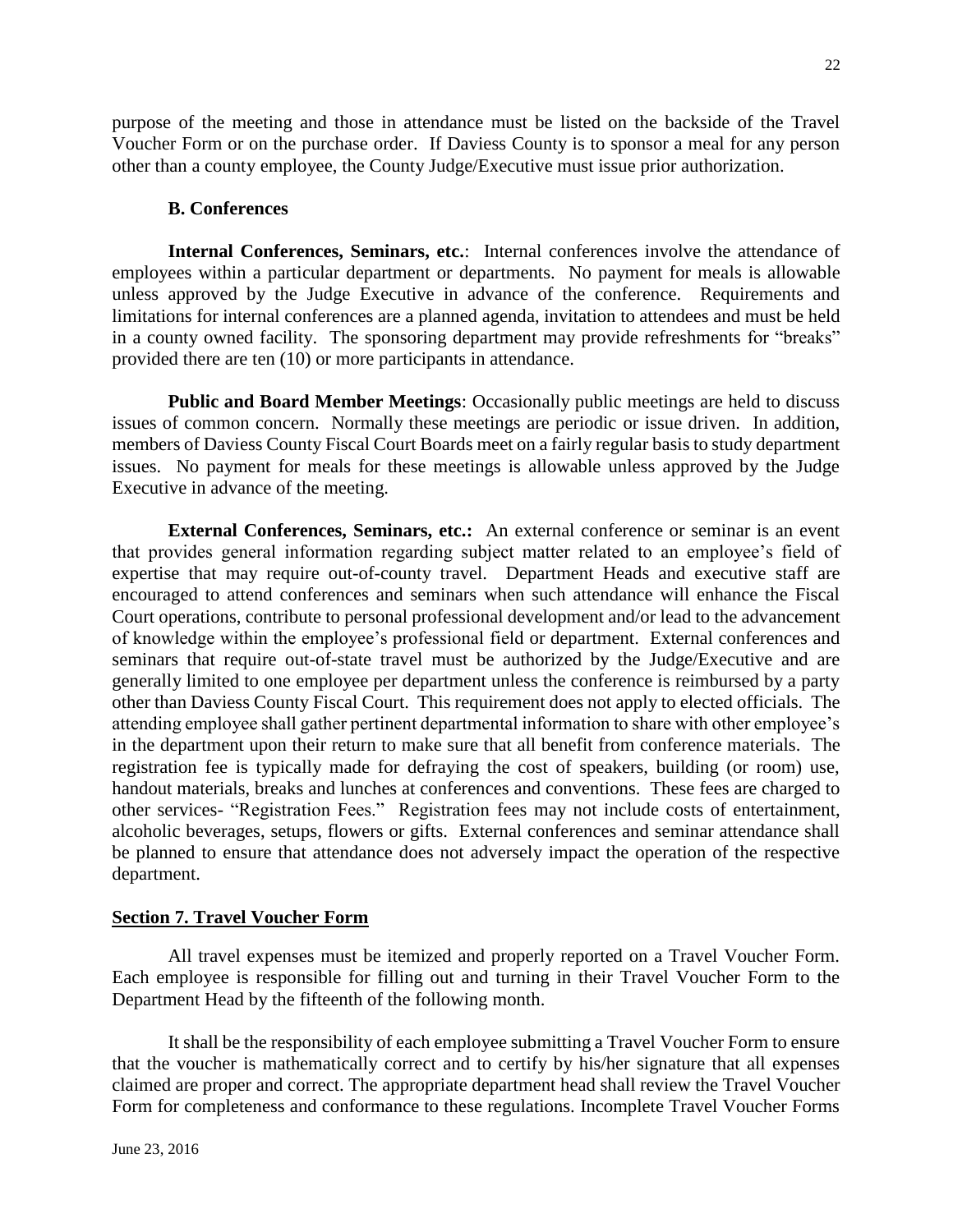purpose of the meeting and those in attendance must be listed on the backside of the Travel Voucher Form or on the purchase order. If Daviess County is to sponsor a meal for any person other than a county employee, the County Judge/Executive must issue prior authorization.

### B. Conferences

**Internal Conferences, Seminars, etc.**: Internal conferences involve the attendance of employees within a particular department or departments. No payment for meals is allowable unless approved by the Judge Executive in advance of the conference. Requirements and limitations for internal conferences are a planned agenda, invitation to attendees and must be held in a county owned facility. The sponsoring department may provide refreshments for "breaks" provided there are ten (10) or more participants in attendance.

**Public and Board Member Meetings**: Occasionally public meetings are held to discuss issues of common concern. Normally these meetings are periodic or issue driven. In addition, members of Daviess County Fiscal Court Boards meet on a fairly regular basis to study department issues. No payment for meals for these meetings is allowable unless approved by the Judge Executive in advance of the meeting.

**External Conferences, Seminars, etc.:** An external conference or seminar is an event that provides general information regarding subject matter related to an employee's field of expertise that may require out-of-county travel. Department Heads and executive staff are encouraged to attend conferences and seminars when such attendance will enhance the Fiscal Court operations, contribute to personal professional development and/or lead to the advancement of knowledge within the employee's professional field or department. External conferences and seminars that require out-of-state travel must be authorized by the Judge/Executive and are generally limited to one employee per department unless the conference is reimbursed by a party other than Daviess County Fiscal Court. This requirement does not apply to elected officials. The attending employee shall gather pertinent departmental information to share with other employee's in the department upon their return to make sure that all benefit from conference materials. The registration fee is typically made for defraying the cost of speakers, building (or room) use, handout materials, breaks and lunches at conferences and conventions. These fees are charged to other services- "Registration Fees." Registration fees may not include costs of entertainment, alcoholic beverages, setups, flowers or gifts. External conferences and seminar attendance shall be planned to ensure that attendance does not adversely impact the operation of the respective department.

## Section 7. Travel Voucher Form

All travel expenses must be itemized and properly reported on a Travel Voucher Form. Each employee is responsible for filling out and turning in their Travel Voucher Form to the Department Head by the fifteenth of the following month.

It shall be the responsibility of each employee submitting a Travel Voucher Form to ensure that the voucher is mathematically correct and to certify by his/her signature that all expenses claimed are proper and correct. The appropriate department head shall review the Travel Voucher Form for completeness and conformance to these regulations. Incomplete Travel Voucher Forms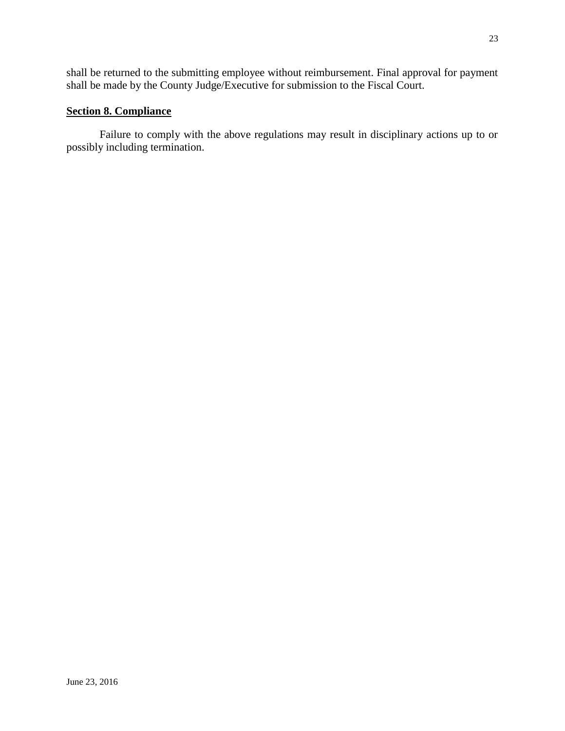shall be returned to the submitting employee without reimbursement. Final approval for payment shall be made by the County Judge/Executive for submission to the Fiscal Court.

## **Section 8. Compliance**

Failure to comply with the above regulations may result in disciplinary actions up to or possibly including termination.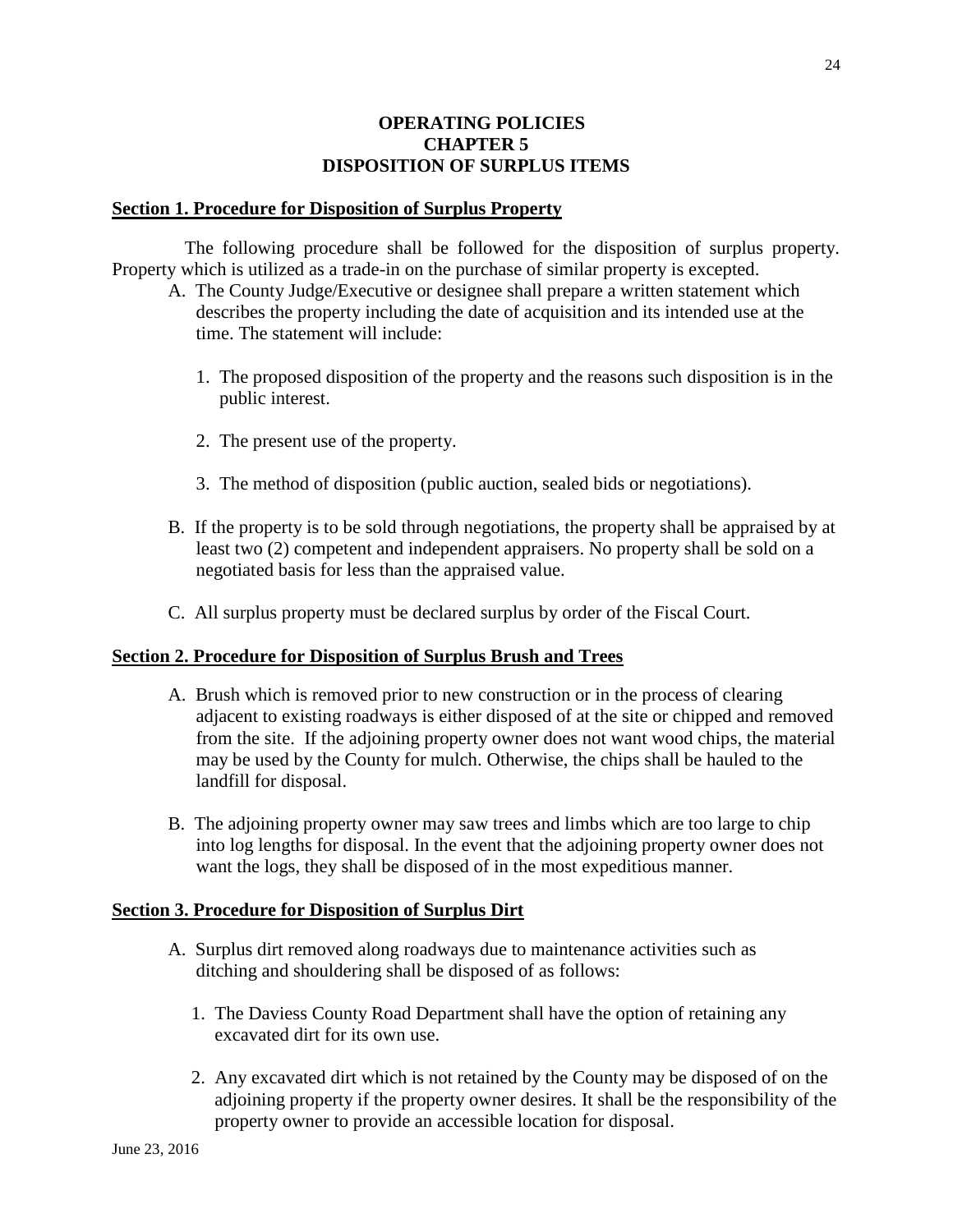# OPERATING POLICIES
# CHAPTER 5
# DISPOSITION OF SURPLUS ITEMS

## Section 1. Procedure for Disposition of Surplus Property

The following procedure shall be followed for the disposition of surplus property. Property which is utilized as a trade-in on the purchase of similar property is excepted.

A. The County Judge/Executive or designee shall prepare a written statement which describes the property including the date of acquisition and its intended use at the time. The statement will include:

   1. The proposed disposition of the property and the reasons such disposition is in the public interest.

   2. The present use of the property.

   3. The method of disposition (public auction, sealed bids or negotiations).

B. If the property is to be sold through negotiations, the property shall be appraised by at least two (2) competent and independent appraisers. No property shall be sold on a negotiated basis for less than the appraised value.

C. All surplus property must be declared surplus by order of the Fiscal Court.

## Section 2. Procedure for Disposition of Surplus Brush and Trees

A. Brush which is removed prior to new construction or in the process of clearing adjacent to existing roadways is either disposed of at the site or chipped and removed from the site. If the adjoining property owner does not want wood chips, the material may be used by the County for mulch. Otherwise, the chips shall be hauled to the landfill for disposal.

B. The adjoining property owner may saw trees and limbs which are too large to chip into log lengths for disposal. In the event that the adjoining property owner does not want the logs, they shall be disposed of in the most expeditious manner.

## Section 3. Procedure for Disposition of Surplus Dirt

A. Surplus dirt removed along roadways due to maintenance activities such as ditching and shouldering shall be disposed of as follows:

   1. The Daviess County Road Department shall have the option of retaining any excavated dirt for its own use.

   2. Any excavated dirt which is not retained by the County may be disposed of on the adjoining property if the property owner desires. It shall be the responsibility of the property owner to provide an accessible location for disposal.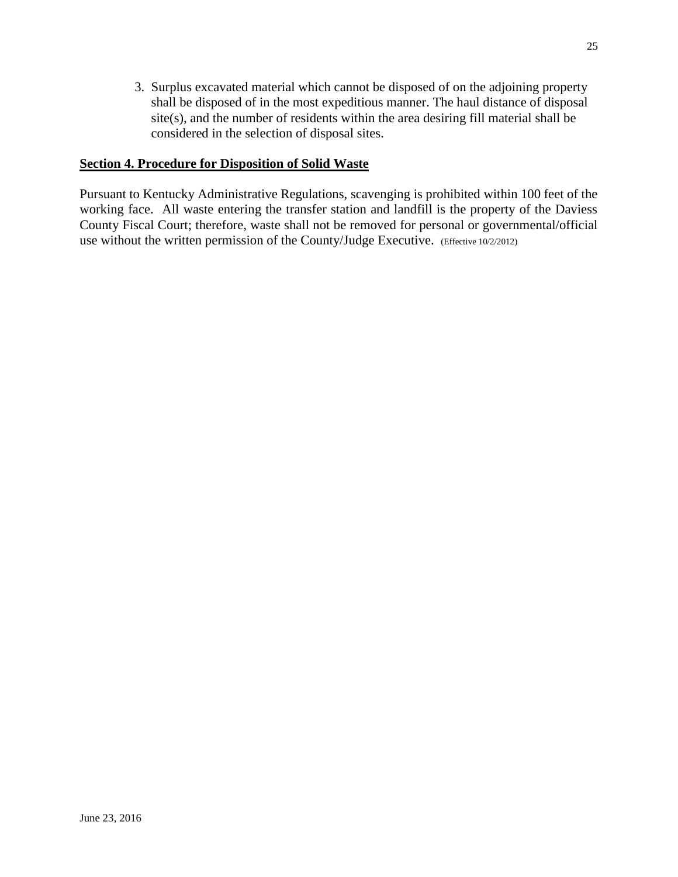3. Surplus excavated material which cannot be disposed of on the adjoining property shall be disposed of in the most expeditious manner. The haul distance of disposal site(s), and the number of residents within the area desiring fill material shall be considered in the selection of disposal sites.

**Section 4. Procedure for Disposition of Solid Waste**

Pursuant to Kentucky Administrative Regulations, scavenging is prohibited within 100 feet of the working face. All waste entering the transfer station and landfill is the property of the Daviess County Fiscal Court; therefore, waste shall not be removed for personal or governmental/official use without the written permission of the County/Judge Executive. (Effective 10/2/2012)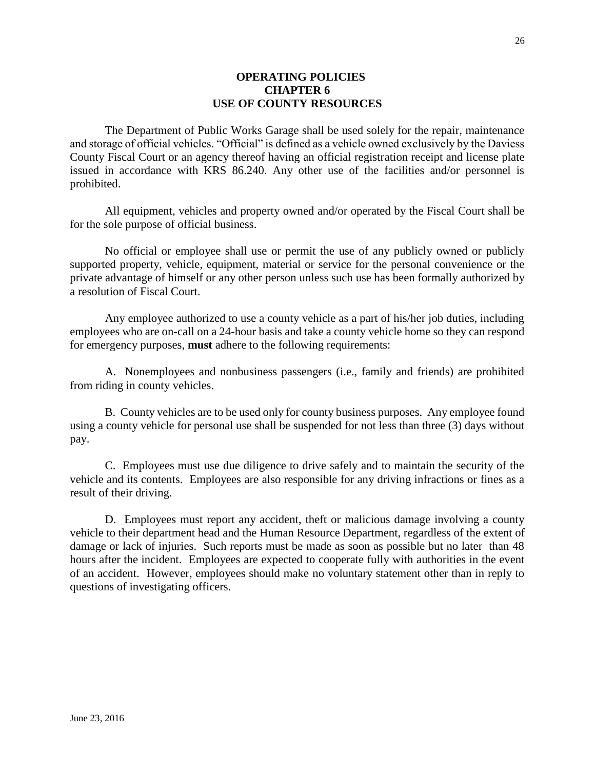# OPERATING POLICIES
## CHAPTER 6
## USE OF COUNTY RESOURCES

The Department of Public Works Garage shall be used solely for the repair, maintenance and storage of official vehicles. "Official" is defined as a vehicle owned exclusively by the Daviess County Fiscal Court or an agency thereof having an official registration receipt and license plate issued in accordance with KRS 86.240. Any other use of the facilities and/or personnel is prohibited.

All equipment, vehicles and property owned and/or operated by the Fiscal Court shall be for the sole purpose of official business.

No official or employee shall use or permit the use of any publicly owned or publicly supported property, vehicle, equipment, material or service for the personal convenience or the private advantage of himself or any other person unless such use has been formally authorized by a resolution of Fiscal Court.

Any employee authorized to use a county vehicle as a part of his/her job duties, including employees who are on-call on a 24-hour basis and take a county vehicle home so they can respond for emergency purposes, **must** adhere to the following requirements:

A. Nonemployees and nonbusiness passengers (i.e., family and friends) are prohibited from riding in county vehicles.

B. County vehicles are to be used only for county business purposes. Any employee found using a county vehicle for personal use shall be suspended for not less than three (3) days without pay.

C. Employees must use due diligence to drive safely and to maintain the security of the vehicle and its contents. Employees are also responsible for any driving infractions or fines as a result of their driving.

D. Employees must report any accident, theft or malicious damage involving a county vehicle to their department head and the Human Resource Department, regardless of the extent of damage or lack of injuries. Such reports must be made as soon as possible but no later than 48 hours after the incident. Employees are expected to cooperate fully with authorities in the event of an accident. However, employees should make no voluntary statement other than in reply to questions of investigating officers.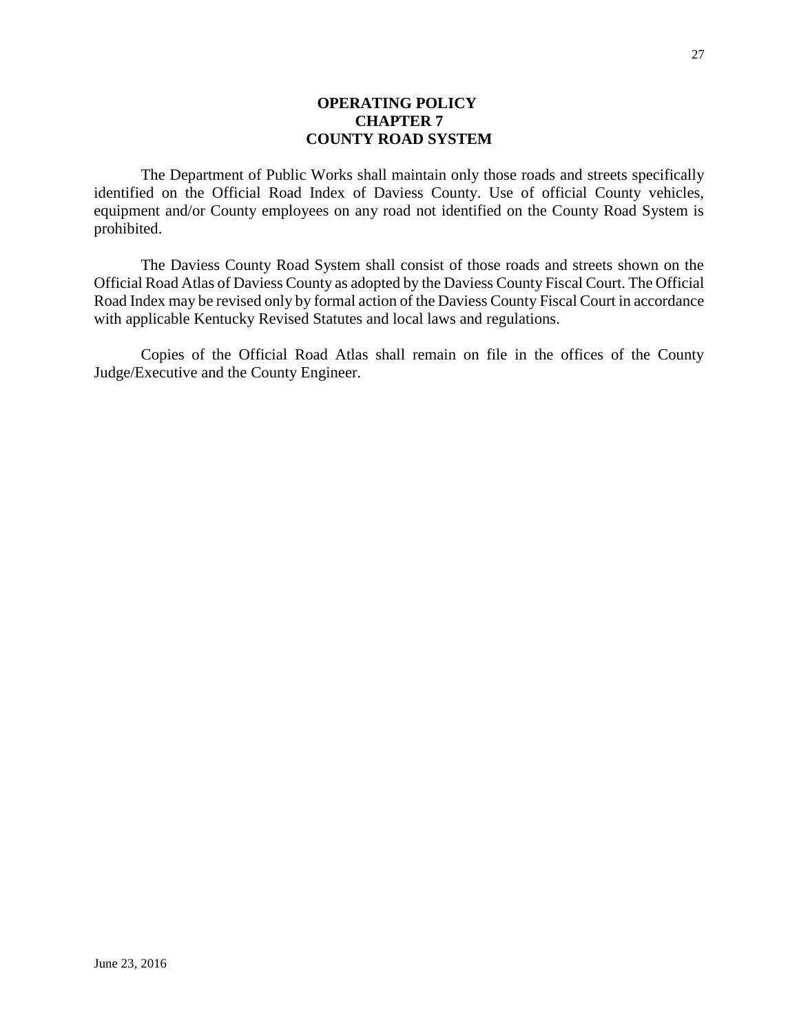# OPERATING POLICY
# CHAPTER 7
# COUNTY ROAD SYSTEM

The Department of Public Works shall maintain only those roads and streets specifically identified on the Official Road Index of Daviess County. Use of official County vehicles, equipment and/or County employees on any road not identified on the County Road System is prohibited.

The Daviess County Road System shall consist of those roads and streets shown on the Official Road Atlas of Daviess County as adopted by the Daviess County Fiscal Court. The Official Road Index may be revised only by formal action of the Daviess County Fiscal Court in accordance with applicable Kentucky Revised Statutes and local laws and regulations.

Copies of the Official Road Atlas shall remain on file in the offices of the County Judge/Executive and the County Engineer.

June 23, 2016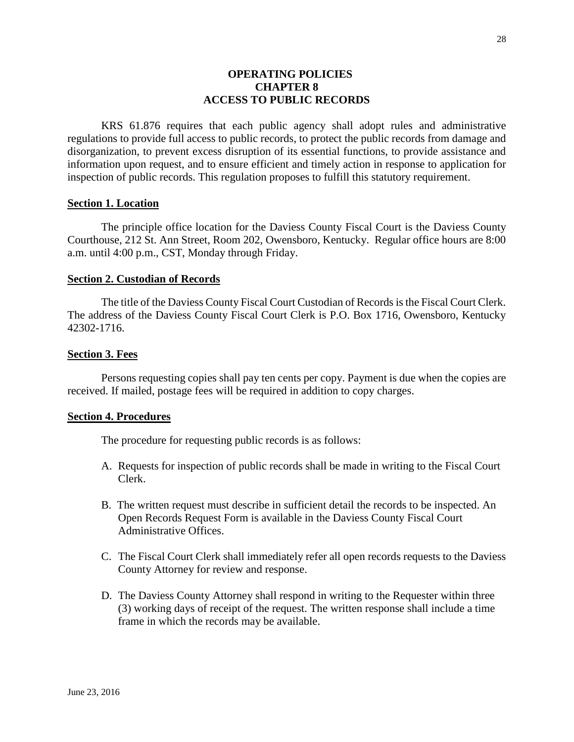# OPERATING POLICIES
# CHAPTER 8
# ACCESS TO PUBLIC RECORDS

KRS 61.876 requires that each public agency shall adopt rules and administrative regulations to provide full access to public records, to protect the public records from damage and disorganization, to prevent excess disruption of its essential functions, to provide assistance and information upon request, and to ensure efficient and timely action in response to application for inspection of public records. This regulation proposes to fulfill this statutory requirement.

## Section 1. Location

The principle office location for the Daviess County Fiscal Court is the Daviess County Courthouse, 212 St. Ann Street, Room 202, Owensboro, Kentucky. Regular office hours are 8:00 a.m. until 4:00 p.m., CST, Monday through Friday.

## Section 2. Custodian of Records

The title of the Daviess County Fiscal Court Custodian of Records is the Fiscal Court Clerk. The address of the Daviess County Fiscal Court Clerk is P.O. Box 1716, Owensboro, Kentucky 42302-1716.

## Section 3. Fees

Persons requesting copies shall pay ten cents per copy. Payment is due when the copies are received. If mailed, postage fees will be required in addition to copy charges.

## Section 4. Procedures

The procedure for requesting public records is as follows:

A. Requests for inspection of public records shall be made in writing to the Fiscal Court Clerk.

B. The written request must describe in sufficient detail the records to be inspected. An Open Records Request Form is available in the Daviess County Fiscal Court Administrative Offices.

C. The Fiscal Court Clerk shall immediately refer all open records requests to the Daviess County Attorney for review and response.

D. The Daviess County Attorney shall respond in writing to the Requester within three (3) working days of receipt of the request. The written response shall include a time frame in which the records may be available.

June 23, 2016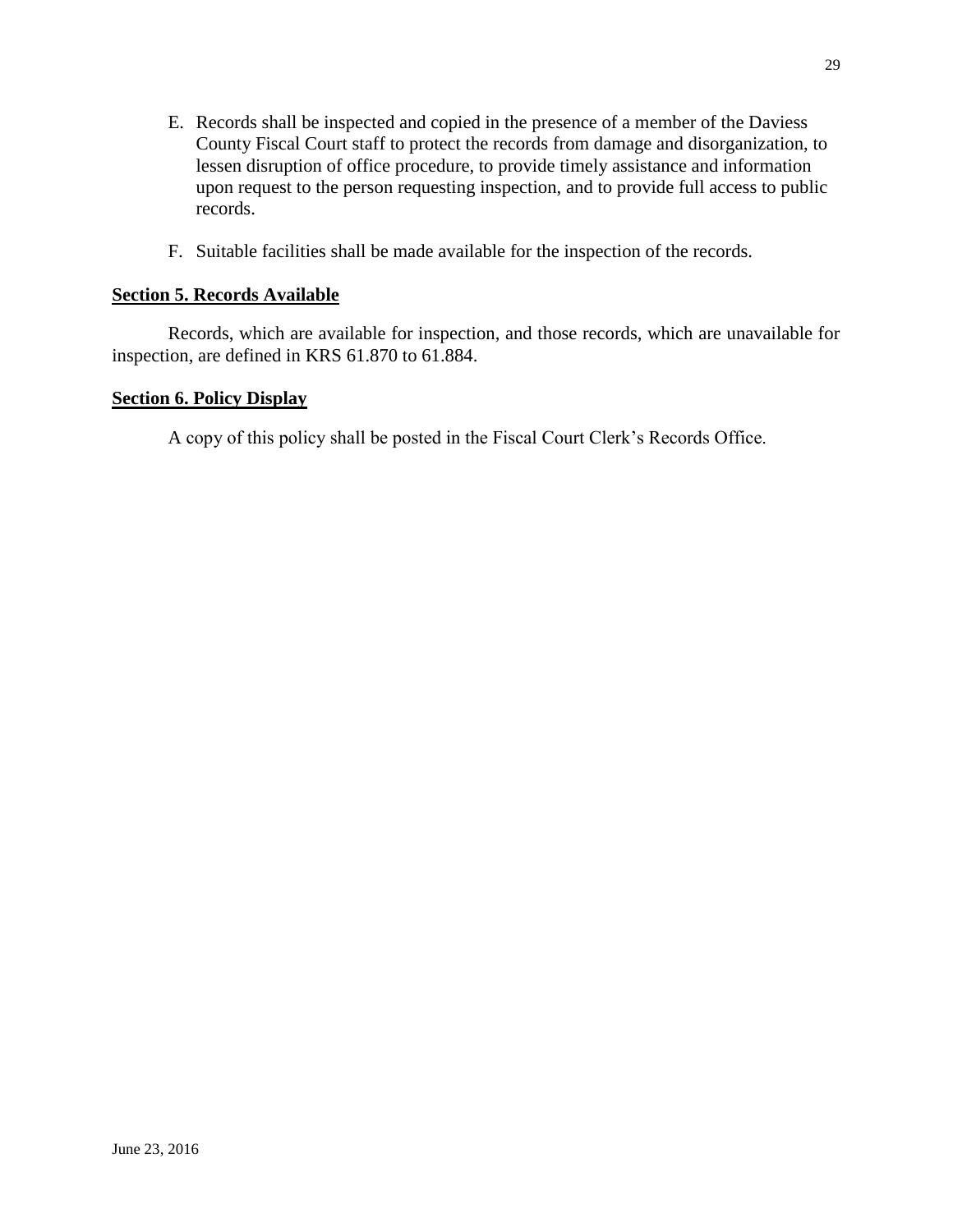E. Records shall be inspected and copied in the presence of a member of the Daviess County Fiscal Court staff to protect the records from damage and disorganization, to lessen disruption of office procedure, to provide timely assistance and information upon request to the person requesting inspection, and to provide full access to public records.

F. Suitable facilities shall be made available for the inspection of the records.

**Section 5. Records Available**

Records, which are available for inspection, and those records, which are unavailable for inspection, are defined in KRS 61.870 to 61.884.

**Section 6. Policy Display**

A copy of this policy shall be posted in the Fiscal Court Clerk's Records Office.

June 23, 2016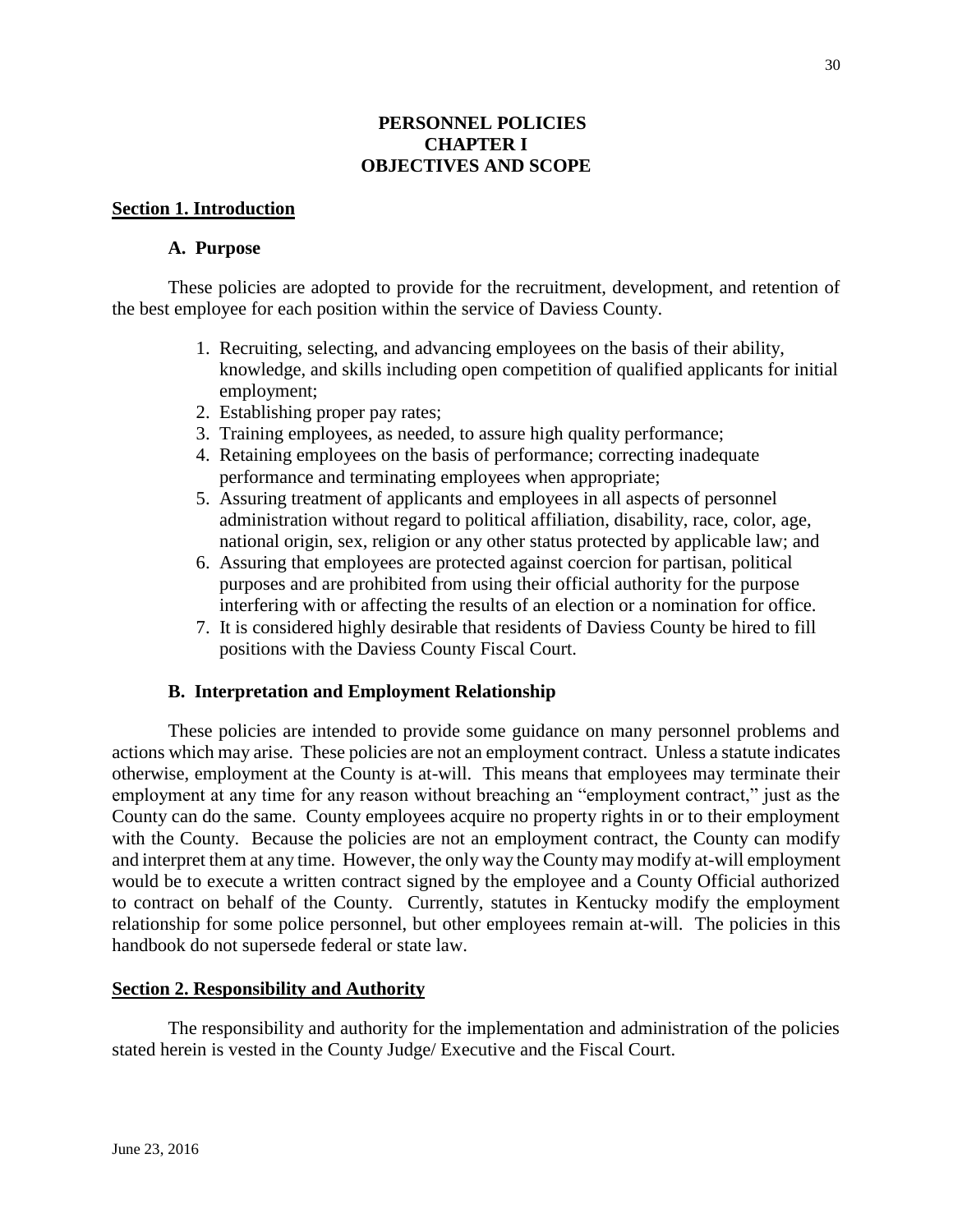# PERSONNEL POLICIES
# CHAPTER I
# OBJECTIVES AND SCOPE

## Section 1. Introduction

### A. Purpose

These policies are adopted to provide for the recruitment, development, and retention of the best employee for each position within the service of Daviess County.

1. Recruiting, selecting, and advancing employees on the basis of their ability, knowledge, and skills including open competition of qualified applicants for initial employment;
2. Establishing proper pay rates;
3. Training employees, as needed, to assure high quality performance;
4. Retaining employees on the basis of performance; correcting inadequate performance and terminating employees when appropriate;
5. Assuring treatment of applicants and employees in all aspects of personnel administration without regard to political affiliation, disability, race, color, age, national origin, sex, religion or any other status protected by applicable law; and
6. Assuring that employees are protected against coercion for partisan, political purposes and are prohibited from using their official authority for the purpose interfering with or affecting the results of an election or a nomination for office.
7. It is considered highly desirable that residents of Daviess County be hired to fill positions with the Daviess County Fiscal Court.

### B. Interpretation and Employment Relationship

These policies are intended to provide some guidance on many personnel problems and actions which may arise. These policies are not an employment contract. Unless a statute indicates otherwise, employment at the County is at-will. This means that employees may terminate their employment at any time for any reason without breaching an "employment contract," just as the County can do the same. County employees acquire no property rights in or to their employment with the County. Because the policies are not an employment contract, the County can modify and interpret them at any time. However, the only way the County may modify at-will employment would be to execute a written contract signed by the employee and a County Official authorized to contract on behalf of the County. Currently, statutes in Kentucky modify the employment relationship for some police personnel, but other employees remain at-will. The policies in this handbook do not supersede federal or state law.

## Section 2. Responsibility and Authority

The responsibility and authority for the implementation and administration of the policies stated herein is vested in the County Judge/ Executive and the Fiscal Court.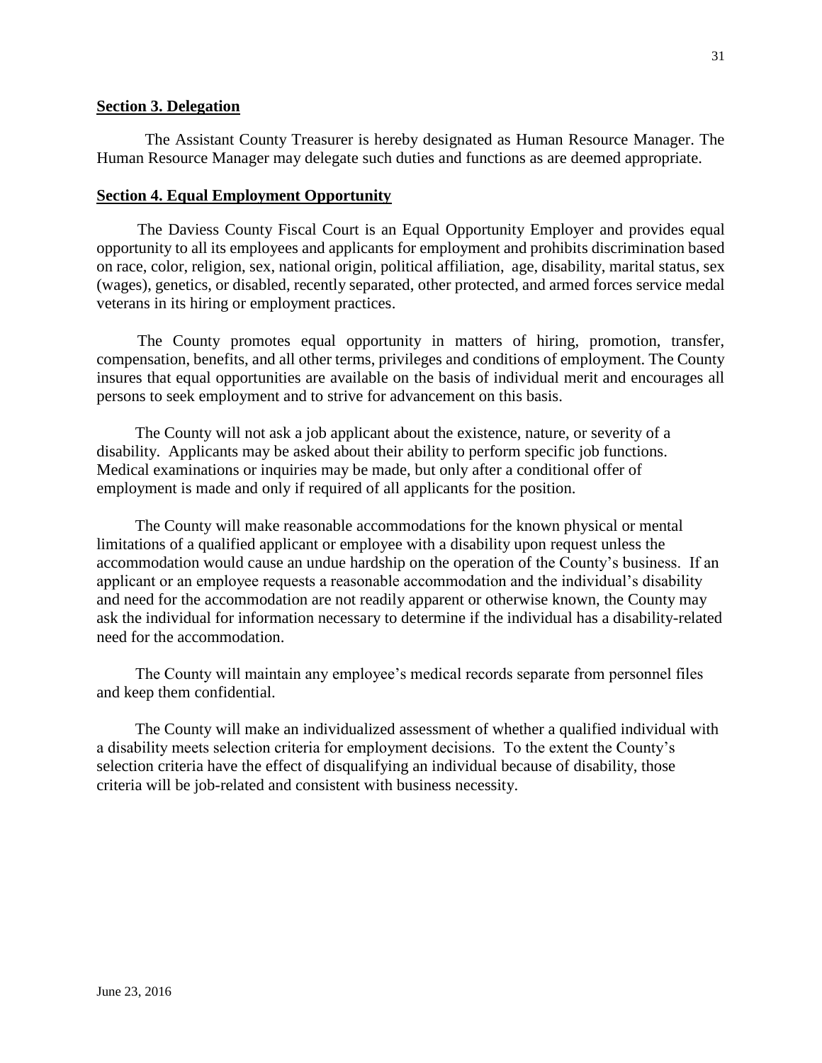## Section 3. Delegation

The Assistant County Treasurer is hereby designated as Human Resource Manager. The Human Resource Manager may delegate such duties and functions as are deemed appropriate.

## Section 4. Equal Employment Opportunity

The Daviess County Fiscal Court is an Equal Opportunity Employer and provides equal opportunity to all its employees and applicants for employment and prohibits discrimination based on race, color, religion, sex, national origin, political affiliation, age, disability, marital status, sex (wages), genetics, or disabled, recently separated, other protected, and armed forces service medal veterans in its hiring or employment practices.

The County promotes equal opportunity in matters of hiring, promotion, transfer, compensation, benefits, and all other terms, privileges and conditions of employment. The County insures that equal opportunities are available on the basis of individual merit and encourages all persons to seek employment and to strive for advancement on this basis.

The County will not ask a job applicant about the existence, nature, or severity of a disability. Applicants may be asked about their ability to perform specific job functions. Medical examinations or inquiries may be made, but only after a conditional offer of employment is made and only if required of all applicants for the position.

The County will make reasonable accommodations for the known physical or mental limitations of a qualified applicant or employee with a disability upon request unless the accommodation would cause an undue hardship on the operation of the County's business. If an applicant or an employee requests a reasonable accommodation and the individual's disability and need for the accommodation are not readily apparent or otherwise known, the County may ask the individual for information necessary to determine if the individual has a disability-related need for the accommodation.

The County will maintain any employee's medical records separate from personnel files and keep them confidential.

The County will make an individualized assessment of whether a qualified individual with a disability meets selection criteria for employment decisions. To the extent the County's selection criteria have the effect of disqualifying an individual because of disability, those criteria will be job-related and consistent with business necessity.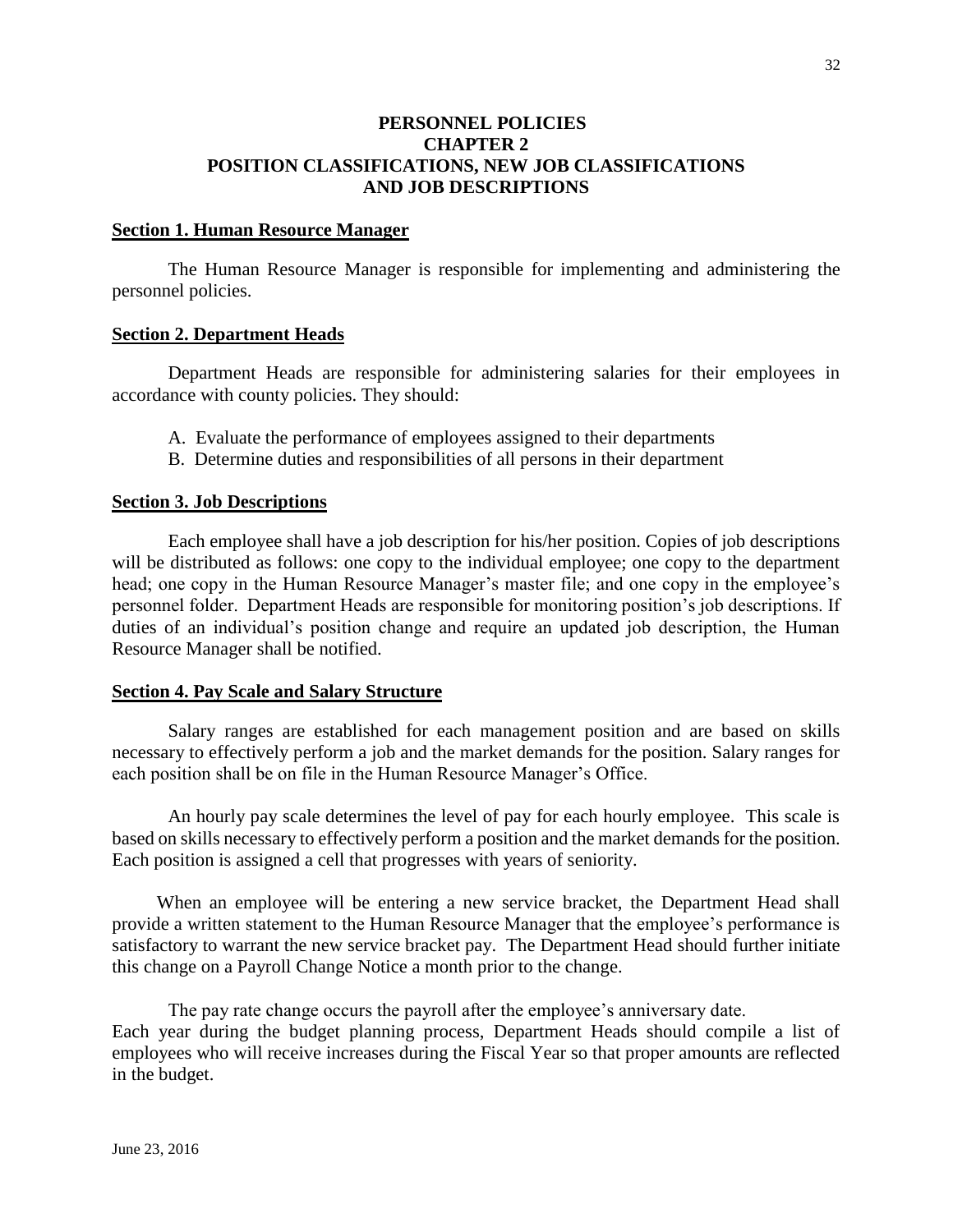# PERSONNEL POLICIES
# CHAPTER 2
# POSITION CLASSIFICATIONS, NEW JOB CLASSIFICATIONS AND JOB DESCRIPTIONS

## Section 1. Human Resource Manager

The Human Resource Manager is responsible for implementing and administering the personnel policies.

## Section 2. Department Heads

Department Heads are responsible for administering salaries for their employees in accordance with county policies. They should:

A. Evaluate the performance of employees assigned to their departments
B. Determine duties and responsibilities of all persons in their department

## Section 3. Job Descriptions

Each employee shall have a job description for his/her position. Copies of job descriptions will be distributed as follows: one copy to the individual employee; one copy to the department head; one copy in the Human Resource Manager's master file; and one copy in the employee's personnel folder. Department Heads are responsible for monitoring position's job descriptions. If duties of an individual's position change and require an updated job description, the Human Resource Manager shall be notified.

## Section 4. Pay Scale and Salary Structure

Salary ranges are established for each management position and are based on skills necessary to effectively perform a job and the market demands for the position. Salary ranges for each position shall be on file in the Human Resource Manager's Office.

An hourly pay scale determines the level of pay for each hourly employee. This scale is based on skills necessary to effectively perform a position and the market demands for the position. Each position is assigned a cell that progresses with years of seniority.

When an employee will be entering a new service bracket, the Department Head shall provide a written statement to the Human Resource Manager that the employee's performance is satisfactory to warrant the new service bracket pay. The Department Head should further initiate this change on a Payroll Change Notice a month prior to the change.

The pay rate change occurs the payroll after the employee's anniversary date.
Each year during the budget planning process, Department Heads should compile a list of employees who will receive increases during the Fiscal Year so that proper amounts are reflected in the budget.

June 23, 2016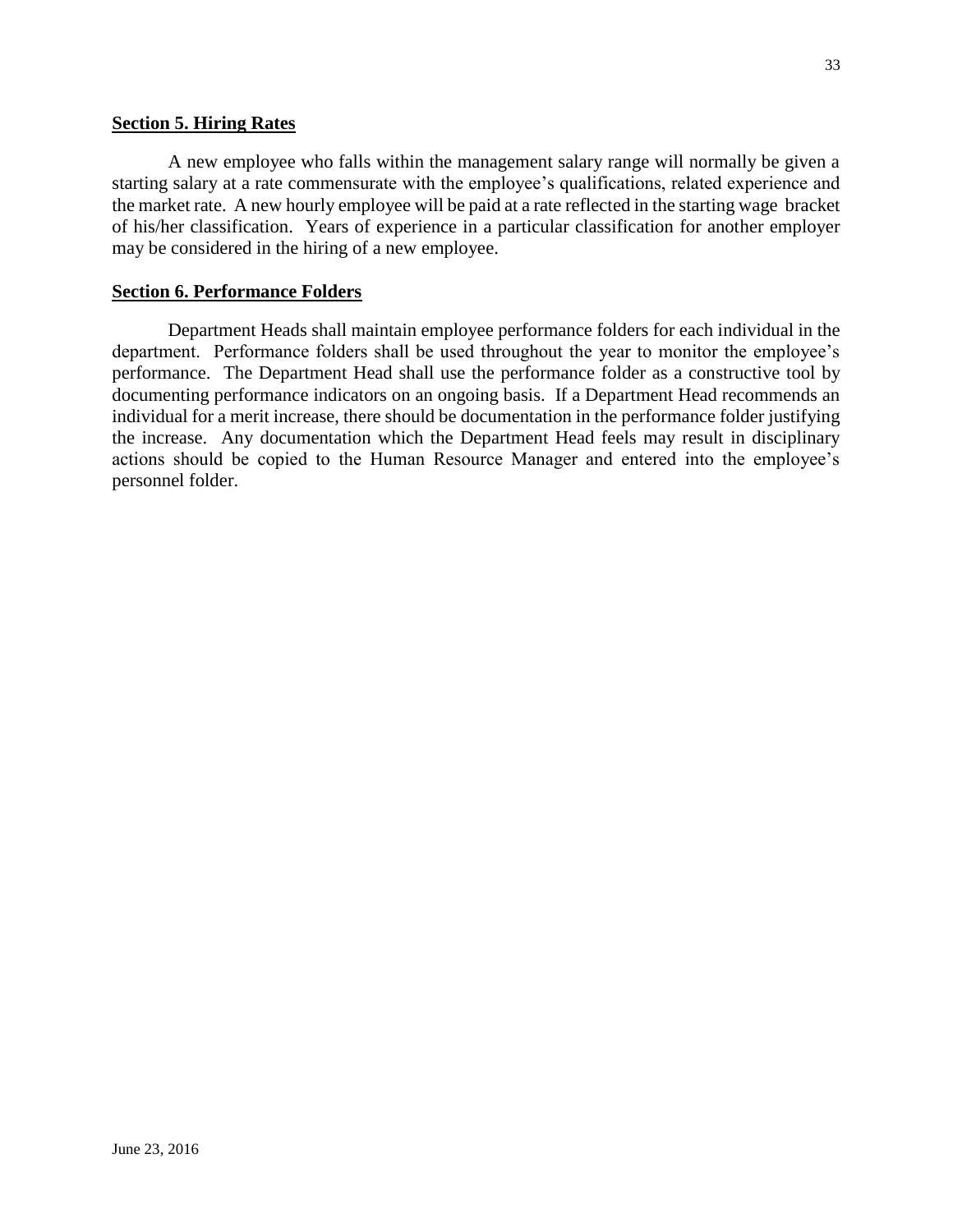## **Section 5. Hiring Rates**

A new employee who falls within the management salary range will normally be given a starting salary at a rate commensurate with the employee's qualifications, related experience and the market rate. A new hourly employee will be paid at a rate reflected in the starting wage bracket of his/her classification. Years of experience in a particular classification for another employer may be considered in the hiring of a new employee.

## **Section 6. Performance Folders**

Department Heads shall maintain employee performance folders for each individual in the department. Performance folders shall be used throughout the year to monitor the employee's performance. The Department Head shall use the performance folder as a constructive tool by documenting performance indicators on an ongoing basis. If a Department Head recommends an individual for a merit increase, there should be documentation in the performance folder justifying the increase. Any documentation which the Department Head feels may result in disciplinary actions should be copied to the Human Resource Manager and entered into the employee's personnel folder.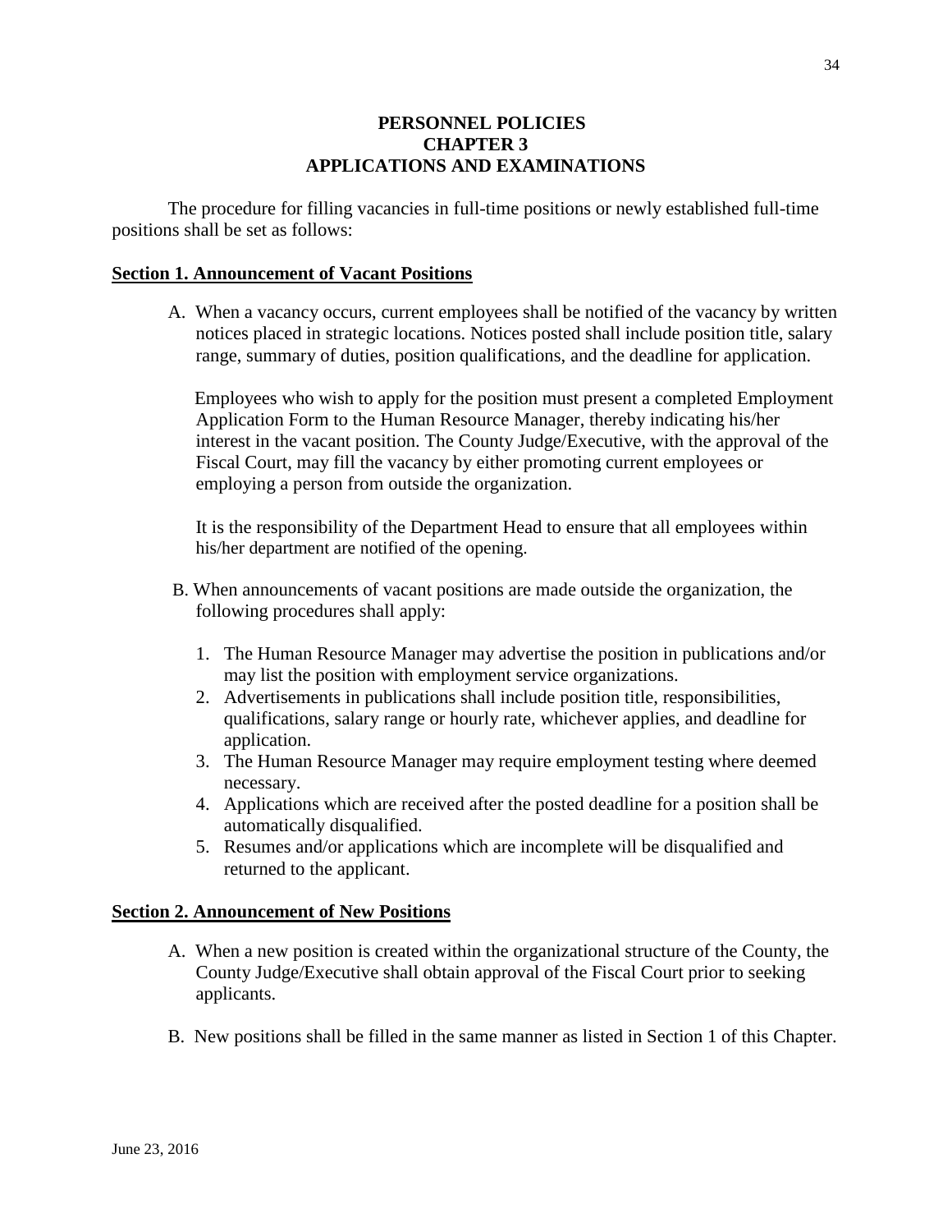# PERSONNEL POLICIES
## CHAPTER 3
## APPLICATIONS AND EXAMINATIONS

The procedure for filling vacancies in full-time positions or newly established full-time positions shall be set as follows:

### Section 1. Announcement of Vacant Positions

A. When a vacancy occurs, current employees shall be notified of the vacancy by written notices placed in strategic locations. Notices posted shall include position title, salary range, summary of duties, position qualifications, and the deadline for application.

   Employees who wish to apply for the position must present a completed Employment Application Form to the Human Resource Manager, thereby indicating his/her interest in the vacant position. The County Judge/Executive, with the approval of the Fiscal Court, may fill the vacancy by either promoting current employees or employing a person from outside the organization.

   It is the responsibility of the Department Head to ensure that all employees within his/her department are notified of the opening.

B. When announcements of vacant positions are made outside the organization, the following procedures shall apply:

   1. The Human Resource Manager may advertise the position in publications and/or may list the position with employment service organizations.
   2. Advertisements in publications shall include position title, responsibilities, qualifications, salary range or hourly rate, whichever applies, and deadline for application.
   3. The Human Resource Manager may require employment testing where deemed necessary.
   4. Applications which are received after the posted deadline for a position shall be automatically disqualified.
   5. Resumes and/or applications which are incomplete will be disqualified and returned to the applicant.

### Section 2. Announcement of New Positions

A. When a new position is created within the organizational structure of the County, the County Judge/Executive shall obtain approval of the Fiscal Court prior to seeking applicants.

B. New positions shall be filled in the same manner as listed in Section 1 of this Chapter.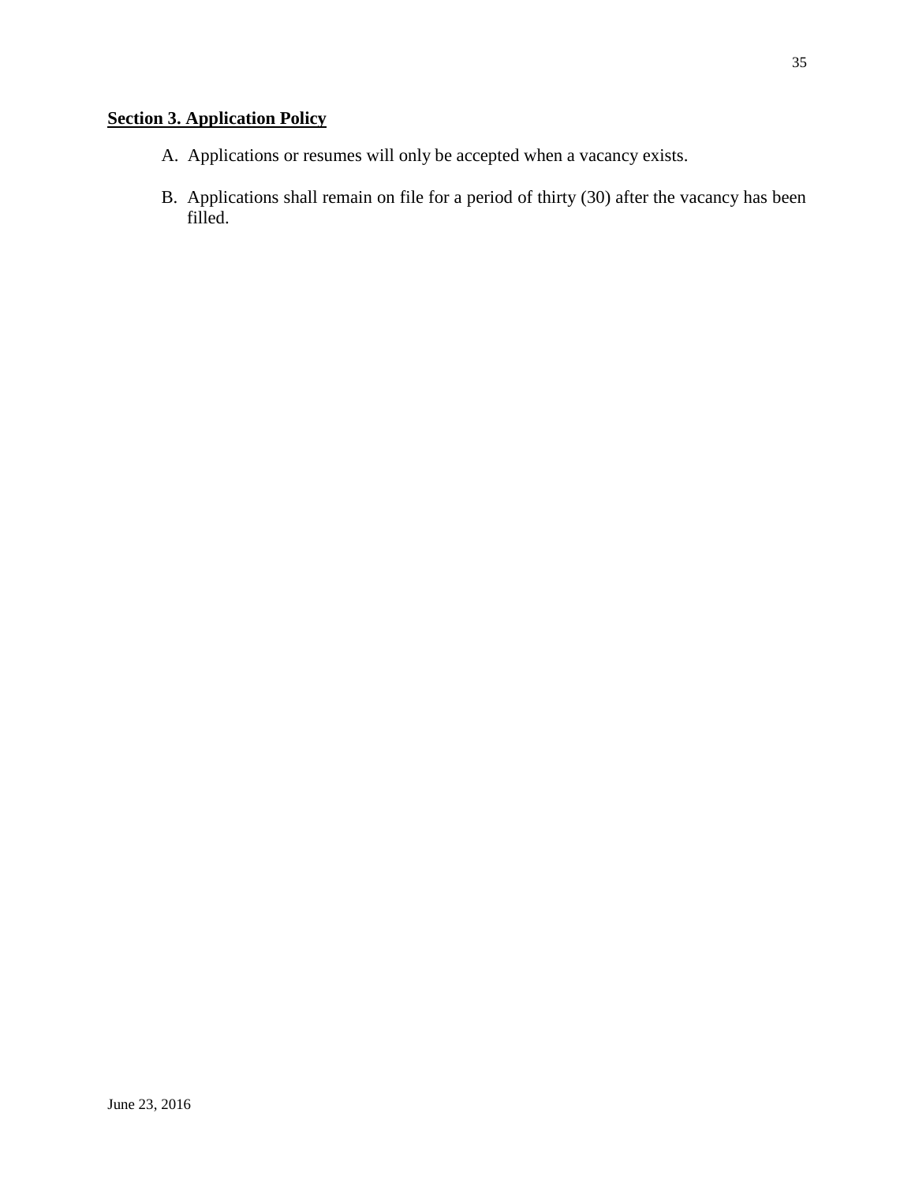**Section 3. Application Policy**

A. Applications or resumes will only be accepted when a vacancy exists.

B. Applications shall remain on file for a period of thirty (30) after the vacancy has been filled.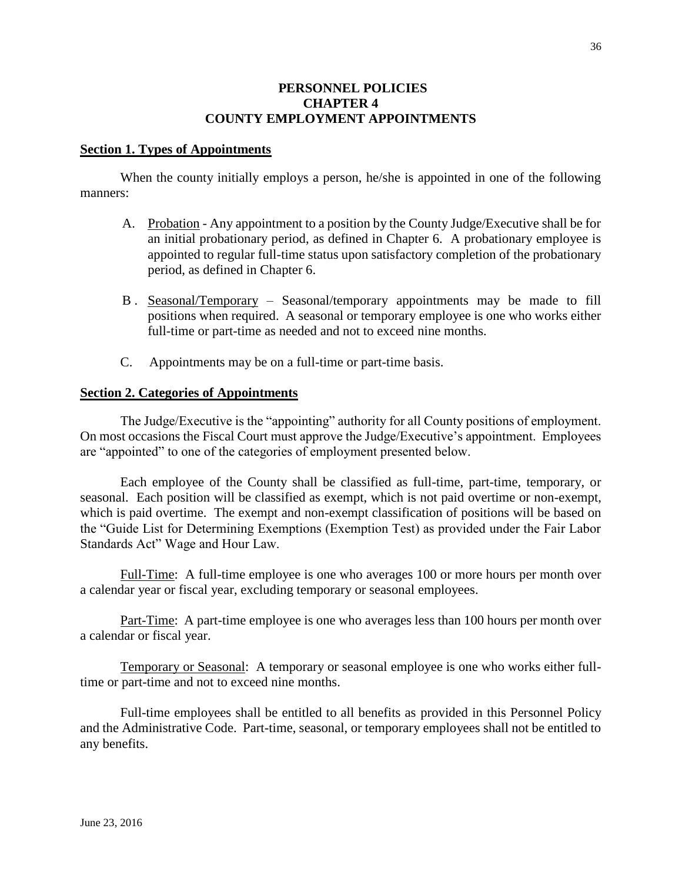# PERSONNEL POLICIES
## CHAPTER 4
## COUNTY EMPLOYMENT APPOINTMENTS

### Section 1. Types of Appointments

When the county initially employs a person, he/she is appointed in one of the following manners:

A. Probation - Any appointment to a position by the County Judge/Executive shall be for an initial probationary period, as defined in Chapter 6. A probationary employee is appointed to regular full-time status upon satisfactory completion of the probationary period, as defined in Chapter 6.

B. Seasonal/Temporary – Seasonal/temporary appointments may be made to fill positions when required. A seasonal or temporary employee is one who works either full-time or part-time as needed and not to exceed nine months.

C. Appointments may be on a full-time or part-time basis.

### Section 2. Categories of Appointments

The Judge/Executive is the "appointing" authority for all County positions of employment. On most occasions the Fiscal Court must approve the Judge/Executive's appointment. Employees are "appointed" to one of the categories of employment presented below.

Each employee of the County shall be classified as full-time, part-time, temporary, or seasonal. Each position will be classified as exempt, which is not paid overtime or non-exempt, which is paid overtime. The exempt and non-exempt classification of positions will be based on the "Guide List for Determining Exemptions (Exemption Test) as provided under the Fair Labor Standards Act" Wage and Hour Law.

Full-Time: A full-time employee is one who averages 100 or more hours per month over a calendar year or fiscal year, excluding temporary or seasonal employees.

Part-Time: A part-time employee is one who averages less than 100 hours per month over a calendar or fiscal year.

Temporary or Seasonal: A temporary or seasonal employee is one who works either full-time or part-time and not to exceed nine months.

Full-time employees shall be entitled to all benefits as provided in this Personnel Policy and the Administrative Code. Part-time, seasonal, or temporary employees shall not be entitled to any benefits.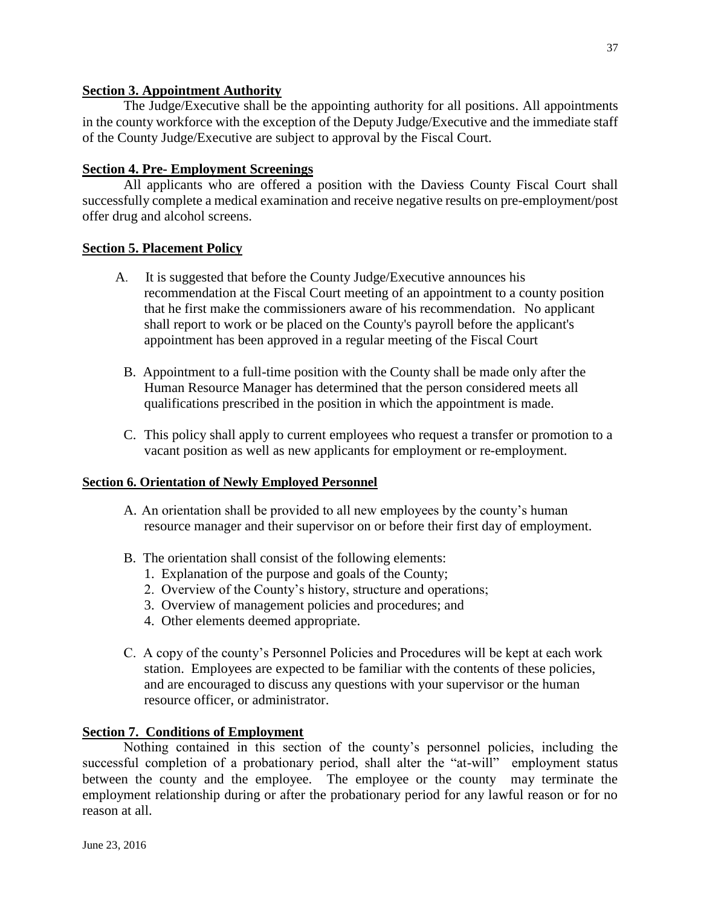**Section 3. Appointment Authority**

The Judge/Executive shall be the appointing authority for all positions. All appointments in the county workforce with the exception of the Deputy Judge/Executive and the immediate staff of the County Judge/Executive are subject to approval by the Fiscal Court.

**Section 4. Pre- Employment Screenings**

All applicants who are offered a position with the Daviess County Fiscal Court shall successfully complete a medical examination and receive negative results on pre-employment/post offer drug and alcohol screens.

**Section 5. Placement Policy**

A. It is suggested that before the County Judge/Executive announces his recommendation at the Fiscal Court meeting of an appointment to a county position that he first make the commissioners aware of his recommendation. No applicant shall report to work or be placed on the County's payroll before the applicant's appointment has been approved in a regular meeting of the Fiscal Court

B. Appointment to a full-time position with the County shall be made only after the Human Resource Manager has determined that the person considered meets all qualifications prescribed in the position in which the appointment is made.

C. This policy shall apply to current employees who request a transfer or promotion to a vacant position as well as new applicants for employment or re-employment.

**Section 6. Orientation of Newly Employed Personnel**

A. An orientation shall be provided to all new employees by the county's human resource manager and their supervisor on or before their first day of employment.

B. The orientation shall consist of the following elements:
1. Explanation of the purpose and goals of the County;
2. Overview of the County's history, structure and operations;
3. Overview of management policies and procedures; and
4. Other elements deemed appropriate.

C. A copy of the county's Personnel Policies and Procedures will be kept at each work station. Employees are expected to be familiar with the contents of these policies, and are encouraged to discuss any questions with your supervisor or the human resource officer, or administrator.

**Section 7. Conditions of Employment**

Nothing contained in this section of the county's personnel policies, including the successful completion of a probationary period, shall alter the "at-will" employment status between the county and the employee. The employee or the county may terminate the employment relationship during or after the probationary period for any lawful reason or for no reason at all.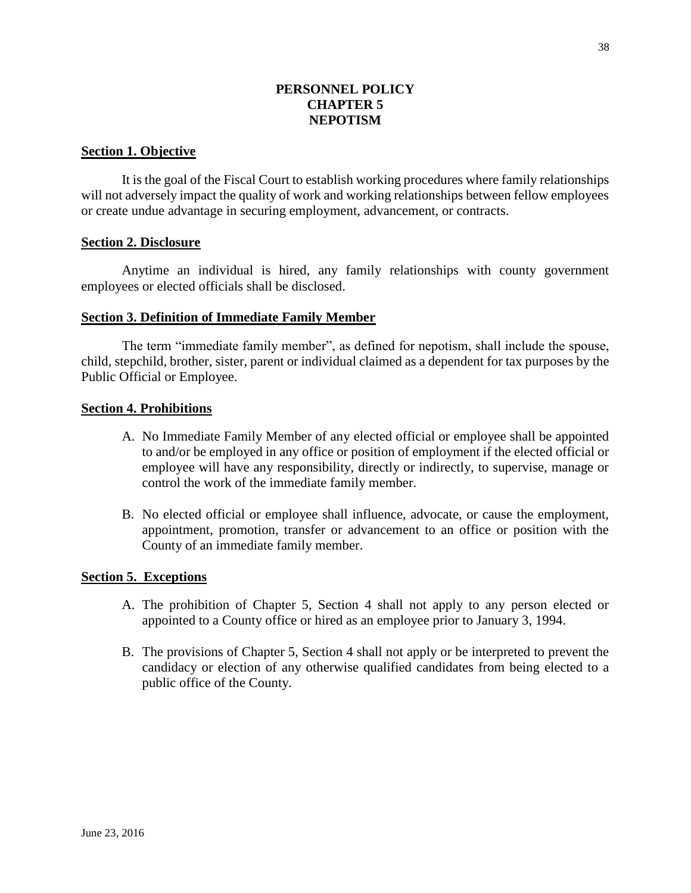# PERSONNEL POLICY
# CHAPTER 5
# NEPOTISM

## Section 1. Objective

It is the goal of the Fiscal Court to establish working procedures where family relationships will not adversely impact the quality of work and working relationships between fellow employees or create undue advantage in securing employment, advancement, or contracts.

## Section 2. Disclosure

Anytime an individual is hired, any family relationships with county government employees or elected officials shall be disclosed.

## Section 3. Definition of Immediate Family Member

The term "immediate family member", as defined for nepotism, shall include the spouse, child, stepchild, brother, sister, parent or individual claimed as a dependent for tax purposes by the Public Official or Employee.

## Section 4. Prohibitions

A. No Immediate Family Member of any elected official or employee shall be appointed to and/or be employed in any office or position of employment if the elected official or employee will have any responsibility, directly or indirectly, to supervise, manage or control the work of the immediate family member.

B. No elected official or employee shall influence, advocate, or cause the employment, appointment, promotion, transfer or advancement to an office or position with the County of an immediate family member.

## Section 5. Exceptions

A. The prohibition of Chapter 5, Section 4 shall not apply to any person elected or appointed to a County office or hired as an employee prior to January 3, 1994.

B. The provisions of Chapter 5, Section 4 shall not apply or be interpreted to prevent the candidacy or election of any otherwise qualified candidates from being elected to a public office of the County.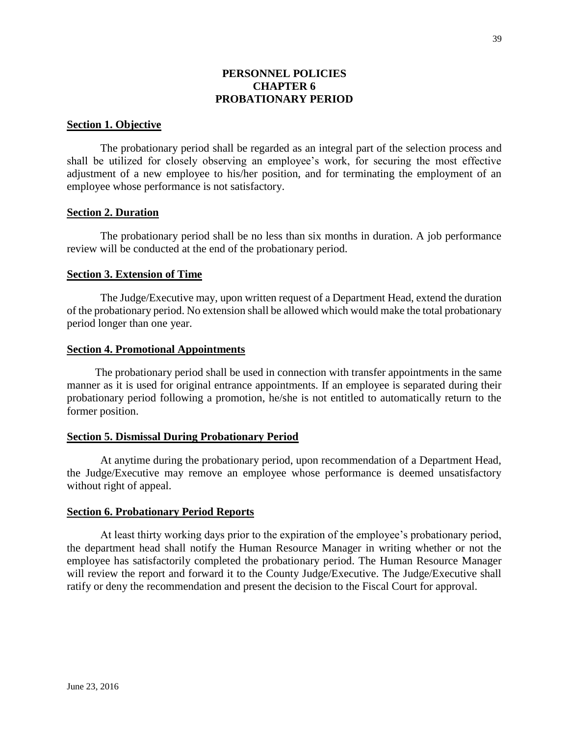# PERSONNEL POLICIES
# CHAPTER 6
# PROBATIONARY PERIOD

## Section 1. Objective

The probationary period shall be regarded as an integral part of the selection process and shall be utilized for closely observing an employee's work, for securing the most effective adjustment of a new employee to his/her position, and for terminating the employment of an employee whose performance is not satisfactory.

## Section 2. Duration

The probationary period shall be no less than six months in duration. A job performance review will be conducted at the end of the probationary period.

## Section 3. Extension of Time

The Judge/Executive may, upon written request of a Department Head, extend the duration of the probationary period. No extension shall be allowed which would make the total probationary period longer than one year.

## Section 4. Promotional Appointments

The probationary period shall be used in connection with transfer appointments in the same manner as it is used for original entrance appointments. If an employee is separated during their probationary period following a promotion, he/she is not entitled to automatically return to the former position.

## Section 5. Dismissal During Probationary Period

At anytime during the probationary period, upon recommendation of a Department Head, the Judge/Executive may remove an employee whose performance is deemed unsatisfactory without right of appeal.

## Section 6. Probationary Period Reports

At least thirty working days prior to the expiration of the employee's probationary period, the department head shall notify the Human Resource Manager in writing whether or not the employee has satisfactorily completed the probationary period. The Human Resource Manager will review the report and forward it to the County Judge/Executive. The Judge/Executive shall ratify or deny the recommendation and present the decision to the Fiscal Court for approval.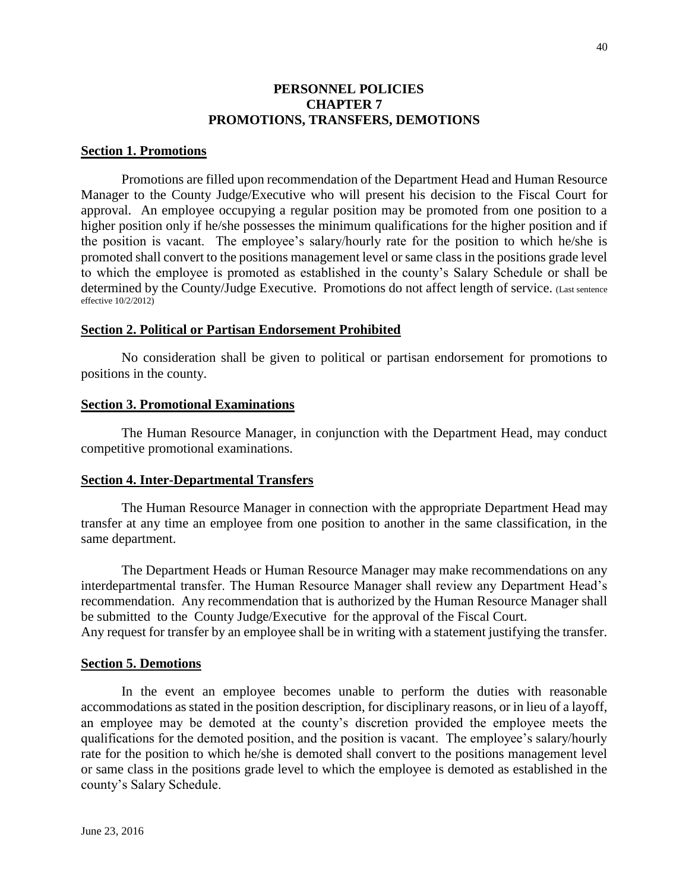# PERSONNEL POLICIES
# CHAPTER 7
# PROMOTIONS, TRANSFERS, DEMOTIONS

## Section 1. Promotions

Promotions are filled upon recommendation of the Department Head and Human Resource Manager to the County Judge/Executive who will present his decision to the Fiscal Court for approval. An employee occupying a regular position may be promoted from one position to a higher position only if he/she possesses the minimum qualifications for the higher position and if the position is vacant. The employee's salary/hourly rate for the position to which he/she is promoted shall convert to the positions management level or same class in the positions grade level to which the employee is promoted as established in the county's Salary Schedule or shall be determined by the County/Judge Executive. Promotions do not affect length of service. (Last sentence effective 10/2/2012)

## Section 2. Political or Partisan Endorsement Prohibited

No consideration shall be given to political or partisan endorsement for promotions to positions in the county.

## Section 3. Promotional Examinations

The Human Resource Manager, in conjunction with the Department Head, may conduct competitive promotional examinations.

## Section 4. Inter-Departmental Transfers

The Human Resource Manager in connection with the appropriate Department Head may transfer at any time an employee from one position to another in the same classification, in the same department.

The Department Heads or Human Resource Manager may make recommendations on any interdepartmental transfer. The Human Resource Manager shall review any Department Head's recommendation. Any recommendation that is authorized by the Human Resource Manager shall be submitted to the County Judge/Executive for the approval of the Fiscal Court.
Any request for transfer by an employee shall be in writing with a statement justifying the transfer.

## Section 5. Demotions

In the event an employee becomes unable to perform the duties with reasonable accommodations as stated in the position description, for disciplinary reasons, or in lieu of a layoff, an employee may be demoted at the county's discretion provided the employee meets the qualifications for the demoted position, and the position is vacant. The employee's salary/hourly rate for the position to which he/she is demoted shall convert to the positions management level or same class in the positions grade level to which the employee is demoted as established in the county's Salary Schedule.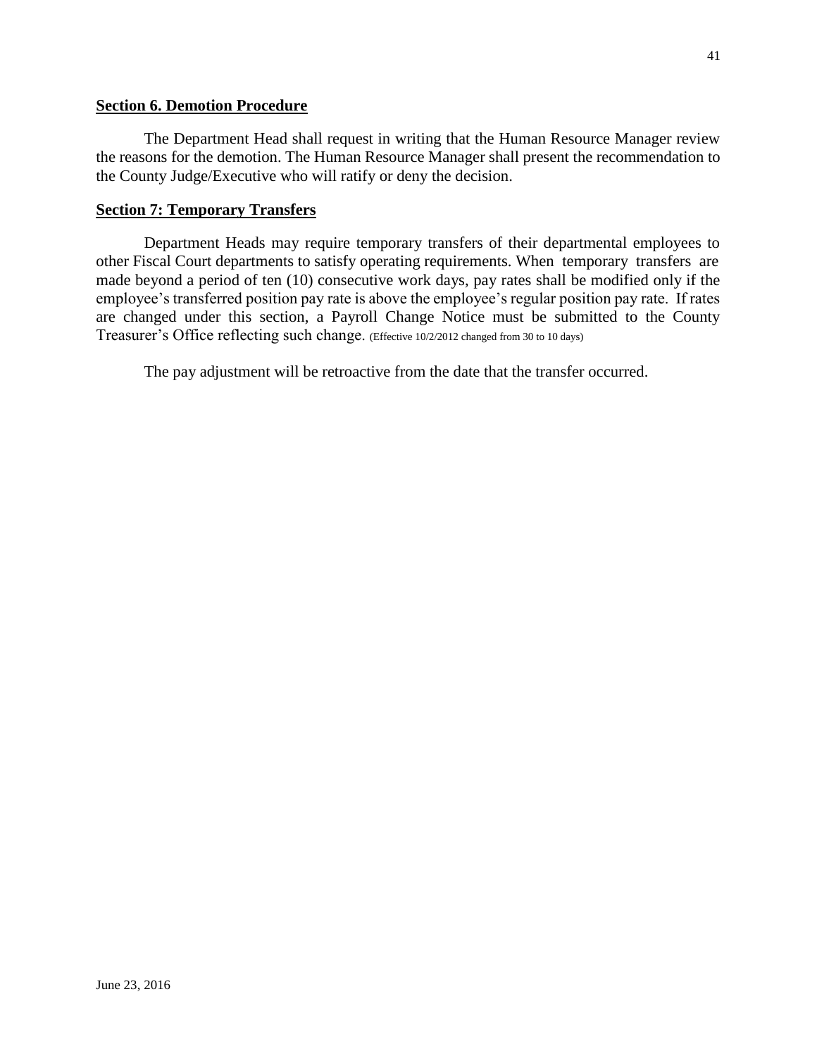## Section 6. Demotion Procedure

The Department Head shall request in writing that the Human Resource Manager review the reasons for the demotion. The Human Resource Manager shall present the recommendation to the County Judge/Executive who will ratify or deny the decision.

## Section 7: Temporary Transfers

Department Heads may require temporary transfers of their departmental employees to other Fiscal Court departments to satisfy operating requirements. When temporary transfers are made beyond a period of ten (10) consecutive work days, pay rates shall be modified only if the employee's transferred position pay rate is above the employee's regular position pay rate. If rates are changed under this section, a Payroll Change Notice must be submitted to the County Treasurer's Office reflecting such change. (Effective 10/2/2012 changed from 30 to 10 days)

The pay adjustment will be retroactive from the date that the transfer occurred.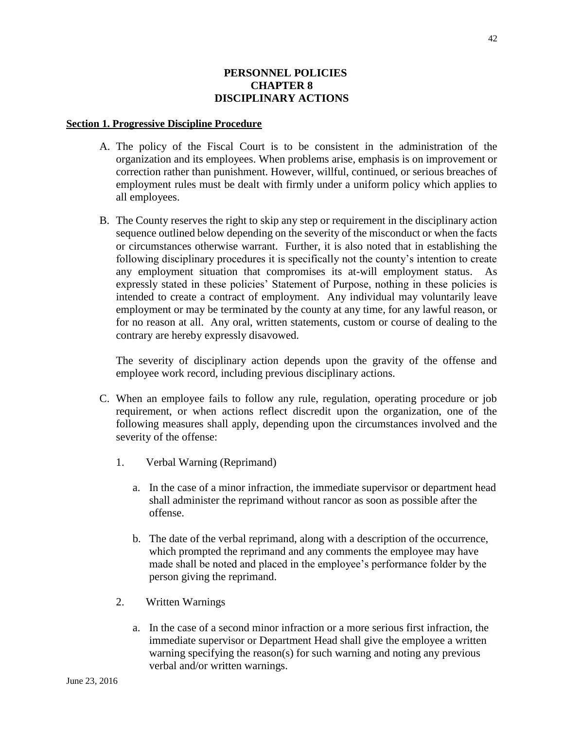# PERSONNEL POLICIES
# CHAPTER 8
# DISCIPLINARY ACTIONS

**Section 1. Progressive Discipline Procedure**

A. The policy of the Fiscal Court is to be consistent in the administration of the organization and its employees. When problems arise, emphasis is on improvement or correction rather than punishment. However, willful, continued, or serious breaches of employment rules must be dealt with firmly under a uniform policy which applies to all employees.

B. The County reserves the right to skip any step or requirement in the disciplinary action sequence outlined below depending on the severity of the misconduct or when the facts or circumstances otherwise warrant. Further, it is also noted that in establishing the following disciplinary procedures it is specifically not the county's intention to create any employment situation that compromises its at-will employment status. As expressly stated in these policies' Statement of Purpose, nothing in these policies is intended to create a contract of employment. Any individual may voluntarily leave employment or may be terminated by the county at any time, for any lawful reason, or for no reason at all. Any oral, written statements, custom or course of dealing to the contrary are hereby expressly disavowed.

   The severity of disciplinary action depends upon the gravity of the offense and employee work record, including previous disciplinary actions.

C. When an employee fails to follow any rule, regulation, operating procedure or job requirement, or when actions reflect discredit upon the organization, one of the following measures shall apply, depending upon the circumstances involved and the severity of the offense:

   1. Verbal Warning (Reprimand)

      a. In the case of a minor infraction, the immediate supervisor or department head shall administer the reprimand without rancor as soon as possible after the offense.

      b. The date of the verbal reprimand, along with a description of the occurrence, which prompted the reprimand and any comments the employee may have made shall be noted and placed in the employee's performance folder by the person giving the reprimand.

   2. Written Warnings

      a. In the case of a second minor infraction or a more serious first infraction, the immediate supervisor or Department Head shall give the employee a written warning specifying the reason(s) for such warning and noting any previous verbal and/or written warnings.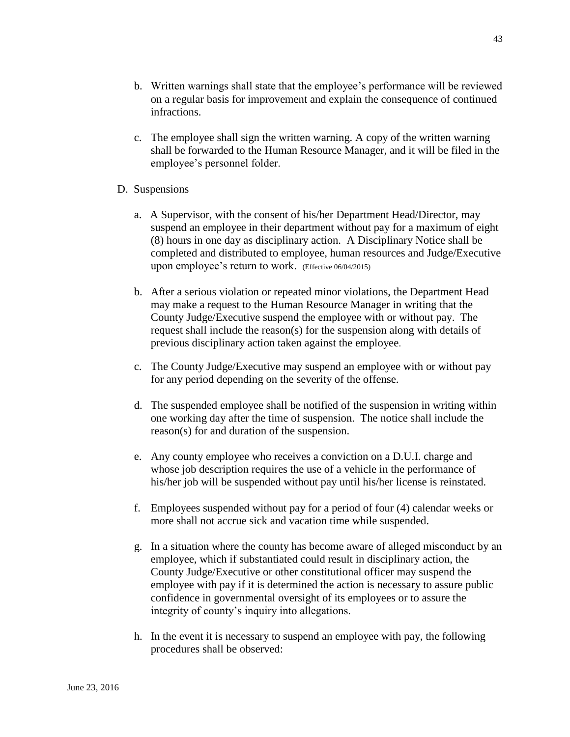b. Written warnings shall state that the employee's performance will be reviewed on a regular basis for improvement and explain the consequence of continued infractions.

c. The employee shall sign the written warning. A copy of the written warning shall be forwarded to the Human Resource Manager, and it will be filed in the employee's personnel folder.

D. Suspensions

a. A Supervisor, with the consent of his/her Department Head/Director, may suspend an employee in their department without pay for a maximum of eight (8) hours in one day as disciplinary action. A Disciplinary Notice shall be completed and distributed to employee, human resources and Judge/Executive upon employee's return to work. (Effective 06/04/2015)

b. After a serious violation or repeated minor violations, the Department Head may make a request to the Human Resource Manager in writing that the County Judge/Executive suspend the employee with or without pay. The request shall include the reason(s) for the suspension along with details of previous disciplinary action taken against the employee.

c. The County Judge/Executive may suspend an employee with or without pay for any period depending on the severity of the offense.

d. The suspended employee shall be notified of the suspension in writing within one working day after the time of suspension. The notice shall include the reason(s) for and duration of the suspension.

e. Any county employee who receives a conviction on a D.U.I. charge and whose job description requires the use of a vehicle in the performance of his/her job will be suspended without pay until his/her license is reinstated.

f. Employees suspended without pay for a period of four (4) calendar weeks or more shall not accrue sick and vacation time while suspended.

g. In a situation where the county has become aware of alleged misconduct by an employee, which if substantiated could result in disciplinary action, the County Judge/Executive or other constitutional officer may suspend the employee with pay if it is determined the action is necessary to assure public confidence in governmental oversight of its employees or to assure the integrity of county's inquiry into allegations.

h. In the event it is necessary to suspend an employee with pay, the following procedures shall be observed:

June 23, 2016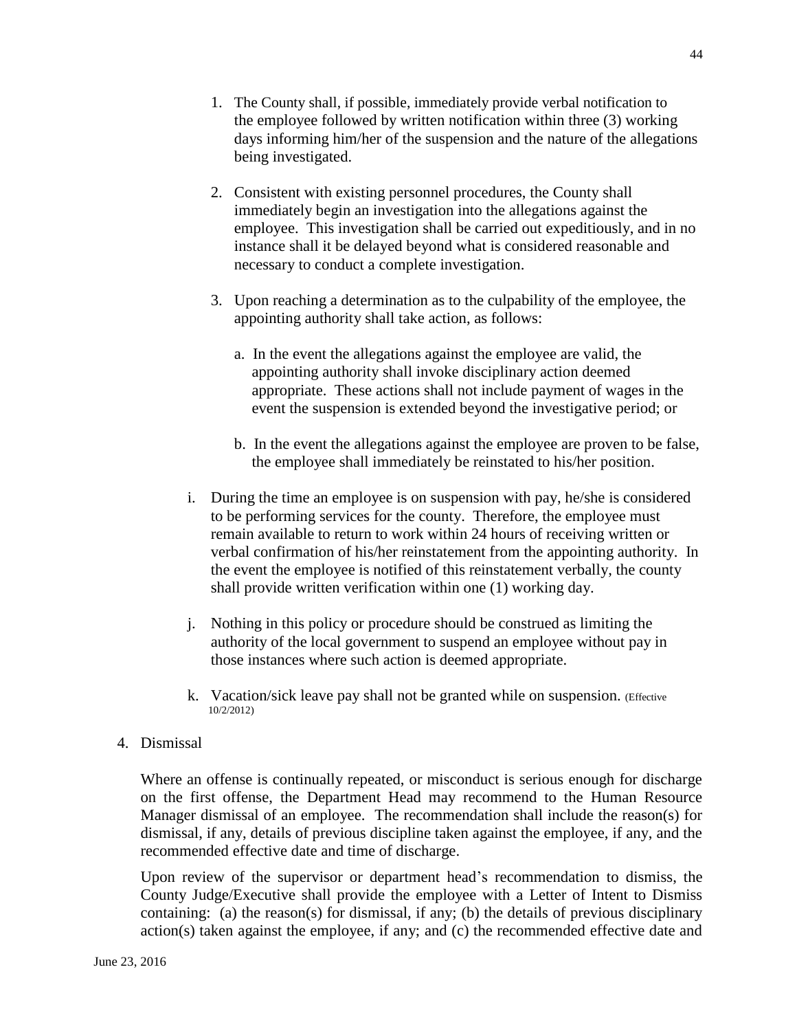1. The County shall, if possible, immediately provide verbal notification to the employee followed by written notification within three (3) working days informing him/her of the suspension and the nature of the allegations being investigated.

2. Consistent with existing personnel procedures, the County shall immediately begin an investigation into the allegations against the employee. This investigation shall be carried out expeditiously, and in no instance shall it be delayed beyond what is considered reasonable and necessary to conduct a complete investigation.

3. Upon reaching a determination as to the culpability of the employee, the appointing authority shall take action, as follows:

   a. In the event the allegations against the employee are valid, the appointing authority shall invoke disciplinary action deemed appropriate. These actions shall not include payment of wages in the event the suspension is extended beyond the investigative period; or

   b. In the event the allegations against the employee are proven to be false, the employee shall immediately be reinstated to his/her position.

i. During the time an employee is on suspension with pay, he/she is considered to be performing services for the county. Therefore, the employee must remain available to return to work within 24 hours of receiving written or verbal confirmation of his/her reinstatement from the appointing authority. In the event the employee is notified of this reinstatement verbally, the county shall provide written verification within one (1) working day.

j. Nothing in this policy or procedure should be construed as limiting the authority of the local government to suspend an employee without pay in those instances where such action is deemed appropriate.

k. Vacation/sick leave pay shall not be granted while on suspension. (Effective 10/2/2012)

4. Dismissal

Where an offense is continually repeated, or misconduct is serious enough for discharge on the first offense, the Department Head may recommend to the Human Resource Manager dismissal of an employee. The recommendation shall include the reason(s) for dismissal, if any, details of previous discipline taken against the employee, if any, and the recommended effective date and time of discharge.

Upon review of the supervisor or department head's recommendation to dismiss, the County Judge/Executive shall provide the employee with a Letter of Intent to Dismiss containing: (a) the reason(s) for dismissal, if any; (b) the details of previous disciplinary action(s) taken against the employee, if any; and (c) the recommended effective date and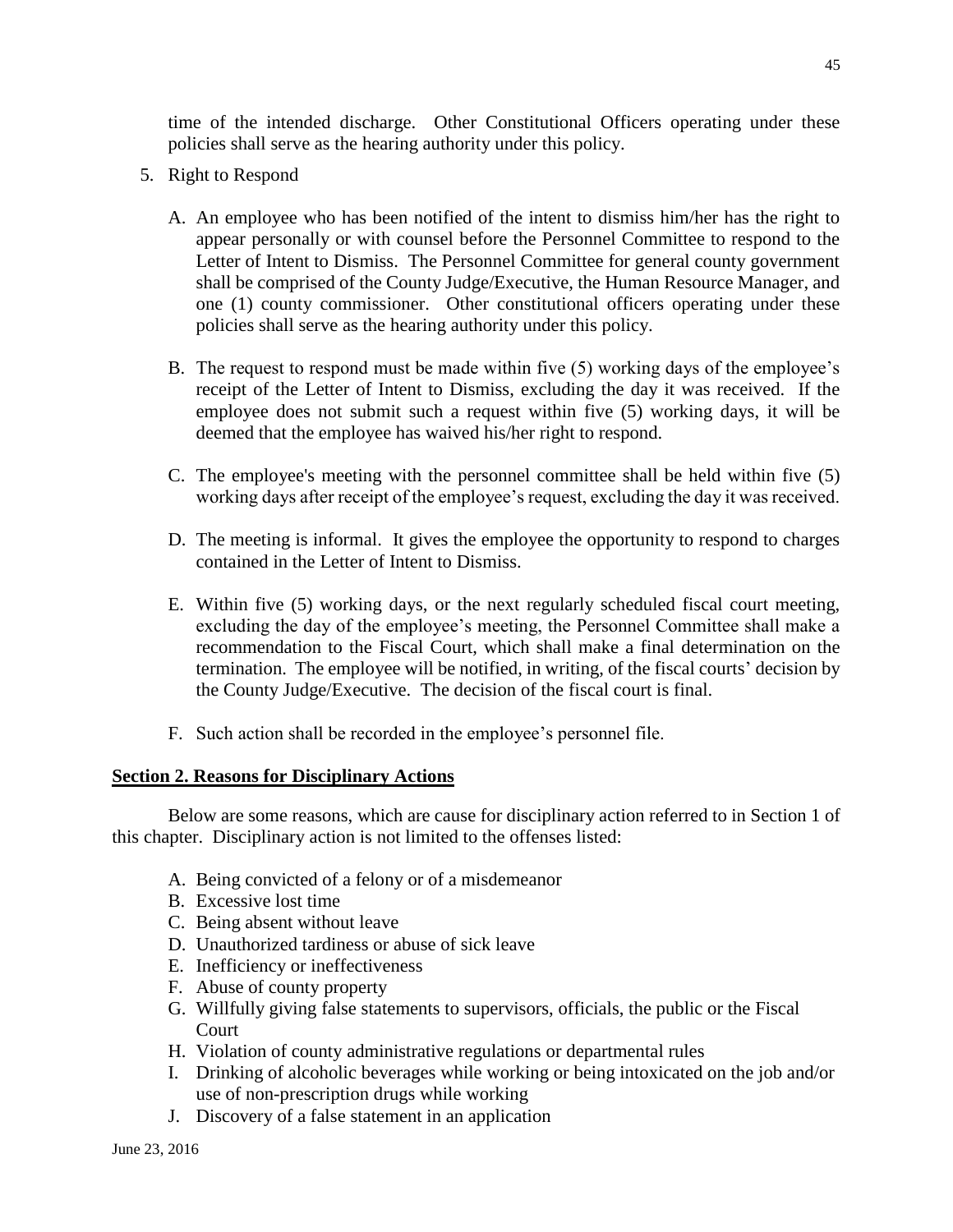time of the intended discharge. Other Constitutional Officers operating under these policies shall serve as the hearing authority under this policy.

5. Right to Respond

   A. An employee who has been notified of the intent to dismiss him/her has the right to appear personally or with counsel before the Personnel Committee to respond to the Letter of Intent to Dismiss. The Personnel Committee for general county government shall be comprised of the County Judge/Executive, the Human Resource Manager, and one (1) county commissioner. Other constitutional officers operating under these policies shall serve as the hearing authority under this policy.

   B. The request to respond must be made within five (5) working days of the employee's receipt of the Letter of Intent to Dismiss, excluding the day it was received. If the employee does not submit such a request within five (5) working days, it will be deemed that the employee has waived his/her right to respond.

   C. The employee's meeting with the personnel committee shall be held within five (5) working days after receipt of the employee's request, excluding the day it was received.

   D. The meeting is informal. It gives the employee the opportunity to respond to charges contained in the Letter of Intent to Dismiss.

   E. Within five (5) working days, or the next regularly scheduled fiscal court meeting, excluding the day of the employee's meeting, the Personnel Committee shall make a recommendation to the Fiscal Court, which shall make a final determination on the termination. The employee will be notified, in writing, of the fiscal courts' decision by the County Judge/Executive. The decision of the fiscal court is final.

   F. Such action shall be recorded in the employee's personnel file.

**Section 2. Reasons for Disciplinary Actions**

Below are some reasons, which are cause for disciplinary action referred to in Section 1 of this chapter. Disciplinary action is not limited to the offenses listed:

A. Being convicted of a felony or of a misdemeanor
B. Excessive lost time
C. Being absent without leave
D. Unauthorized tardiness or abuse of sick leave
E. Inefficiency or ineffectiveness
F. Abuse of county property
G. Willfully giving false statements to supervisors, officials, the public or the Fiscal Court
H. Violation of county administrative regulations or departmental rules
I. Drinking of alcoholic beverages while working or being intoxicated on the job and/or use of non-prescription drugs while working
J. Discovery of a false statement in an application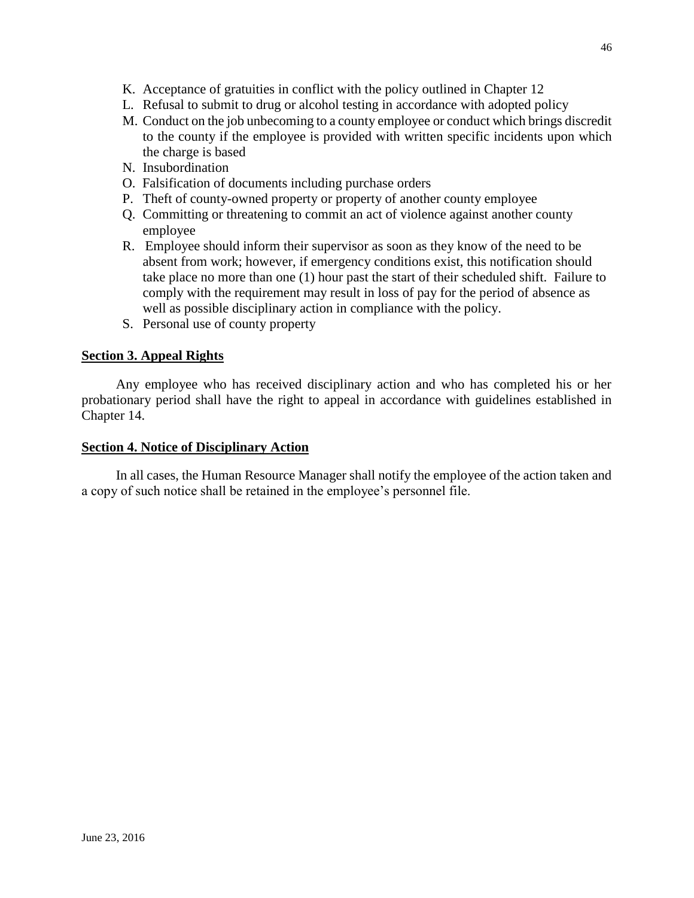K. Acceptance of gratuities in conflict with the policy outlined in Chapter 12
L. Refusal to submit to drug or alcohol testing in accordance with adopted policy
M. Conduct on the job unbecoming to a county employee or conduct which brings discredit to the county if the employee is provided with written specific incidents upon which the charge is based
N. Insubordination
O. Falsification of documents including purchase orders
P. Theft of county-owned property or property of another county employee
Q. Committing or threatening to commit an act of violence against another county employee
R. Employee should inform their supervisor as soon as they know of the need to be absent from work; however, if emergency conditions exist, this notification should take place no more than one (1) hour past the start of their scheduled shift. Failure to comply with the requirement may result in loss of pay for the period of absence as well as possible disciplinary action in compliance with the policy.
S. Personal use of county property

## Section 3. Appeal Rights

Any employee who has received disciplinary action and who has completed his or her probationary period shall have the right to appeal in accordance with guidelines established in Chapter 14.

## Section 4. Notice of Disciplinary Action

In all cases, the Human Resource Manager shall notify the employee of the action taken and a copy of such notice shall be retained in the employee's personnel file.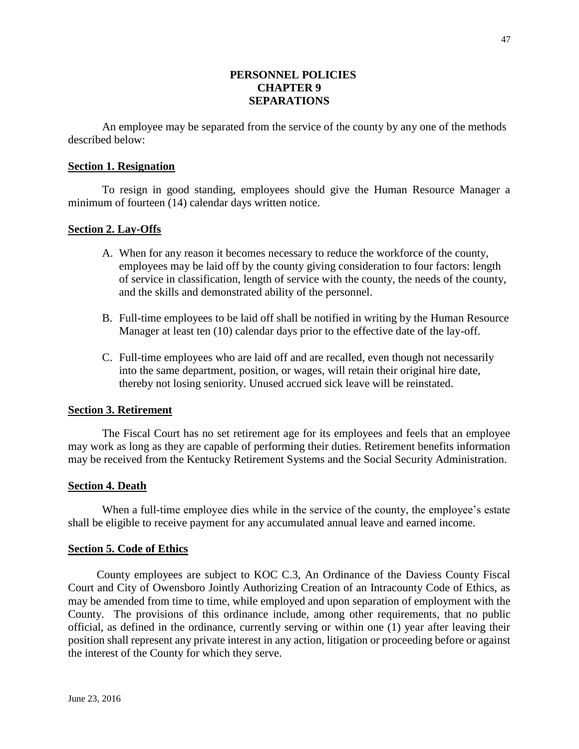# PERSONNEL POLICIES
# CHAPTER 9
# SEPARATIONS

An employee may be separated from the service of the county by any one of the methods described below:

## Section 1. Resignation

To resign in good standing, employees should give the Human Resource Manager a minimum of fourteen (14) calendar days written notice.

## Section 2. Lay-Offs

A. When for any reason it becomes necessary to reduce the workforce of the county, employees may be laid off by the county giving consideration to four factors: length of service in classification, length of service with the county, the needs of the county, and the skills and demonstrated ability of the personnel.

B. Full-time employees to be laid off shall be notified in writing by the Human Resource Manager at least ten (10) calendar days prior to the effective date of the lay-off.

C. Full-time employees who are laid off and are recalled, even though not necessarily into the same department, position, or wages, will retain their original hire date, thereby not losing seniority. Unused accrued sick leave will be reinstated.

## Section 3. Retirement

The Fiscal Court has no set retirement age for its employees and feels that an employee may work as long as they are capable of performing their duties. Retirement benefits information may be received from the Kentucky Retirement Systems and the Social Security Administration.

## Section 4. Death

When a full-time employee dies while in the service of the county, the employee's estate shall be eligible to receive payment for any accumulated annual leave and earned income.

## Section 5. Code of Ethics

County employees are subject to KOC C.3, An Ordinance of the Daviess County Fiscal Court and City of Owensboro Jointly Authorizing Creation of an Intracounty Code of Ethics, as may be amended from time to time, while employed and upon separation of employment with the County. The provisions of this ordinance include, among other requirements, that no public official, as defined in the ordinance, currently serving or within one (1) year after leaving their position shall represent any private interest in any action, litigation or proceeding before or against the interest of the County for which they serve.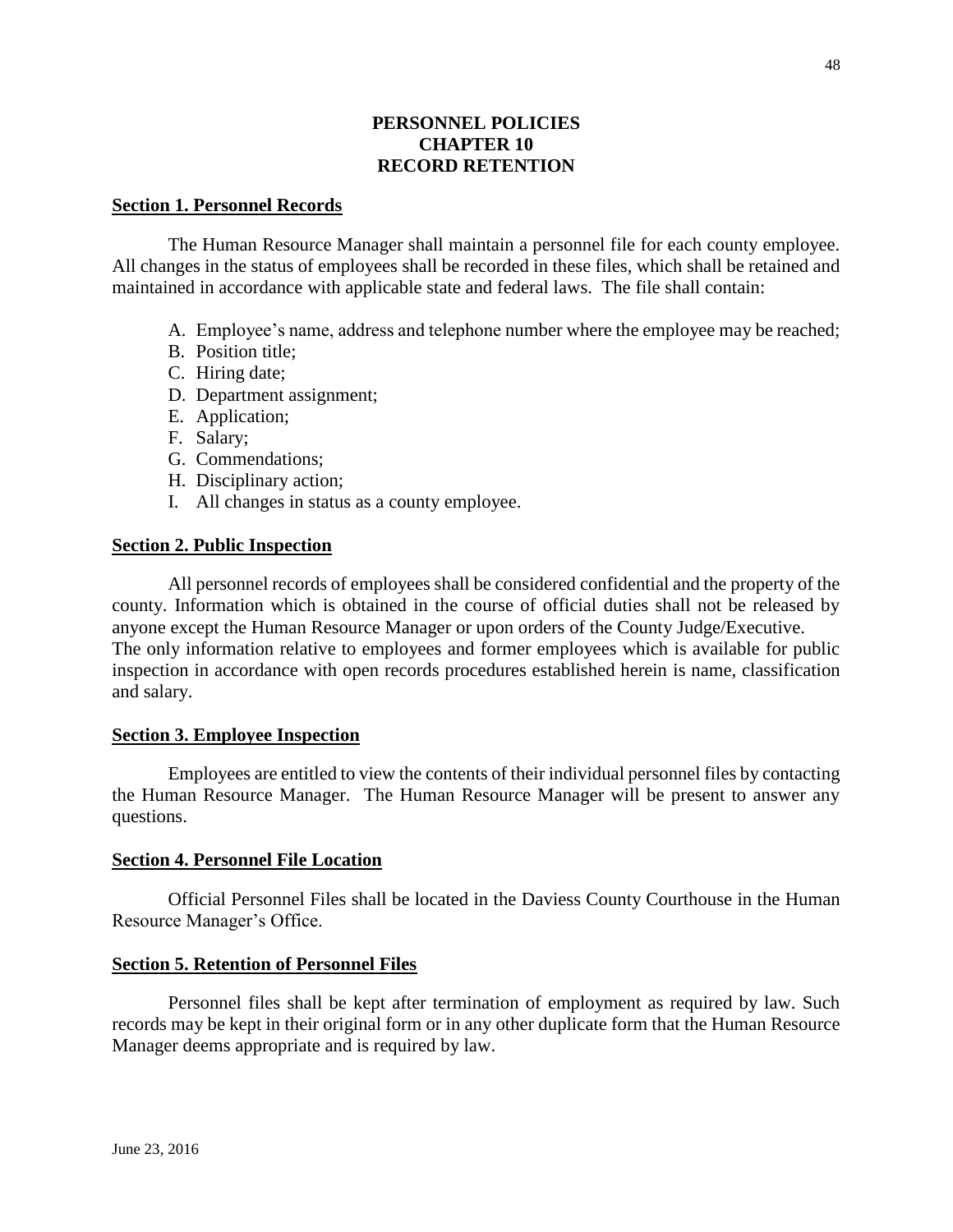# PERSONNEL POLICIES
# CHAPTER 10
# RECORD RETENTION

## Section 1. Personnel Records

The Human Resource Manager shall maintain a personnel file for each county employee. All changes in the status of employees shall be recorded in these files, which shall be retained and maintained in accordance with applicable state and federal laws. The file shall contain:

A. Employee's name, address and telephone number where the employee may be reached;
B. Position title;
C. Hiring date;
D. Department assignment;
E. Application;
F. Salary;
G. Commendations;
H. Disciplinary action;
I. All changes in status as a county employee.

## Section 2. Public Inspection

All personnel records of employees shall be considered confidential and the property of the county. Information which is obtained in the course of official duties shall not be released by anyone except the Human Resource Manager or upon orders of the County Judge/Executive. The only information relative to employees and former employees which is available for public inspection in accordance with open records procedures established herein is name, classification and salary.

## Section 3. Employee Inspection

Employees are entitled to view the contents of their individual personnel files by contacting the Human Resource Manager. The Human Resource Manager will be present to answer any questions.

## Section 4. Personnel File Location

Official Personnel Files shall be located in the Daviess County Courthouse in the Human Resource Manager's Office.

## Section 5. Retention of Personnel Files

Personnel files shall be kept after termination of employment as required by law. Such records may be kept in their original form or in any other duplicate form that the Human Resource Manager deems appropriate and is required by law.

June 23, 2016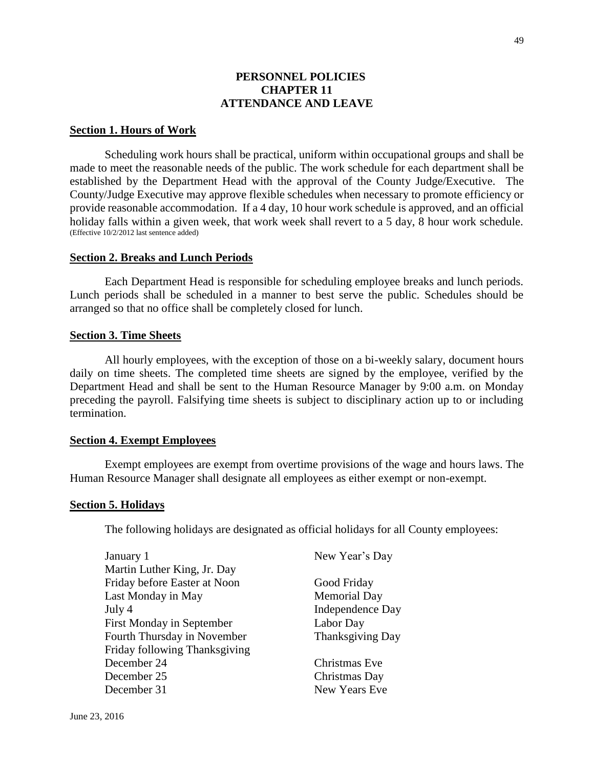# PERSONNEL POLICIES
## CHAPTER 11
## ATTENDANCE AND LEAVE

**Section 1. Hours of Work**

Scheduling work hours shall be practical, uniform within occupational groups and shall be made to meet the reasonable needs of the public. The work schedule for each department shall be established by the Department Head with the approval of the County Judge/Executive. The County/Judge Executive may approve flexible schedules when necessary to promote efficiency or provide reasonable accommodation. If a 4 day, 10 hour work schedule is approved, and an official holiday falls within a given week, that work week shall revert to a 5 day, 8 hour work schedule. (Effective 10/2/2012 last sentence added)

**Section 2. Breaks and Lunch Periods**

Each Department Head is responsible for scheduling employee breaks and lunch periods. Lunch periods shall be scheduled in a manner to best serve the public. Schedules should be arranged so that no office shall be completely closed for lunch.

**Section 3. Time Sheets**

All hourly employees, with the exception of those on a bi-weekly salary, document hours daily on time sheets. The completed time sheets are signed by the employee, verified by the Department Head and shall be sent to the Human Resource Manager by 9:00 a.m. on Monday preceding the payroll. Falsifying time sheets is subject to disciplinary action up to or including termination.

**Section 4. Exempt Employees**

Exempt employees are exempt from overtime provisions of the wage and hours laws. The Human Resource Manager shall designate all employees as either exempt or non-exempt.

**Section 5. Holidays**

The following holidays are designated as official holidays for all County employees:

| | |
|---|---|
| January 1 | New Year's Day |
| Martin Luther King, Jr. Day | |
| Friday before Easter at Noon | Good Friday |
| Last Monday in May | Memorial Day |
| July 4 | Independence Day |
| First Monday in September | Labor Day |
| Fourth Thursday in November | Thanksgiving Day |
| Friday following Thanksgiving | |
| December 24 | Christmas Eve |
| December 25 | Christmas Day |
| December 31 | New Years Eve |

June 23, 2016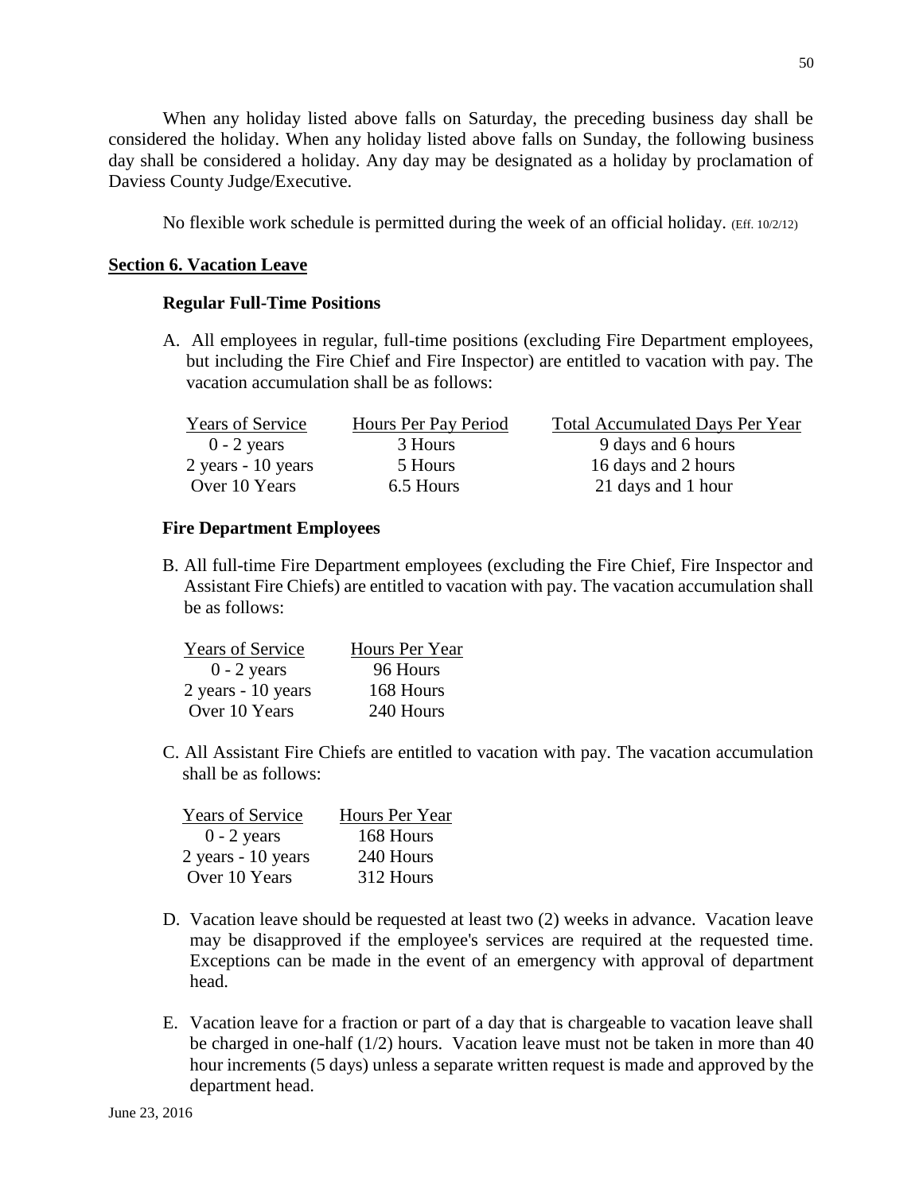When any holiday listed above falls on Saturday, the preceding business day shall be considered the holiday. When any holiday listed above falls on Sunday, the following business day shall be considered a holiday. Any day may be designated as a holiday by proclamation of Daviess County Judge/Executive.

No flexible work schedule is permitted during the week of an official holiday. (Eff. 10/2/12)

## Section 6. Vacation Leave

### Regular Full-Time Positions

A. All employees in regular, full-time positions (excluding Fire Department employees, but including the Fire Chief and Fire Inspector) are entitled to vacation with pay. The vacation accumulation shall be as follows:

| Years of Service | Hours Per Pay Period | Total Accumulated Days Per Year |
|---|---|---|
| 0 - 2 years | 3 Hours | 9 days and 6 hours |
| 2 years - 10 years | 5 Hours | 16 days and 2 hours |
| Over 10 Years | 6.5 Hours | 21 days and 1 hour |

### Fire Department Employees

B. All full-time Fire Department employees (excluding the Fire Chief, Fire Inspector and Assistant Fire Chiefs) are entitled to vacation with pay. The vacation accumulation shall be as follows:

| Years of Service | Hours Per Year |
|---|---|
| 0 - 2 years | 96 Hours |
| 2 years - 10 years | 168 Hours |
| Over 10 Years | 240 Hours |

C. All Assistant Fire Chiefs are entitled to vacation with pay. The vacation accumulation shall be as follows:

| Years of Service | Hours Per Year |
|---|---|
| 0 - 2 years | 168 Hours |
| 2 years - 10 years | 240 Hours |
| Over 10 Years | 312 Hours |

D. Vacation leave should be requested at least two (2) weeks in advance. Vacation leave may be disapproved if the employee's services are required at the requested time. Exceptions can be made in the event of an emergency with approval of department head.

E. Vacation leave for a fraction or part of a day that is chargeable to vacation leave shall be charged in one-half (1/2) hours. Vacation leave must not be taken in more than 40 hour increments (5 days) unless a separate written request is made and approved by the department head.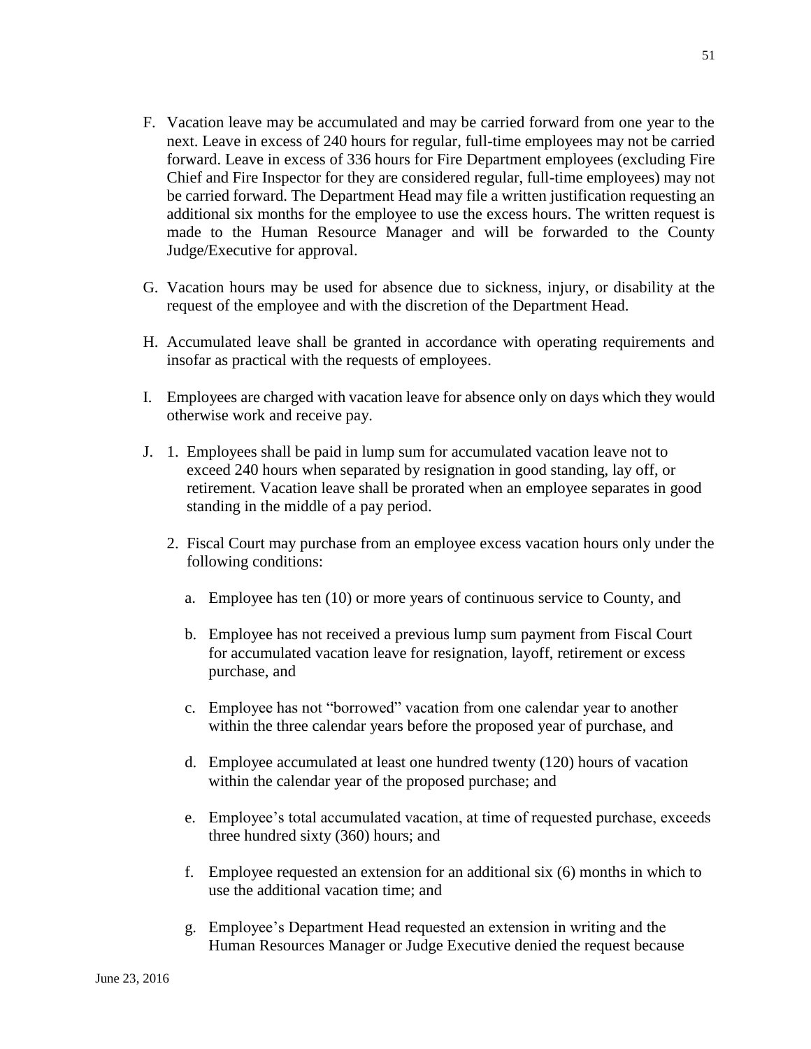F. Vacation leave may be accumulated and may be carried forward from one year to the next. Leave in excess of 240 hours for regular, full-time employees may not be carried forward. Leave in excess of 336 hours for Fire Department employees (excluding Fire Chief and Fire Inspector for they are considered regular, full-time employees) may not be carried forward. The Department Head may file a written justification requesting an additional six months for the employee to use the excess hours. The written request is made to the Human Resource Manager and will be forwarded to the County Judge/Executive for approval.

G. Vacation hours may be used for absence due to sickness, injury, or disability at the request of the employee and with the discretion of the Department Head.

H. Accumulated leave shall be granted in accordance with operating requirements and insofar as practical with the requests of employees.

I. Employees are charged with vacation leave for absence only on days which they would otherwise work and receive pay.

J. 1. Employees shall be paid in lump sum for accumulated vacation leave not to exceed 240 hours when separated by resignation in good standing, lay off, or retirement. Vacation leave shall be prorated when an employee separates in good standing in the middle of a pay period.

   2. Fiscal Court may purchase from an employee excess vacation hours only under the following conditions:

      a. Employee has ten (10) or more years of continuous service to County, and

      b. Employee has not received a previous lump sum payment from Fiscal Court for accumulated vacation leave for resignation, layoff, retirement or excess purchase, and

      c. Employee has not "borrowed" vacation from one calendar year to another within the three calendar years before the proposed year of purchase, and

      d. Employee accumulated at least one hundred twenty (120) hours of vacation within the calendar year of the proposed purchase; and

      e. Employee's total accumulated vacation, at time of requested purchase, exceeds three hundred sixty (360) hours; and

      f. Employee requested an extension for an additional six (6) months in which to use the additional vacation time; and

      g. Employee's Department Head requested an extension in writing and the Human Resources Manager or Judge Executive denied the request because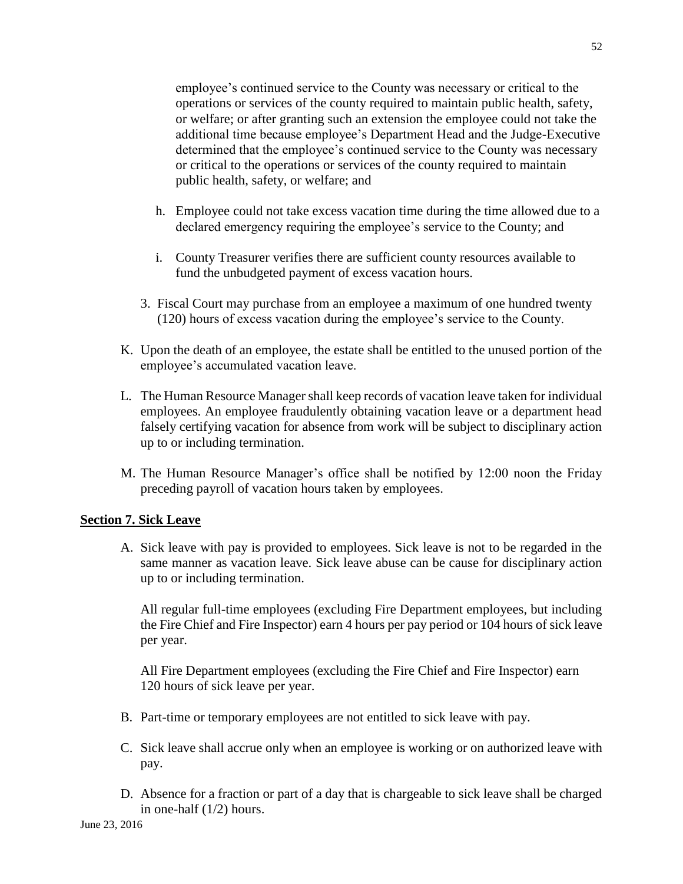employee's continued service to the County was necessary or critical to the operations or services of the county required to maintain public health, safety, or welfare; or after granting such an extension the employee could not take the additional time because employee's Department Head and the Judge-Executive determined that the employee's continued service to the County was necessary or critical to the operations or services of the county required to maintain public health, safety, or welfare; and

h. Employee could not take excess vacation time during the time allowed due to a declared emergency requiring the employee's service to the County; and

i. County Treasurer verifies there are sufficient county resources available to fund the unbudgeted payment of excess vacation hours.

3. Fiscal Court may purchase from an employee a maximum of one hundred twenty (120) hours of excess vacation during the employee's service to the County.

K. Upon the death of an employee, the estate shall be entitled to the unused portion of the employee's accumulated vacation leave.

L. The Human Resource Manager shall keep records of vacation leave taken for individual employees. An employee fraudulently obtaining vacation leave or a department head falsely certifying vacation for absence from work will be subject to disciplinary action up to or including termination.

M. The Human Resource Manager's office shall be notified by 12:00 noon the Friday preceding payroll of vacation hours taken by employees.

**Section 7. Sick Leave**

A. Sick leave with pay is provided to employees. Sick leave is not to be regarded in the same manner as vacation leave. Sick leave abuse can be cause for disciplinary action up to or including termination.

All regular full-time employees (excluding Fire Department employees, but including the Fire Chief and Fire Inspector) earn 4 hours per pay period or 104 hours of sick leave per year.

All Fire Department employees (excluding the Fire Chief and Fire Inspector) earn 120 hours of sick leave per year.

B. Part-time or temporary employees are not entitled to sick leave with pay.

C. Sick leave shall accrue only when an employee is working or on authorized leave with pay.

D. Absence for a fraction or part of a day that is chargeable to sick leave shall be charged in one-half (1/2) hours.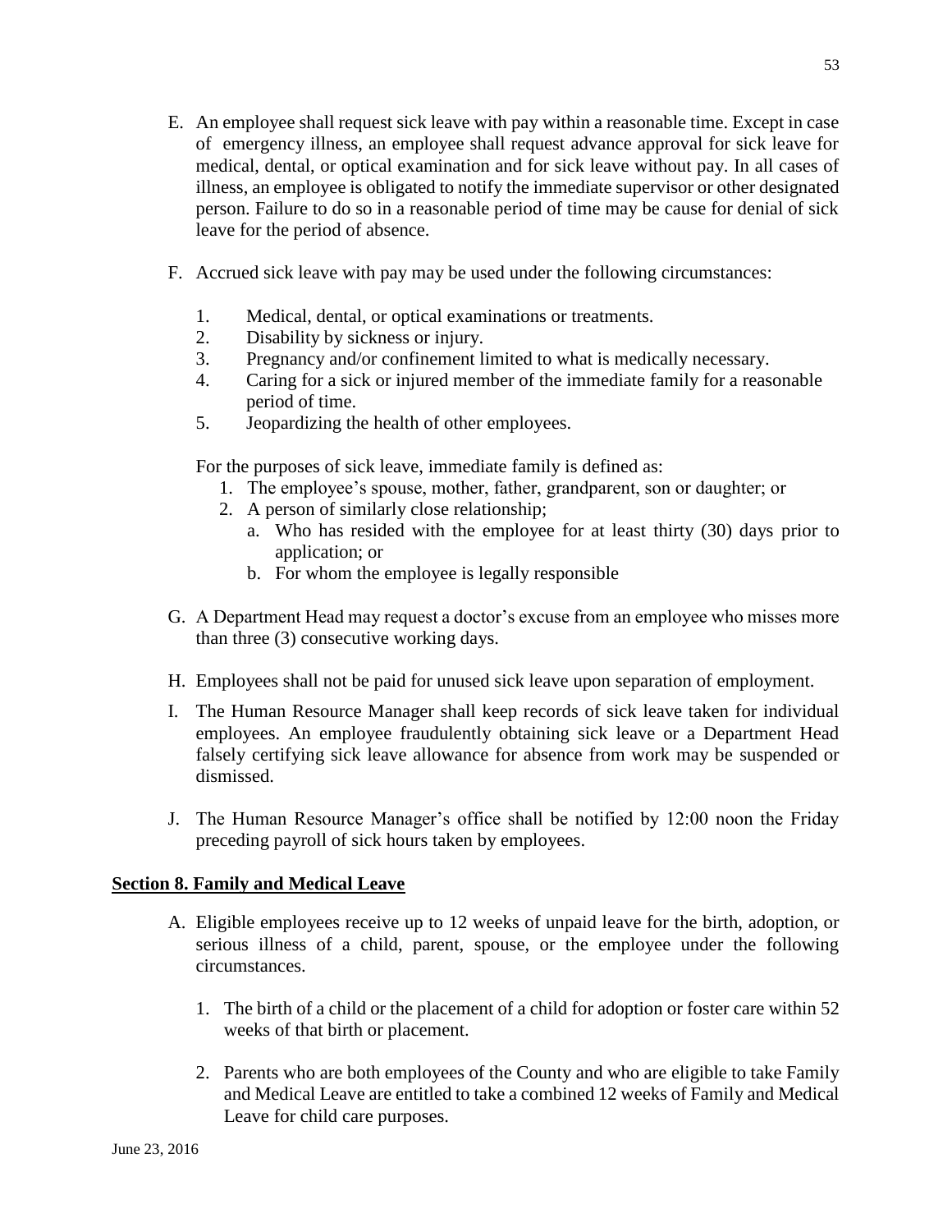E. An employee shall request sick leave with pay within a reasonable time. Except in case of emergency illness, an employee shall request advance approval for sick leave for medical, dental, or optical examination and for sick leave without pay. In all cases of illness, an employee is obligated to notify the immediate supervisor or other designated person. Failure to do so in a reasonable period of time may be cause for denial of sick leave for the period of absence.

F. Accrued sick leave with pay may be used under the following circumstances:

   1. Medical, dental, or optical examinations or treatments.
   2. Disability by sickness or injury.
   3. Pregnancy and/or confinement limited to what is medically necessary.
   4. Caring for a sick or injured member of the immediate family for a reasonable period of time.
   5. Jeopardizing the health of other employees.

   For the purposes of sick leave, immediate family is defined as:

   1. The employee's spouse, mother, father, grandparent, son or daughter; or
   2. A person of similarly close relationship;
      a. Who has resided with the employee for at least thirty (30) days prior to application; or
      b. For whom the employee is legally responsible

G. A Department Head may request a doctor's excuse from an employee who misses more than three (3) consecutive working days.

H. Employees shall not be paid for unused sick leave upon separation of employment.

I. The Human Resource Manager shall keep records of sick leave taken for individual employees. An employee fraudulently obtaining sick leave or a Department Head falsely certifying sick leave allowance for absence from work may be suspended or dismissed.

J. The Human Resource Manager's office shall be notified by 12:00 noon the Friday preceding payroll of sick hours taken by employees.

## Section 8. Family and Medical Leave

A. Eligible employees receive up to 12 weeks of unpaid leave for the birth, adoption, or serious illness of a child, parent, spouse, or the employee under the following circumstances.

   1. The birth of a child or the placement of a child for adoption or foster care within 52 weeks of that birth or placement.

   2. Parents who are both employees of the County and who are eligible to take Family and Medical Leave are entitled to take a combined 12 weeks of Family and Medical Leave for child care purposes.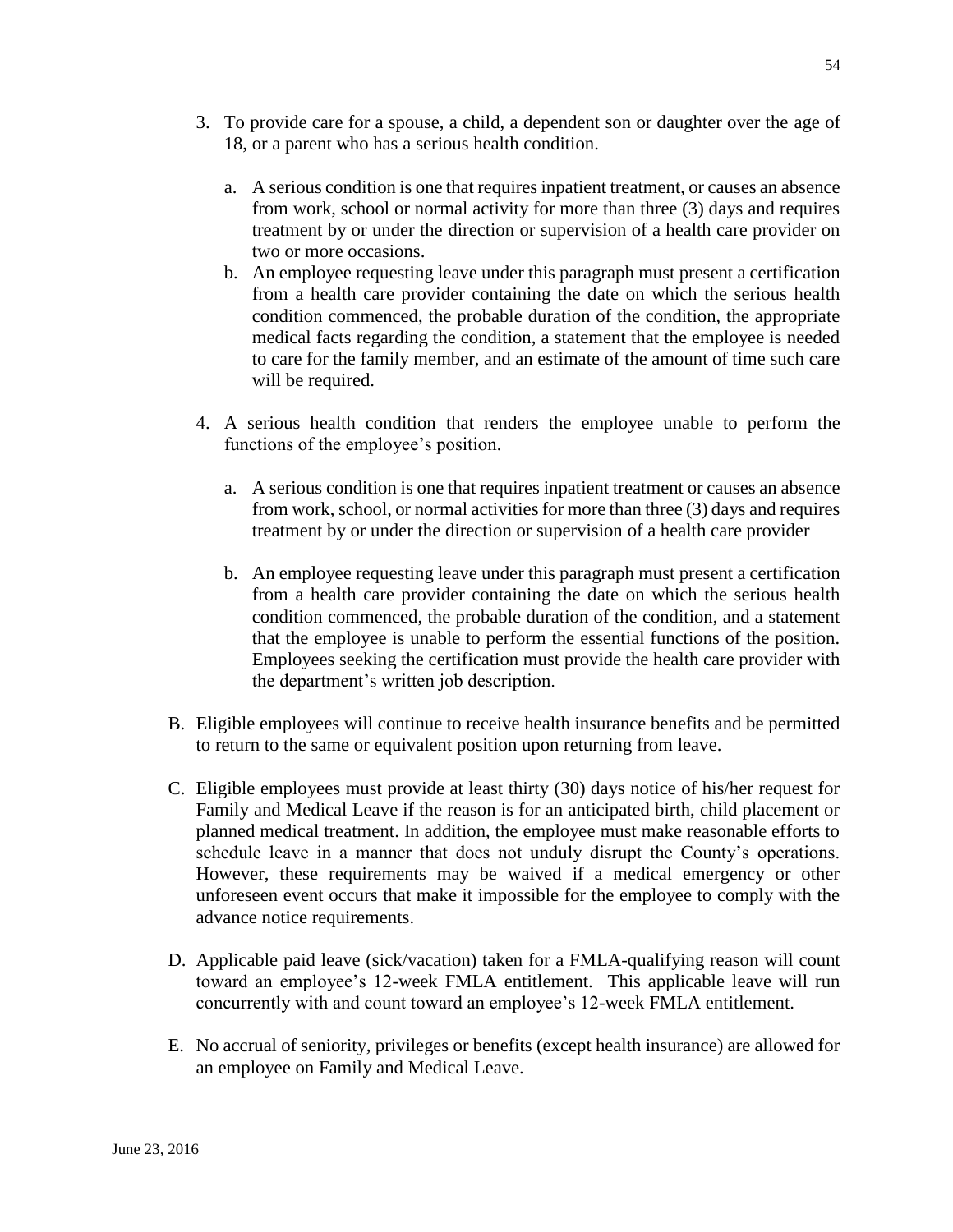3. To provide care for a spouse, a child, a dependent son or daughter over the age of 18, or a parent who has a serious health condition.

   a. A serious condition is one that requires inpatient treatment, or causes an absence from work, school or normal activity for more than three (3) days and requires treatment by or under the direction or supervision of a health care provider on two or more occasions.
   b. An employee requesting leave under this paragraph must present a certification from a health care provider containing the date on which the serious health condition commenced, the probable duration of the condition, the appropriate medical facts regarding the condition, a statement that the employee is needed to care for the family member, and an estimate of the amount of time such care will be required.

4. A serious health condition that renders the employee unable to perform the functions of the employee's position.

   a. A serious condition is one that requires inpatient treatment or causes an absence from work, school, or normal activities for more than three (3) days and requires treatment by or under the direction or supervision of a health care provider

   b. An employee requesting leave under this paragraph must present a certification from a health care provider containing the date on which the serious health condition commenced, the probable duration of the condition, and a statement that the employee is unable to perform the essential functions of the position. Employees seeking the certification must provide the health care provider with the department's written job description.

B. Eligible employees will continue to receive health insurance benefits and be permitted to return to the same or equivalent position upon returning from leave.

C. Eligible employees must provide at least thirty (30) days notice of his/her request for Family and Medical Leave if the reason is for an anticipated birth, child placement or planned medical treatment. In addition, the employee must make reasonable efforts to schedule leave in a manner that does not unduly disrupt the County's operations. However, these requirements may be waived if a medical emergency or other unforeseen event occurs that make it impossible for the employee to comply with the advance notice requirements.

D. Applicable paid leave (sick/vacation) taken for a FMLA-qualifying reason will count toward an employee's 12-week FMLA entitlement. This applicable leave will run concurrently with and count toward an employee's 12-week FMLA entitlement.

E. No accrual of seniority, privileges or benefits (except health insurance) are allowed for an employee on Family and Medical Leave.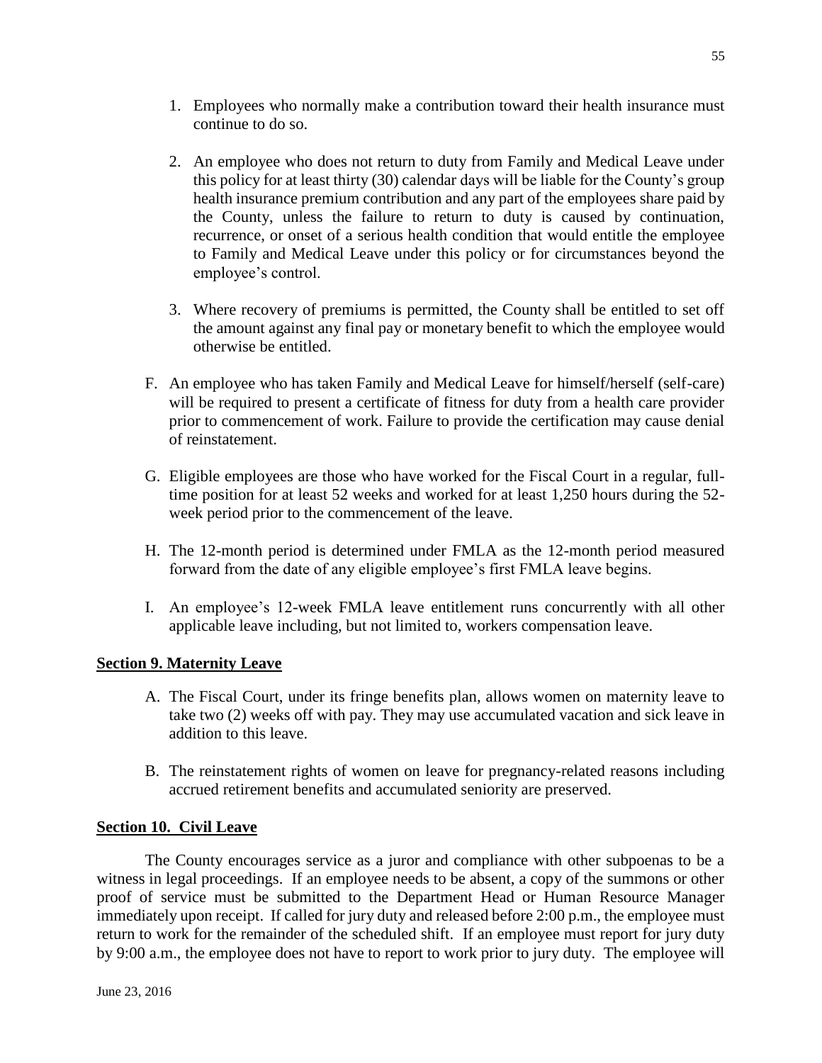1. Employees who normally make a contribution toward their health insurance must continue to do so.

2. An employee who does not return to duty from Family and Medical Leave under this policy for at least thirty (30) calendar days will be liable for the County's group health insurance premium contribution and any part of the employees share paid by the County, unless the failure to return to duty is caused by continuation, recurrence, or onset of a serious health condition that would entitle the employee to Family and Medical Leave under this policy or for circumstances beyond the employee's control.

3. Where recovery of premiums is permitted, the County shall be entitled to set off the amount against any final pay or monetary benefit to which the employee would otherwise be entitled.

F. An employee who has taken Family and Medical Leave for himself/herself (self-care) will be required to present a certificate of fitness for duty from a health care provider prior to commencement of work. Failure to provide the certification may cause denial of reinstatement.

G. Eligible employees are those who have worked for the Fiscal Court in a regular, full-time position for at least 52 weeks and worked for at least 1,250 hours during the 52-week period prior to the commencement of the leave.

H. The 12-month period is determined under FMLA as the 12-month period measured forward from the date of any eligible employee's first FMLA leave begins.

I. An employee's 12-week FMLA leave entitlement runs concurrently with all other applicable leave including, but not limited to, workers compensation leave.

**Section 9. Maternity Leave**

A. The Fiscal Court, under its fringe benefits plan, allows women on maternity leave to take two (2) weeks off with pay. They may use accumulated vacation and sick leave in addition to this leave.

B. The reinstatement rights of women on leave for pregnancy-related reasons including accrued retirement benefits and accumulated seniority are preserved.

**Section 10. Civil Leave**

The County encourages service as a juror and compliance with other subpoenas to be a witness in legal proceedings. If an employee needs to be absent, a copy of the summons or other proof of service must be submitted to the Department Head or Human Resource Manager immediately upon receipt. If called for jury duty and released before 2:00 p.m., the employee must return to work for the remainder of the scheduled shift. If an employee must report for jury duty by 9:00 a.m., the employee does not have to report to work prior to jury duty. The employee will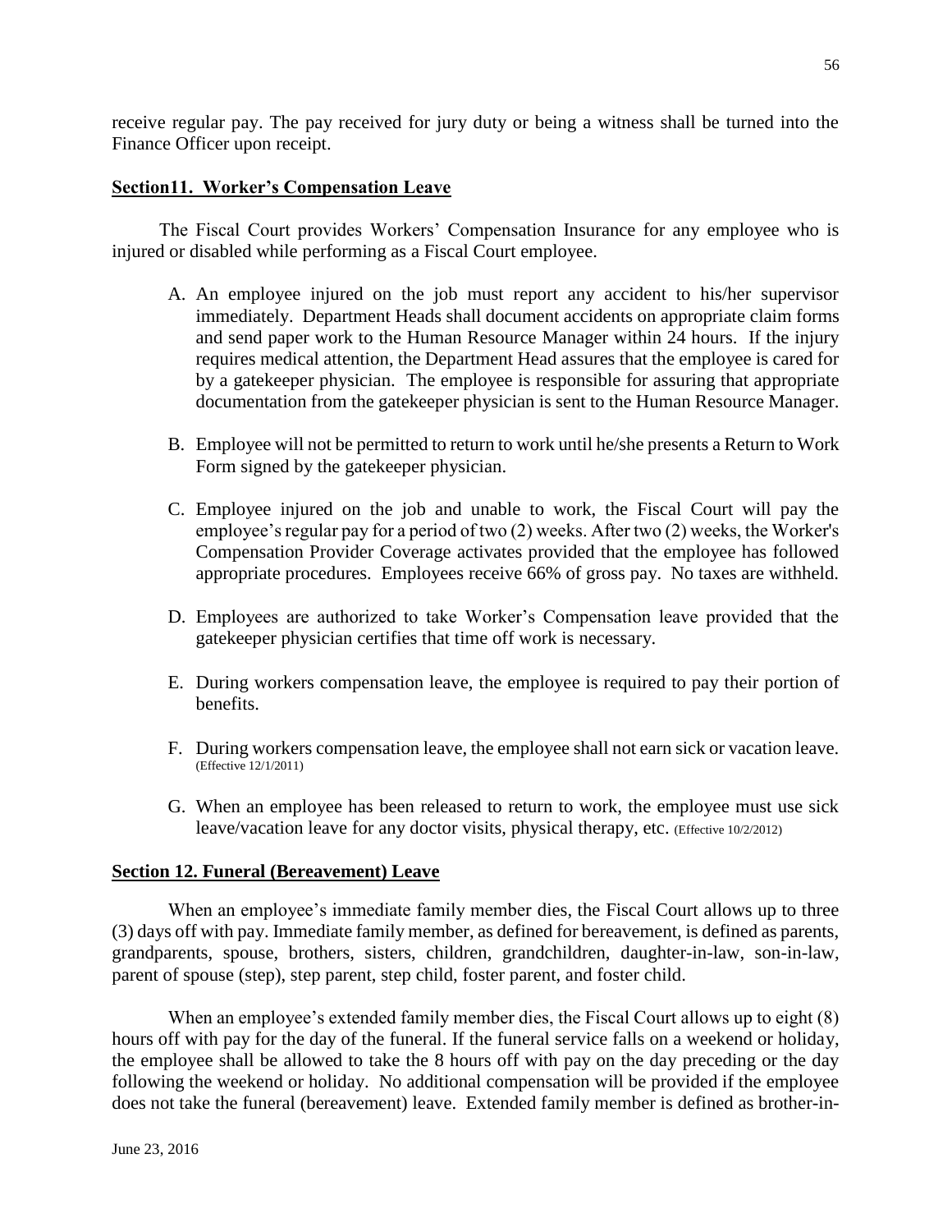receive regular pay. The pay received for jury duty or being a witness shall be turned into the Finance Officer upon receipt.

## Section11. Worker's Compensation Leave

The Fiscal Court provides Workers' Compensation Insurance for any employee who is injured or disabled while performing as a Fiscal Court employee.

A. An employee injured on the job must report any accident to his/her supervisor immediately. Department Heads shall document accidents on appropriate claim forms and send paper work to the Human Resource Manager within 24 hours. If the injury requires medical attention, the Department Head assures that the employee is cared for by a gatekeeper physician. The employee is responsible for assuring that appropriate documentation from the gatekeeper physician is sent to the Human Resource Manager.

B. Employee will not be permitted to return to work until he/she presents a Return to Work Form signed by the gatekeeper physician.

C. Employee injured on the job and unable to work, the Fiscal Court will pay the employee's regular pay for a period of two (2) weeks. After two (2) weeks, the Worker's Compensation Provider Coverage activates provided that the employee has followed appropriate procedures. Employees receive 66% of gross pay. No taxes are withheld.

D. Employees are authorized to take Worker's Compensation leave provided that the gatekeeper physician certifies that time off work is necessary.

E. During workers compensation leave, the employee is required to pay their portion of benefits.

F. During workers compensation leave, the employee shall not earn sick or vacation leave. (Effective 12/1/2011)

G. When an employee has been released to return to work, the employee must use sick leave/vacation leave for any doctor visits, physical therapy, etc. (Effective 10/2/2012)

## Section 12. Funeral (Bereavement) Leave

When an employee's immediate family member dies, the Fiscal Court allows up to three (3) days off with pay. Immediate family member, as defined for bereavement, is defined as parents, grandparents, spouse, brothers, sisters, children, grandchildren, daughter-in-law, son-in-law, parent of spouse (step), step parent, step child, foster parent, and foster child.

When an employee's extended family member dies, the Fiscal Court allows up to eight (8) hours off with pay for the day of the funeral. If the funeral service falls on a weekend or holiday, the employee shall be allowed to take the 8 hours off with pay on the day preceding or the day following the weekend or holiday. No additional compensation will be provided if the employee does not take the funeral (bereavement) leave. Extended family member is defined as brother-in-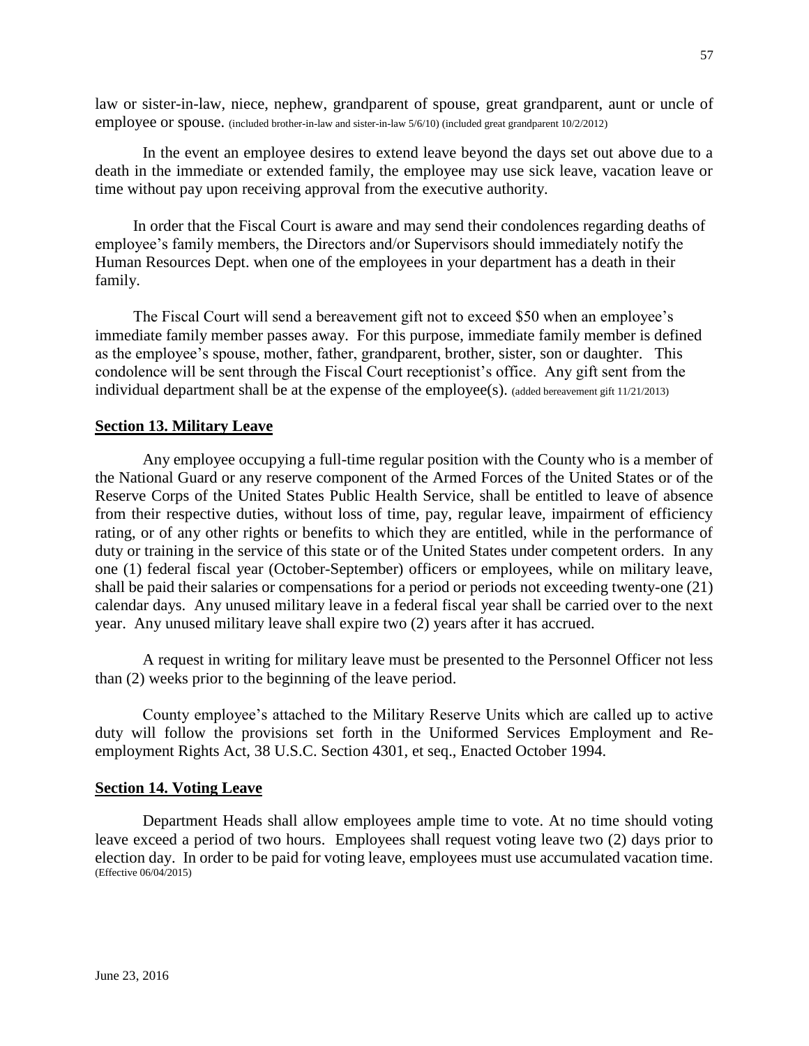law or sister-in-law, niece, nephew, grandparent of spouse, great grandparent, aunt or uncle of employee or spouse. (included brother-in-law and sister-in-law 5/6/10) (included great grandparent 10/2/2012)

In the event an employee desires to extend leave beyond the days set out above due to a death in the immediate or extended family, the employee may use sick leave, vacation leave or time without pay upon receiving approval from the executive authority.

In order that the Fiscal Court is aware and may send their condolences regarding deaths of employee's family members, the Directors and/or Supervisors should immediately notify the Human Resources Dept. when one of the employees in your department has a death in their family.

The Fiscal Court will send a bereavement gift not to exceed $50 when an employee's immediate family member passes away. For this purpose, immediate family member is defined as the employee's spouse, mother, father, grandparent, brother, sister, son or daughter. This condolence will be sent through the Fiscal Court receptionist's office. Any gift sent from the individual department shall be at the expense of the employee(s). (added bereavement gift 11/21/2013)

## Section 13. Military Leave

Any employee occupying a full-time regular position with the County who is a member of the National Guard or any reserve component of the Armed Forces of the United States or of the Reserve Corps of the United States Public Health Service, shall be entitled to leave of absence from their respective duties, without loss of time, pay, regular leave, impairment of efficiency rating, or of any other rights or benefits to which they are entitled, while in the performance of duty or training in the service of this state or of the United States under competent orders. In any one (1) federal fiscal year (October-September) officers or employees, while on military leave, shall be paid their salaries or compensations for a period or periods not exceeding twenty-one (21) calendar days. Any unused military leave in a federal fiscal year shall be carried over to the next year. Any unused military leave shall expire two (2) years after it has accrued.

A request in writing for military leave must be presented to the Personnel Officer not less than (2) weeks prior to the beginning of the leave period.

County employee's attached to the Military Reserve Units which are called up to active duty will follow the provisions set forth in the Uniformed Services Employment and Re-employment Rights Act, 38 U.S.C. Section 4301, et seq., Enacted October 1994.

## Section 14. Voting Leave

Department Heads shall allow employees ample time to vote. At no time should voting leave exceed a period of two hours. Employees shall request voting leave two (2) days prior to election day. In order to be paid for voting leave, employees must use accumulated vacation time. (Effective 06/04/2015)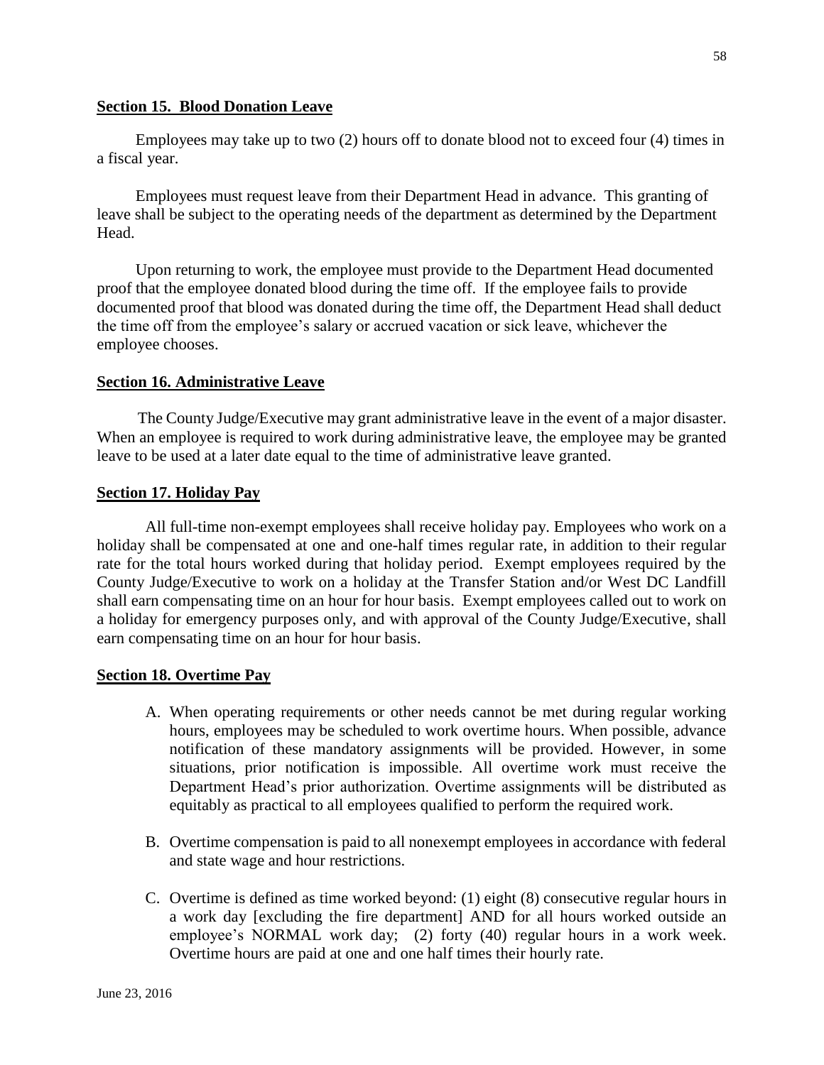## Section 15. Blood Donation Leave

Employees may take up to two (2) hours off to donate blood not to exceed four (4) times in a fiscal year.

Employees must request leave from their Department Head in advance. This granting of leave shall be subject to the operating needs of the department as determined by the Department Head.

Upon returning to work, the employee must provide to the Department Head documented proof that the employee donated blood during the time off. If the employee fails to provide documented proof that blood was donated during the time off, the Department Head shall deduct the time off from the employee's salary or accrued vacation or sick leave, whichever the employee chooses.

## Section 16. Administrative Leave

The County Judge/Executive may grant administrative leave in the event of a major disaster. When an employee is required to work during administrative leave, the employee may be granted leave to be used at a later date equal to the time of administrative leave granted.

## Section 17. Holiday Pay

All full-time non-exempt employees shall receive holiday pay. Employees who work on a holiday shall be compensated at one and one-half times regular rate, in addition to their regular rate for the total hours worked during that holiday period. Exempt employees required by the County Judge/Executive to work on a holiday at the Transfer Station and/or West DC Landfill shall earn compensating time on an hour for hour basis. Exempt employees called out to work on a holiday for emergency purposes only, and with approval of the County Judge/Executive, shall earn compensating time on an hour for hour basis.

## Section 18. Overtime Pay

A. When operating requirements or other needs cannot be met during regular working hours, employees may be scheduled to work overtime hours. When possible, advance notification of these mandatory assignments will be provided. However, in some situations, prior notification is impossible. All overtime work must receive the Department Head's prior authorization. Overtime assignments will be distributed as equitably as practical to all employees qualified to perform the required work.

B. Overtime compensation is paid to all nonexempt employees in accordance with federal and state wage and hour restrictions.

C. Overtime is defined as time worked beyond: (1) eight (8) consecutive regular hours in a work day [excluding the fire department] AND for all hours worked outside an employee's NORMAL work day; (2) forty (40) regular hours in a work week. Overtime hours are paid at one and one half times their hourly rate.

June 23, 2016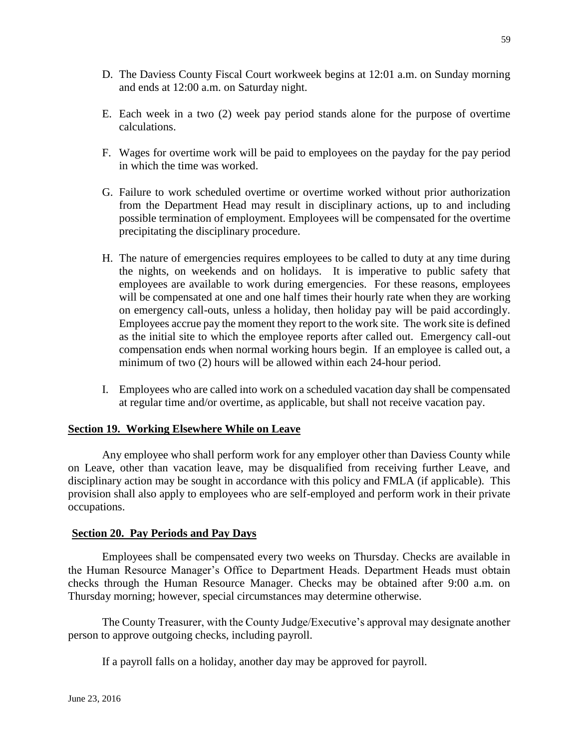D. The Daviess County Fiscal Court workweek begins at 12:01 a.m. on Sunday morning and ends at 12:00 a.m. on Saturday night.

E. Each week in a two (2) week pay period stands alone for the purpose of overtime calculations.

F. Wages for overtime work will be paid to employees on the payday for the pay period in which the time was worked.

G. Failure to work scheduled overtime or overtime worked without prior authorization from the Department Head may result in disciplinary actions, up to and including possible termination of employment. Employees will be compensated for the overtime precipitating the disciplinary procedure.

H. The nature of emergencies requires employees to be called to duty at any time during the nights, on weekends and on holidays. It is imperative to public safety that employees are available to work during emergencies. For these reasons, employees will be compensated at one and one half times their hourly rate when they are working on emergency call-outs, unless a holiday, then holiday pay will be paid accordingly. Employees accrue pay the moment they report to the work site. The work site is defined as the initial site to which the employee reports after called out. Emergency call-out compensation ends when normal working hours begin. If an employee is called out, a minimum of two (2) hours will be allowed within each 24-hour period.

I. Employees who are called into work on a scheduled vacation day shall be compensated at regular time and/or overtime, as applicable, but shall not receive vacation pay.

## Section 19. Working Elsewhere While on Leave

Any employee who shall perform work for any employer other than Daviess County while on Leave, other than vacation leave, may be disqualified from receiving further Leave, and disciplinary action may be sought in accordance with this policy and FMLA (if applicable). This provision shall also apply to employees who are self-employed and perform work in their private occupations.

## Section 20. Pay Periods and Pay Days

Employees shall be compensated every two weeks on Thursday. Checks are available in the Human Resource Manager's Office to Department Heads. Department Heads must obtain checks through the Human Resource Manager. Checks may be obtained after 9:00 a.m. on Thursday morning; however, special circumstances may determine otherwise.

The County Treasurer, with the County Judge/Executive's approval may designate another person to approve outgoing checks, including payroll.

If a payroll falls on a holiday, another day may be approved for payroll.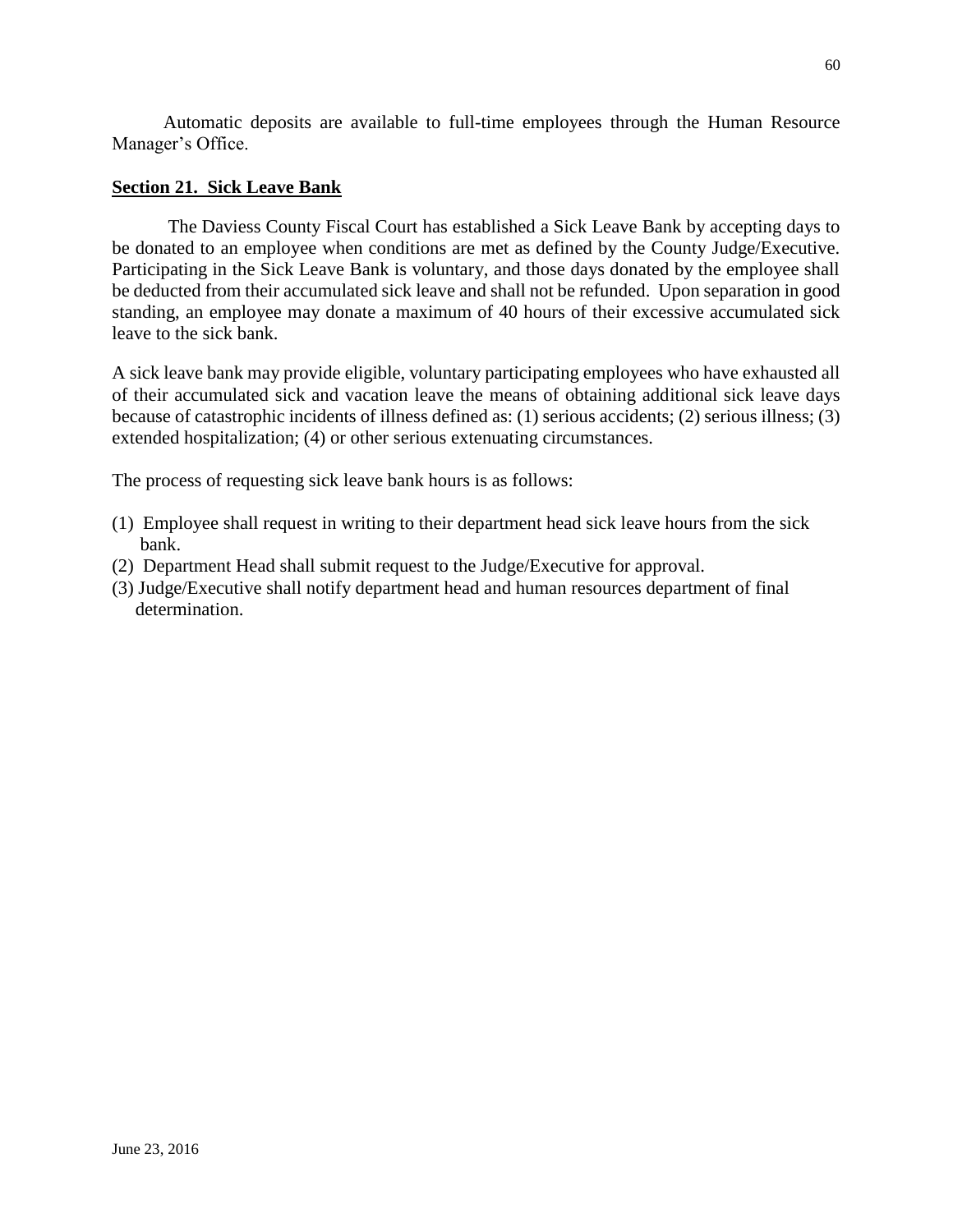Automatic deposits are available to full-time employees through the Human Resource Manager's Office.

**Section 21. Sick Leave Bank**

The Daviess County Fiscal Court has established a Sick Leave Bank by accepting days to be donated to an employee when conditions are met as defined by the County Judge/Executive. Participating in the Sick Leave Bank is voluntary, and those days donated by the employee shall be deducted from their accumulated sick leave and shall not be refunded. Upon separation in good standing, an employee may donate a maximum of 40 hours of their excessive accumulated sick leave to the sick bank.

A sick leave bank may provide eligible, voluntary participating employees who have exhausted all of their accumulated sick and vacation leave the means of obtaining additional sick leave days because of catastrophic incidents of illness defined as: (1) serious accidents; (2) serious illness; (3) extended hospitalization; (4) or other serious extenuating circumstances.

The process of requesting sick leave bank hours is as follows:

(1) Employee shall request in writing to their department head sick leave hours from the sick bank.
(2) Department Head shall submit request to the Judge/Executive for approval.
(3) Judge/Executive shall notify department head and human resources department of final determination.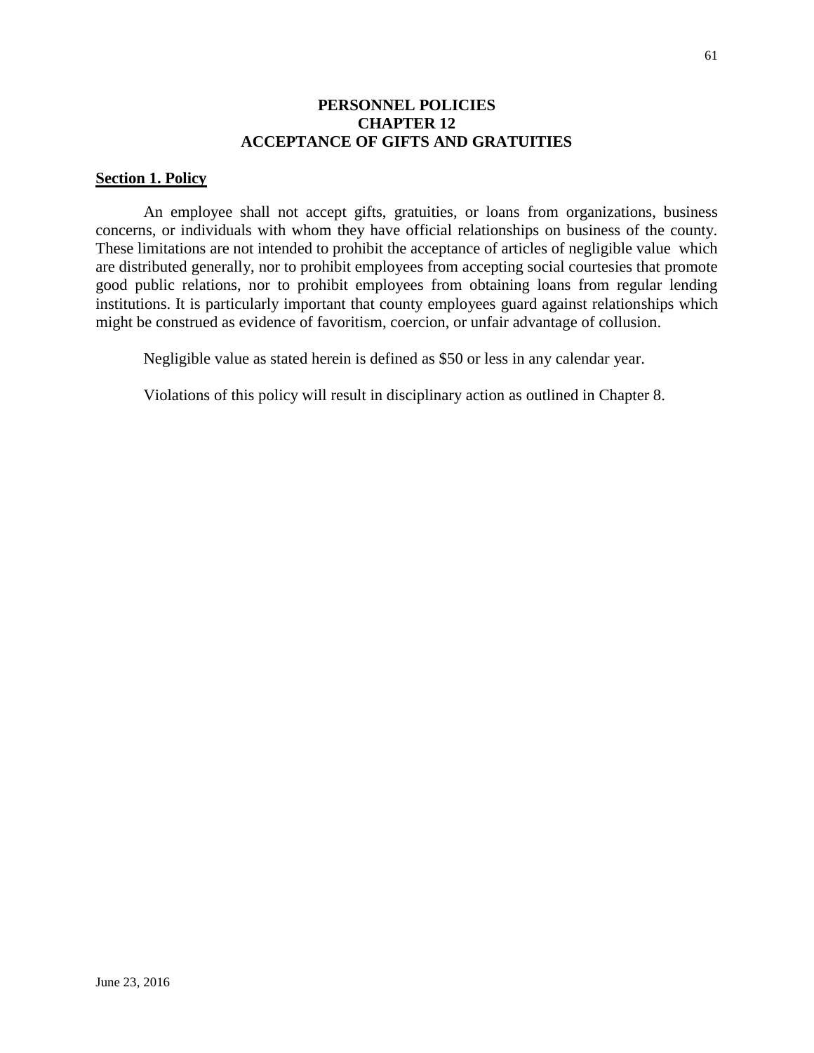# PERSONNEL POLICIES
# CHAPTER 12
# ACCEPTANCE OF GIFTS AND GRATUITIES

## Section 1. Policy

An employee shall not accept gifts, gratuities, or loans from organizations, business concerns, or individuals with whom they have official relationships on business of the county. These limitations are not intended to prohibit the acceptance of articles of negligible value which are distributed generally, nor to prohibit employees from accepting social courtesies that promote good public relations, nor to prohibit employees from obtaining loans from regular lending institutions. It is particularly important that county employees guard against relationships which might be construed as evidence of favoritism, coercion, or unfair advantage of collusion.

Negligible value as stated herein is defined as $50 or less in any calendar year.

Violations of this policy will result in disciplinary action as outlined in Chapter 8.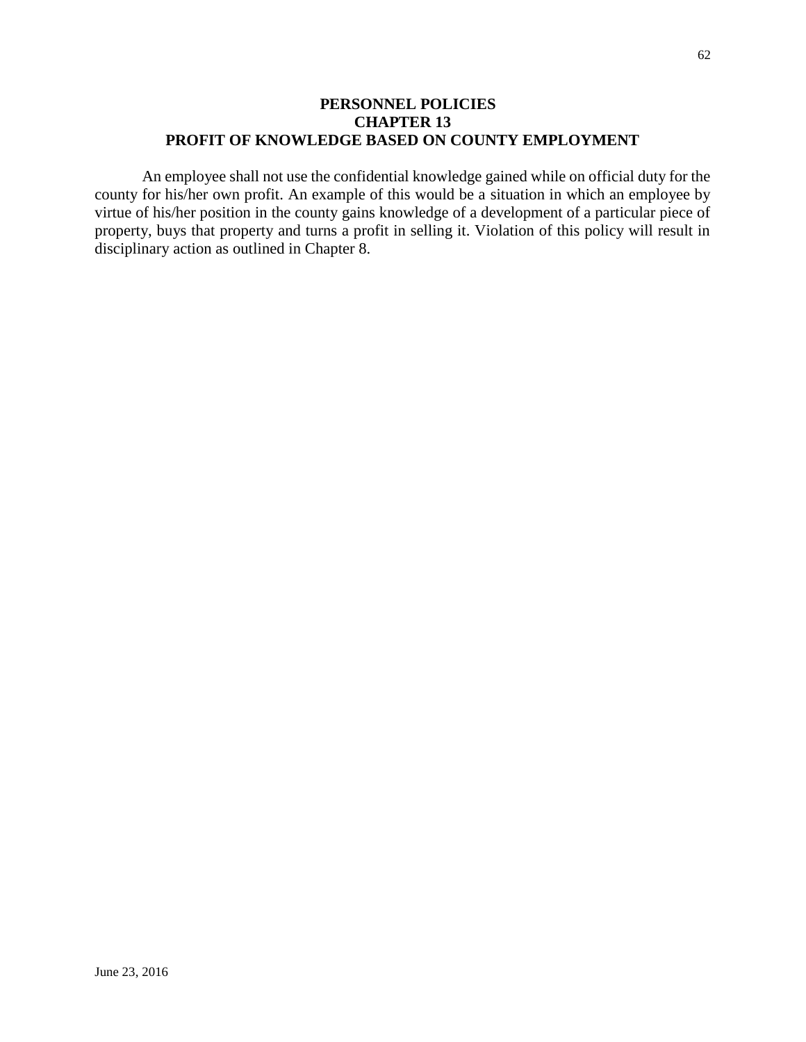# PERSONNEL POLICIES
## CHAPTER 13
## PROFIT OF KNOWLEDGE BASED ON COUNTY EMPLOYMENT

An employee shall not use the confidential knowledge gained while on official duty for the county for his/her own profit. An example of this would be a situation in which an employee by virtue of his/her position in the county gains knowledge of a development of a particular piece of property, buys that property and turns a profit in selling it. Violation of this policy will result in disciplinary action as outlined in Chapter 8.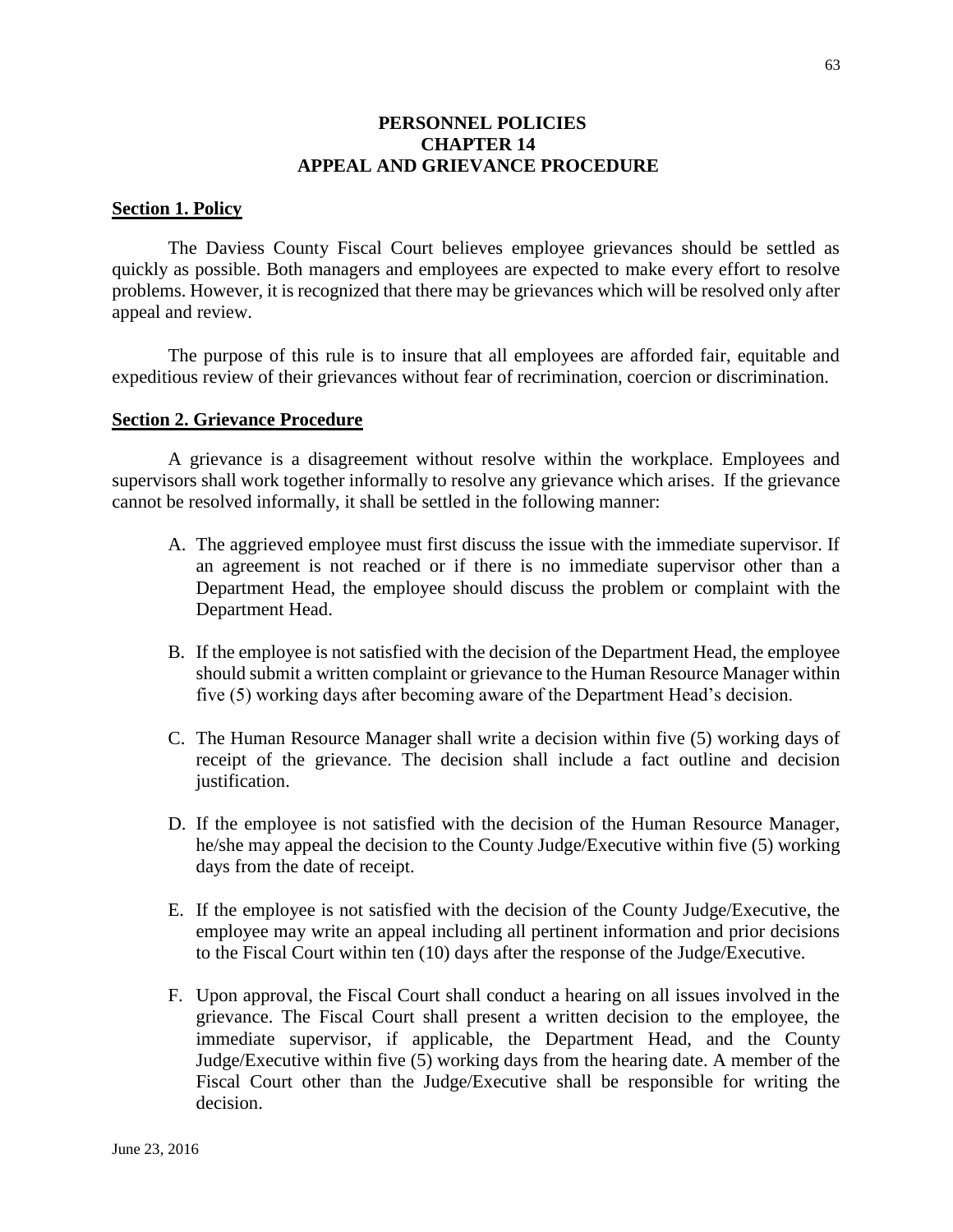# PERSONNEL POLICIES
# CHAPTER 14
# APPEAL AND GRIEVANCE PROCEDURE

## Section 1. Policy

The Daviess County Fiscal Court believes employee grievances should be settled as quickly as possible. Both managers and employees are expected to make every effort to resolve problems. However, it is recognized that there may be grievances which will be resolved only after appeal and review.

The purpose of this rule is to insure that all employees are afforded fair, equitable and expeditious review of their grievances without fear of recrimination, coercion or discrimination.

## Section 2. Grievance Procedure

A grievance is a disagreement without resolve within the workplace. Employees and supervisors shall work together informally to resolve any grievance which arises. If the grievance cannot be resolved informally, it shall be settled in the following manner:

A. The aggrieved employee must first discuss the issue with the immediate supervisor. If an agreement is not reached or if there is no immediate supervisor other than a Department Head, the employee should discuss the problem or complaint with the Department Head.

B. If the employee is not satisfied with the decision of the Department Head, the employee should submit a written complaint or grievance to the Human Resource Manager within five (5) working days after becoming aware of the Department Head's decision.

C. The Human Resource Manager shall write a decision within five (5) working days of receipt of the grievance. The decision shall include a fact outline and decision justification.

D. If the employee is not satisfied with the decision of the Human Resource Manager, he/she may appeal the decision to the County Judge/Executive within five (5) working days from the date of receipt.

E. If the employee is not satisfied with the decision of the County Judge/Executive, the employee may write an appeal including all pertinent information and prior decisions to the Fiscal Court within ten (10) days after the response of the Judge/Executive.

F. Upon approval, the Fiscal Court shall conduct a hearing on all issues involved in the grievance. The Fiscal Court shall present a written decision to the employee, the immediate supervisor, if applicable, the Department Head, and the County Judge/Executive within five (5) working days from the hearing date. A member of the Fiscal Court other than the Judge/Executive shall be responsible for writing the decision.

June 23, 2016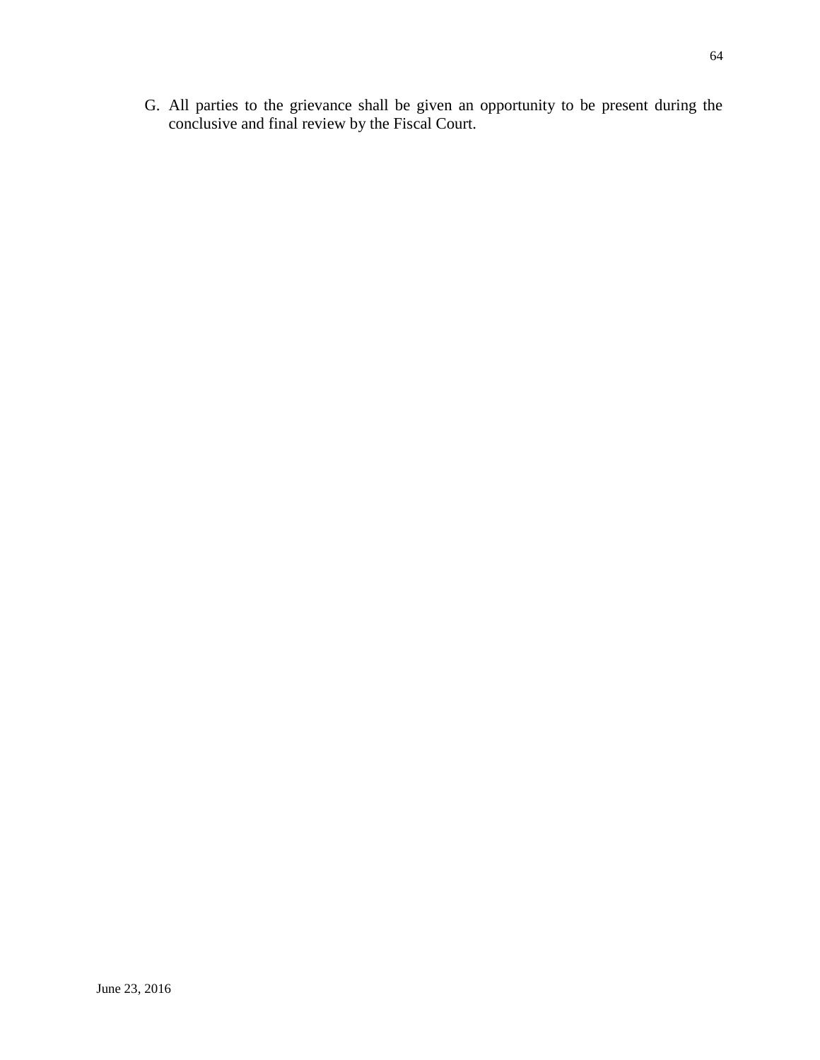G. All parties to the grievance shall be given an opportunity to be present during the conclusive and final review by the Fiscal Court.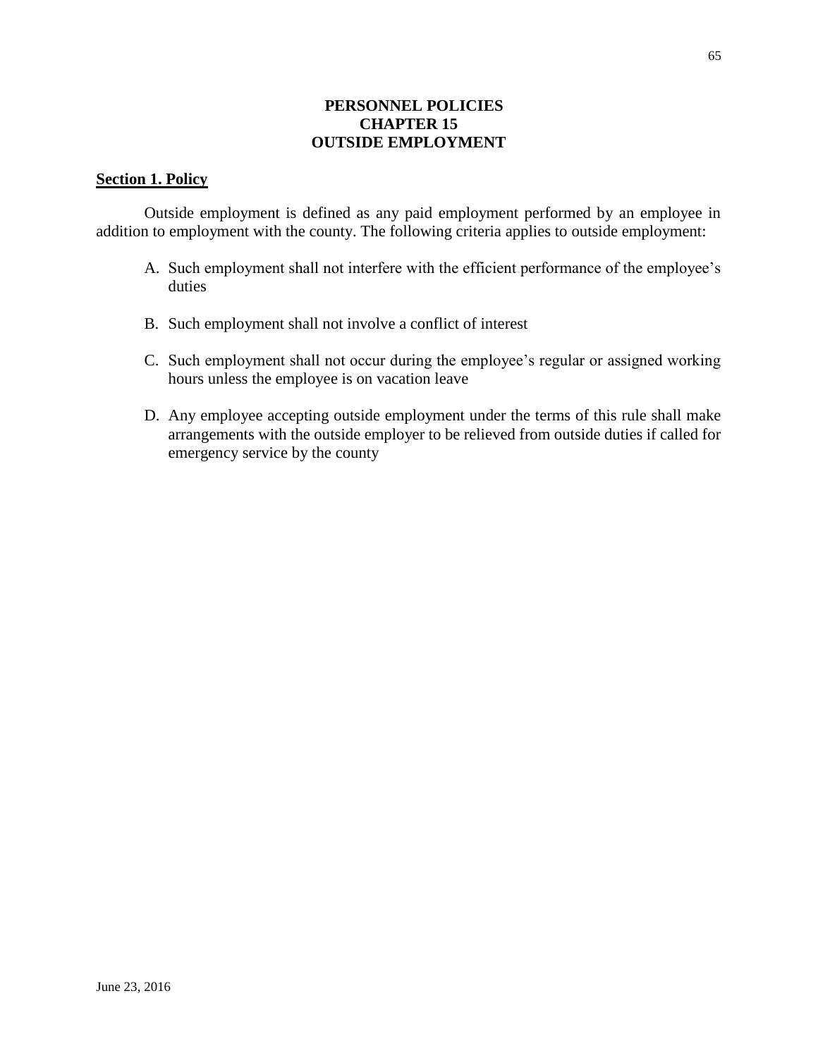# PERSONNEL POLICIES
# CHAPTER 15
# OUTSIDE EMPLOYMENT

## Section 1. Policy

Outside employment is defined as any paid employment performed by an employee in addition to employment with the county. The following criteria applies to outside employment:

A. Such employment shall not interfere with the efficient performance of the employee's duties

B. Such employment shall not involve a conflict of interest

C. Such employment shall not occur during the employee's regular or assigned working hours unless the employee is on vacation leave

D. Any employee accepting outside employment under the terms of this rule shall make arrangements with the outside employer to be relieved from outside duties if called for emergency service by the county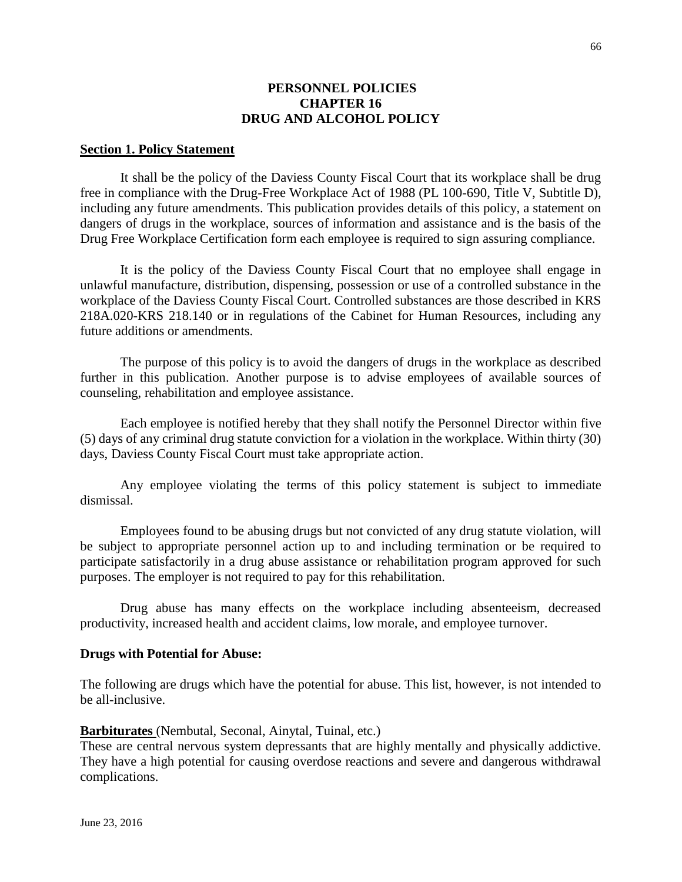# PERSONNEL POLICIES
# CHAPTER 16
# DRUG AND ALCOHOL POLICY

## Section 1. Policy Statement

It shall be the policy of the Daviess County Fiscal Court that its workplace shall be drug free in compliance with the Drug-Free Workplace Act of 1988 (PL 100-690, Title V, Subtitle D), including any future amendments. This publication provides details of this policy, a statement on dangers of drugs in the workplace, sources of information and assistance and is the basis of the Drug Free Workplace Certification form each employee is required to sign assuring compliance.

It is the policy of the Daviess County Fiscal Court that no employee shall engage in unlawful manufacture, distribution, dispensing, possession or use of a controlled substance in the workplace of the Daviess County Fiscal Court. Controlled substances are those described in KRS 218A.020-KRS 218.140 or in regulations of the Cabinet for Human Resources, including any future additions or amendments.

The purpose of this policy is to avoid the dangers of drugs in the workplace as described further in this publication. Another purpose is to advise employees of available sources of counseling, rehabilitation and employee assistance.

Each employee is notified hereby that they shall notify the Personnel Director within five (5) days of any criminal drug statute conviction for a violation in the workplace. Within thirty (30) days, Daviess County Fiscal Court must take appropriate action.

Any employee violating the terms of this policy statement is subject to immediate dismissal.

Employees found to be abusing drugs but not convicted of any drug statute violation, will be subject to appropriate personnel action up to and including termination or be required to participate satisfactorily in a drug abuse assistance or rehabilitation program approved for such purposes. The employer is not required to pay for this rehabilitation.

Drug abuse has many effects on the workplace including absenteeism, decreased productivity, increased health and accident claims, low morale, and employee turnover.

**Drugs with Potential for Abuse:**

The following are drugs which have the potential for abuse. This list, however, is not intended to be all-inclusive.

**Barbiturates** (Nembutal, Seconal, Ainytal, Tuinal, etc.)
These are central nervous system depressants that are highly mentally and physically addictive. They have a high potential for causing overdose reactions and severe and dangerous withdrawal complications.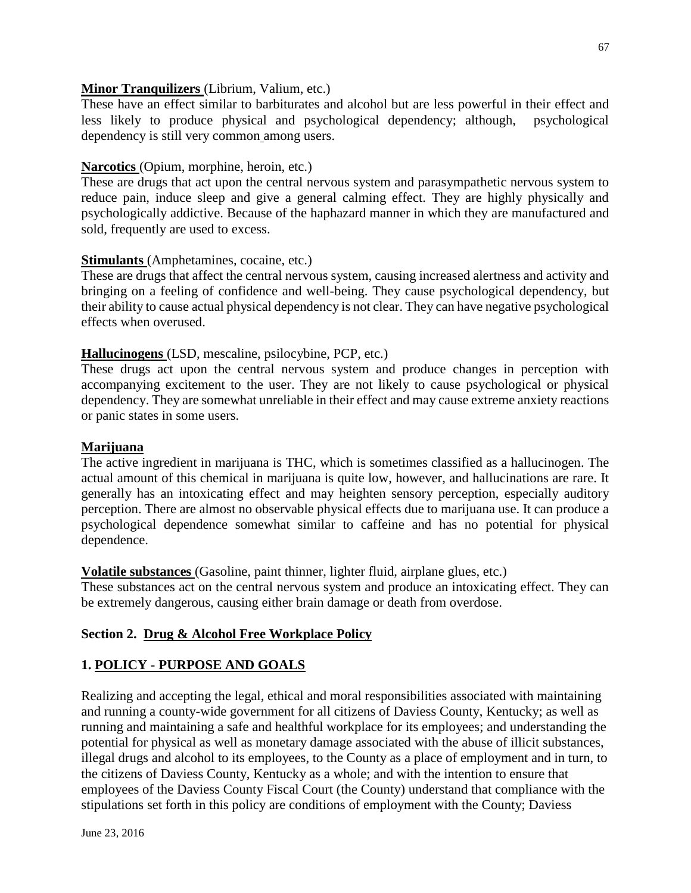**Minor Tranquilizers** (Librium, Valium, etc.)

These have an effect similar to barbiturates and alcohol but are less powerful in their effect and less likely to produce physical and psychological dependency; although, psychological dependency is still very common among users.

**Narcotics** (Opium, morphine, heroin, etc.)

These are drugs that act upon the central nervous system and parasympathetic nervous system to reduce pain, induce sleep and give a general calming effect. They are highly physically and psychologically addictive. Because of the haphazard manner in which they are manufactured and sold, frequently are used to excess.

**Stimulants** (Amphetamines, cocaine, etc.)

These are drugs that affect the central nervous system, causing increased alertness and activity and bringing on a feeling of confidence and well-being. They cause psychological dependency, but their ability to cause actual physical dependency is not clear. They can have negative psychological effects when overused.

**Hallucinogens** (LSD, mescaline, psilocybine, PCP, etc.)

These drugs act upon the central nervous system and produce changes in perception with accompanying excitement to the user. They are not likely to cause psychological or physical dependency. They are somewhat unreliable in their effect and may cause extreme anxiety reactions or panic states in some users.

**Marijuana**

The active ingredient in marijuana is THC, which is sometimes classified as a hallucinogen. The actual amount of this chemical in marijuana is quite low, however, and hallucinations are rare. It generally has an intoxicating effect and may heighten sensory perception, especially auditory perception. There are almost no observable physical effects due to marijuana use. It can produce a psychological dependence somewhat similar to caffeine and has no potential for physical dependence.

**Volatile substances** (Gasoline, paint thinner, lighter fluid, airplane glues, etc.)

These substances act on the central nervous system and produce an intoxicating effect. They can be extremely dangerous, causing either brain damage or death from overdose.

## Section 2. Drug & Alcohol Free Workplace Policy

### 1. POLICY - PURPOSE AND GOALS

Realizing and accepting the legal, ethical and moral responsibilities associated with maintaining and running a county-wide government for all citizens of Daviess County, Kentucky; as well as running and maintaining a safe and healthful workplace for its employees; and understanding the potential for physical as well as monetary damage associated with the abuse of illicit substances, illegal drugs and alcohol to its employees, to the County as a place of employment and in turn, to the citizens of Daviess County, Kentucky as a whole; and with the intention to ensure that employees of the Daviess County Fiscal Court (the County) understand that compliance with the stipulations set forth in this policy are conditions of employment with the County; Daviess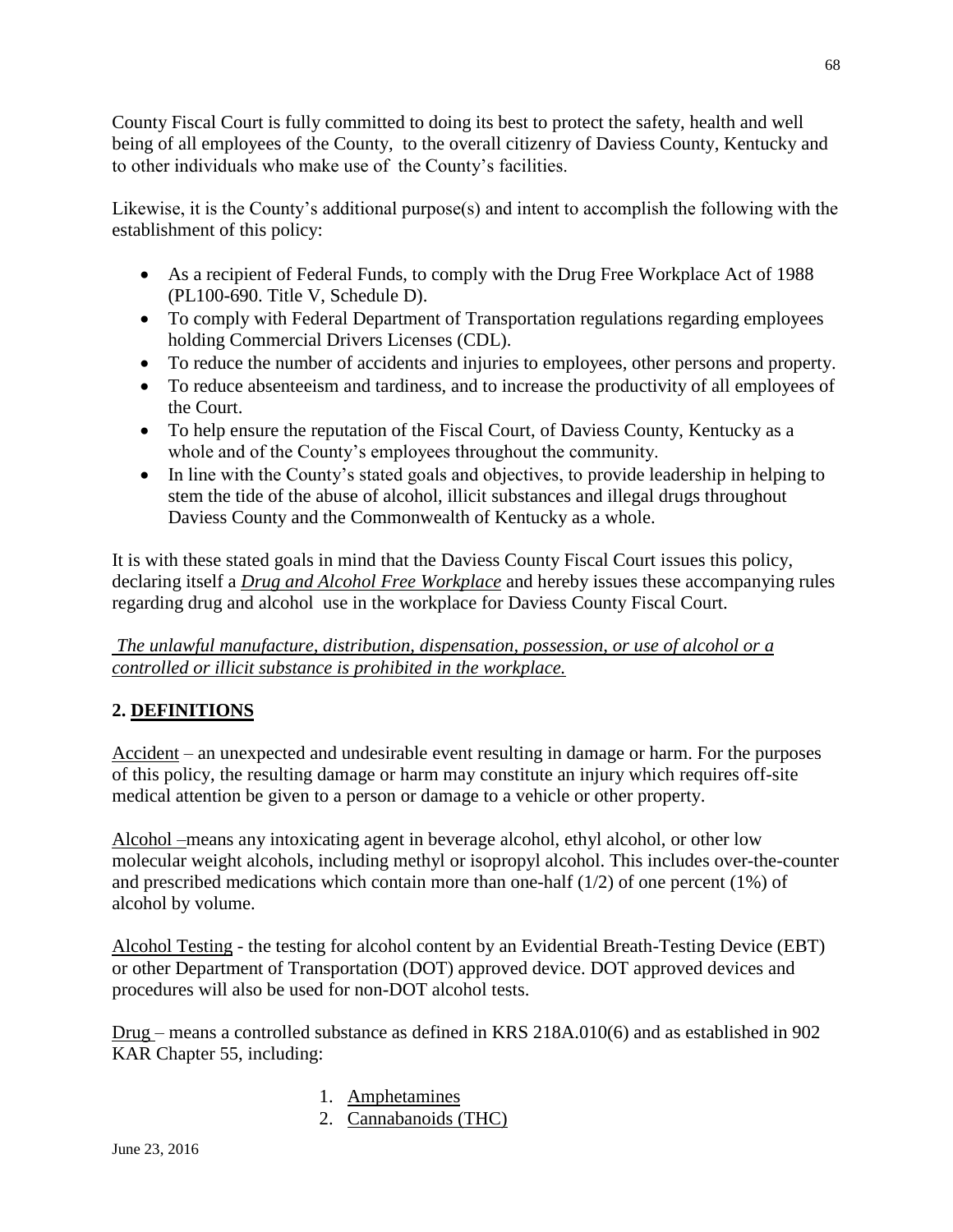County Fiscal Court is fully committed to doing its best to protect the safety, health and well being of all employees of the County, to the overall citizenry of Daviess County, Kentucky and to other individuals who make use of the County's facilities.

Likewise, it is the County's additional purpose(s) and intent to accomplish the following with the establishment of this policy:

- As a recipient of Federal Funds, to comply with the Drug Free Workplace Act of 1988 (PL100-690. Title V, Schedule D).
- To comply with Federal Department of Transportation regulations regarding employees holding Commercial Drivers Licenses (CDL).
- To reduce the number of accidents and injuries to employees, other persons and property.
- To reduce absenteeism and tardiness, and to increase the productivity of all employees of the Court.
- To help ensure the reputation of the Fiscal Court, of Daviess County, Kentucky as a whole and of the County's employees throughout the community.
- In line with the County's stated goals and objectives, to provide leadership in helping to stem the tide of the abuse of alcohol, illicit substances and illegal drugs throughout Daviess County and the Commonwealth of Kentucky as a whole.

It is with these stated goals in mind that the Daviess County Fiscal Court issues this policy, declaring itself a ***Drug and Alcohol Free Workplace*** and hereby issues these accompanying rules regarding drug and alcohol use in the workplace for Daviess County Fiscal Court.

*The unlawful manufacture, distribution, dispensation, possession, or use of alcohol or a controlled or illicit substance is prohibited in the workplace.*

## 2. DEFINITIONS

Accident – an unexpected and undesirable event resulting in damage or harm. For the purposes of this policy, the resulting damage or harm may constitute an injury which requires off-site medical attention be given to a person or damage to a vehicle or other property.

Alcohol –means any intoxicating agent in beverage alcohol, ethyl alcohol, or other low molecular weight alcohols, including methyl or isopropyl alcohol. This includes over-the-counter and prescribed medications which contain more than one-half (1/2) of one percent (1%) of alcohol by volume.

Alcohol Testing - the testing for alcohol content by an Evidential Breath-Testing Device (EBT) or other Department of Transportation (DOT) approved device. DOT approved devices and procedures will also be used for non-DOT alcohol tests.

Drug – means a controlled substance as defined in KRS 218A.010(6) and as established in 902 KAR Chapter 55, including:

1. Amphetamines
2. Cannabanoids (THC)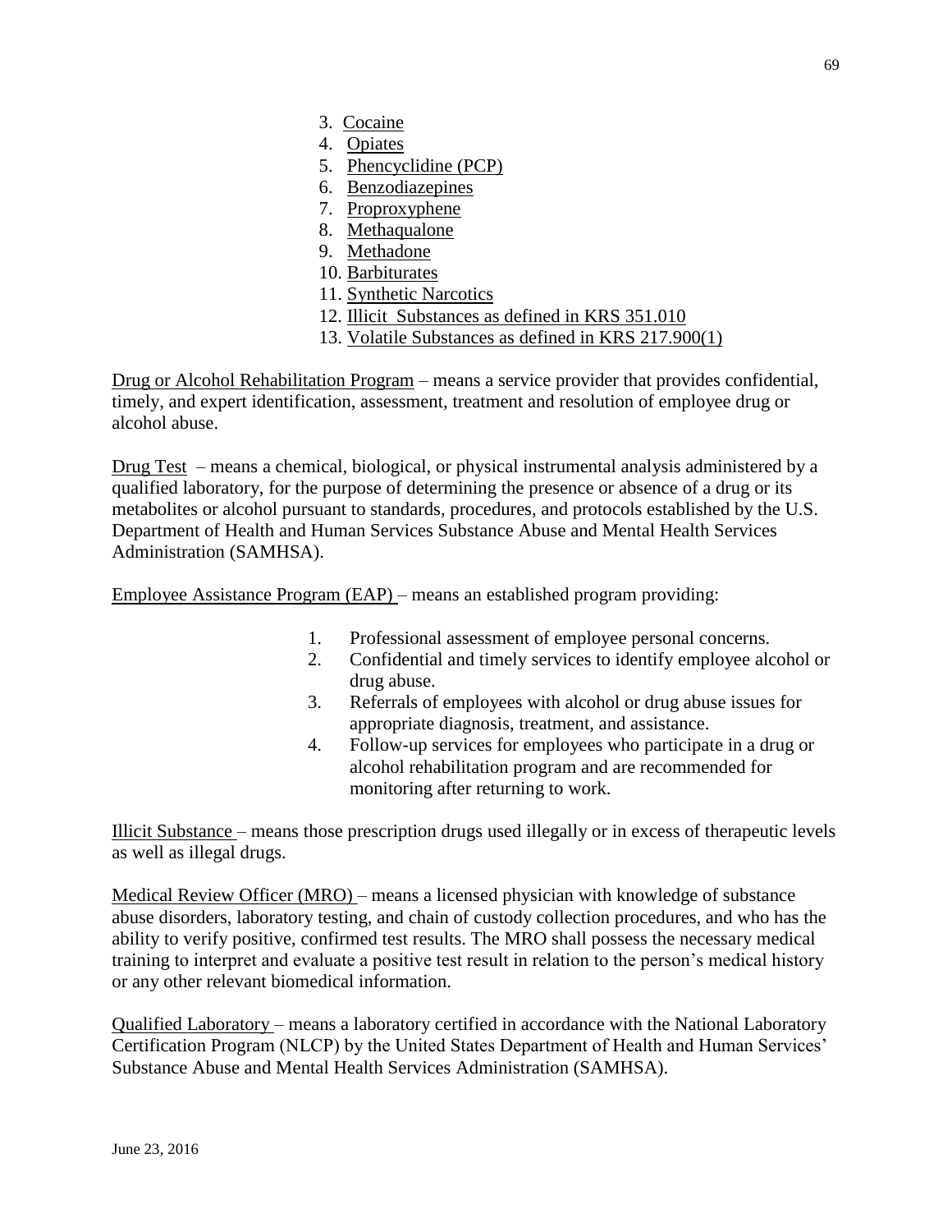3. Cocaine
4. Opiates
5. Phencyclidine (PCP)
6. Benzodiazepines
7. Proproxyphene
8. Methaqualone
9. Methadone
10. Barbiturates
11. Synthetic Narcotics
12. Illicit Substances as defined in KRS 351.010
13. Volatile Substances as defined in KRS 217.900(1)

Drug or Alcohol Rehabilitation Program – means a service provider that provides confidential, timely, and expert identification, assessment, treatment and resolution of employee drug or alcohol abuse.

Drug Test – means a chemical, biological, or physical instrumental analysis administered by a qualified laboratory, for the purpose of determining the presence or absence of a drug or its metabolites or alcohol pursuant to standards, procedures, and protocols established by the U.S. Department of Health and Human Services Substance Abuse and Mental Health Services Administration (SAMHSA).

Employee Assistance Program (EAP) – means an established program providing:

1. Professional assessment of employee personal concerns.
2. Confidential and timely services to identify employee alcohol or drug abuse.
3. Referrals of employees with alcohol or drug abuse issues for appropriate diagnosis, treatment, and assistance.
4. Follow-up services for employees who participate in a drug or alcohol rehabilitation program and are recommended for monitoring after returning to work.

Illicit Substance – means those prescription drugs used illegally or in excess of therapeutic levels as well as illegal drugs.

Medical Review Officer (MRO) – means a licensed physician with knowledge of substance abuse disorders, laboratory testing, and chain of custody collection procedures, and who has the ability to verify positive, confirmed test results. The MRO shall possess the necessary medical training to interpret and evaluate a positive test result in relation to the person's medical history or any other relevant biomedical information.

Qualified Laboratory – means a laboratory certified in accordance with the National Laboratory Certification Program (NLCP) by the United States Department of Health and Human Services' Substance Abuse and Mental Health Services Administration (SAMHSA).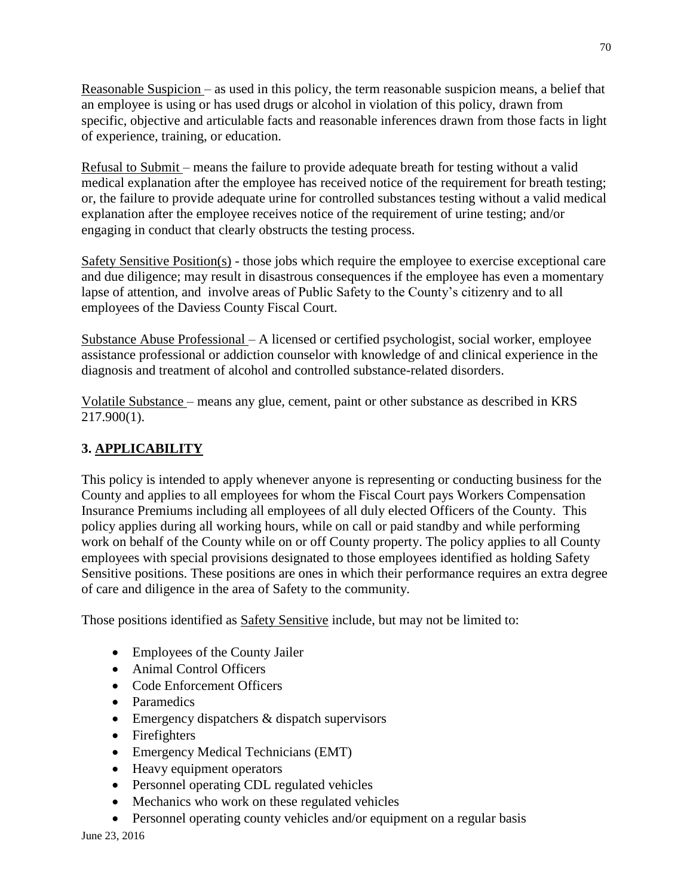Reasonable Suspicion – as used in this policy, the term reasonable suspicion means, a belief that an employee is using or has used drugs or alcohol in violation of this policy, drawn from specific, objective and articulable facts and reasonable inferences drawn from those facts in light of experience, training, or education.

Refusal to Submit – means the failure to provide adequate breath for testing without a valid medical explanation after the employee has received notice of the requirement for breath testing; or, the failure to provide adequate urine for controlled substances testing without a valid medical explanation after the employee receives notice of the requirement of urine testing; and/or engaging in conduct that clearly obstructs the testing process.

Safety Sensitive Position(s) - those jobs which require the employee to exercise exceptional care and due diligence; may result in disastrous consequences if the employee has even a momentary lapse of attention, and involve areas of Public Safety to the County's citizenry and to all employees of the Daviess County Fiscal Court.

Substance Abuse Professional – A licensed or certified psychologist, social worker, employee assistance professional or addiction counselor with knowledge of and clinical experience in the diagnosis and treatment of alcohol and controlled substance-related disorders.

Volatile Substance – means any glue, cement, paint or other substance as described in KRS 217.900(1).

## 3. APPLICABILITY

This policy is intended to apply whenever anyone is representing or conducting business for the County and applies to all employees for whom the Fiscal Court pays Workers Compensation Insurance Premiums including all employees of all duly elected Officers of the County. This policy applies during all working hours, while on call or paid standby and while performing work on behalf of the County while on or off County property. The policy applies to all County employees with special provisions designated to those employees identified as holding Safety Sensitive positions. These positions are ones in which their performance requires an extra degree of care and diligence in the area of Safety to the community.

Those positions identified as Safety Sensitive include, but may not be limited to:

- Employees of the County Jailer
- Animal Control Officers
- Code Enforcement Officers
- Paramedics
- Emergency dispatchers & dispatch supervisors
- Firefighters
- Emergency Medical Technicians (EMT)
- Heavy equipment operators
- Personnel operating CDL regulated vehicles
- Mechanics who work on these regulated vehicles
- Personnel operating county vehicles and/or equipment on a regular basis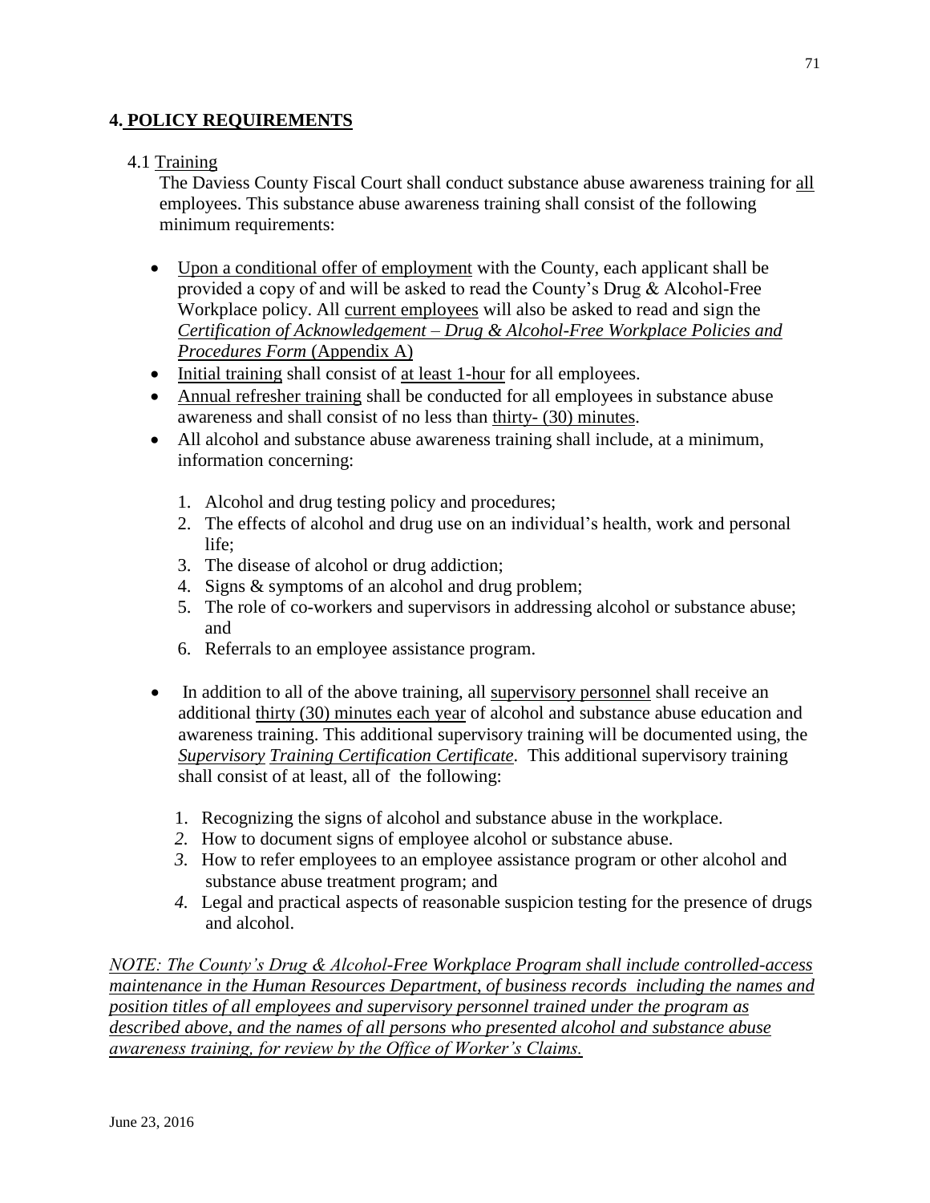## 4. POLICY REQUIREMENTS

4.1 Training

The Daviess County Fiscal Court shall conduct substance abuse awareness training for all employees. This substance abuse awareness training shall consist of the following minimum requirements:

- Upon a conditional offer of employment with the County, each applicant shall be provided a copy of and will be asked to read the County's Drug & Alcohol-Free Workplace policy. All current employees will also be asked to read and sign the *Certification of Acknowledgement – Drug & Alcohol-Free Workplace Policies and Procedures Form* (Appendix A)
- Initial training shall consist of at least 1-hour for all employees.
- Annual refresher training shall be conducted for all employees in substance abuse awareness and shall consist of no less than thirty- (30) minutes.
- All alcohol and substance abuse awareness training shall include, at a minimum, information concerning:
    1. Alcohol and drug testing policy and procedures;
    2. The effects of alcohol and drug use on an individual's health, work and personal life;
    3. The disease of alcohol or drug addiction;
    4. Signs & symptoms of an alcohol and drug problem;
    5. The role of co-workers and supervisors in addressing alcohol or substance abuse; and
    6. Referrals to an employee assistance program.
- In addition to all of the above training, all supervisory personnel shall receive an additional thirty (30) minutes each year of alcohol and substance abuse education and awareness training. This additional supervisory training will be documented using, the ***Supervisory Training Certification Certificate***. This additional supervisory training shall consist of at least, all of the following:
    1. Recognizing the signs of alcohol and substance abuse in the workplace.
    2. How to document signs of employee alcohol or substance abuse.
    3. How to refer employees to an employee assistance program or other alcohol and substance abuse treatment program; and
    4. Legal and practical aspects of reasonable suspicion testing for the presence of drugs and alcohol.

*NOTE: The County's Drug & Alcohol-Free Workplace Program shall include controlled-access maintenance in the Human Resources Department, of business records including the names and position titles of all employees and supervisory personnel trained under the program as described above, and the names of all persons who presented alcohol and substance abuse awareness training, for review by the Office of Worker's Claims.*

June 23, 2016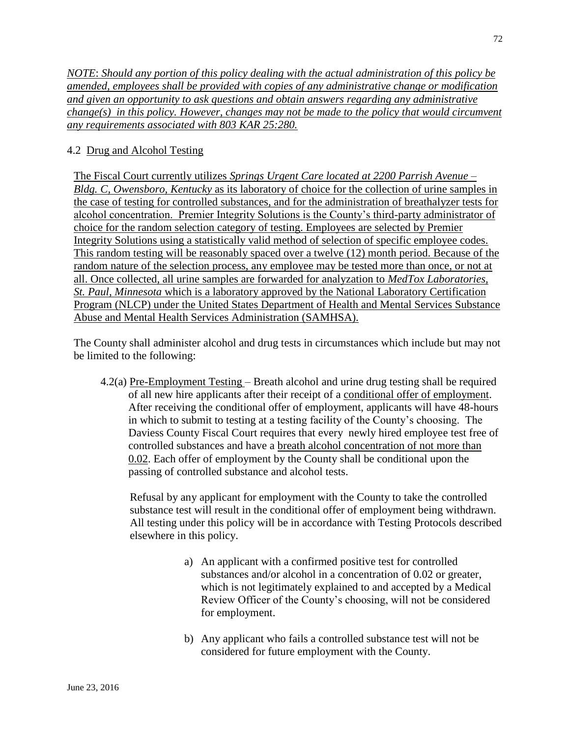*NOTE: Should any portion of this policy dealing with the actual administration of this policy be amended, employees shall be provided with copies of any administrative change or modification and given an opportunity to ask questions and obtain answers regarding any administrative change(s) in this policy. However, changes may not be made to the policy that would circumvent any requirements associated with 803 KAR 25:280.*

## 4.2 Drug and Alcohol Testing

The Fiscal Court currently utilizes *Springs Urgent Care located at 2200 Parrish Avenue – Bldg. C, Owensboro, Kentucky* as its laboratory of choice for the collection of urine samples in the case of testing for controlled substances, and for the administration of breathalyzer tests for alcohol concentration. Premier Integrity Solutions is the County's third-party administrator of choice for the random selection category of testing. Employees are selected by Premier Integrity Solutions using a statistically valid method of selection of specific employee codes. This random testing will be reasonably spaced over a twelve (12) month period. Because of the random nature of the selection process, any employee may be tested more than once, or not at all. Once collected, all urine samples are forwarded for analyzation to *MedTox Laboratories, St. Paul, Minnesota* which is a laboratory approved by the National Laboratory Certification Program (NLCP) under the United States Department of Health and Mental Services Substance Abuse and Mental Health Services Administration (SAMHSA).

The County shall administer alcohol and drug tests in circumstances which include but may not be limited to the following:

4.2(a) Pre-Employment Testing – Breath alcohol and urine drug testing shall be required of all new hire applicants after their receipt of a conditional offer of employment. After receiving the conditional offer of employment, applicants will have 48-hours in which to submit to testing at a testing facility of the County's choosing. The Daviess County Fiscal Court requires that every newly hired employee test free of controlled substances and have a breath alcohol concentration of not more than 0.02. Each offer of employment by the County shall be conditional upon the passing of controlled substance and alcohol tests.

Refusal by any applicant for employment with the County to take the controlled substance test will result in the conditional offer of employment being withdrawn. All testing under this policy will be in accordance with Testing Protocols described elsewhere in this policy.

a) An applicant with a confirmed positive test for controlled substances and/or alcohol in a concentration of 0.02 or greater, which is not legitimately explained to and accepted by a Medical Review Officer of the County's choosing, will not be considered for employment.

b) Any applicant who fails a controlled substance test will not be considered for future employment with the County.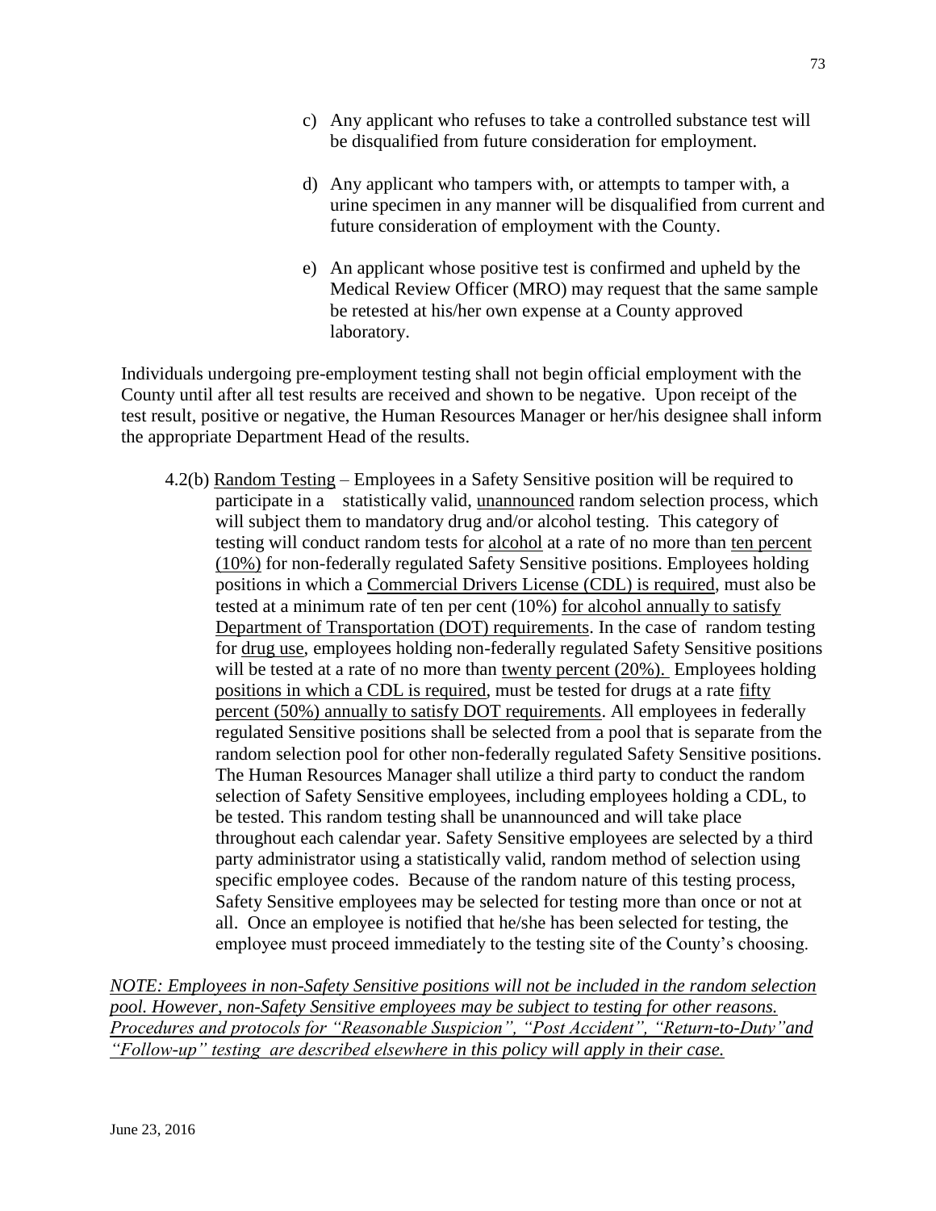c) Any applicant who refuses to take a controlled substance test will be disqualified from future consideration for employment.

d) Any applicant who tampers with, or attempts to tamper with, a urine specimen in any manner will be disqualified from current and future consideration of employment with the County.

e) An applicant whose positive test is confirmed and upheld by the Medical Review Officer (MRO) may request that the same sample be retested at his/her own expense at a County approved laboratory.

Individuals undergoing pre-employment testing shall not begin official employment with the County until after all test results are received and shown to be negative. Upon receipt of the test result, positive or negative, the Human Resources Manager or her/his designee shall inform the appropriate Department Head of the results.

4.2(b) Random Testing – Employees in a Safety Sensitive position will be required to participate in a statistically valid, unannounced random selection process, which will subject them to mandatory drug and/or alcohol testing. This category of testing will conduct random tests for alcohol at a rate of no more than ten percent (10%) for non-federally regulated Safety Sensitive positions. Employees holding positions in which a Commercial Drivers License (CDL) is required, must also be tested at a minimum rate of ten per cent (10%) for alcohol annually to satisfy Department of Transportation (DOT) requirements. In the case of random testing for drug use, employees holding non-federally regulated Safety Sensitive positions will be tested at a rate of no more than twenty percent (20%). Employees holding positions in which a CDL is required, must be tested for drugs at a rate fifty percent (50%) annually to satisfy DOT requirements. All employees in federally regulated Sensitive positions shall be selected from a pool that is separate from the random selection pool for other non-federally regulated Safety Sensitive positions. The Human Resources Manager shall utilize a third party to conduct the random selection of Safety Sensitive employees, including employees holding a CDL, to be tested. This random testing shall be unannounced and will take place throughout each calendar year. Safety Sensitive employees are selected by a third party administrator using a statistically valid, random method of selection using specific employee codes. Because of the random nature of this testing process, Safety Sensitive employees may be selected for testing more than once or not at all. Once an employee is notified that he/she has been selected for testing, the employee must proceed immediately to the testing site of the County's choosing.

*NOTE: Employees in non-Safety Sensitive positions will not be included in the random selection pool. However, non-Safety Sensitive employees may be subject to testing for other reasons. Procedures and protocols for "Reasonable Suspicion", "Post Accident", "Return-to-Duty" and "Follow-up" testing are described elsewhere in this policy will apply in their case.*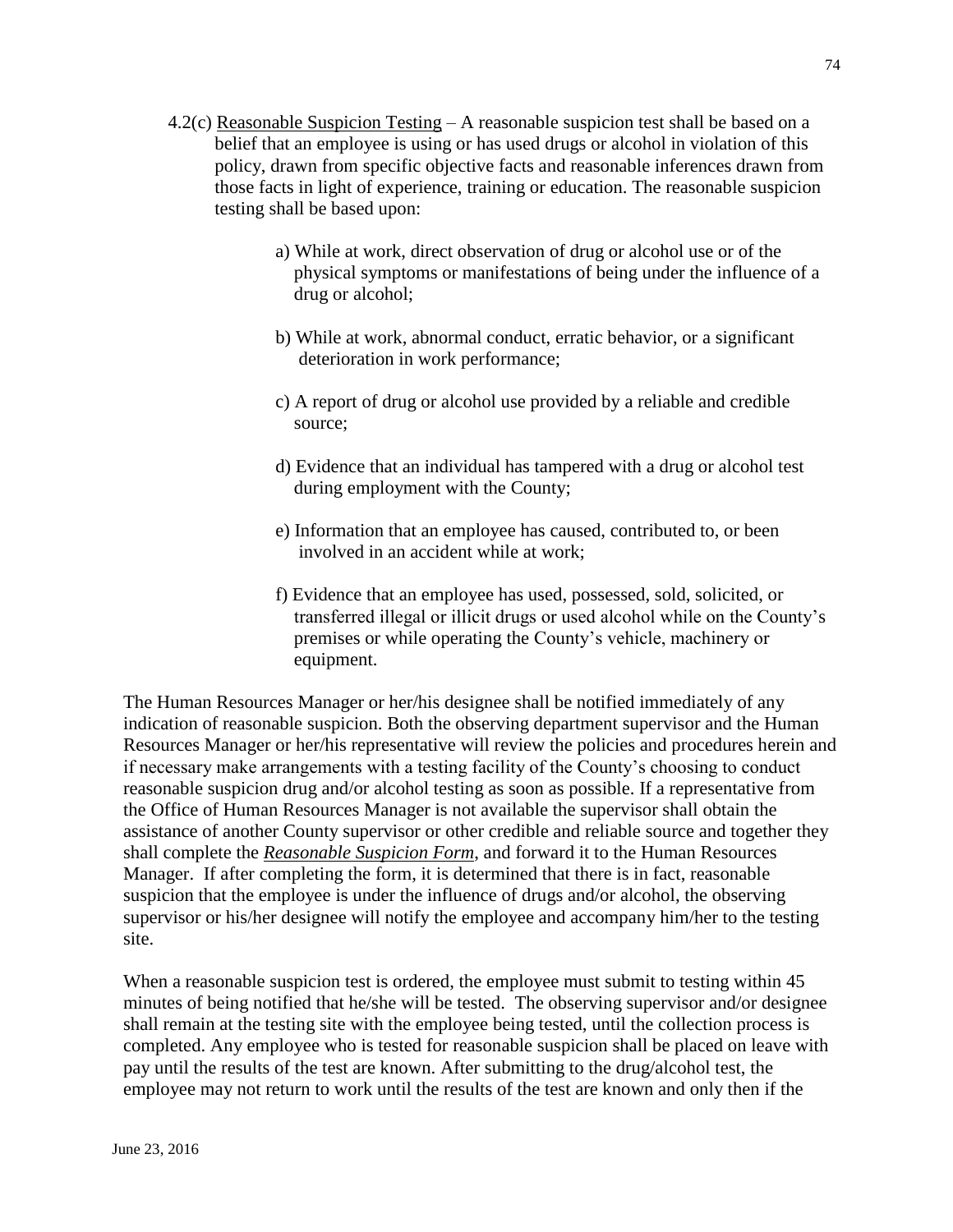4.2(c) <u>Reasonable Suspicion Testing</u> – A reasonable suspicion test shall be based on a belief that an employee is using or has used drugs or alcohol in violation of this policy, drawn from specific objective facts and reasonable inferences drawn from those facts in light of experience, training or education. The reasonable suspicion testing shall be based upon:

a) While at work, direct observation of drug or alcohol use or of the physical symptoms or manifestations of being under the influence of a drug or alcohol;

b) While at work, abnormal conduct, erratic behavior, or a significant deterioration in work performance;

c) A report of drug or alcohol use provided by a reliable and credible source;

d) Evidence that an individual has tampered with a drug or alcohol test during employment with the County;

e) Information that an employee has caused, contributed to, or been involved in an accident while at work;

f) Evidence that an employee has used, possessed, sold, solicited, or transferred illegal or illicit drugs or used alcohol while on the County's premises or while operating the County's vehicle, machinery or equipment.

The Human Resources Manager or her/his designee shall be notified immediately of any indication of reasonable suspicion. Both the observing department supervisor and the Human Resources Manager or her/his representative will review the policies and procedures herein and if necessary make arrangements with a testing facility of the County's choosing to conduct reasonable suspicion drug and/or alcohol testing as soon as possible. If a representative from the Office of Human Resources Manager is not available the supervisor shall obtain the assistance of another County supervisor or other credible and reliable source and together they shall complete the <u>***Reasonable Suspicion Form***</u>, and forward it to the Human Resources Manager. If after completing the form, it is determined that there is in fact, reasonable suspicion that the employee is under the influence of drugs and/or alcohol, the observing supervisor or his/her designee will notify the employee and accompany him/her to the testing site.

When a reasonable suspicion test is ordered, the employee must submit to testing within 45 minutes of being notified that he/she will be tested. The observing supervisor and/or designee shall remain at the testing site with the employee being tested, until the collection process is completed. Any employee who is tested for reasonable suspicion shall be placed on leave with pay until the results of the test are known. After submitting to the drug/alcohol test, the employee may not return to work until the results of the test are known and only then if the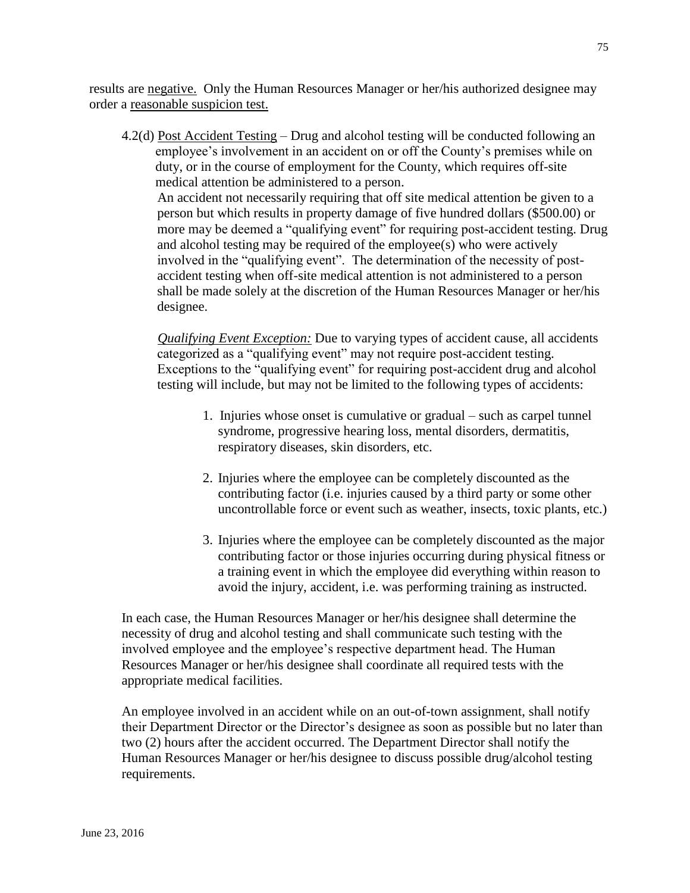results are <u>negative.</u> Only the Human Resources Manager or her/his authorized designee may order a <u>reasonable suspicion test.</u>

4.2(d) <u>Post Accident Testing</u> – Drug and alcohol testing will be conducted following an employee's involvement in an accident on or off the County's premises while on duty, or in the course of employment for the County, which requires off-site medical attention be administered to a person.
An accident not necessarily requiring that off site medical attention be given to a person but which results in property damage of five hundred dollars ($500.00) or more may be deemed a "qualifying event" for requiring post-accident testing. Drug and alcohol testing may be required of the employee(s) who were actively involved in the "qualifying event". The determination of the necessity of post-accident testing when off-site medical attention is not administered to a person shall be made solely at the discretion of the Human Resources Manager or her/his designee.

*<u>Qualifying Event Exception:</u>* Due to varying types of accident cause, all accidents categorized as a "qualifying event" may not require post-accident testing. Exceptions to the "qualifying event" for requiring post-accident drug and alcohol testing will include, but may not be limited to the following types of accidents:

1. Injuries whose onset is cumulative or gradual – such as carpel tunnel syndrome, progressive hearing loss, mental disorders, dermatitis, respiratory diseases, skin disorders, etc.

2. Injuries where the employee can be completely discounted as the contributing factor (i.e. injuries caused by a third party or some other uncontrollable force or event such as weather, insects, toxic plants, etc.)

3. Injuries where the employee can be completely discounted as the major contributing factor or those injuries occurring during physical fitness or a training event in which the employee did everything within reason to avoid the injury, accident, i.e. was performing training as instructed.

In each case, the Human Resources Manager or her/his designee shall determine the necessity of drug and alcohol testing and shall communicate such testing with the involved employee and the employee's respective department head. The Human Resources Manager or her/his designee shall coordinate all required tests with the appropriate medical facilities.

An employee involved in an accident while on an out-of-town assignment, shall notify their Department Director or the Director's designee as soon as possible but no later than two (2) hours after the accident occurred. The Department Director shall notify the Human Resources Manager or her/his designee to discuss possible drug/alcohol testing requirements.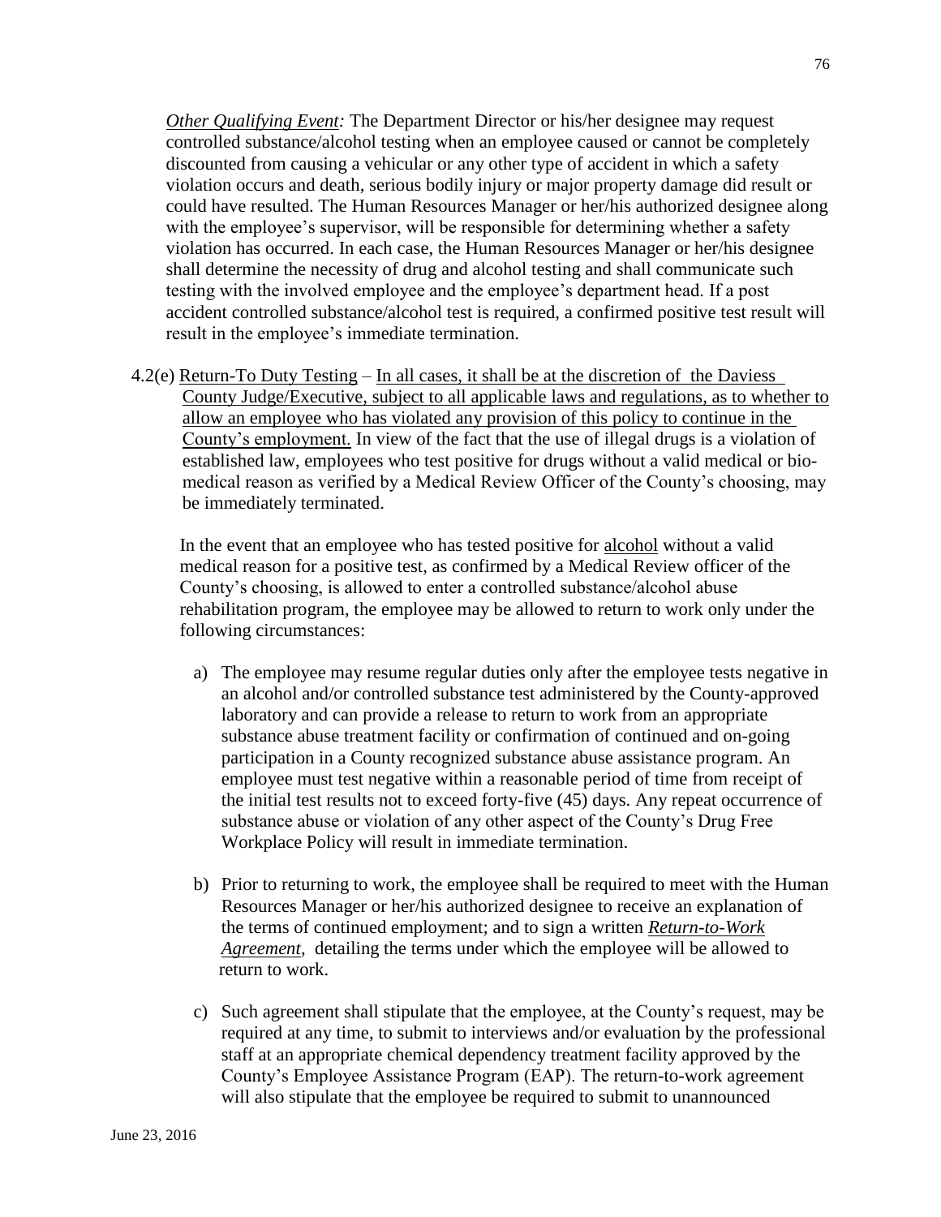*Other Qualifying Event:* The Department Director or his/her designee may request controlled substance/alcohol testing when an employee caused or cannot be completely discounted from causing a vehicular or any other type of accident in which a safety violation occurs and death, serious bodily injury or major property damage did result or could have resulted. The Human Resources Manager or her/his authorized designee along with the employee's supervisor, will be responsible for determining whether a safety violation has occurred. In each case, the Human Resources Manager or her/his designee shall determine the necessity of drug and alcohol testing and shall communicate such testing with the involved employee and the employee's department head. If a post accident controlled substance/alcohol test is required, a confirmed positive test result will result in the employee's immediate termination.

4.2(e) <u>Return-To Duty Testing</u> – <u>In all cases, it shall be at the discretion of the Daviess County Judge/Executive, subject to all applicable laws and regulations, as to whether to allow an employee who has violated any provision of this policy to continue in the County's employment.</u> In view of the fact that the use of illegal drugs is a violation of established law, employees who test positive for drugs without a valid medical or bio-medical reason as verified by a Medical Review Officer of the County's choosing, may be immediately terminated.

In the event that an employee who has tested positive for <u>alcohol</u> without a valid medical reason for a positive test, as confirmed by a Medical Review officer of the County's choosing, is allowed to enter a controlled substance/alcohol abuse rehabilitation program, the employee may be allowed to return to work only under the following circumstances:

a) The employee may resume regular duties only after the employee tests negative in an alcohol and/or controlled substance test administered by the County-approved laboratory and can provide a release to return to work from an appropriate substance abuse treatment facility or confirmation of continued and on-going participation in a County recognized substance abuse assistance program. An employee must test negative within a reasonable period of time from receipt of the initial test results not to exceed forty-five (45) days. Any repeat occurrence of substance abuse or violation of any other aspect of the County's Drug Free Workplace Policy will result in immediate termination.

b) Prior to returning to work, the employee shall be required to meet with the Human Resources Manager or her/his authorized designee to receive an explanation of the terms of continued employment; and to sign a written <u>*Return-to-Work Agreement*</u>, detailing the terms under which the employee will be allowed to return to work.

c) Such agreement shall stipulate that the employee, at the County's request, may be required at any time, to submit to interviews and/or evaluation by the professional staff at an appropriate chemical dependency treatment facility approved by the County's Employee Assistance Program (EAP). The return-to-work agreement will also stipulate that the employee be required to submit to unannounced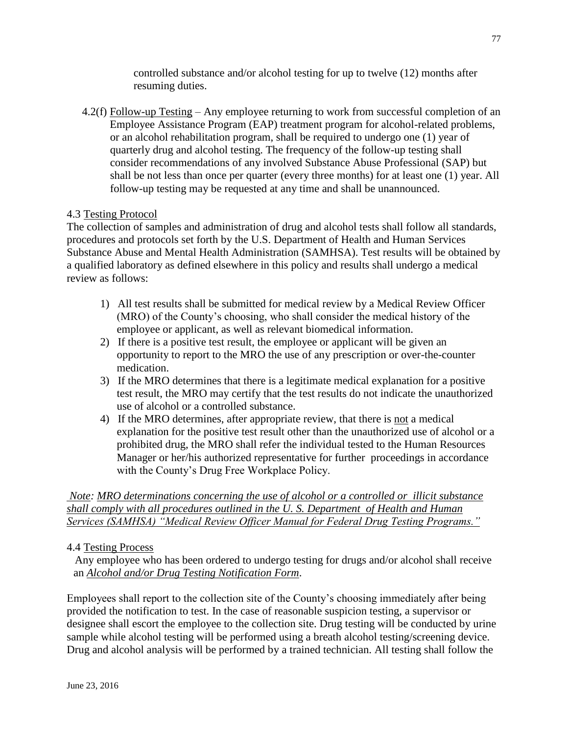controlled substance and/or alcohol testing for up to twelve (12) months after resuming duties.

4.2(f) Follow-up Testing – Any employee returning to work from successful completion of an Employee Assistance Program (EAP) treatment program for alcohol-related problems, or an alcohol rehabilitation program, shall be required to undergo one (1) year of quarterly drug and alcohol testing. The frequency of the follow-up testing shall consider recommendations of any involved Substance Abuse Professional (SAP) but shall be not less than once per quarter (every three months) for at least one (1) year. All follow-up testing may be requested at any time and shall be unannounced.

4.3 Testing Protocol

The collection of samples and administration of drug and alcohol tests shall follow all standards, procedures and protocols set forth by the U.S. Department of Health and Human Services Substance Abuse and Mental Health Administration (SAMHSA). Test results will be obtained by a qualified laboratory as defined elsewhere in this policy and results shall undergo a medical review as follows:

1) All test results shall be submitted for medical review by a Medical Review Officer (MRO) of the County's choosing, who shall consider the medical history of the employee or applicant, as well as relevant biomedical information.
2) If there is a positive test result, the employee or applicant will be given an opportunity to report to the MRO the use of any prescription or over-the-counter medication.
3) If the MRO determines that there is a legitimate medical explanation for a positive test result, the MRO may certify that the test results do not indicate the unauthorized use of alcohol or a controlled substance.
4) If the MRO determines, after appropriate review, that there is not a medical explanation for the positive test result other than the unauthorized use of alcohol or a prohibited drug, the MRO shall refer the individual tested to the Human Resources Manager or her/his authorized representative for further proceedings in accordance with the County's Drug Free Workplace Policy.

*Note: MRO determinations concerning the use of alcohol or a controlled or illicit substance shall comply with all procedures outlined in the U. S. Department of Health and Human Services (SAMHSA) "Medical Review Officer Manual for Federal Drug Testing Programs."*

4.4 Testing Process

Any employee who has been ordered to undergo testing for drugs and/or alcohol shall receive an *Alcohol and/or Drug Testing Notification Form*.

Employees shall report to the collection site of the County's choosing immediately after being provided the notification to test. In the case of reasonable suspicion testing, a supervisor or designee shall escort the employee to the collection site. Drug testing will be conducted by urine sample while alcohol testing will be performed using a breath alcohol testing/screening device. Drug and alcohol analysis will be performed by a trained technician. All testing shall follow the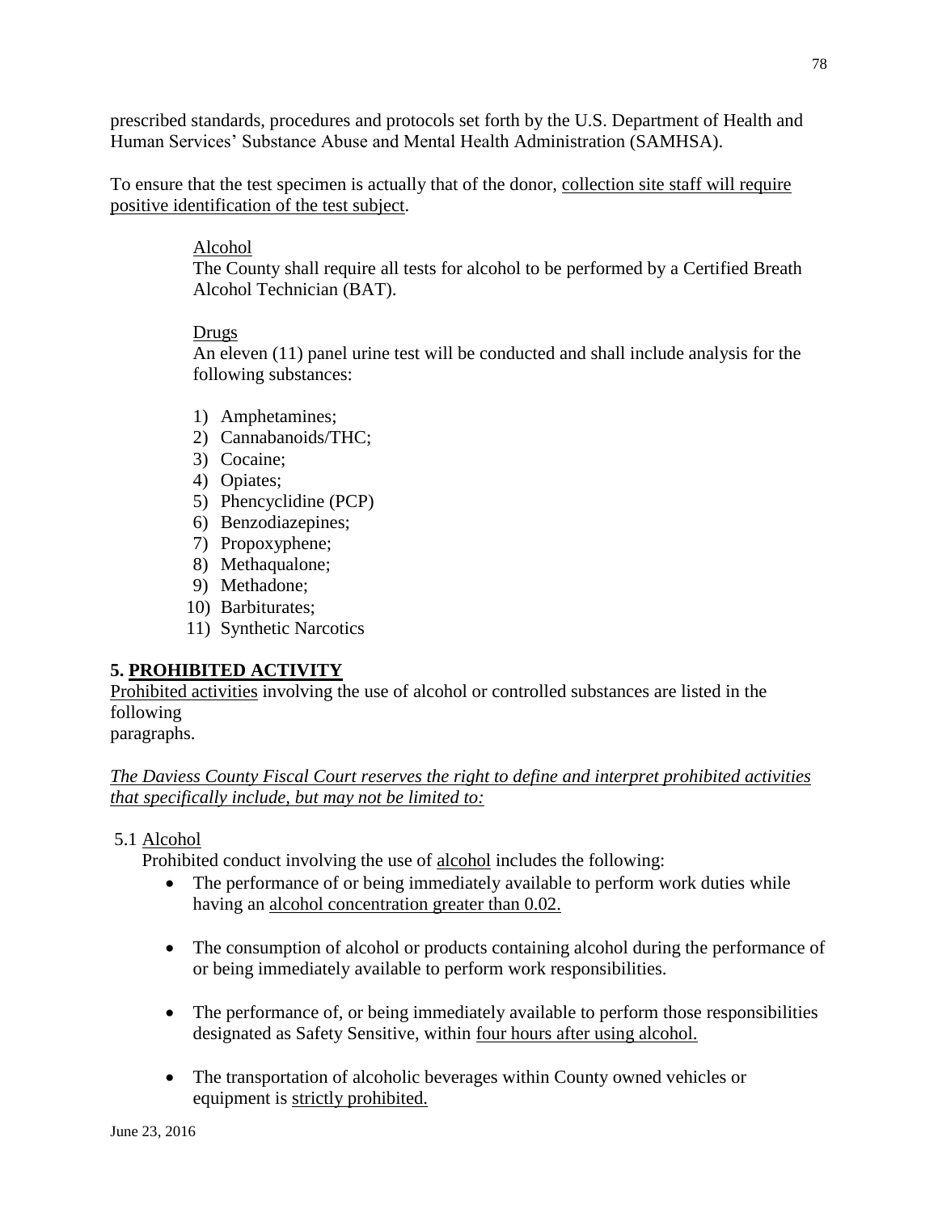prescribed standards, procedures and protocols set forth by the U.S. Department of Health and Human Services' Substance Abuse and Mental Health Administration (SAMHSA).

To ensure that the test specimen is actually that of the donor, <u>collection site staff will require positive identification of the test subject</u>.

<u>Alcohol</u>
The County shall require all tests for alcohol to be performed by a Certified Breath Alcohol Technician (BAT).

<u>Drugs</u>
An eleven (11) panel urine test will be conducted and shall include analysis for the following substances:

1) Amphetamines;
2) Cannabanoids/THC;
3) Cocaine;
4) Opiates;
5) Phencyclidine (PCP)
6) Benzodiazepines;
7) Propoxyphene;
8) Methaqualone;
9) Methadone;
10) Barbiturates;
11) Synthetic Narcotics

## 5. <u>PROHIBITED ACTIVITY</u>

<u>Prohibited activities</u> involving the use of alcohol or controlled substances are listed in the following paragraphs.

*<u>The Daviess County Fiscal Court reserves the right to define and interpret prohibited activities that specifically include, but may not be limited to:</u>*

5.1 <u>Alcohol</u>

Prohibited conduct involving the use of <u>alcohol</u> includes the following:

- The performance of or being immediately available to perform work duties while having an <u>alcohol concentration greater than 0.02.</u>
- The consumption of alcohol or products containing alcohol during the performance of or being immediately available to perform work responsibilities.
- The performance of, or being immediately available to perform those responsibilities designated as Safety Sensitive, within <u>four hours after using alcohol.</u>
- The transportation of alcoholic beverages within County owned vehicles or equipment is <u>strictly prohibited.</u>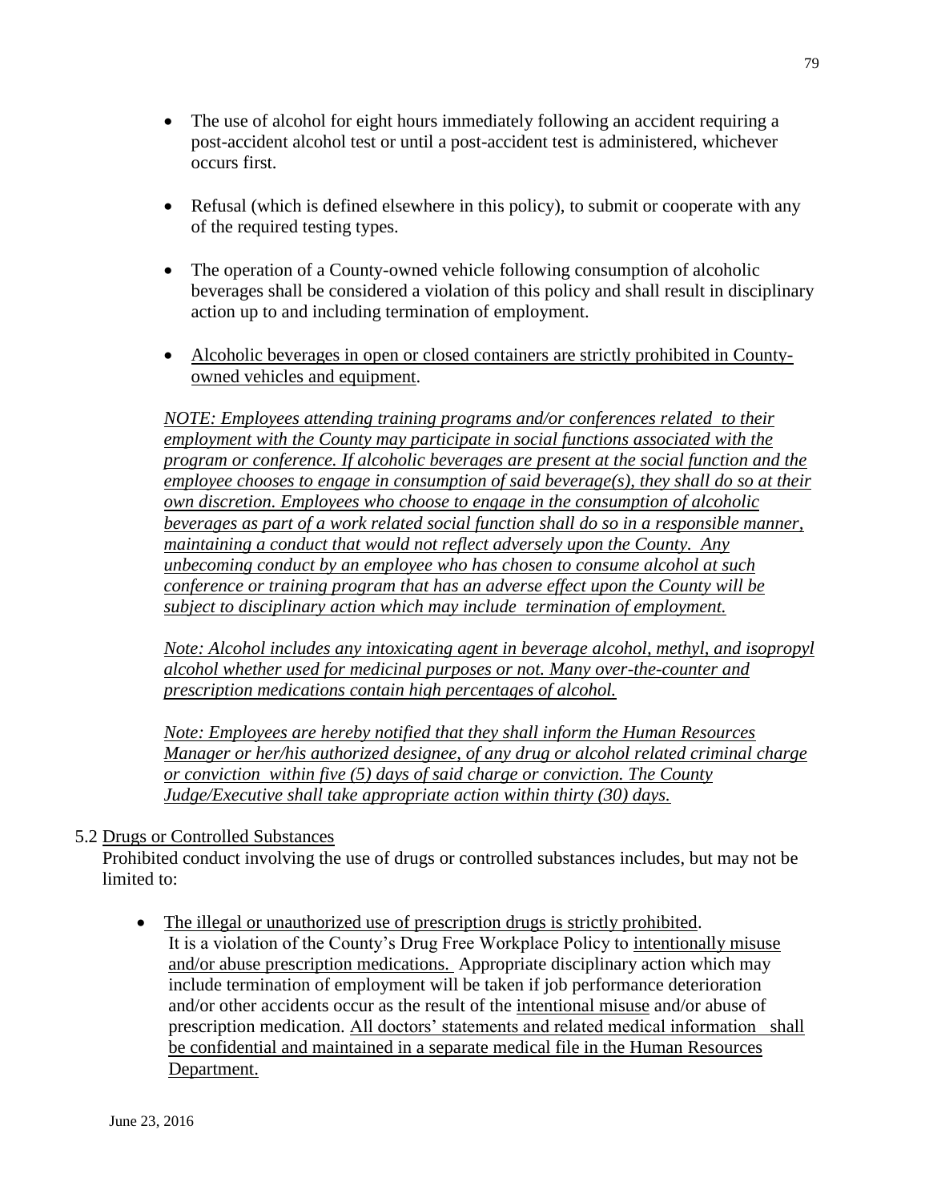- The use of alcohol for eight hours immediately following an accident requiring a post-accident alcohol test or until a post-accident test is administered, whichever occurs first.

- Refusal (which is defined elsewhere in this policy), to submit or cooperate with any of the required testing types.

- The operation of a County-owned vehicle following consumption of alcoholic beverages shall be considered a violation of this policy and shall result in disciplinary action up to and including termination of employment.

- Alcoholic beverages in open or closed containers are strictly prohibited in County-owned vehicles and equipment.

  *NOTE: Employees attending training programs and/or conferences related to their employment with the County may participate in social functions associated with the program or conference. If alcoholic beverages are present at the social function and the employee chooses to engage in consumption of said beverage(s), they shall do so at their own discretion. Employees who choose to engage in the consumption of alcoholic beverages as part of a work related social function shall do so in a responsible manner, maintaining a conduct that would not reflect adversely upon the County. Any unbecoming conduct by an employee who has chosen to consume alcohol at such conference or training program that has an adverse effect upon the County will be subject to disciplinary action which may include termination of employment.*

  *Note: Alcohol includes any intoxicating agent in beverage alcohol, methyl, and isopropyl alcohol whether used for medicinal purposes or not. Many over-the-counter and prescription medications contain high percentages of alcohol.*

  *Note: Employees are hereby notified that they shall inform the Human Resources Manager or her/his authorized designee, of any drug or alcohol related criminal charge or conviction within five (5) days of said charge or conviction. The County Judge/Executive shall take appropriate action within thirty (30) days.*

### 5.2 Drugs or Controlled Substances

Prohibited conduct involving the use of drugs or controlled substances includes, but may not be limited to:

- The illegal or unauthorized use of prescription drugs is strictly prohibited. It is a violation of the County's Drug Free Workplace Policy to intentionally misuse and/or abuse prescription medications. Appropriate disciplinary action which may include termination of employment will be taken if job performance deterioration and/or other accidents occur as the result of the intentional misuse and/or abuse of prescription medication. All doctors' statements and related medical information shall be confidential and maintained in a separate medical file in the Human Resources Department.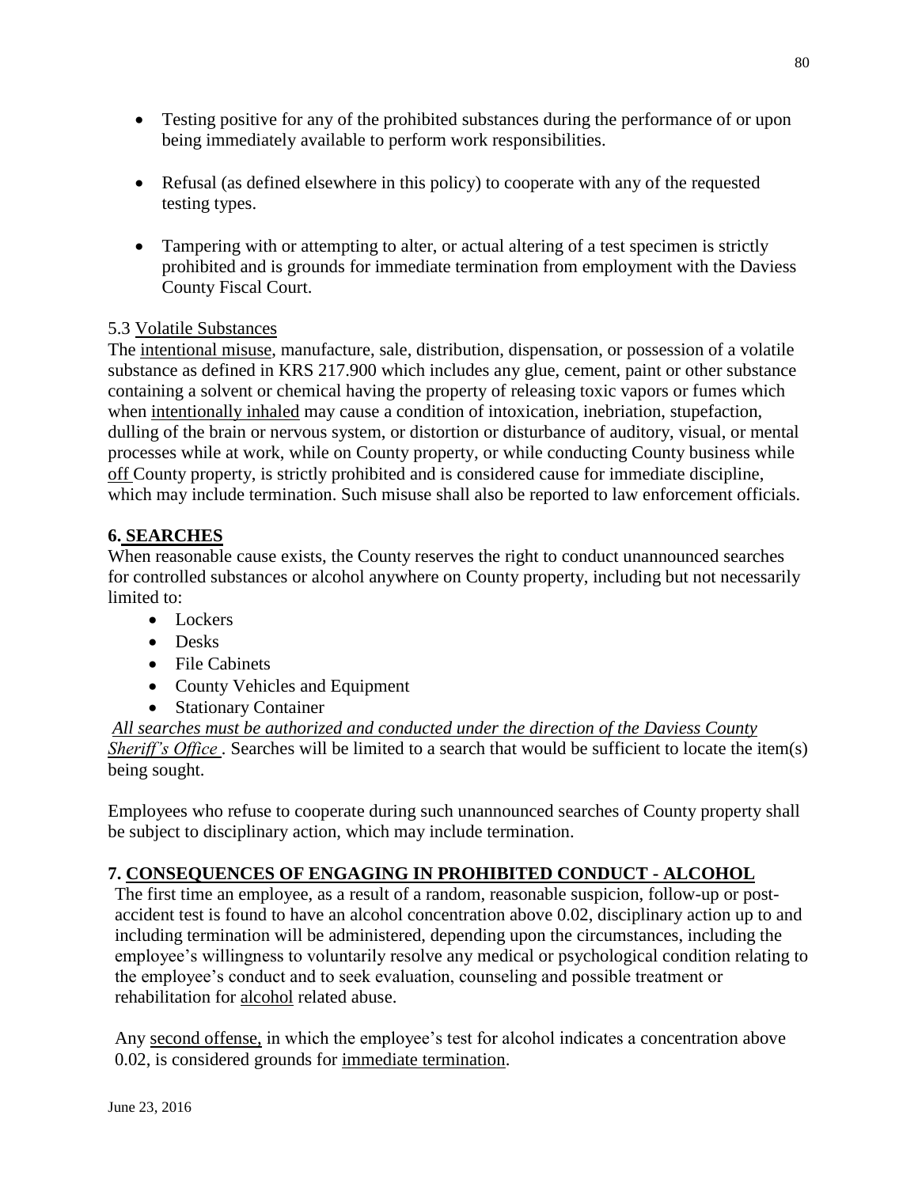- Testing positive for any of the prohibited substances during the performance of or upon being immediately available to perform work responsibilities.

- Refusal (as defined elsewhere in this policy) to cooperate with any of the requested testing types.

- Tampering with or attempting to alter, or actual altering of a test specimen is strictly prohibited and is grounds for immediate termination from employment with the Daviess County Fiscal Court.

5.3 Volatile Substances

The intentional misuse, manufacture, sale, distribution, dispensation, or possession of a volatile substance as defined in KRS 217.900 which includes any glue, cement, paint or other substance containing a solvent or chemical having the property of releasing toxic vapors or fumes which when intentionally inhaled may cause a condition of intoxication, inebriation, stupefaction, dulling of the brain or nervous system, or distortion or disturbance of auditory, visual, or mental processes while at work, while on County property, or while conducting County business while off County property, is strictly prohibited and is considered cause for immediate discipline, which may include termination. Such misuse shall also be reported to law enforcement officials.

## 6. SEARCHES

When reasonable cause exists, the County reserves the right to conduct unannounced searches for controlled substances or alcohol anywhere on County property, including but not necessarily limited to:

- Lockers
- Desks
- File Cabinets
- County Vehicles and Equipment
- Stationary Container

*All searches must be authorized and conducted under the direction of the Daviess County Sheriff's Office* . Searches will be limited to a search that would be sufficient to locate the item(s) being sought.

Employees who refuse to cooperate during such unannounced searches of County property shall be subject to disciplinary action, which may include termination.

## 7. CONSEQUENCES OF ENGAGING IN PROHIBITED CONDUCT - ALCOHOL

The first time an employee, as a result of a random, reasonable suspicion, follow-up or post-accident test is found to have an alcohol concentration above 0.02, disciplinary action up to and including termination will be administered, depending upon the circumstances, including the employee's willingness to voluntarily resolve any medical or psychological condition relating to the employee's conduct and to seek evaluation, counseling and possible treatment or rehabilitation for alcohol related abuse.

Any second offense, in which the employee's test for alcohol indicates a concentration above 0.02, is considered grounds for immediate termination.

June 23, 2016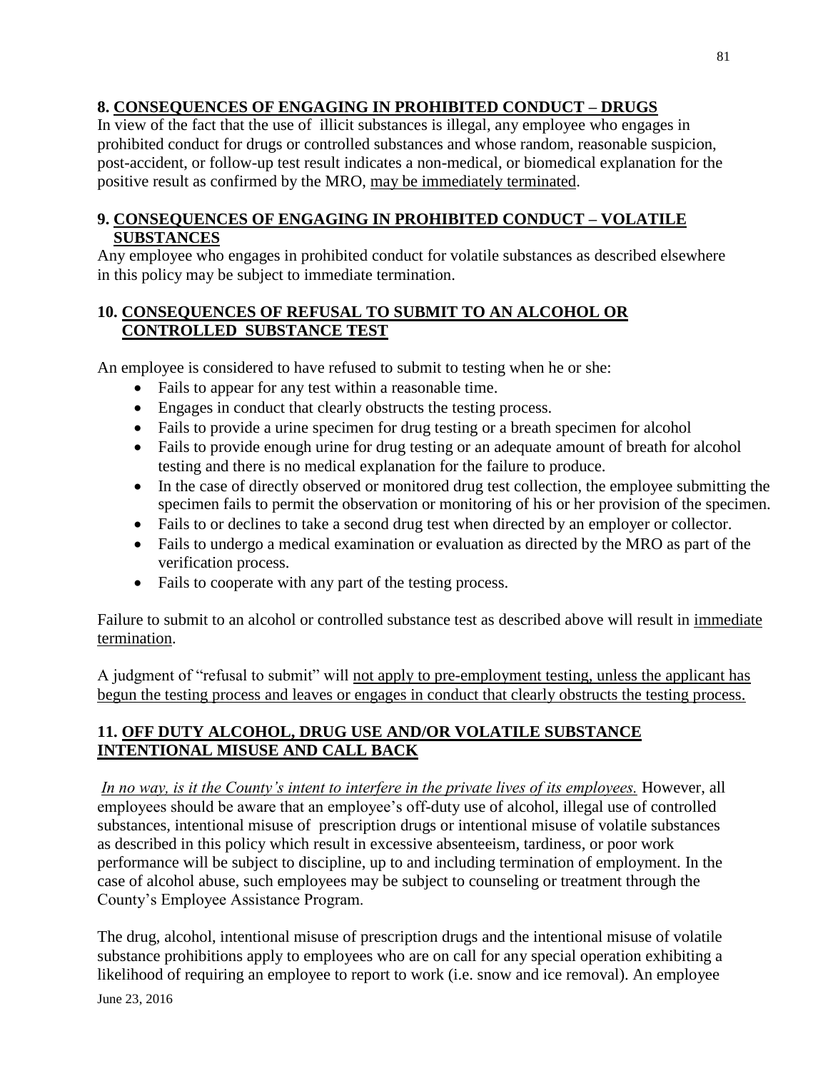## 8. CONSEQUENCES OF ENGAGING IN PROHIBITED CONDUCT – DRUGS

In view of the fact that the use of illicit substances is illegal, any employee who engages in prohibited conduct for drugs or controlled substances and whose random, reasonable suspicion, post-accident, or follow-up test result indicates a non-medical, or biomedical explanation for the positive result as confirmed by the MRO, <u>may be immediately terminated</u>.

## 9. CONSEQUENCES OF ENGAGING IN PROHIBITED CONDUCT – VOLATILE SUBSTANCES

Any employee who engages in prohibited conduct for volatile substances as described elsewhere in this policy may be subject to immediate termination.

## 10. CONSEQUENCES OF REFUSAL TO SUBMIT TO AN ALCOHOL OR CONTROLLED SUBSTANCE TEST

An employee is considered to have refused to submit to testing when he or she:

- Fails to appear for any test within a reasonable time.
- Engages in conduct that clearly obstructs the testing process.
- Fails to provide a urine specimen for drug testing or a breath specimen for alcohol
- Fails to provide enough urine for drug testing or an adequate amount of breath for alcohol testing and there is no medical explanation for the failure to produce.
- In the case of directly observed or monitored drug test collection, the employee submitting the specimen fails to permit the observation or monitoring of his or her provision of the specimen.
- Fails to or declines to take a second drug test when directed by an employer or collector.
- Fails to undergo a medical examination or evaluation as directed by the MRO as part of the verification process.
- Fails to cooperate with any part of the testing process.

Failure to submit to an alcohol or controlled substance test as described above will result in <u>immediate termination</u>.

A judgment of "refusal to submit" will <u>not apply to pre-employment testing, unless the applicant has begun the testing process and leaves or engages in conduct that clearly obstructs the testing process.</u>

## 11. OFF DUTY ALCOHOL, DRUG USE AND/OR VOLATILE SUBSTANCE INTENTIONAL MISUSE AND CALL BACK

*<u>In no way, is it the County's intent to interfere in the private lives of its employees.</u>* However, all employees should be aware that an employee's off-duty use of alcohol, illegal use of controlled substances, intentional misuse of prescription drugs or intentional misuse of volatile substances as described in this policy which result in excessive absenteeism, tardiness, or poor work performance will be subject to discipline, up to and including termination of employment. In the case of alcohol abuse, such employees may be subject to counseling or treatment through the County's Employee Assistance Program.

The drug, alcohol, intentional misuse of prescription drugs and the intentional misuse of volatile substance prohibitions apply to employees who are on call for any special operation exhibiting a likelihood of requiring an employee to report to work (i.e. snow and ice removal). An employee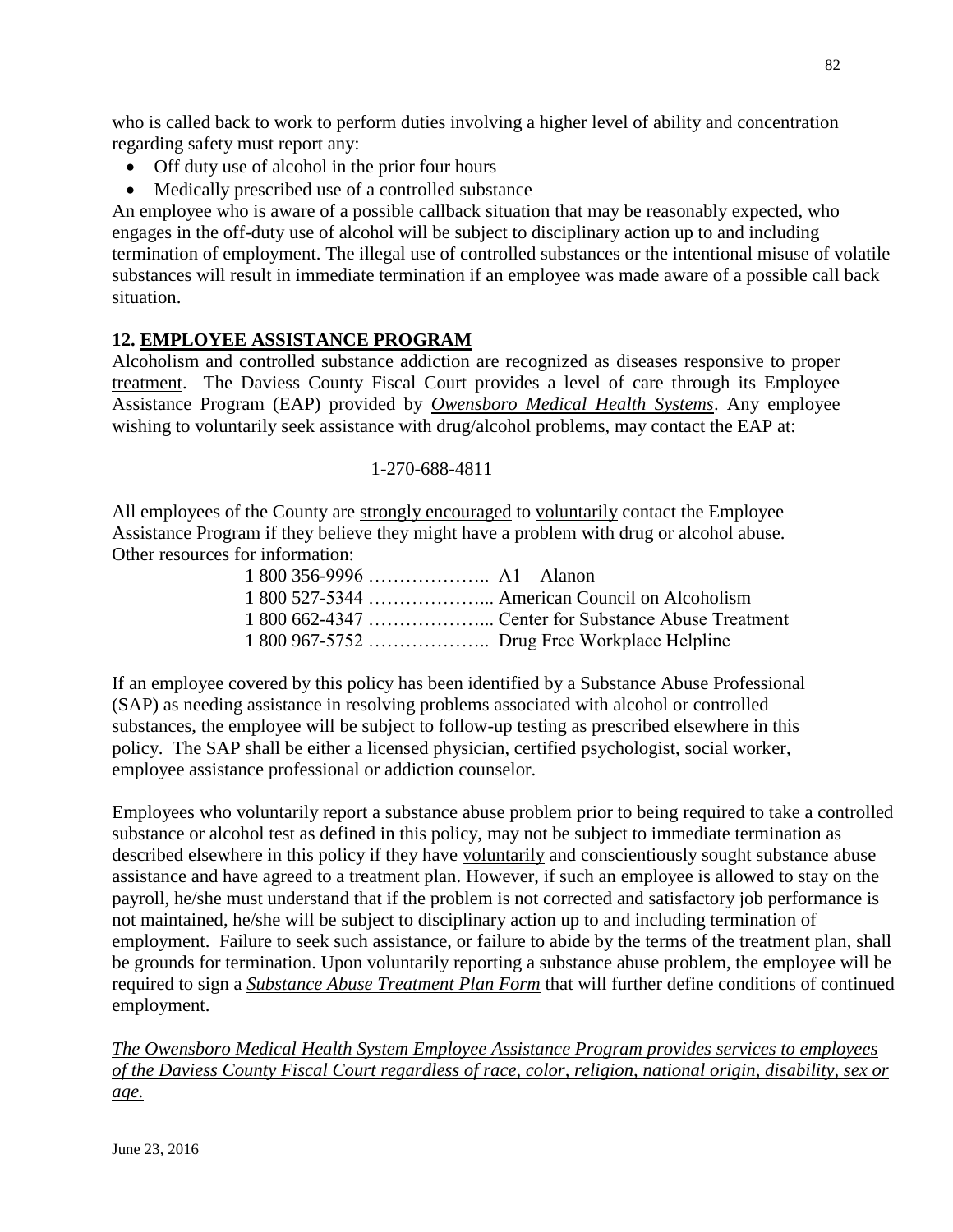who is called back to work to perform duties involving a higher level of ability and concentration regarding safety must report any:

- Off duty use of alcohol in the prior four hours
- Medically prescribed use of a controlled substance

An employee who is aware of a possible callback situation that may be reasonably expected, who engages in the off-duty use of alcohol will be subject to disciplinary action up to and including termination of employment. The illegal use of controlled substances or the intentional misuse of volatile substances will result in immediate termination if an employee was made aware of a possible call back situation.

## 12. EMPLOYEE ASSISTANCE PROGRAM

Alcoholism and controlled substance addiction are recognized as diseases responsive to proper treatment. The Daviess County Fiscal Court provides a level of care through its Employee Assistance Program (EAP) provided by ***Owensboro Medical Health Systems***. Any employee wishing to voluntarily seek assistance with drug/alcohol problems, may contact the EAP at:

1-270-688-4811

All employees of the County are strongly encouraged to voluntarily contact the Employee Assistance Program if they believe they might have a problem with drug or alcohol abuse. Other resources for information:

1 800 356-9996 ……………….. A1 – Alanon
1 800 527-5344 ………………... American Council on Alcoholism
1 800 662-4347 ………………... Center for Substance Abuse Treatment
1 800 967-5752 ……………….. Drug Free Workplace Helpline

If an employee covered by this policy has been identified by a Substance Abuse Professional (SAP) as needing assistance in resolving problems associated with alcohol or controlled substances, the employee will be subject to follow-up testing as prescribed elsewhere in this policy. The SAP shall be either a licensed physician, certified psychologist, social worker, employee assistance professional or addiction counselor.

Employees who voluntarily report a substance abuse problem prior to being required to take a controlled substance or alcohol test as defined in this policy, may not be subject to immediate termination as described elsewhere in this policy if they have voluntarily and conscientiously sought substance abuse assistance and have agreed to a treatment plan. However, if such an employee is allowed to stay on the payroll, he/she must understand that if the problem is not corrected and satisfactory job performance is not maintained, he/she will be subject to disciplinary action up to and including termination of employment. Failure to seek such assistance, or failure to abide by the terms of the treatment plan, shall be grounds for termination. Upon voluntarily reporting a substance abuse problem, the employee will be required to sign a ***Substance Abuse Treatment Plan Form*** that will further define conditions of continued employment.

*The Owensboro Medical Health System Employee Assistance Program provides services to employees of the Daviess County Fiscal Court regardless of race, color, religion, national origin, disability, sex or age.*

June 23, 2016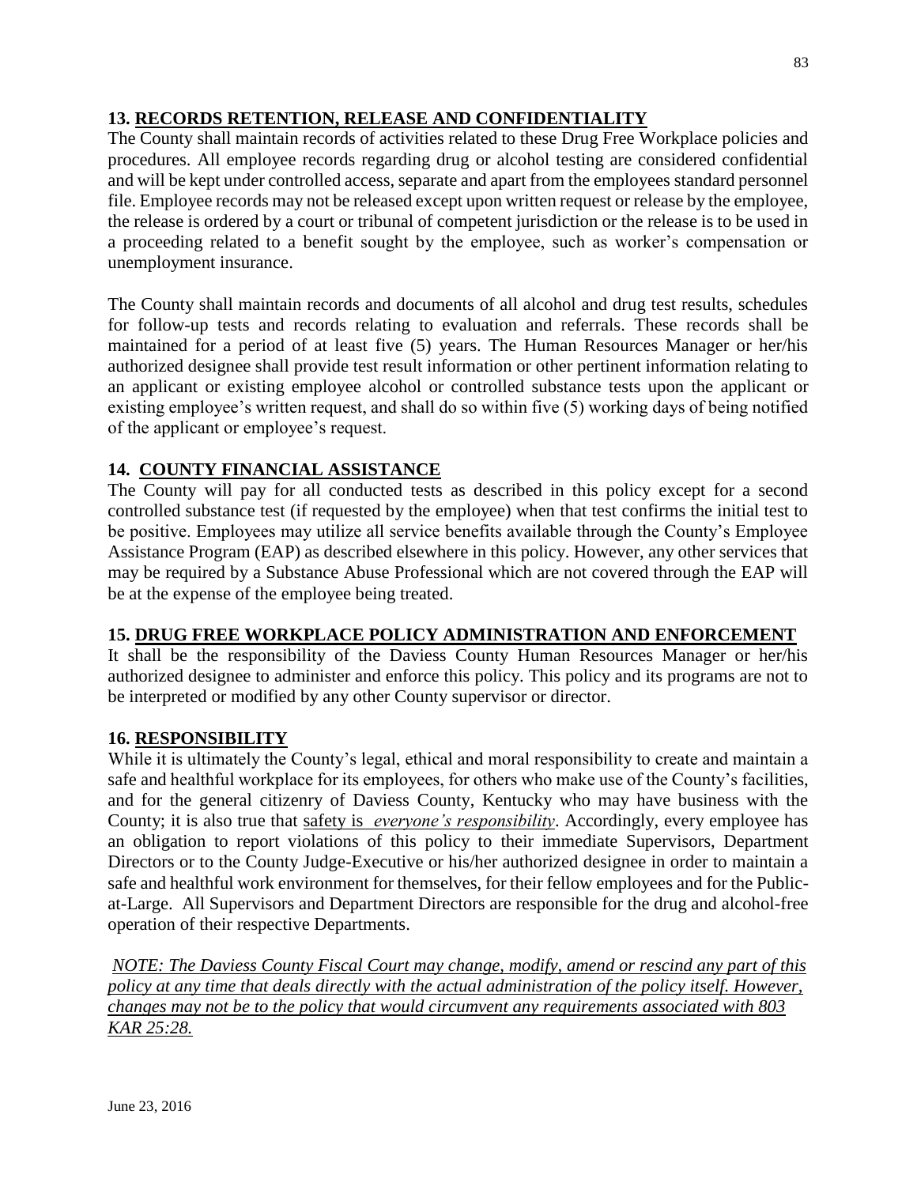## 13. RECORDS RETENTION, RELEASE AND CONFIDENTIALITY

The County shall maintain records of activities related to these Drug Free Workplace policies and procedures. All employee records regarding drug or alcohol testing are considered confidential and will be kept under controlled access, separate and apart from the employees standard personnel file. Employee records may not be released except upon written request or release by the employee, the release is ordered by a court or tribunal of competent jurisdiction or the release is to be used in a proceeding related to a benefit sought by the employee, such as worker's compensation or unemployment insurance.

The County shall maintain records and documents of all alcohol and drug test results, schedules for follow-up tests and records relating to evaluation and referrals. These records shall be maintained for a period of at least five (5) years. The Human Resources Manager or her/his authorized designee shall provide test result information or other pertinent information relating to an applicant or existing employee alcohol or controlled substance tests upon the applicant or existing employee's written request, and shall do so within five (5) working days of being notified of the applicant or employee's request.

## 14. COUNTY FINANCIAL ASSISTANCE

The County will pay for all conducted tests as described in this policy except for a second controlled substance test (if requested by the employee) when that test confirms the initial test to be positive. Employees may utilize all service benefits available through the County's Employee Assistance Program (EAP) as described elsewhere in this policy. However, any other services that may be required by a Substance Abuse Professional which are not covered through the EAP will be at the expense of the employee being treated.

## 15. DRUG FREE WORKPLACE POLICY ADMINISTRATION AND ENFORCEMENT

It shall be the responsibility of the Daviess County Human Resources Manager or her/his authorized designee to administer and enforce this policy. This policy and its programs are not to be interpreted or modified by any other County supervisor or director.

## 16. RESPONSIBILITY

While it is ultimately the County's legal, ethical and moral responsibility to create and maintain a safe and healthful workplace for its employees, for others who make use of the County's facilities, and for the general citizenry of Daviess County, Kentucky who may have business with the County; it is also true that safety is *everyone's responsibility*. Accordingly, every employee has an obligation to report violations of this policy to their immediate Supervisors, Department Directors or to the County Judge-Executive or his/her authorized designee in order to maintain a safe and healthful work environment for themselves, for their fellow employees and for the Public-at-Large. All Supervisors and Department Directors are responsible for the drug and alcohol-free operation of their respective Departments.

*NOTE: The Daviess County Fiscal Court may change, modify, amend or rescind any part of this policy at any time that deals directly with the actual administration of the policy itself. However, changes may not be to the policy that would circumvent any requirements associated with 803 KAR 25:28.*

June 23, 2016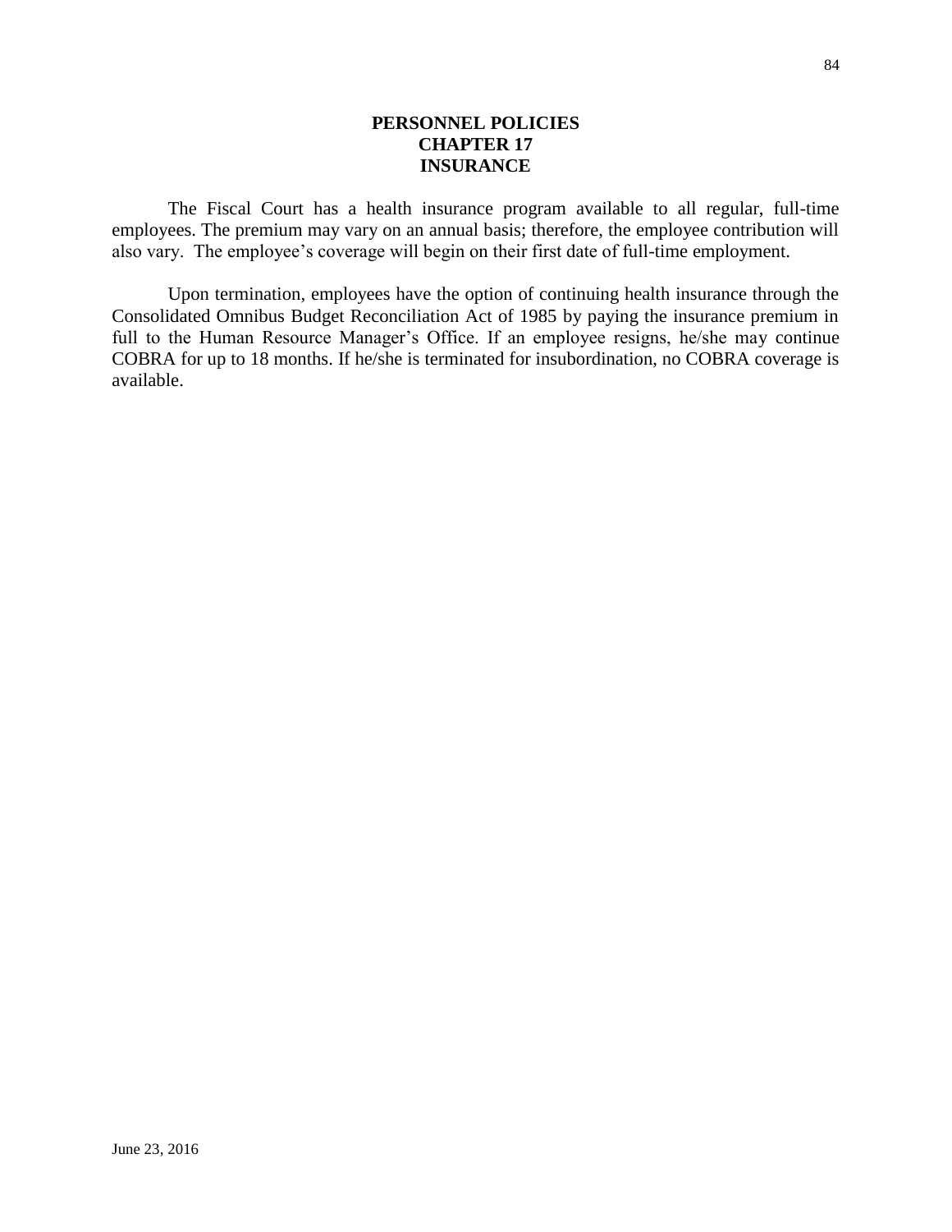# PERSONNEL POLICIES
# CHAPTER 17
# INSURANCE

The Fiscal Court has a health insurance program available to all regular, full-time employees. The premium may vary on an annual basis; therefore, the employee contribution will also vary. The employee's coverage will begin on their first date of full-time employment.

Upon termination, employees have the option of continuing health insurance through the Consolidated Omnibus Budget Reconciliation Act of 1985 by paying the insurance premium in full to the Human Resource Manager's Office. If an employee resigns, he/she may continue COBRA for up to 18 months. If he/she is terminated for insubordination, no COBRA coverage is available.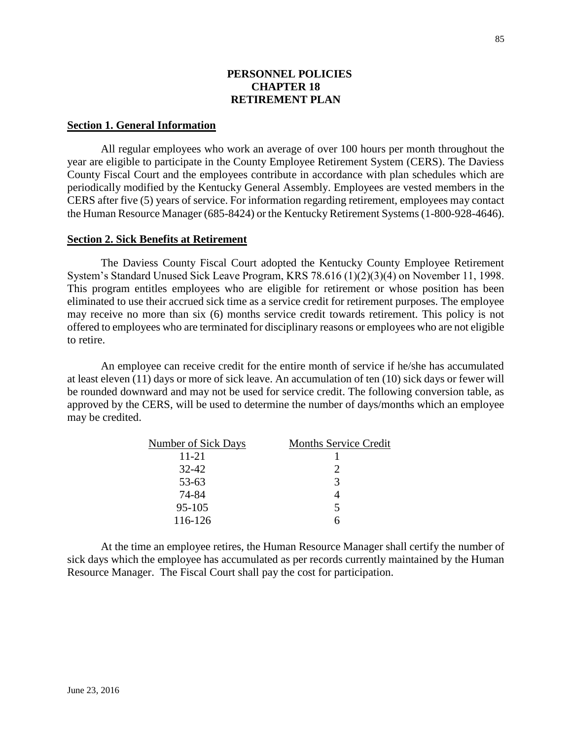# PERSONNEL POLICIES
## CHAPTER 18
## RETIREMENT PLAN

### Section 1. General Information

All regular employees who work an average of over 100 hours per month throughout the year are eligible to participate in the County Employee Retirement System (CERS). The Daviess County Fiscal Court and the employees contribute in accordance with plan schedules which are periodically modified by the Kentucky General Assembly. Employees are vested members in the CERS after five (5) years of service. For information regarding retirement, employees may contact the Human Resource Manager (685-8424) or the Kentucky Retirement Systems (1-800-928-4646).

### Section 2. Sick Benefits at Retirement

The Daviess County Fiscal Court adopted the Kentucky County Employee Retirement System's Standard Unused Sick Leave Program, KRS 78.616 (1)(2)(3)(4) on November 11, 1998. This program entitles employees who are eligible for retirement or whose position has been eliminated to use their accrued sick time as a service credit for retirement purposes. The employee may receive no more than six (6) months service credit towards retirement. This policy is not offered to employees who are terminated for disciplinary reasons or employees who are not eligible to retire.

An employee can receive credit for the entire month of service if he/she has accumulated at least eleven (11) days or more of sick leave. An accumulation of ten (10) sick days or fewer will be rounded downward and may not be used for service credit. The following conversion table, as approved by the CERS, will be used to determine the number of days/months which an employee may be credited.

| Number of Sick Days | Months Service Credit |
|---|---|
| 11-21 | 1 |
| 32-42 | 2 |
| 53-63 | 3 |
| 74-84 | 4 |
| 95-105 | 5 |
| 116-126 | 6 |

At the time an employee retires, the Human Resource Manager shall certify the number of sick days which the employee has accumulated as per records currently maintained by the Human Resource Manager. The Fiscal Court shall pay the cost for participation.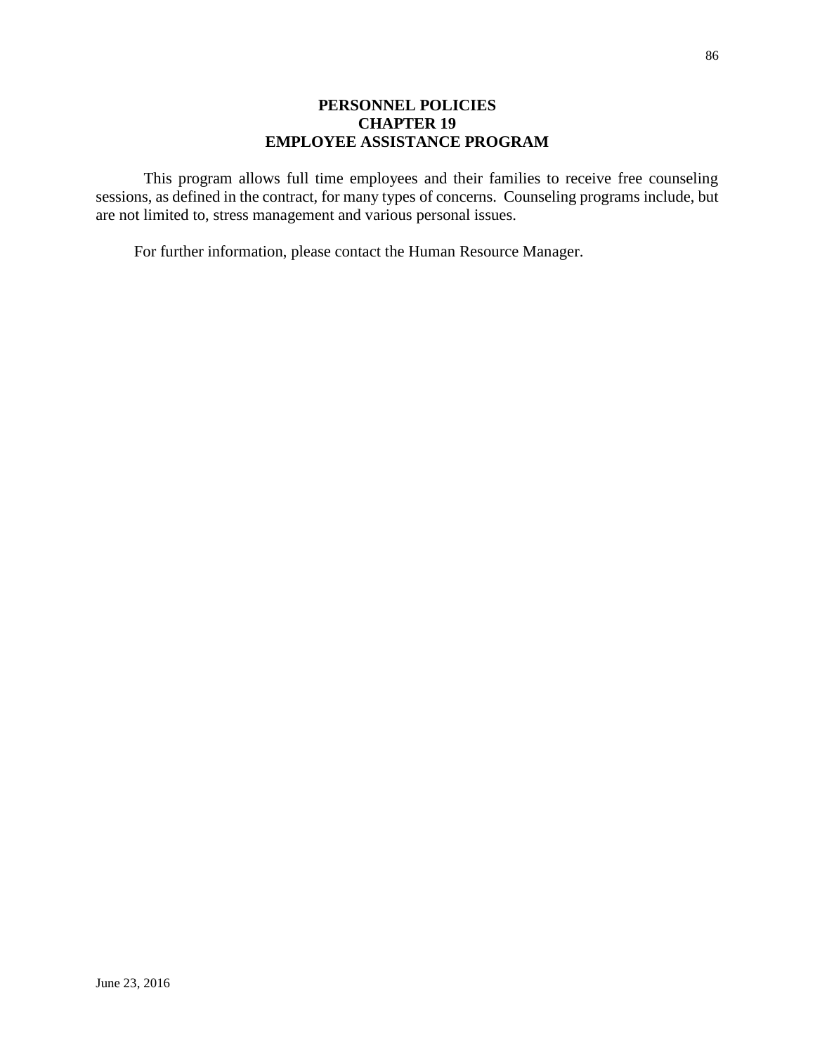# PERSONNEL POLICIES
## CHAPTER 19
## EMPLOYEE ASSISTANCE PROGRAM

This program allows full time employees and their families to receive free counseling sessions, as defined in the contract, for many types of concerns. Counseling programs include, but are not limited to, stress management and various personal issues.

For further information, please contact the Human Resource Manager.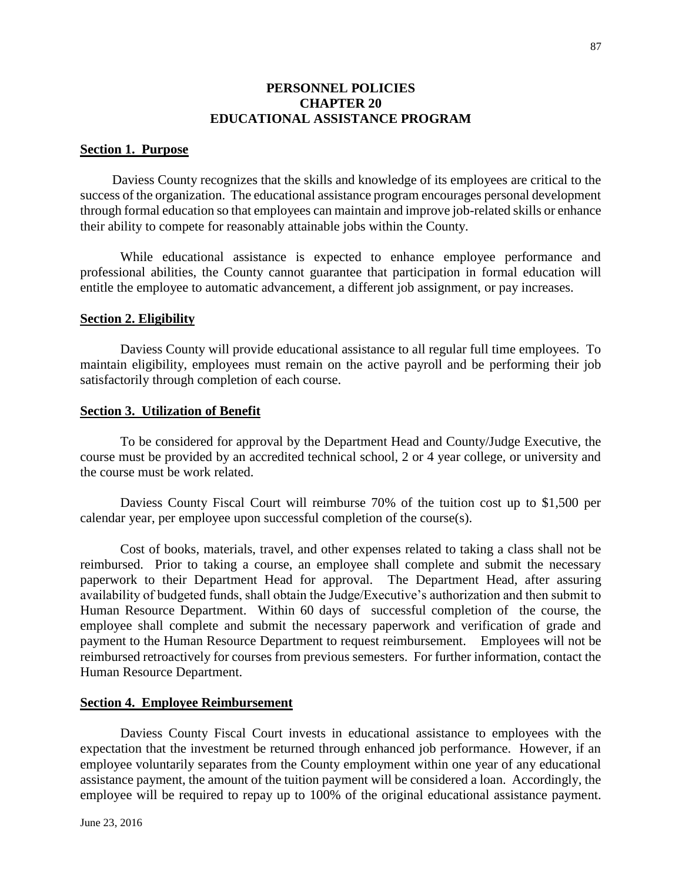# PERSONNEL POLICIES
# CHAPTER 20
# EDUCATIONAL ASSISTANCE PROGRAM

## Section 1. Purpose

Daviess County recognizes that the skills and knowledge of its employees are critical to the success of the organization. The educational assistance program encourages personal development through formal education so that employees can maintain and improve job-related skills or enhance their ability to compete for reasonably attainable jobs within the County.

While educational assistance is expected to enhance employee performance and professional abilities, the County cannot guarantee that participation in formal education will entitle the employee to automatic advancement, a different job assignment, or pay increases.

## Section 2. Eligibility

Daviess County will provide educational assistance to all regular full time employees. To maintain eligibility, employees must remain on the active payroll and be performing their job satisfactorily through completion of each course.

## Section 3. Utilization of Benefit

To be considered for approval by the Department Head and County/Judge Executive, the course must be provided by an accredited technical school, 2 or 4 year college, or university and the course must be work related.

Daviess County Fiscal Court will reimburse 70% of the tuition cost up to $1,500 per calendar year, per employee upon successful completion of the course(s).

Cost of books, materials, travel, and other expenses related to taking a class shall not be reimbursed. Prior to taking a course, an employee shall complete and submit the necessary paperwork to their Department Head for approval. The Department Head, after assuring availability of budgeted funds, shall obtain the Judge/Executive's authorization and then submit to Human Resource Department. Within 60 days of successful completion of the course, the employee shall complete and submit the necessary paperwork and verification of grade and payment to the Human Resource Department to request reimbursement. Employees will not be reimbursed retroactively for courses from previous semesters. For further information, contact the Human Resource Department.

## Section 4. Employee Reimbursement

Daviess County Fiscal Court invests in educational assistance to employees with the expectation that the investment be returned through enhanced job performance. However, if an employee voluntarily separates from the County employment within one year of any educational assistance payment, the amount of the tuition payment will be considered a loan. Accordingly, the employee will be required to repay up to 100% of the original educational assistance payment.

June 23, 2016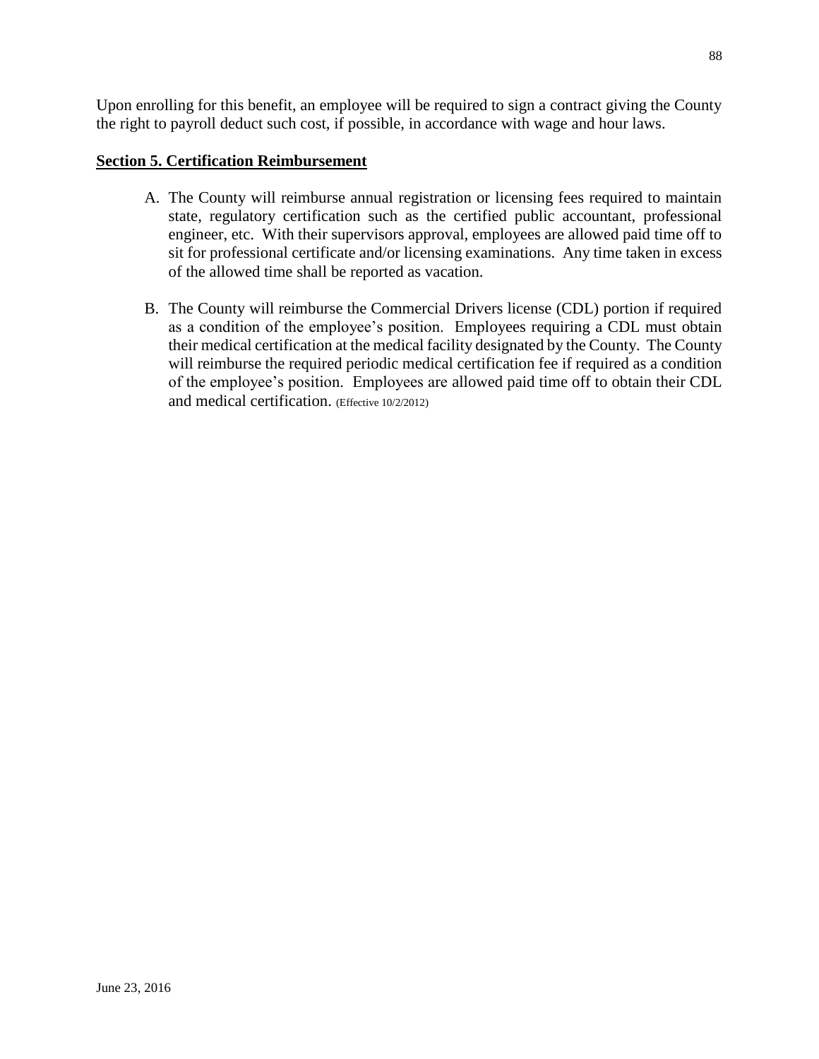Upon enrolling for this benefit, an employee will be required to sign a contract giving the County the right to payroll deduct such cost, if possible, in accordance with wage and hour laws.

**Section 5. Certification Reimbursement**

A. The County will reimburse annual registration or licensing fees required to maintain state, regulatory certification such as the certified public accountant, professional engineer, etc. With their supervisors approval, employees are allowed paid time off to sit for professional certificate and/or licensing examinations. Any time taken in excess of the allowed time shall be reported as vacation.

B. The County will reimburse the Commercial Drivers license (CDL) portion if required as a condition of the employee's position. Employees requiring a CDL must obtain their medical certification at the medical facility designated by the County. The County will reimburse the required periodic medical certification fee if required as a condition of the employee's position. Employees are allowed paid time off to obtain their CDL and medical certification. (Effective 10/2/2012)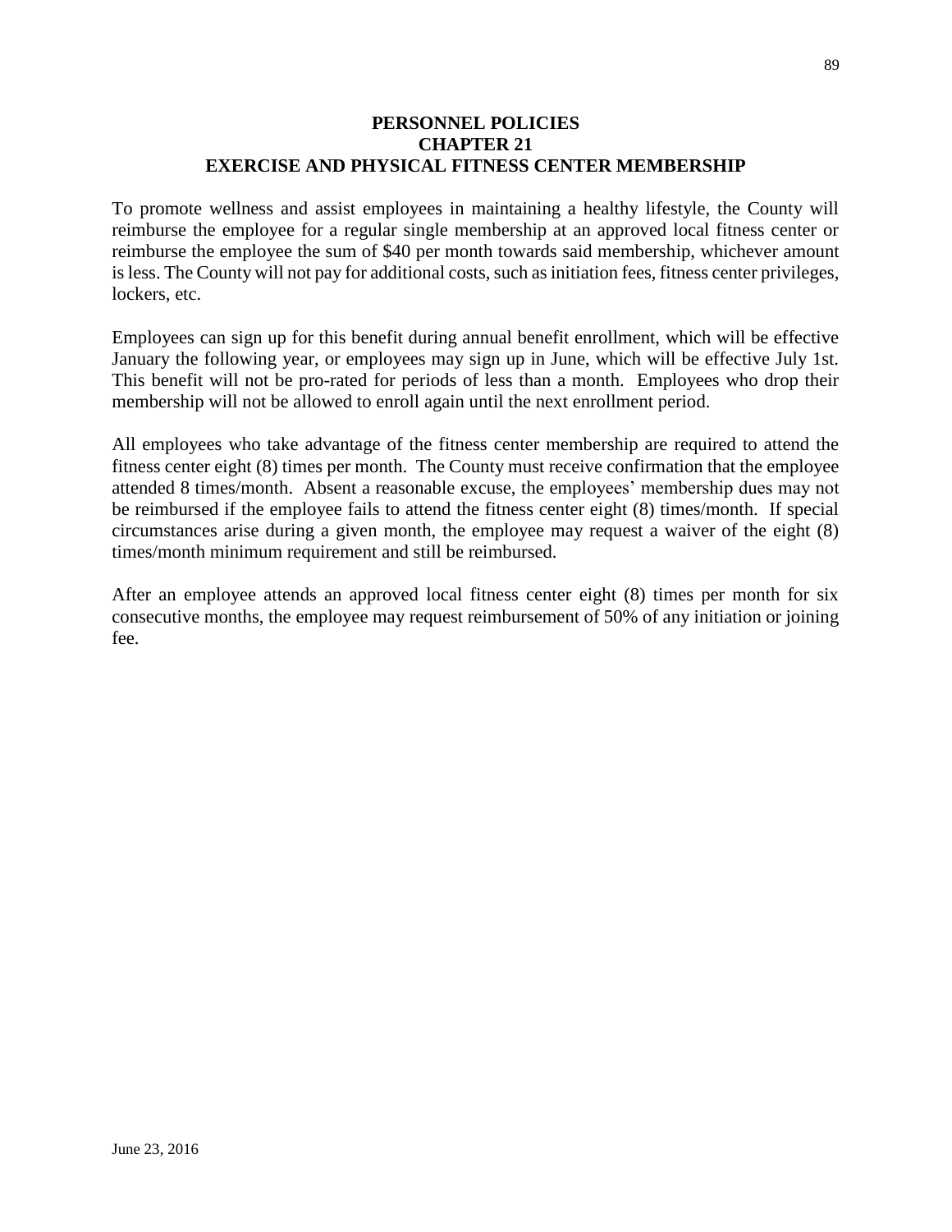# PERSONNEL POLICIES
## CHAPTER 21
## EXERCISE AND PHYSICAL FITNESS CENTER MEMBERSHIP

To promote wellness and assist employees in maintaining a healthy lifestyle, the County will reimburse the employee for a regular single membership at an approved local fitness center or reimburse the employee the sum of $40 per month towards said membership, whichever amount is less. The County will not pay for additional costs, such as initiation fees, fitness center privileges, lockers, etc.

Employees can sign up for this benefit during annual benefit enrollment, which will be effective January the following year, or employees may sign up in June, which will be effective July 1st. This benefit will not be pro-rated for periods of less than a month. Employees who drop their membership will not be allowed to enroll again until the next enrollment period.

All employees who take advantage of the fitness center membership are required to attend the fitness center eight (8) times per month. The County must receive confirmation that the employee attended 8 times/month. Absent a reasonable excuse, the employees' membership dues may not be reimbursed if the employee fails to attend the fitness center eight (8) times/month. If special circumstances arise during a given month, the employee may request a waiver of the eight (8) times/month minimum requirement and still be reimbursed.

After an employee attends an approved local fitness center eight (8) times per month for six consecutive months, the employee may request reimbursement of 50% of any initiation or joining fee.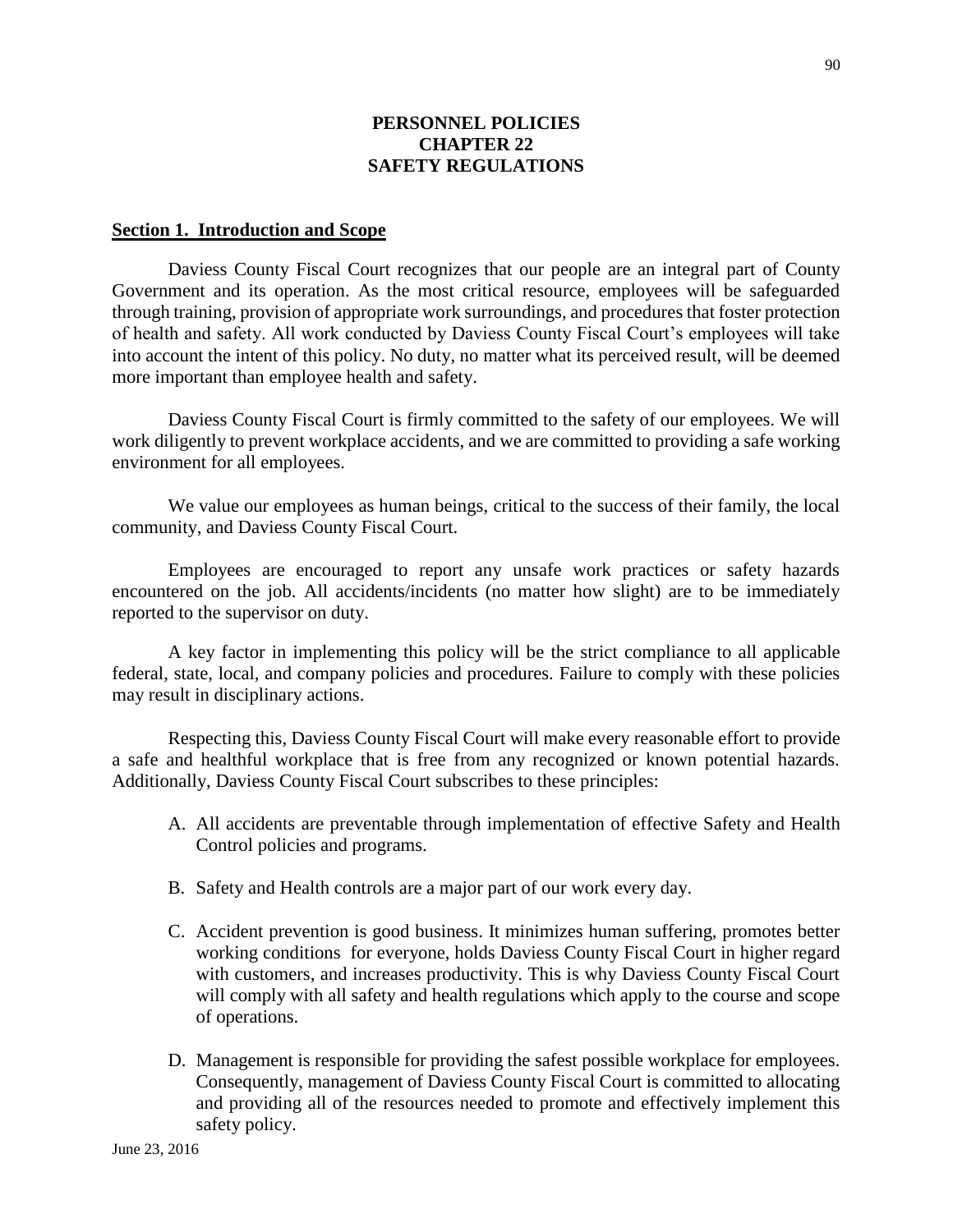# PERSONNEL POLICIES
# CHAPTER 22
# SAFETY REGULATIONS

## Section 1. Introduction and Scope

Daviess County Fiscal Court recognizes that our people are an integral part of County Government and its operation. As the most critical resource, employees will be safeguarded through training, provision of appropriate work surroundings, and procedures that foster protection of health and safety. All work conducted by Daviess County Fiscal Court's employees will take into account the intent of this policy. No duty, no matter what its perceived result, will be deemed more important than employee health and safety.

Daviess County Fiscal Court is firmly committed to the safety of our employees. We will work diligently to prevent workplace accidents, and we are committed to providing a safe working environment for all employees.

We value our employees as human beings, critical to the success of their family, the local community, and Daviess County Fiscal Court.

Employees are encouraged to report any unsafe work practices or safety hazards encountered on the job. All accidents/incidents (no matter how slight) are to be immediately reported to the supervisor on duty.

A key factor in implementing this policy will be the strict compliance to all applicable federal, state, local, and company policies and procedures. Failure to comply with these policies may result in disciplinary actions.

Respecting this, Daviess County Fiscal Court will make every reasonable effort to provide a safe and healthful workplace that is free from any recognized or known potential hazards. Additionally, Daviess County Fiscal Court subscribes to these principles:

A. All accidents are preventable through implementation of effective Safety and Health Control policies and programs.

B. Safety and Health controls are a major part of our work every day.

C. Accident prevention is good business. It minimizes human suffering, promotes better working conditions for everyone, holds Daviess County Fiscal Court in higher regard with customers, and increases productivity. This is why Daviess County Fiscal Court will comply with all safety and health regulations which apply to the course and scope of operations.

D. Management is responsible for providing the safest possible workplace for employees. Consequently, management of Daviess County Fiscal Court is committed to allocating and providing all of the resources needed to promote and effectively implement this safety policy.

June 23, 2016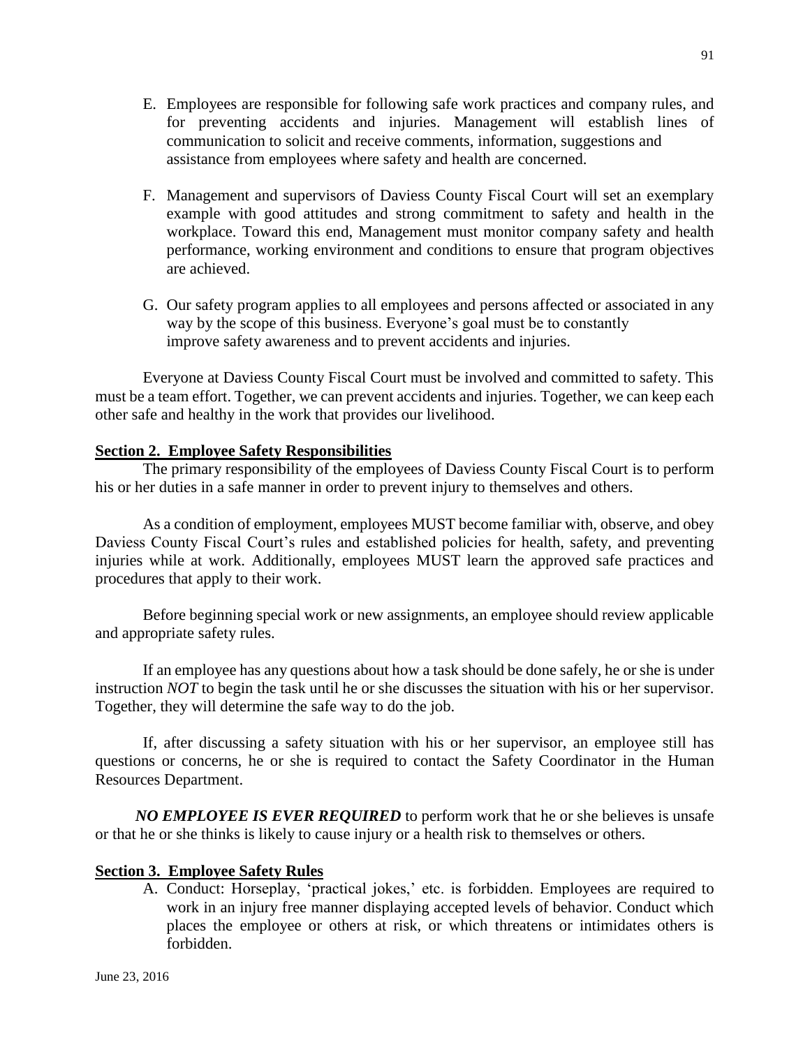E. Employees are responsible for following safe work practices and company rules, and for preventing accidents and injuries. Management will establish lines of communication to solicit and receive comments, information, suggestions and assistance from employees where safety and health are concerned.

F. Management and supervisors of Daviess County Fiscal Court will set an exemplary example with good attitudes and strong commitment to safety and health in the workplace. Toward this end, Management must monitor company safety and health performance, working environment and conditions to ensure that program objectives are achieved.

G. Our safety program applies to all employees and persons affected or associated in any way by the scope of this business. Everyone's goal must be to constantly improve safety awareness and to prevent accidents and injuries.

Everyone at Daviess County Fiscal Court must be involved and committed to safety. This must be a team effort. Together, we can prevent accidents and injuries. Together, we can keep each other safe and healthy in the work that provides our livelihood.

**Section 2. Employee Safety Responsibilities**

The primary responsibility of the employees of Daviess County Fiscal Court is to perform his or her duties in a safe manner in order to prevent injury to themselves and others.

As a condition of employment, employees MUST become familiar with, observe, and obey Daviess County Fiscal Court's rules and established policies for health, safety, and preventing injuries while at work. Additionally, employees MUST learn the approved safe practices and procedures that apply to their work.

Before beginning special work or new assignments, an employee should review applicable and appropriate safety rules.

If an employee has any questions about how a task should be done safely, he or she is under instruction *NOT* to begin the task until he or she discusses the situation with his or her supervisor. Together, they will determine the safe way to do the job.

If, after discussing a safety situation with his or her supervisor, an employee still has questions or concerns, he or she is required to contact the Safety Coordinator in the Human Resources Department.

***NO EMPLOYEE IS EVER REQUIRED*** to perform work that he or she believes is unsafe or that he or she thinks is likely to cause injury or a health risk to themselves or others.

**Section 3. Employee Safety Rules**

A. Conduct: Horseplay, 'practical jokes,' etc. is forbidden. Employees are required to work in an injury free manner displaying accepted levels of behavior. Conduct which places the employee or others at risk, or which threatens or intimidates others is forbidden.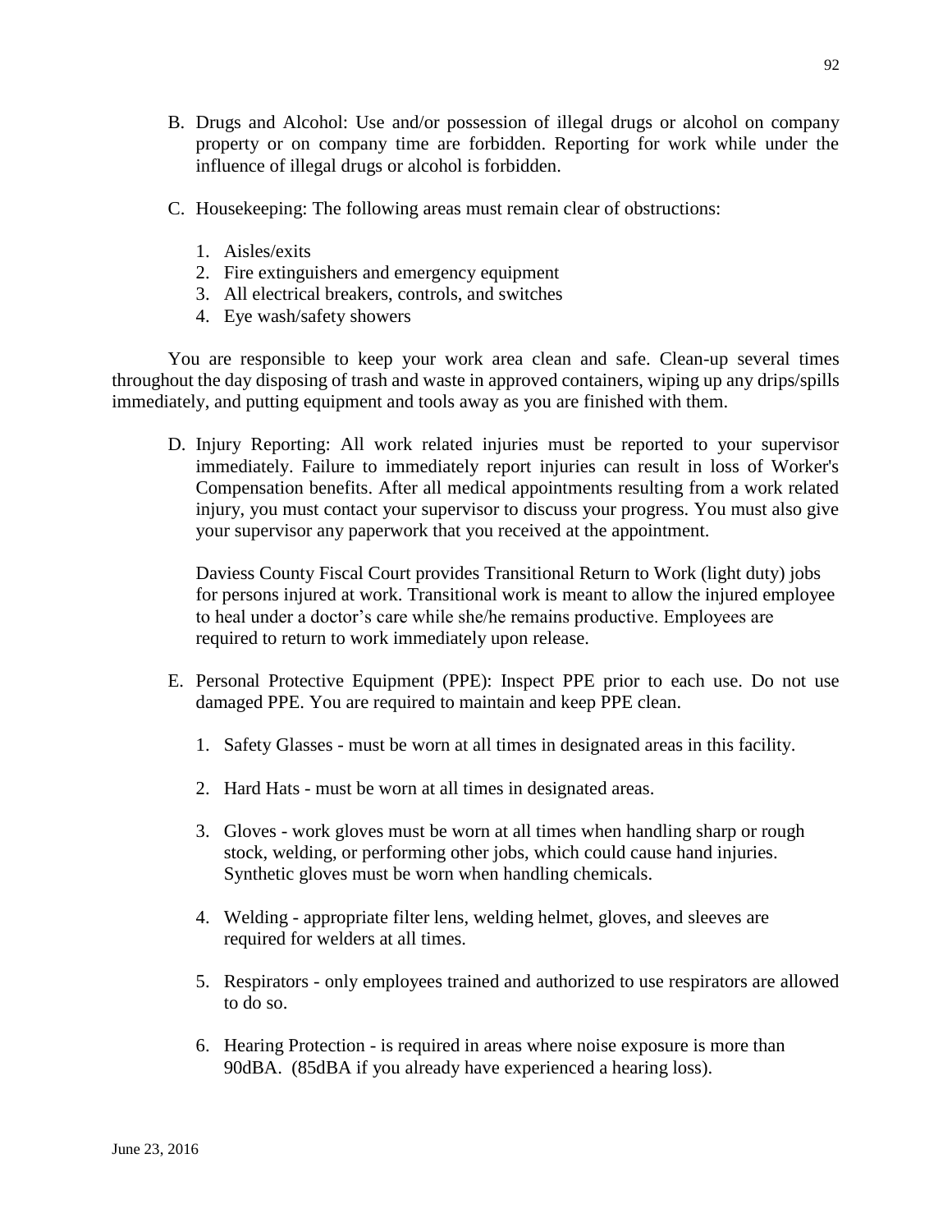B. Drugs and Alcohol: Use and/or possession of illegal drugs or alcohol on company property or on company time are forbidden. Reporting for work while under the influence of illegal drugs or alcohol is forbidden.

C. Housekeeping: The following areas must remain clear of obstructions:

   1. Aisles/exits
   2. Fire extinguishers and emergency equipment
   3. All electrical breakers, controls, and switches
   4. Eye wash/safety showers

You are responsible to keep your work area clean and safe. Clean-up several times throughout the day disposing of trash and waste in approved containers, wiping up any drips/spills immediately, and putting equipment and tools away as you are finished with them.

D. Injury Reporting: All work related injuries must be reported to your supervisor immediately. Failure to immediately report injuries can result in loss of Worker's Compensation benefits. After all medical appointments resulting from a work related injury, you must contact your supervisor to discuss your progress. You must also give your supervisor any paperwork that you received at the appointment.

   Daviess County Fiscal Court provides Transitional Return to Work (light duty) jobs for persons injured at work. Transitional work is meant to allow the injured employee to heal under a doctor's care while she/he remains productive. Employees are required to return to work immediately upon release.

E. Personal Protective Equipment (PPE): Inspect PPE prior to each use. Do not use damaged PPE. You are required to maintain and keep PPE clean.

   1. Safety Glasses - must be worn at all times in designated areas in this facility.

   2. Hard Hats - must be worn at all times in designated areas.

   3. Gloves - work gloves must be worn at all times when handling sharp or rough stock, welding, or performing other jobs, which could cause hand injuries. Synthetic gloves must be worn when handling chemicals.

   4. Welding - appropriate filter lens, welding helmet, gloves, and sleeves are required for welders at all times.

   5. Respirators - only employees trained and authorized to use respirators are allowed to do so.

   6. Hearing Protection - is required in areas where noise exposure is more than 90dBA. (85dBA if you already have experienced a hearing loss).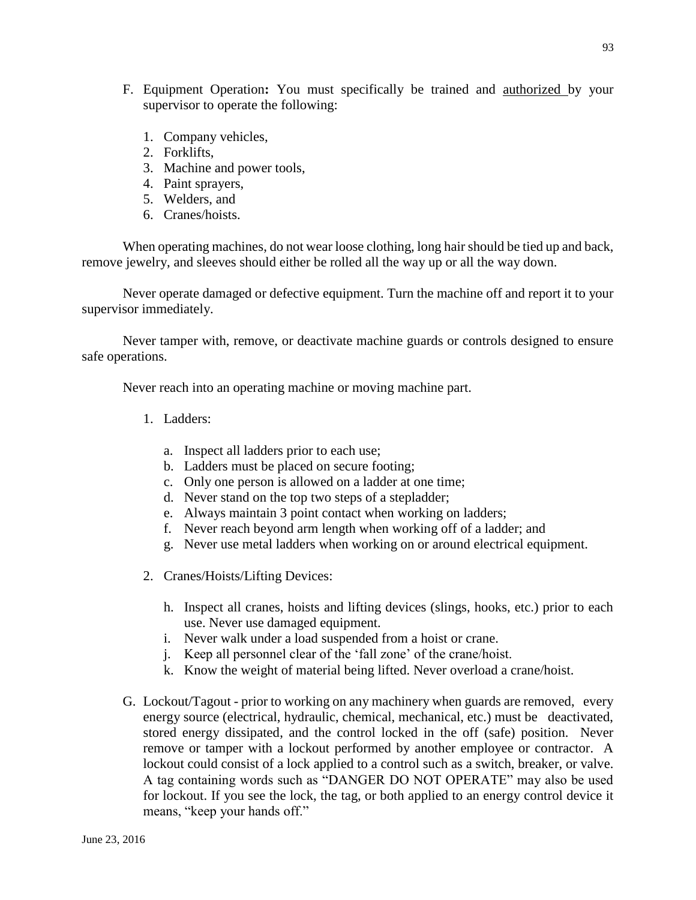F. Equipment Operation**:** You must specifically be trained and <u>authorized</u> by your supervisor to operate the following:

   1. Company vehicles,
   2. Forklifts,
   3. Machine and power tools,
   4. Paint sprayers,
   5. Welders, and
   6. Cranes/hoists.

When operating machines, do not wear loose clothing, long hair should be tied up and back, remove jewelry, and sleeves should either be rolled all the way up or all the way down.

Never operate damaged or defective equipment. Turn the machine off and report it to your supervisor immediately.

Never tamper with, remove, or deactivate machine guards or controls designed to ensure safe operations.

Never reach into an operating machine or moving machine part.

   1. Ladders:

      a. Inspect all ladders prior to each use;
      b. Ladders must be placed on secure footing;
      c. Only one person is allowed on a ladder at one time;
      d. Never stand on the top two steps of a stepladder;
      e. Always maintain 3 point contact when working on ladders;
      f. Never reach beyond arm length when working off of a ladder; and
      g. Never use metal ladders when working on or around electrical equipment.

   2. Cranes/Hoists/Lifting Devices:

      h. Inspect all cranes, hoists and lifting devices (slings, hooks, etc.) prior to each use. Never use damaged equipment.
      i. Never walk under a load suspended from a hoist or crane.
      j. Keep all personnel clear of the 'fall zone' of the crane/hoist.
      k. Know the weight of material being lifted. Never overload a crane/hoist.

G. Lockout/Tagout - prior to working on any machinery when guards are removed, every energy source (electrical, hydraulic, chemical, mechanical, etc.) must be deactivated, stored energy dissipated, and the control locked in the off (safe) position. Never remove or tamper with a lockout performed by another employee or contractor. A lockout could consist of a lock applied to a control such as a switch, breaker, or valve. A tag containing words such as "DANGER DO NOT OPERATE" may also be used for lockout. If you see the lock, the tag, or both applied to an energy control device it means, "keep your hands off."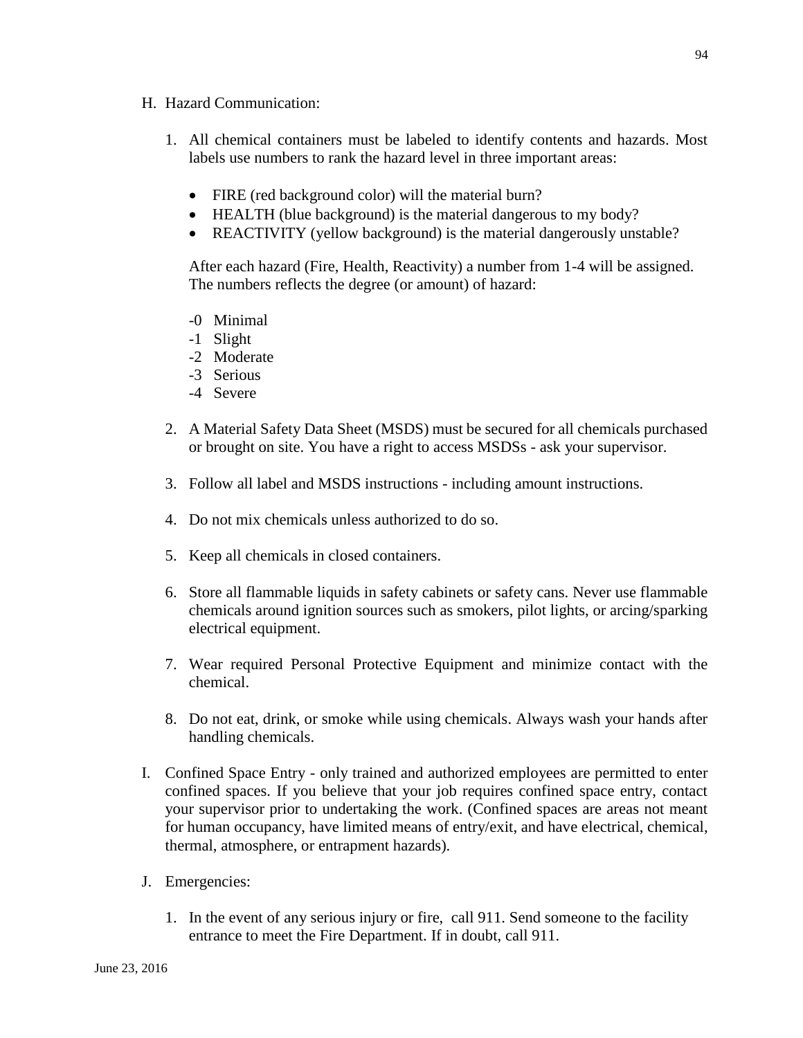H. Hazard Communication:

1. All chemical containers must be labeled to identify contents and hazards. Most labels use numbers to rank the hazard level in three important areas:

   - FIRE (red background color) will the material burn?
   - HEALTH (blue background) is the material dangerous to my body?
   - REACTIVITY (yellow background) is the material dangerously unstable?

   After each hazard (Fire, Health, Reactivity) a number from 1-4 will be assigned. The numbers reflects the degree (or amount) of hazard:

   -0 Minimal
   -1 Slight
   -2 Moderate
   -3 Serious
   -4 Severe

2. A Material Safety Data Sheet (MSDS) must be secured for all chemicals purchased or brought on site. You have a right to access MSDSs - ask your supervisor.

3. Follow all label and MSDS instructions - including amount instructions.

4. Do not mix chemicals unless authorized to do so.

5. Keep all chemicals in closed containers.

6. Store all flammable liquids in safety cabinets or safety cans. Never use flammable chemicals around ignition sources such as smokers, pilot lights, or arcing/sparking electrical equipment.

7. Wear required Personal Protective Equipment and minimize contact with the chemical.

8. Do not eat, drink, or smoke while using chemicals. Always wash your hands after handling chemicals.

I. Confined Space Entry - only trained and authorized employees are permitted to enter confined spaces. If you believe that your job requires confined space entry, contact your supervisor prior to undertaking the work. (Confined spaces are areas not meant for human occupancy, have limited means of entry/exit, and have electrical, chemical, thermal, atmosphere, or entrapment hazards).

J. Emergencies:

1. In the event of any serious injury or fire, call 911. Send someone to the facility entrance to meet the Fire Department. If in doubt, call 911.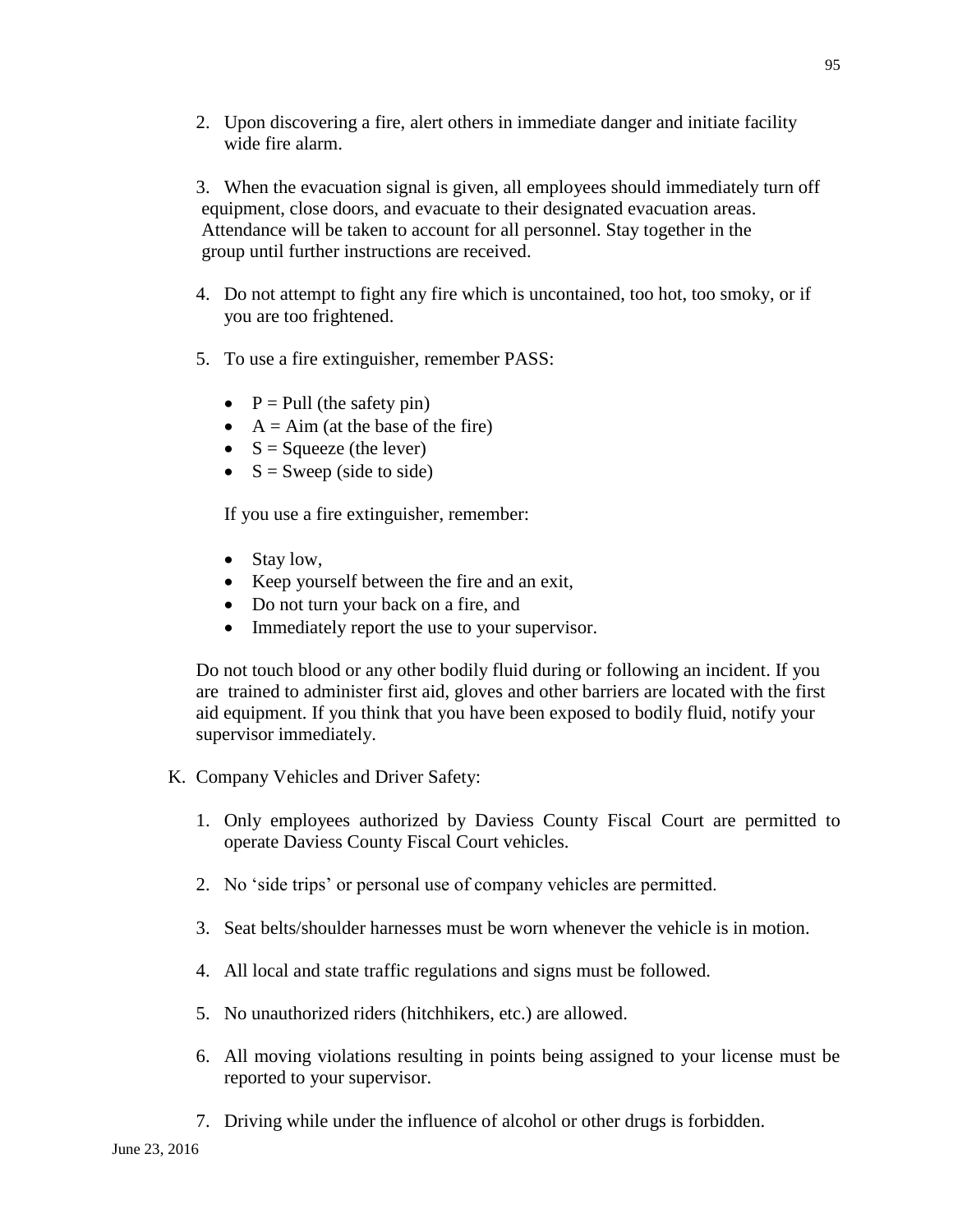2. Upon discovering a fire, alert others in immediate danger and initiate facility wide fire alarm.

3. When the evacuation signal is given, all employees should immediately turn off equipment, close doors, and evacuate to their designated evacuation areas. Attendance will be taken to account for all personnel. Stay together in the group until further instructions are received.

4. Do not attempt to fight any fire which is uncontained, too hot, too smoky, or if you are too frightened.

5. To use a fire extinguisher, remember PASS:

   - P = Pull (the safety pin)
   - A = Aim (at the base of the fire)
   - S = Squeeze (the lever)
   - S = Sweep (side to side)

   If you use a fire extinguisher, remember:

   - Stay low,
   - Keep yourself between the fire and an exit,
   - Do not turn your back on a fire, and
   - Immediately report the use to your supervisor.

Do not touch blood or any other bodily fluid during or following an incident. If you are trained to administer first aid, gloves and other barriers are located with the first aid equipment. If you think that you have been exposed to bodily fluid, notify your supervisor immediately.

K. Company Vehicles and Driver Safety:

1. Only employees authorized by Daviess County Fiscal Court are permitted to operate Daviess County Fiscal Court vehicles.

2. No 'side trips' or personal use of company vehicles are permitted.

3. Seat belts/shoulder harnesses must be worn whenever the vehicle is in motion.

4. All local and state traffic regulations and signs must be followed.

5. No unauthorized riders (hitchhikers, etc.) are allowed.

6. All moving violations resulting in points being assigned to your license must be reported to your supervisor.

7. Driving while under the influence of alcohol or other drugs is forbidden.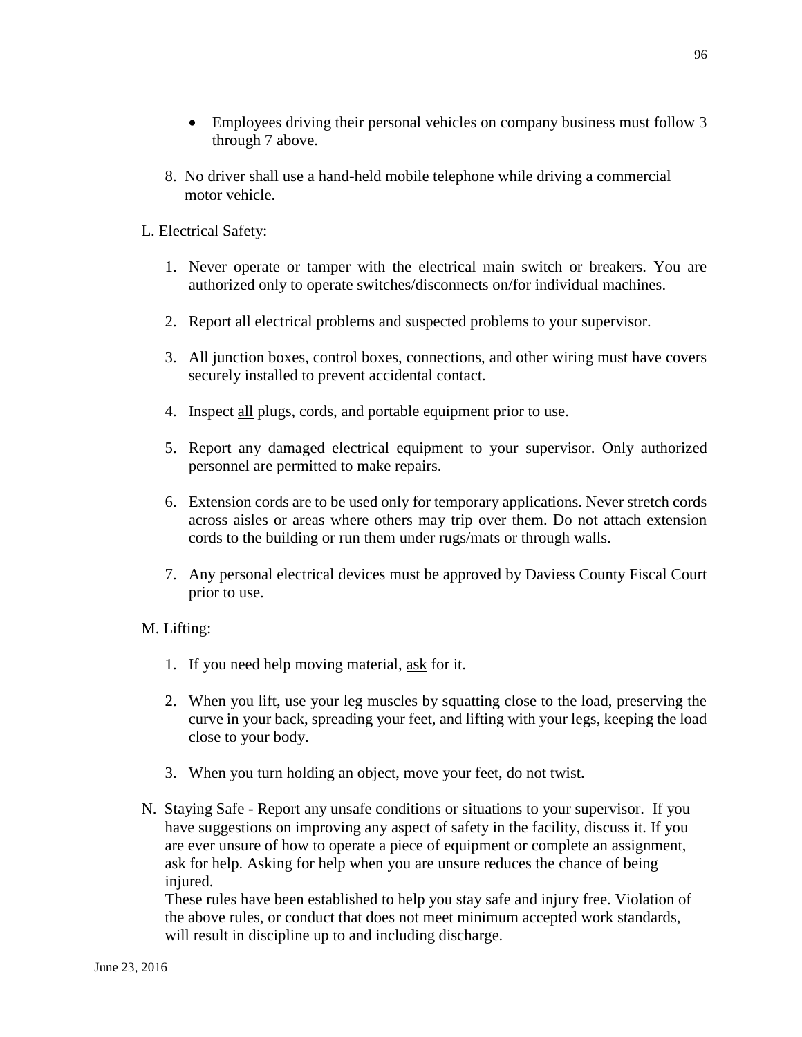- Employees driving their personal vehicles on company business must follow 3 through 7 above.

8. No driver shall use a hand-held mobile telephone while driving a commercial motor vehicle.

L. Electrical Safety:

1. Never operate or tamper with the electrical main switch or breakers. You are authorized only to operate switches/disconnects on/for individual machines.

2. Report all electrical problems and suspected problems to your supervisor.

3. All junction boxes, control boxes, connections, and other wiring must have covers securely installed to prevent accidental contact.

4. Inspect <u>all</u> plugs, cords, and portable equipment prior to use.

5. Report any damaged electrical equipment to your supervisor. Only authorized personnel are permitted to make repairs.

6. Extension cords are to be used only for temporary applications. Never stretch cords across aisles or areas where others may trip over them. Do not attach extension cords to the building or run them under rugs/mats or through walls.

7. Any personal electrical devices must be approved by Daviess County Fiscal Court prior to use.

M. Lifting:

1. If you need help moving material, <u>ask</u> for it.

2. When you lift, use your leg muscles by squatting close to the load, preserving the curve in your back, spreading your feet, and lifting with your legs, keeping the load close to your body.

3. When you turn holding an object, move your feet, do not twist.

N. Staying Safe - Report any unsafe conditions or situations to your supervisor. If you have suggestions on improving any aspect of safety in the facility, discuss it. If you are ever unsure of how to operate a piece of equipment or complete an assignment, ask for help. Asking for help when you are unsure reduces the chance of being injured.

These rules have been established to help you stay safe and injury free. Violation of the above rules, or conduct that does not meet minimum accepted work standards, will result in discipline up to and including discharge.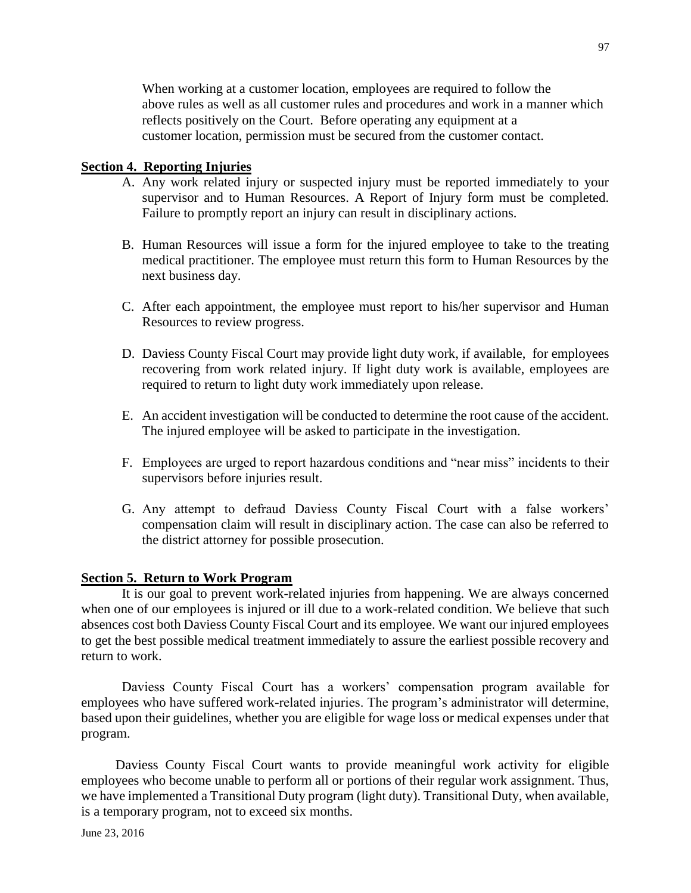When working at a customer location, employees are required to follow the above rules as well as all customer rules and procedures and work in a manner which reflects positively on the Court. Before operating any equipment at a customer location, permission must be secured from the customer contact.

## Section 4. Reporting Injuries

A. Any work related injury or suspected injury must be reported immediately to your supervisor and to Human Resources. A Report of Injury form must be completed. Failure to promptly report an injury can result in disciplinary actions.

B. Human Resources will issue a form for the injured employee to take to the treating medical practitioner. The employee must return this form to Human Resources by the next business day.

C. After each appointment, the employee must report to his/her supervisor and Human Resources to review progress.

D. Daviess County Fiscal Court may provide light duty work, if available, for employees recovering from work related injury. If light duty work is available, employees are required to return to light duty work immediately upon release.

E. An accident investigation will be conducted to determine the root cause of the accident. The injured employee will be asked to participate in the investigation.

F. Employees are urged to report hazardous conditions and "near miss" incidents to their supervisors before injuries result.

G. Any attempt to defraud Daviess County Fiscal Court with a false workers' compensation claim will result in disciplinary action. The case can also be referred to the district attorney for possible prosecution.

## Section 5. Return to Work Program

It is our goal to prevent work-related injuries from happening. We are always concerned when one of our employees is injured or ill due to a work-related condition. We believe that such absences cost both Daviess County Fiscal Court and its employee. We want our injured employees to get the best possible medical treatment immediately to assure the earliest possible recovery and return to work.

Daviess County Fiscal Court has a workers' compensation program available for employees who have suffered work-related injuries. The program's administrator will determine, based upon their guidelines, whether you are eligible for wage loss or medical expenses under that program.

Daviess County Fiscal Court wants to provide meaningful work activity for eligible employees who become unable to perform all or portions of their regular work assignment. Thus, we have implemented a Transitional Duty program (light duty). Transitional Duty, when available, is a temporary program, not to exceed six months.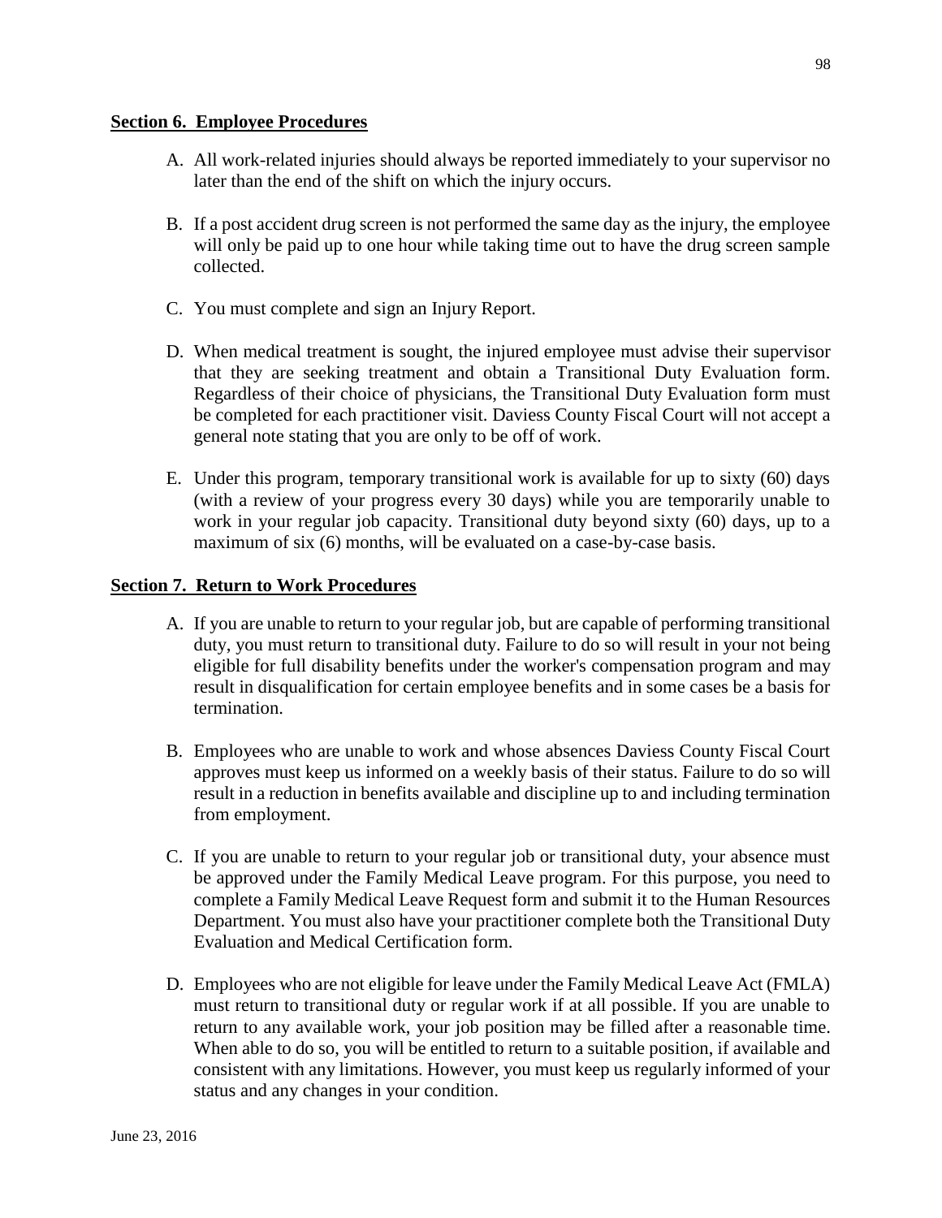**Section 6. Employee Procedures**

A. All work-related injuries should always be reported immediately to your supervisor no later than the end of the shift on which the injury occurs.

B. If a post accident drug screen is not performed the same day as the injury, the employee will only be paid up to one hour while taking time out to have the drug screen sample collected.

C. You must complete and sign an Injury Report.

D. When medical treatment is sought, the injured employee must advise their supervisor that they are seeking treatment and obtain a Transitional Duty Evaluation form. Regardless of their choice of physicians, the Transitional Duty Evaluation form must be completed for each practitioner visit. Daviess County Fiscal Court will not accept a general note stating that you are only to be off of work.

E. Under this program, temporary transitional work is available for up to sixty (60) days (with a review of your progress every 30 days) while you are temporarily unable to work in your regular job capacity. Transitional duty beyond sixty (60) days, up to a maximum of six (6) months, will be evaluated on a case-by-case basis.

**Section 7. Return to Work Procedures**

A. If you are unable to return to your regular job, but are capable of performing transitional duty, you must return to transitional duty. Failure to do so will result in your not being eligible for full disability benefits under the worker's compensation program and may result in disqualification for certain employee benefits and in some cases be a basis for termination.

B. Employees who are unable to work and whose absences Daviess County Fiscal Court approves must keep us informed on a weekly basis of their status. Failure to do so will result in a reduction in benefits available and discipline up to and including termination from employment.

C. If you are unable to return to your regular job or transitional duty, your absence must be approved under the Family Medical Leave program. For this purpose, you need to complete a Family Medical Leave Request form and submit it to the Human Resources Department. You must also have your practitioner complete both the Transitional Duty Evaluation and Medical Certification form.

D. Employees who are not eligible for leave under the Family Medical Leave Act (FMLA) must return to transitional duty or regular work if at all possible. If you are unable to return to any available work, your job position may be filled after a reasonable time. When able to do so, you will be entitled to return to a suitable position, if available and consistent with any limitations. However, you must keep us regularly informed of your status and any changes in your condition.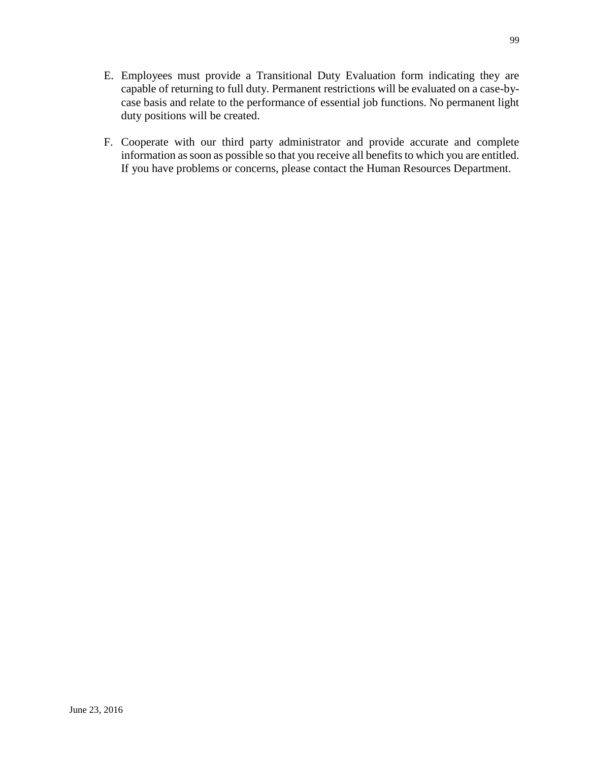E. Employees must provide a Transitional Duty Evaluation form indicating they are capable of returning to full duty. Permanent restrictions will be evaluated on a case-by-case basis and relate to the performance of essential job functions. No permanent light duty positions will be created.

F. Cooperate with our third party administrator and provide accurate and complete information as soon as possible so that you receive all benefits to which you are entitled. If you have problems or concerns, please contact the Human Resources Department.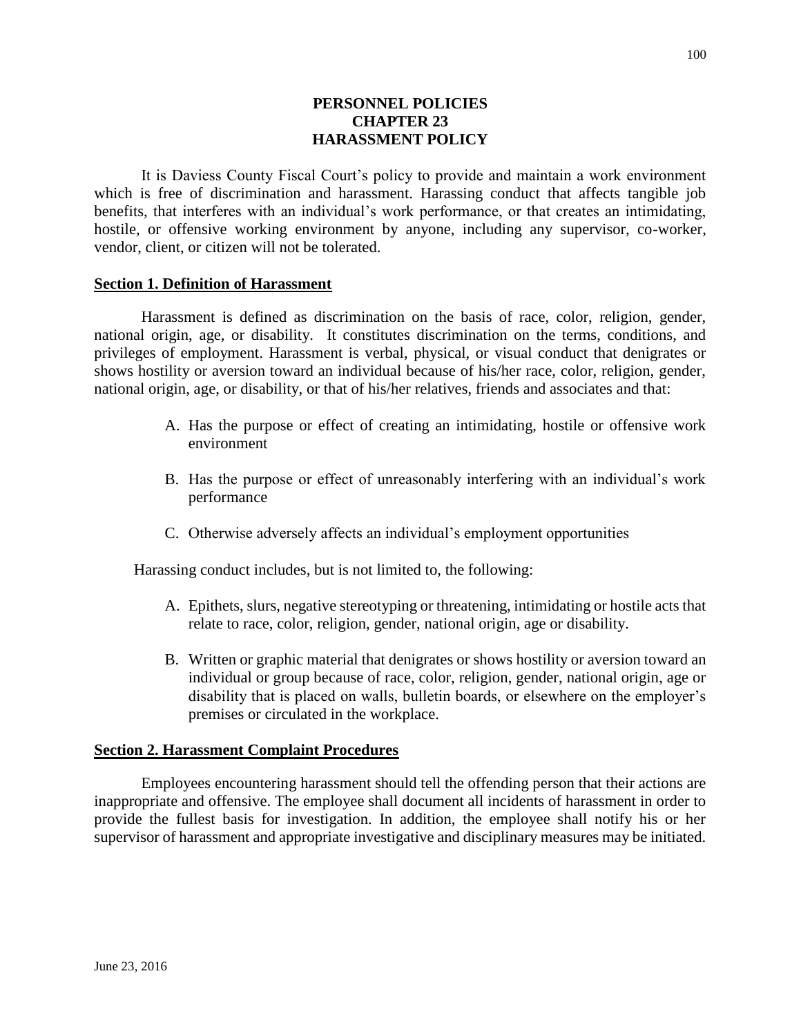# PERSONNEL POLICIES
# CHAPTER 23
# HARASSMENT POLICY

It is Daviess County Fiscal Court's policy to provide and maintain a work environment which is free of discrimination and harassment. Harassing conduct that affects tangible job benefits, that interferes with an individual's work performance, or that creates an intimidating, hostile, or offensive working environment by anyone, including any supervisor, co-worker, vendor, client, or citizen will not be tolerated.

## Section 1. Definition of Harassment

Harassment is defined as discrimination on the basis of race, color, religion, gender, national origin, age, or disability. It constitutes discrimination on the terms, conditions, and privileges of employment. Harassment is verbal, physical, or visual conduct that denigrates or shows hostility or aversion toward an individual because of his/her race, color, religion, gender, national origin, age, or disability, or that of his/her relatives, friends and associates and that:

A. Has the purpose or effect of creating an intimidating, hostile or offensive work environment

B. Has the purpose or effect of unreasonably interfering with an individual's work performance

C. Otherwise adversely affects an individual's employment opportunities

Harassing conduct includes, but is not limited to, the following:

A. Epithets, slurs, negative stereotyping or threatening, intimidating or hostile acts that relate to race, color, religion, gender, national origin, age or disability.

B. Written or graphic material that denigrates or shows hostility or aversion toward an individual or group because of race, color, religion, gender, national origin, age or disability that is placed on walls, bulletin boards, or elsewhere on the employer's premises or circulated in the workplace.

## Section 2. Harassment Complaint Procedures

Employees encountering harassment should tell the offending person that their actions are inappropriate and offensive. The employee shall document all incidents of harassment in order to provide the fullest basis for investigation. In addition, the employee shall notify his or her supervisor of harassment and appropriate investigative and disciplinary measures may be initiated.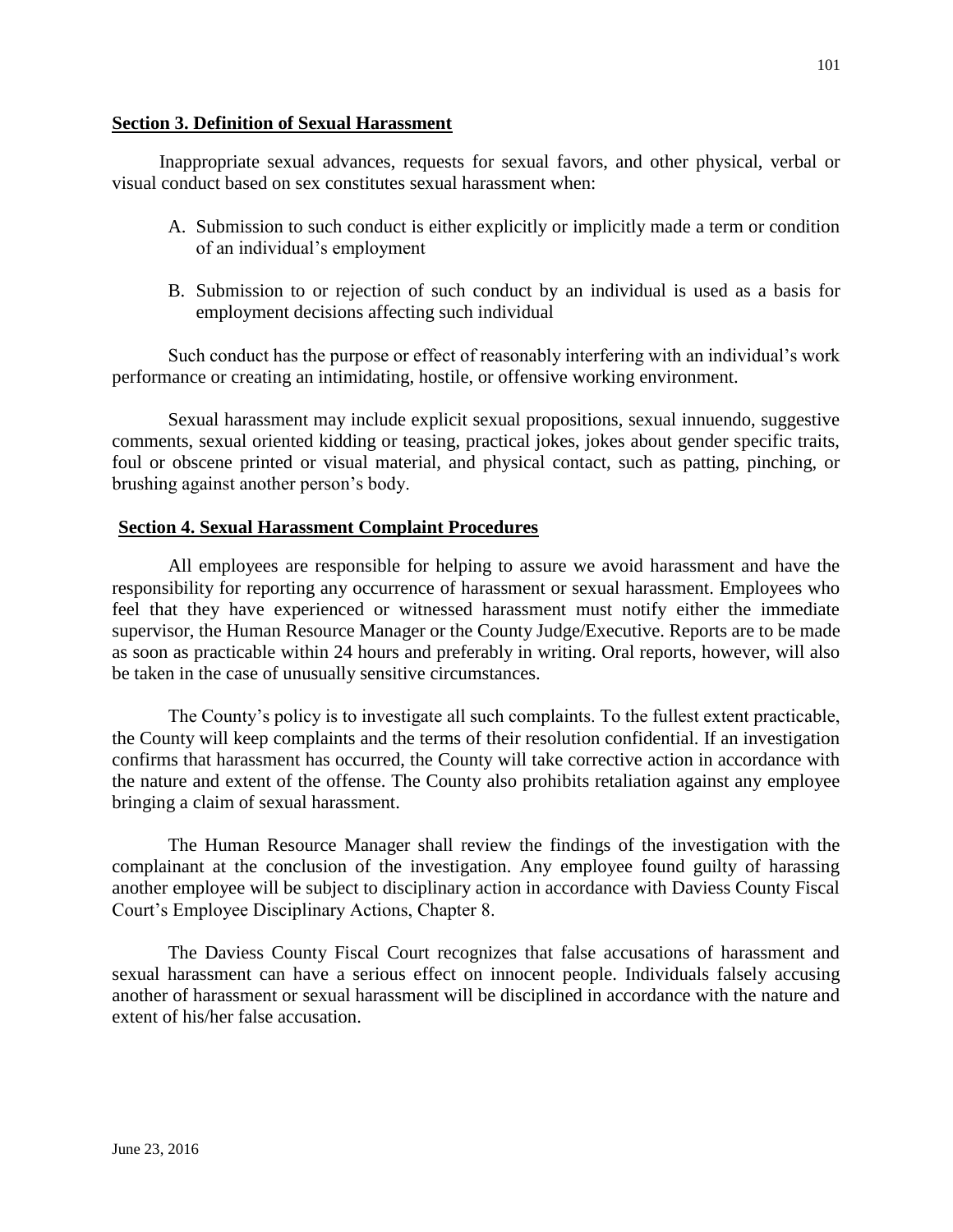**Section 3. Definition of Sexual Harassment**

Inappropriate sexual advances, requests for sexual favors, and other physical, verbal or visual conduct based on sex constitutes sexual harassment when:

A. Submission to such conduct is either explicitly or implicitly made a term or condition of an individual's employment

B. Submission to or rejection of such conduct by an individual is used as a basis for employment decisions affecting such individual

Such conduct has the purpose or effect of reasonably interfering with an individual's work performance or creating an intimidating, hostile, or offensive working environment.

Sexual harassment may include explicit sexual propositions, sexual innuendo, suggestive comments, sexual oriented kidding or teasing, practical jokes, jokes about gender specific traits, foul or obscene printed or visual material, and physical contact, such as patting, pinching, or brushing against another person's body.

**Section 4. Sexual Harassment Complaint Procedures**

All employees are responsible for helping to assure we avoid harassment and have the responsibility for reporting any occurrence of harassment or sexual harassment. Employees who feel that they have experienced or witnessed harassment must notify either the immediate supervisor, the Human Resource Manager or the County Judge/Executive. Reports are to be made as soon as practicable within 24 hours and preferably in writing. Oral reports, however, will also be taken in the case of unusually sensitive circumstances.

The County's policy is to investigate all such complaints. To the fullest extent practicable, the County will keep complaints and the terms of their resolution confidential. If an investigation confirms that harassment has occurred, the County will take corrective action in accordance with the nature and extent of the offense. The County also prohibits retaliation against any employee bringing a claim of sexual harassment.

The Human Resource Manager shall review the findings of the investigation with the complainant at the conclusion of the investigation. Any employee found guilty of harassing another employee will be subject to disciplinary action in accordance with Daviess County Fiscal Court's Employee Disciplinary Actions, Chapter 8.

The Daviess County Fiscal Court recognizes that false accusations of harassment and sexual harassment can have a serious effect on innocent people. Individuals falsely accusing another of harassment or sexual harassment will be disciplined in accordance with the nature and extent of his/her false accusation.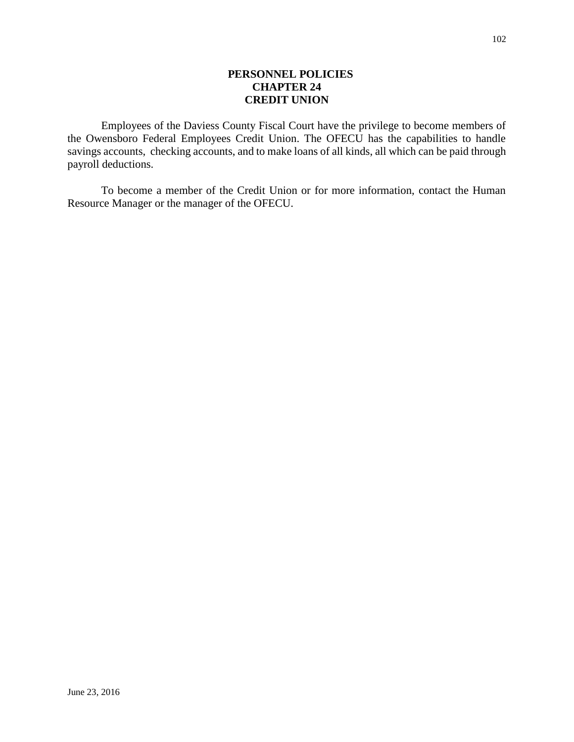# PERSONNEL POLICIES
## CHAPTER 24
## CREDIT UNION

Employees of the Daviess County Fiscal Court have the privilege to become members of the Owensboro Federal Employees Credit Union. The OFECU has the capabilities to handle savings accounts, checking accounts, and to make loans of all kinds, all which can be paid through payroll deductions.

To become a member of the Credit Union or for more information, contact the Human Resource Manager or the manager of the OFECU.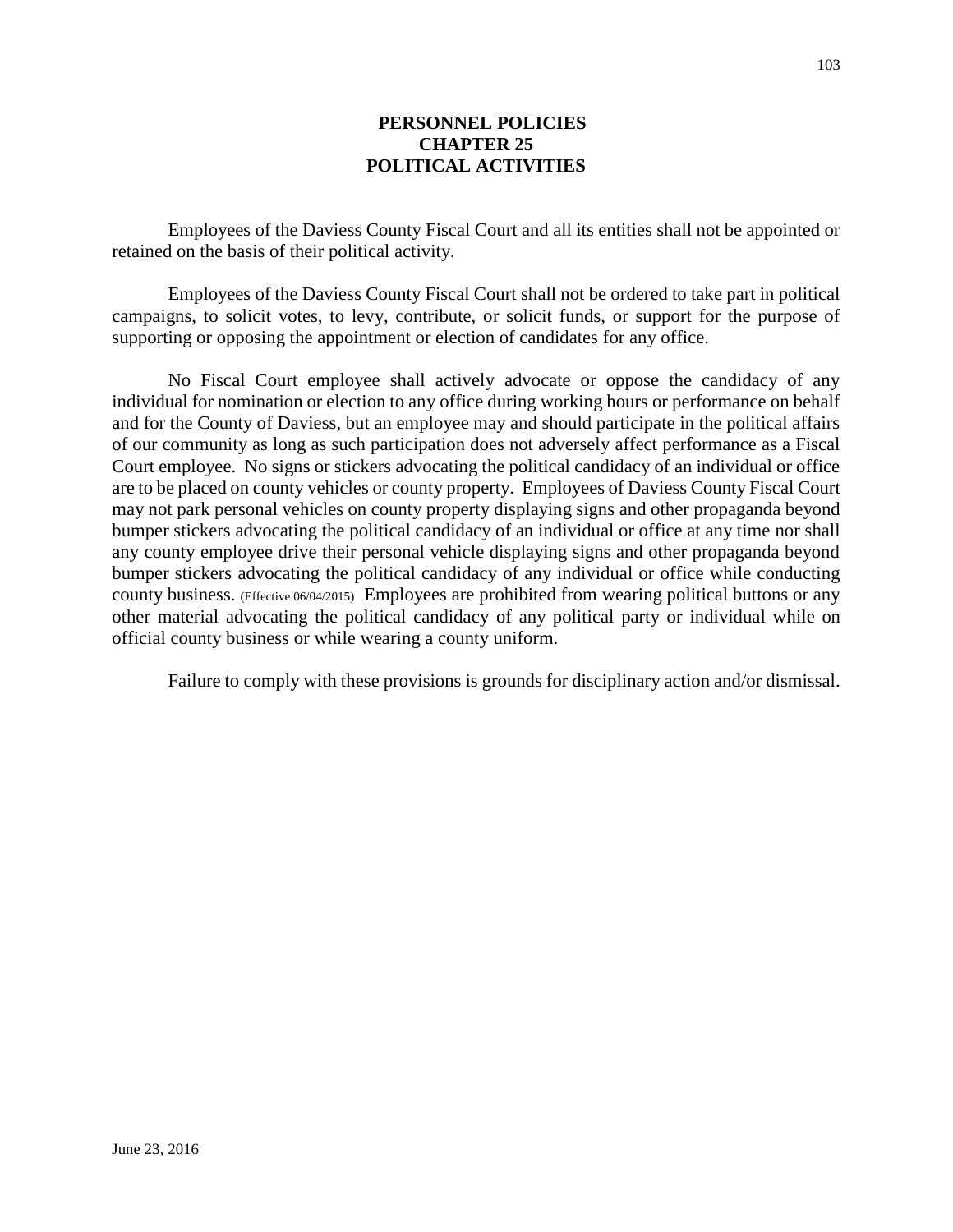# PERSONNEL POLICIES
## CHAPTER 25
## POLITICAL ACTIVITIES

Employees of the Daviess County Fiscal Court and all its entities shall not be appointed or retained on the basis of their political activity.

Employees of the Daviess County Fiscal Court shall not be ordered to take part in political campaigns, to solicit votes, to levy, contribute, or solicit funds, or support for the purpose of supporting or opposing the appointment or election of candidates for any office.

No Fiscal Court employee shall actively advocate or oppose the candidacy of any individual for nomination or election to any office during working hours or performance on behalf and for the County of Daviess, but an employee may and should participate in the political affairs of our community as long as such participation does not adversely affect performance as a Fiscal Court employee. No signs or stickers advocating the political candidacy of an individual or office are to be placed on county vehicles or county property. Employees of Daviess County Fiscal Court may not park personal vehicles on county property displaying signs and other propaganda beyond bumper stickers advocating the political candidacy of an individual or office at any time nor shall any county employee drive their personal vehicle displaying signs and other propaganda beyond bumper stickers advocating the political candidacy of any individual or office while conducting county business. (Effective 06/04/2015) Employees are prohibited from wearing political buttons or any other material advocating the political candidacy of any political party or individual while on official county business or while wearing a county uniform.

Failure to comply with these provisions is grounds for disciplinary action and/or dismissal.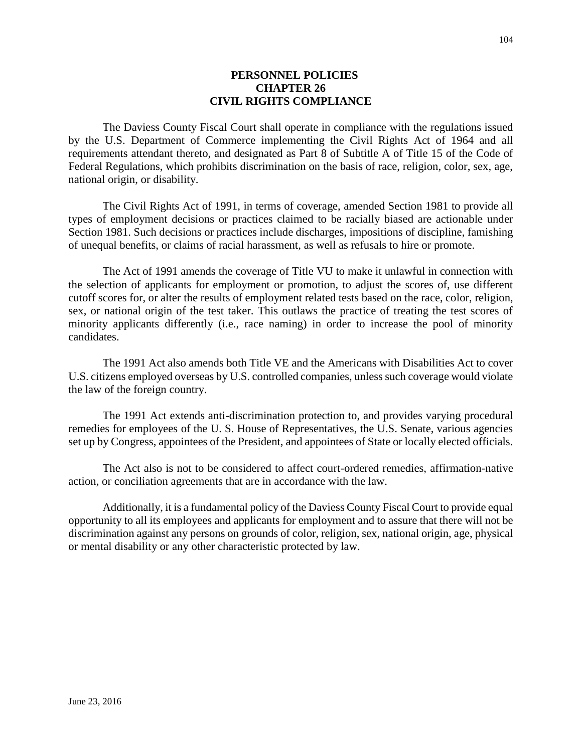# PERSONNEL POLICIES
## CHAPTER 26
## CIVIL RIGHTS COMPLIANCE

The Daviess County Fiscal Court shall operate in compliance with the regulations issued by the U.S. Department of Commerce implementing the Civil Rights Act of 1964 and all requirements attendant thereto, and designated as Part 8 of Subtitle A of Title 15 of the Code of Federal Regulations, which prohibits discrimination on the basis of race, religion, color, sex, age, national origin, or disability.

The Civil Rights Act of 1991, in terms of coverage, amended Section 1981 to provide all types of employment decisions or practices claimed to be racially biased are actionable under Section 1981. Such decisions or practices include discharges, impositions of discipline, famishing of unequal benefits, or claims of racial harassment, as well as refusals to hire or promote.

The Act of 1991 amends the coverage of Title VU to make it unlawful in connection with the selection of applicants for employment or promotion, to adjust the scores of, use different cutoff scores for, or alter the results of employment related tests based on the race, color, religion, sex, or national origin of the test taker. This outlaws the practice of treating the test scores of minority applicants differently (i.e., race naming) in order to increase the pool of minority candidates.

The 1991 Act also amends both Title VE and the Americans with Disabilities Act to cover U.S. citizens employed overseas by U.S. controlled companies, unless such coverage would violate the law of the foreign country.

The 1991 Act extends anti-discrimination protection to, and provides varying procedural remedies for employees of the U. S. House of Representatives, the U.S. Senate, various agencies set up by Congress, appointees of the President, and appointees of State or locally elected officials.

The Act also is not to be considered to affect court-ordered remedies, affirmation-native action, or conciliation agreements that are in accordance with the law.

Additionally, it is a fundamental policy of the Daviess County Fiscal Court to provide equal opportunity to all its employees and applicants for employment and to assure that there will not be discrimination against any persons on grounds of color, religion, sex, national origin, age, physical or mental disability or any other characteristic protected by law.

June 23, 2016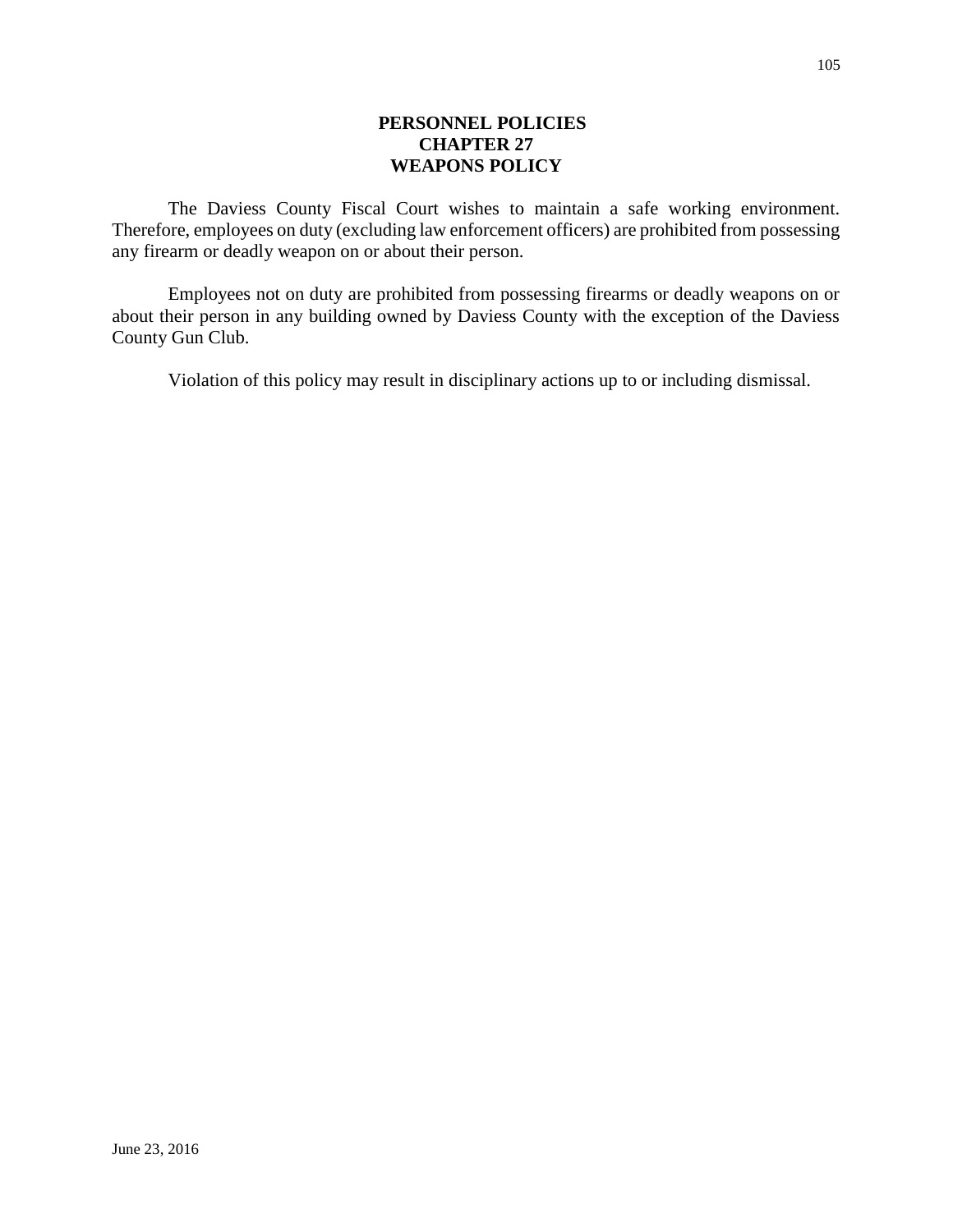# PERSONNEL POLICIES
## CHAPTER 27
## WEAPONS POLICY

The Daviess County Fiscal Court wishes to maintain a safe working environment. Therefore, employees on duty (excluding law enforcement officers) are prohibited from possessing any firearm or deadly weapon on or about their person.

Employees not on duty are prohibited from possessing firearms or deadly weapons on or about their person in any building owned by Daviess County with the exception of the Daviess County Gun Club.

Violation of this policy may result in disciplinary actions up to or including dismissal.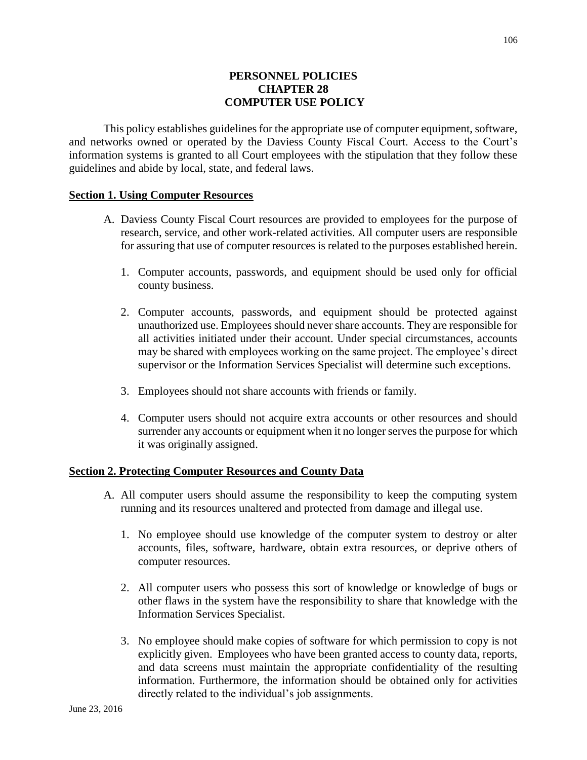# PERSONNEL POLICIES
# CHAPTER 28
# COMPUTER USE POLICY

This policy establishes guidelines for the appropriate use of computer equipment, software, and networks owned or operated by the Daviess County Fiscal Court. Access to the Court's information systems is granted to all Court employees with the stipulation that they follow these guidelines and abide by local, state, and federal laws.

## Section 1. Using Computer Resources

A. Daviess County Fiscal Court resources are provided to employees for the purpose of research, service, and other work-related activities. All computer users are responsible for assuring that use of computer resources is related to the purposes established herein.

   1. Computer accounts, passwords, and equipment should be used only for official county business.

   2. Computer accounts, passwords, and equipment should be protected against unauthorized use. Employees should never share accounts. They are responsible for all activities initiated under their account. Under special circumstances, accounts may be shared with employees working on the same project. The employee's direct supervisor or the Information Services Specialist will determine such exceptions.

   3. Employees should not share accounts with friends or family.

   4. Computer users should not acquire extra accounts or other resources and should surrender any accounts or equipment when it no longer serves the purpose for which it was originally assigned.

## Section 2. Protecting Computer Resources and County Data

A. All computer users should assume the responsibility to keep the computing system running and its resources unaltered and protected from damage and illegal use.

   1. No employee should use knowledge of the computer system to destroy or alter accounts, files, software, hardware, obtain extra resources, or deprive others of computer resources.

   2. All computer users who possess this sort of knowledge or knowledge of bugs or other flaws in the system have the responsibility to share that knowledge with the Information Services Specialist.

   3. No employee should make copies of software for which permission to copy is not explicitly given. Employees who have been granted access to county data, reports, and data screens must maintain the appropriate confidentiality of the resulting information. Furthermore, the information should be obtained only for activities directly related to the individual's job assignments.

June 23, 2016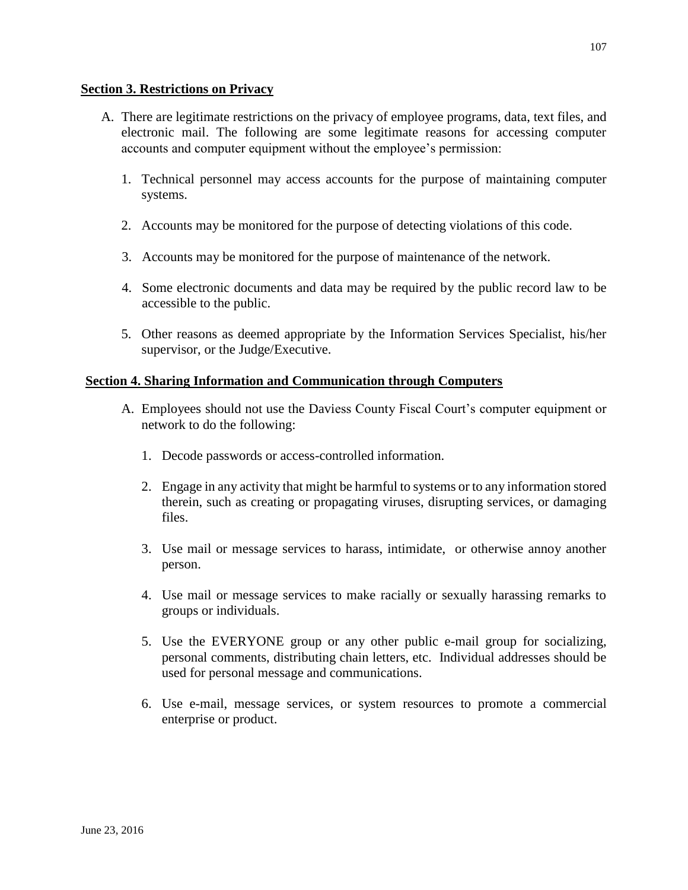**Section 3. Restrictions on Privacy**

A. There are legitimate restrictions on the privacy of employee programs, data, text files, and electronic mail. The following are some legitimate reasons for accessing computer accounts and computer equipment without the employee's permission:

   1. Technical personnel may access accounts for the purpose of maintaining computer systems.

   2. Accounts may be monitored for the purpose of detecting violations of this code.

   3. Accounts may be monitored for the purpose of maintenance of the network.

   4. Some electronic documents and data may be required by the public record law to be accessible to the public.

   5. Other reasons as deemed appropriate by the Information Services Specialist, his/her supervisor, or the Judge/Executive.

**Section 4. Sharing Information and Communication through Computers**

A. Employees should not use the Daviess County Fiscal Court's computer equipment or network to do the following:

   1. Decode passwords or access-controlled information.

   2. Engage in any activity that might be harmful to systems or to any information stored therein, such as creating or propagating viruses, disrupting services, or damaging files.

   3. Use mail or message services to harass, intimidate, or otherwise annoy another person.

   4. Use mail or message services to make racially or sexually harassing remarks to groups or individuals.

   5. Use the EVERYONE group or any other public e-mail group for socializing, personal comments, distributing chain letters, etc. Individual addresses should be used for personal message and communications.

   6. Use e-mail, message services, or system resources to promote a commercial enterprise or product.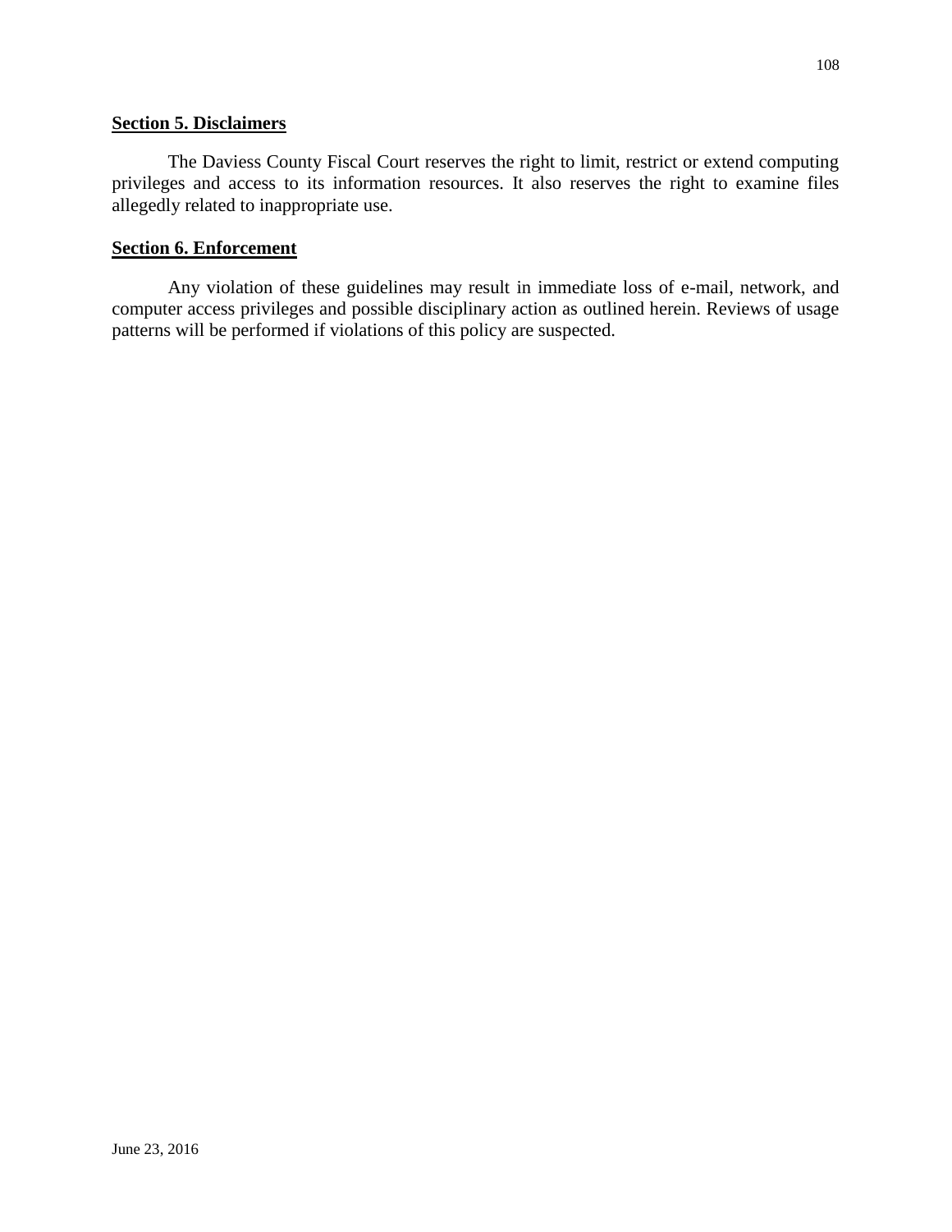**Section 5. Disclaimers**

The Daviess County Fiscal Court reserves the right to limit, restrict or extend computing privileges and access to its information resources. It also reserves the right to examine files allegedly related to inappropriate use.

**Section 6. Enforcement**

Any violation of these guidelines may result in immediate loss of e-mail, network, and computer access privileges and possible disciplinary action as outlined herein. Reviews of usage patterns will be performed if violations of this policy are suspected.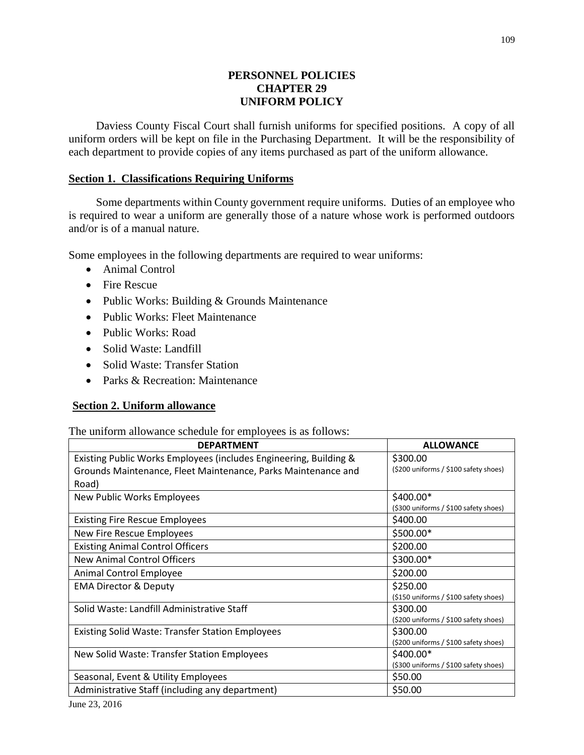# PERSONNEL POLICIES
# CHAPTER 29
# UNIFORM POLICY

Daviess County Fiscal Court shall furnish uniforms for specified positions. A copy of all uniform orders will be kept on file in the Purchasing Department. It will be the responsibility of each department to provide copies of any items purchased as part of the uniform allowance.

## Section 1. Classifications Requiring Uniforms

Some departments within County government require uniforms. Duties of an employee who is required to wear a uniform are generally those of a nature whose work is performed outdoors and/or is of a manual nature.

Some employees in the following departments are required to wear uniforms:

- Animal Control
- Fire Rescue
- Public Works: Building & Grounds Maintenance
- Public Works: Fleet Maintenance
- Public Works: Road
- Solid Waste: Landfill
- Solid Waste: Transfer Station
- Parks & Recreation: Maintenance

## Section 2. Uniform allowance

The uniform allowance schedule for employees is as follows:

| DEPARTMENT | ALLOWANCE |
|---|---|
| Existing Public Works Employees (includes Engineering, Building & Grounds Maintenance, Fleet Maintenance, Parks Maintenance and Road) | $300.00 ($200 uniforms / $100 safety shoes) |
| New Public Works Employees | $400.00* ($300 uniforms / $100 safety shoes) |
| Existing Fire Rescue Employees | $400.00 |
| New Fire Rescue Employees | $500.00* |
| Existing Animal Control Officers | $200.00 |
| New Animal Control Officers | $300.00* |
| Animal Control Employee | $200.00 |
| EMA Director & Deputy | $250.00 ($150 uniforms / $100 safety shoes) |
| Solid Waste: Landfill Administrative Staff | $300.00 ($200 uniforms / $100 safety shoes) |
| Existing Solid Waste: Transfer Station Employees | $300.00 ($200 uniforms / $100 safety shoes) |
| New Solid Waste: Transfer Station Employees | $400.00* ($300 uniforms / $100 safety shoes) |
| Seasonal, Event & Utility Employees | $50.00 |
| Administrative Staff (including any department) | $50.00 |

June 23, 2016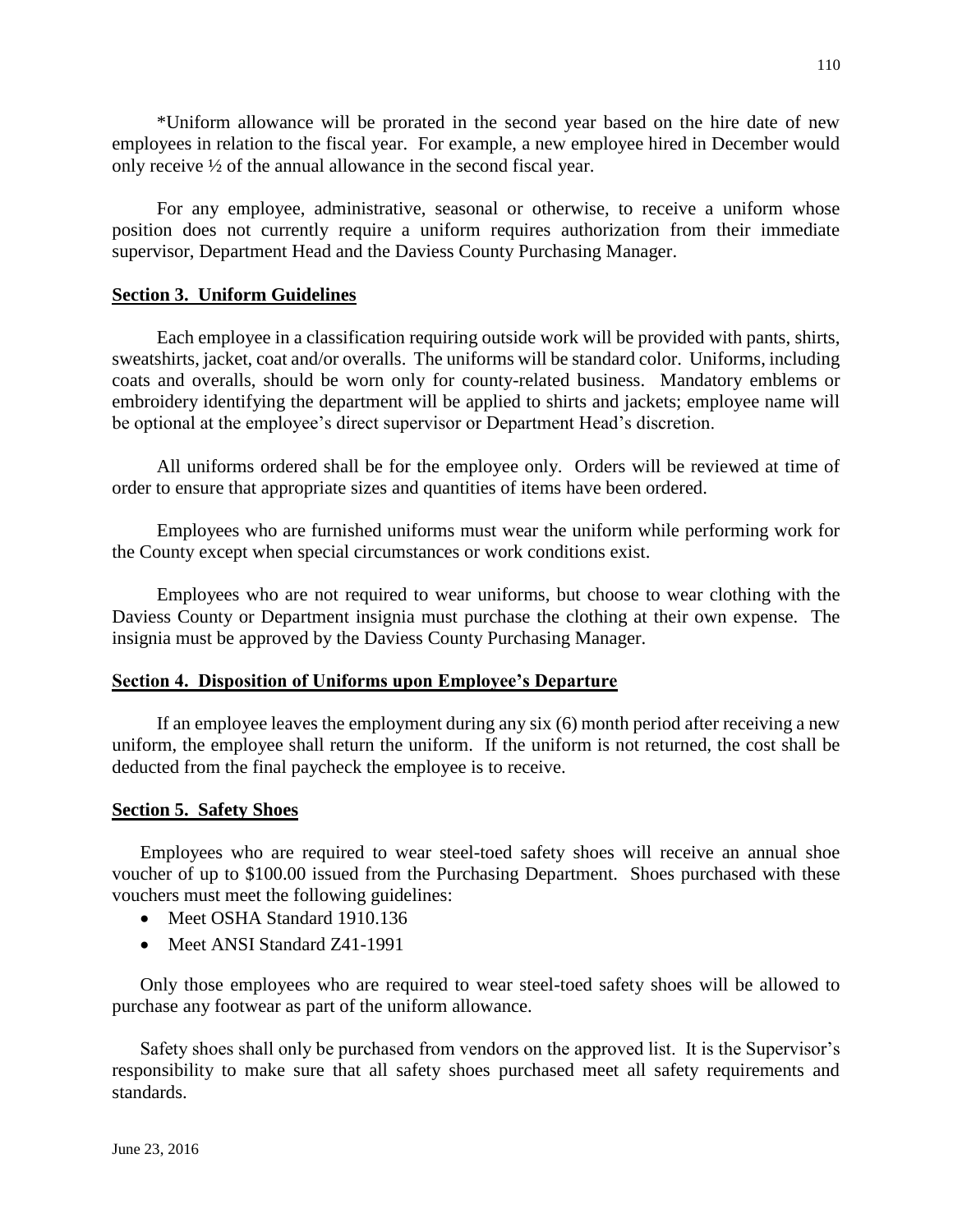*Uniform allowance will be prorated in the second year based on the hire date of new employees in relation to the fiscal year. For example, a new employee hired in December would only receive ½ of the annual allowance in the second fiscal year.

For any employee, administrative, seasonal or otherwise, to receive a uniform whose position does not currently require a uniform requires authorization from their immediate supervisor, Department Head and the Daviess County Purchasing Manager.

**Section 3. Uniform Guidelines**

Each employee in a classification requiring outside work will be provided with pants, shirts, sweatshirts, jacket, coat and/or overalls. The uniforms will be standard color. Uniforms, including coats and overalls, should be worn only for county-related business. Mandatory emblems or embroidery identifying the department will be applied to shirts and jackets; employee name will be optional at the employee's direct supervisor or Department Head's discretion.

All uniforms ordered shall be for the employee only. Orders will be reviewed at time of order to ensure that appropriate sizes and quantities of items have been ordered.

Employees who are furnished uniforms must wear the uniform while performing work for the County except when special circumstances or work conditions exist.

Employees who are not required to wear uniforms, but choose to wear clothing with the Daviess County or Department insignia must purchase the clothing at their own expense. The insignia must be approved by the Daviess County Purchasing Manager.

**Section 4. Disposition of Uniforms upon Employee's Departure**

If an employee leaves the employment during any six (6) month period after receiving a new uniform, the employee shall return the uniform. If the uniform is not returned, the cost shall be deducted from the final paycheck the employee is to receive.

**Section 5. Safety Shoes**

Employees who are required to wear steel-toed safety shoes will receive an annual shoe voucher of up to $100.00 issued from the Purchasing Department. Shoes purchased with these vouchers must meet the following guidelines:

- Meet OSHA Standard 1910.136
- Meet ANSI Standard Z41-1991

Only those employees who are required to wear steel-toed safety shoes will be allowed to purchase any footwear as part of the uniform allowance.

Safety shoes shall only be purchased from vendors on the approved list. It is the Supervisor's responsibility to make sure that all safety shoes purchased meet all safety requirements and standards.

June 23, 2016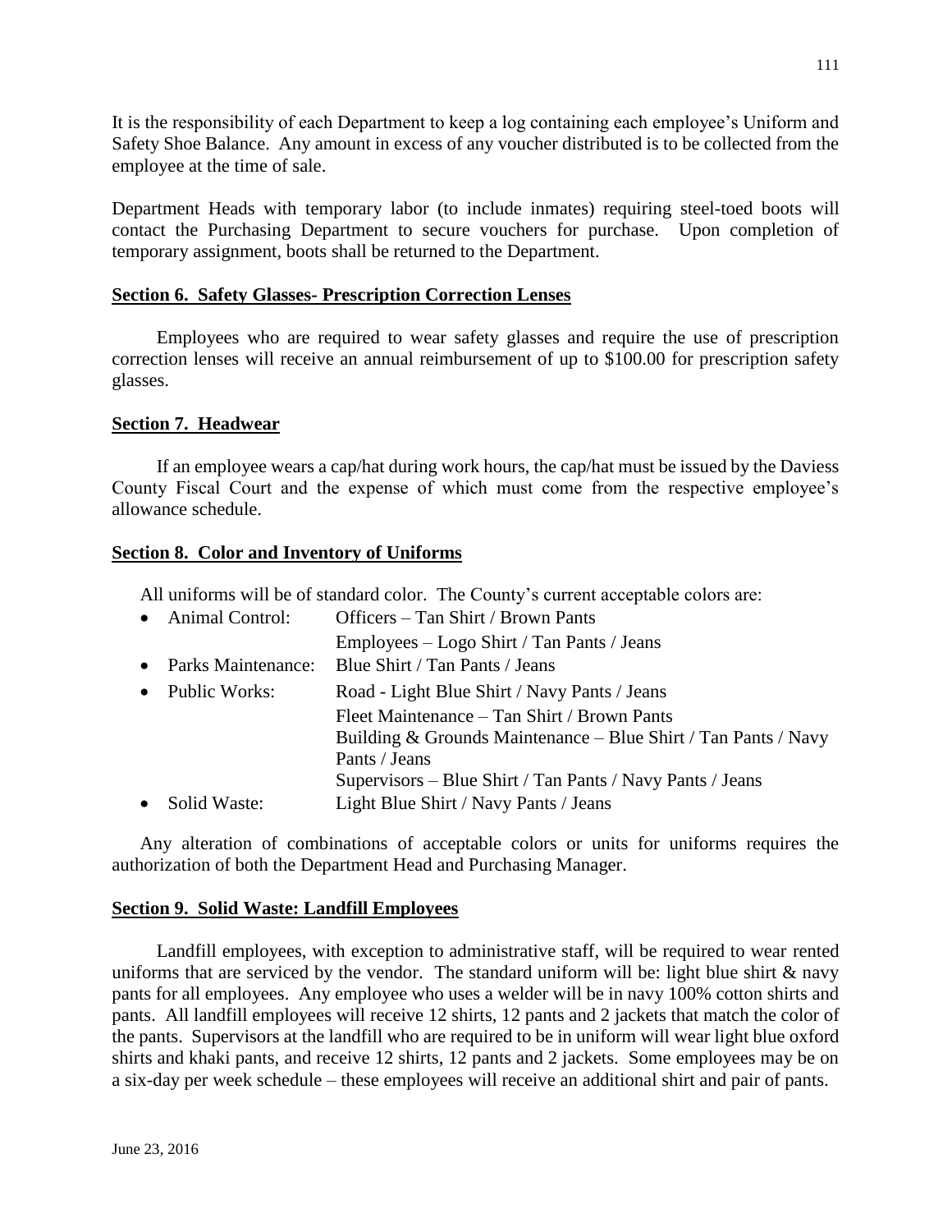It is the responsibility of each Department to keep a log containing each employee's Uniform and Safety Shoe Balance. Any amount in excess of any voucher distributed is to be collected from the employee at the time of sale.

Department Heads with temporary labor (to include inmates) requiring steel-toed boots will contact the Purchasing Department to secure vouchers for purchase. Upon completion of temporary assignment, boots shall be returned to the Department.

## Section 6. Safety Glasses- Prescription Correction Lenses

Employees who are required to wear safety glasses and require the use of prescription correction lenses will receive an annual reimbursement of up to $100.00 for prescription safety glasses.

## Section 7. Headwear

If an employee wears a cap/hat during work hours, the cap/hat must be issued by the Daviess County Fiscal Court and the expense of which must come from the respective employee's allowance schedule.

## Section 8. Color and Inventory of Uniforms

All uniforms will be of standard color. The County's current acceptable colors are:

- Animal Control: Officers – Tan Shirt / Brown Pants
  Employees – Logo Shirt / Tan Pants / Jeans
- Parks Maintenance: Blue Shirt / Tan Pants / Jeans
- Public Works: Road - Light Blue Shirt / Navy Pants / Jeans
  Fleet Maintenance – Tan Shirt / Brown Pants
  Building & Grounds Maintenance – Blue Shirt / Tan Pants / Navy Pants / Jeans
  Supervisors – Blue Shirt / Tan Pants / Navy Pants / Jeans
- Solid Waste: Light Blue Shirt / Navy Pants / Jeans

Any alteration of combinations of acceptable colors or units for uniforms requires the authorization of both the Department Head and Purchasing Manager.

## Section 9. Solid Waste: Landfill Employees

Landfill employees, with exception to administrative staff, will be required to wear rented uniforms that are serviced by the vendor. The standard uniform will be: light blue shirt & navy pants for all employees. Any employee who uses a welder will be in navy 100% cotton shirts and pants. All landfill employees will receive 12 shirts, 12 pants and 2 jackets that match the color of the pants. Supervisors at the landfill who are required to be in uniform will wear light blue oxford shirts and khaki pants, and receive 12 shirts, 12 pants and 2 jackets. Some employees may be on a six-day per week schedule – these employees will receive an additional shirt and pair of pants.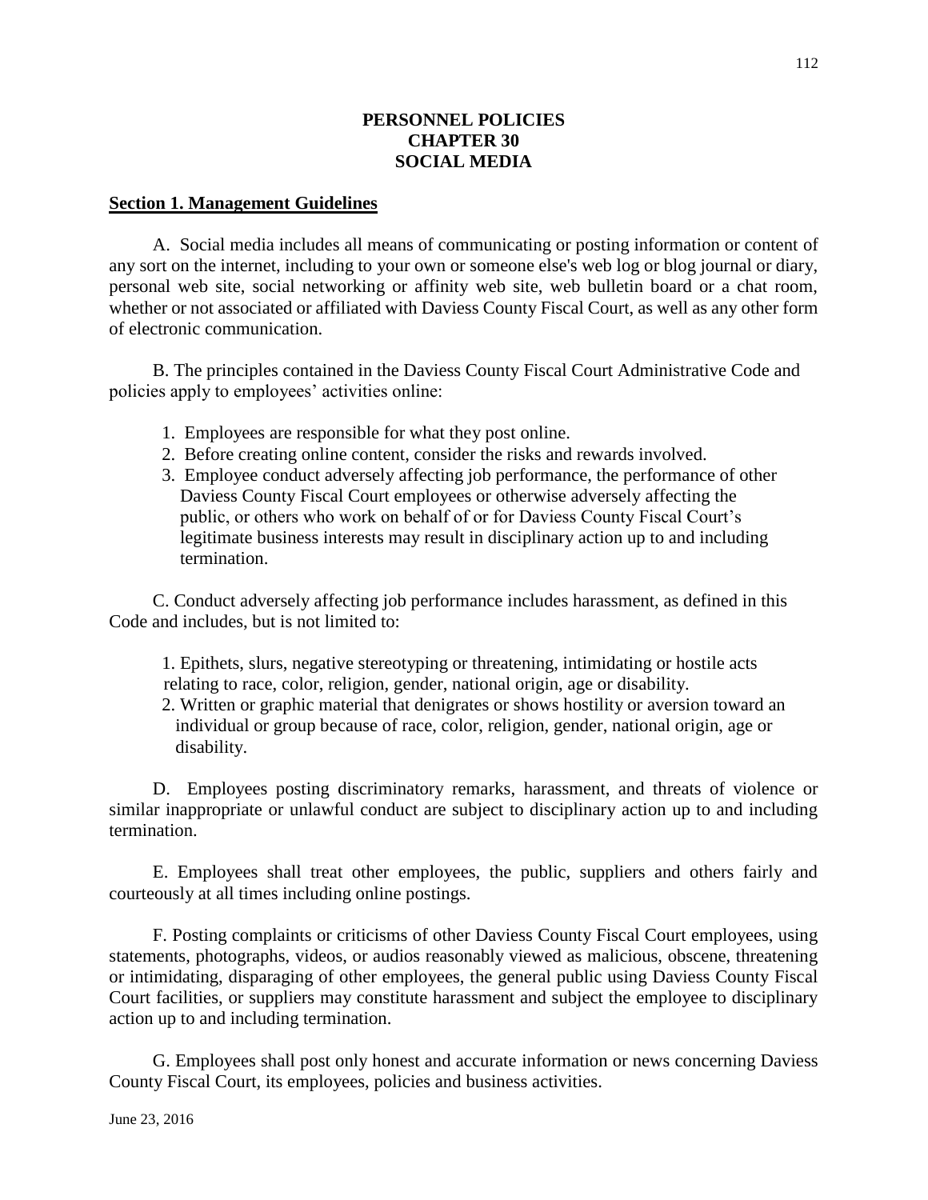# PERSONNEL POLICIES
# CHAPTER 30
# SOCIAL MEDIA

## Section 1. Management Guidelines

A. Social media includes all means of communicating or posting information or content of any sort on the internet, including to your own or someone else's web log or blog journal or diary, personal web site, social networking or affinity web site, web bulletin board or a chat room, whether or not associated or affiliated with Daviess County Fiscal Court, as well as any other form of electronic communication.

B. The principles contained in the Daviess County Fiscal Court Administrative Code and policies apply to employees' activities online:

1. Employees are responsible for what they post online.
2. Before creating online content, consider the risks and rewards involved.
3. Employee conduct adversely affecting job performance, the performance of other Daviess County Fiscal Court employees or otherwise adversely affecting the public, or others who work on behalf of or for Daviess County Fiscal Court's legitimate business interests may result in disciplinary action up to and including termination.

C. Conduct adversely affecting job performance includes harassment, as defined in this Code and includes, but is not limited to:

1. Epithets, slurs, negative stereotyping or threatening, intimidating or hostile acts relating to race, color, religion, gender, national origin, age or disability.
2. Written or graphic material that denigrates or shows hostility or aversion toward an individual or group because of race, color, religion, gender, national origin, age or disability.

D. Employees posting discriminatory remarks, harassment, and threats of violence or similar inappropriate or unlawful conduct are subject to disciplinary action up to and including termination.

E. Employees shall treat other employees, the public, suppliers and others fairly and courteously at all times including online postings.

F. Posting complaints or criticisms of other Daviess County Fiscal Court employees, using statements, photographs, videos, or audios reasonably viewed as malicious, obscene, threatening or intimidating, disparaging of other employees, the general public using Daviess County Fiscal Court facilities, or suppliers may constitute harassment and subject the employee to disciplinary action up to and including termination.

G. Employees shall post only honest and accurate information or news concerning Daviess County Fiscal Court, its employees, policies and business activities.

June 23, 2016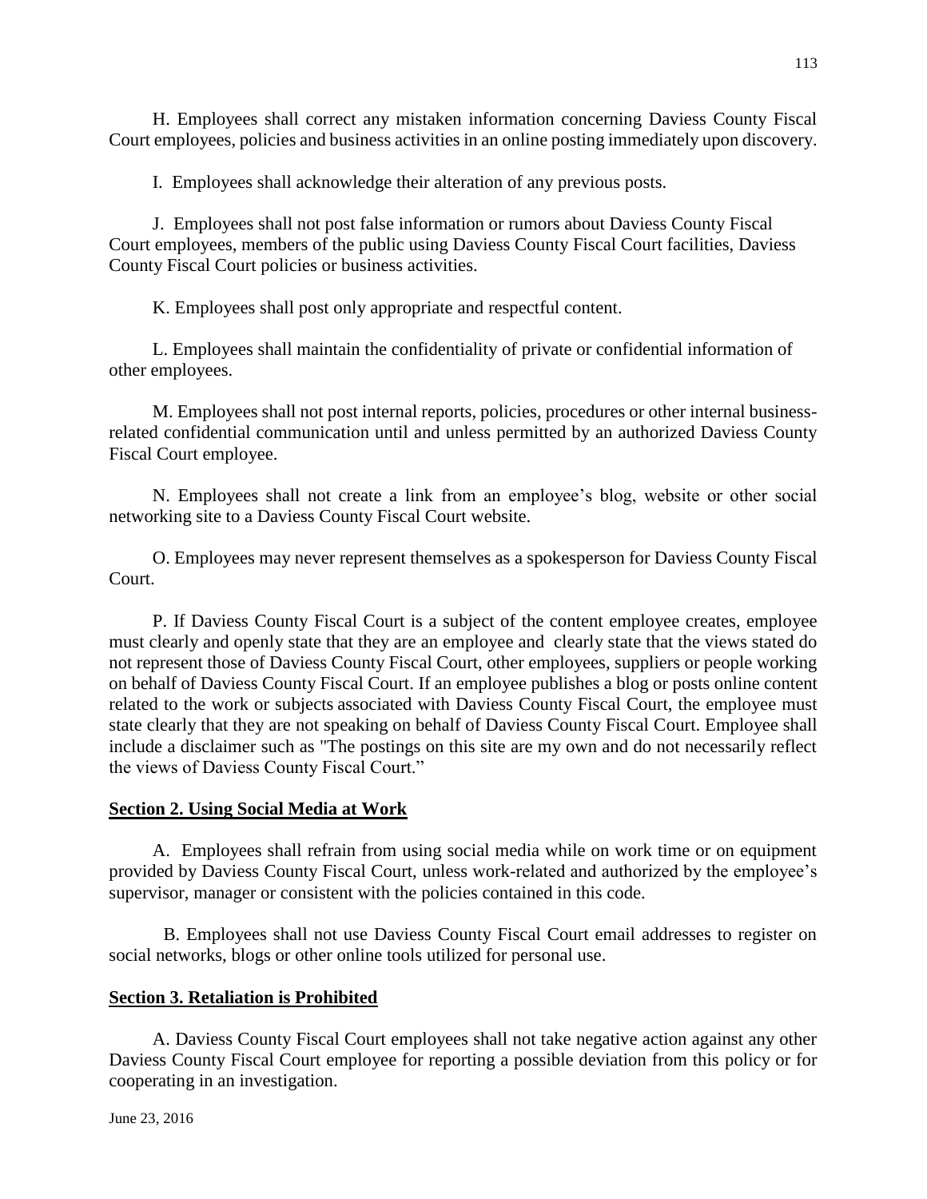H. Employees shall correct any mistaken information concerning Daviess County Fiscal Court employees, policies and business activities in an online posting immediately upon discovery.

I. Employees shall acknowledge their alteration of any previous posts.

J. Employees shall not post false information or rumors about Daviess County Fiscal Court employees, members of the public using Daviess County Fiscal Court facilities, Daviess County Fiscal Court policies or business activities.

K. Employees shall post only appropriate and respectful content.

L. Employees shall maintain the confidentiality of private or confidential information of other employees.

M. Employees shall not post internal reports, policies, procedures or other internal business-related confidential communication until and unless permitted by an authorized Daviess County Fiscal Court employee.

N. Employees shall not create a link from an employee's blog, website or other social networking site to a Daviess County Fiscal Court website.

O. Employees may never represent themselves as a spokesperson for Daviess County Fiscal Court.

P. If Daviess County Fiscal Court is a subject of the content employee creates, employee must clearly and openly state that they are an employee and clearly state that the views stated do not represent those of Daviess County Fiscal Court, other employees, suppliers or people working on behalf of Daviess County Fiscal Court. If an employee publishes a blog or posts online content related to the work or subjects associated with Daviess County Fiscal Court, the employee must state clearly that they are not speaking on behalf of Daviess County Fiscal Court. Employee shall include a disclaimer such as "The postings on this site are my own and do not necessarily reflect the views of Daviess County Fiscal Court."

**Section 2. Using Social Media at Work**

A. Employees shall refrain from using social media while on work time or on equipment provided by Daviess County Fiscal Court, unless work-related and authorized by the employee's supervisor, manager or consistent with the policies contained in this code.

B. Employees shall not use Daviess County Fiscal Court email addresses to register on social networks, blogs or other online tools utilized for personal use.

**Section 3. Retaliation is Prohibited**

A. Daviess County Fiscal Court employees shall not take negative action against any other Daviess County Fiscal Court employee for reporting a possible deviation from this policy or for cooperating in an investigation.

June 23, 2016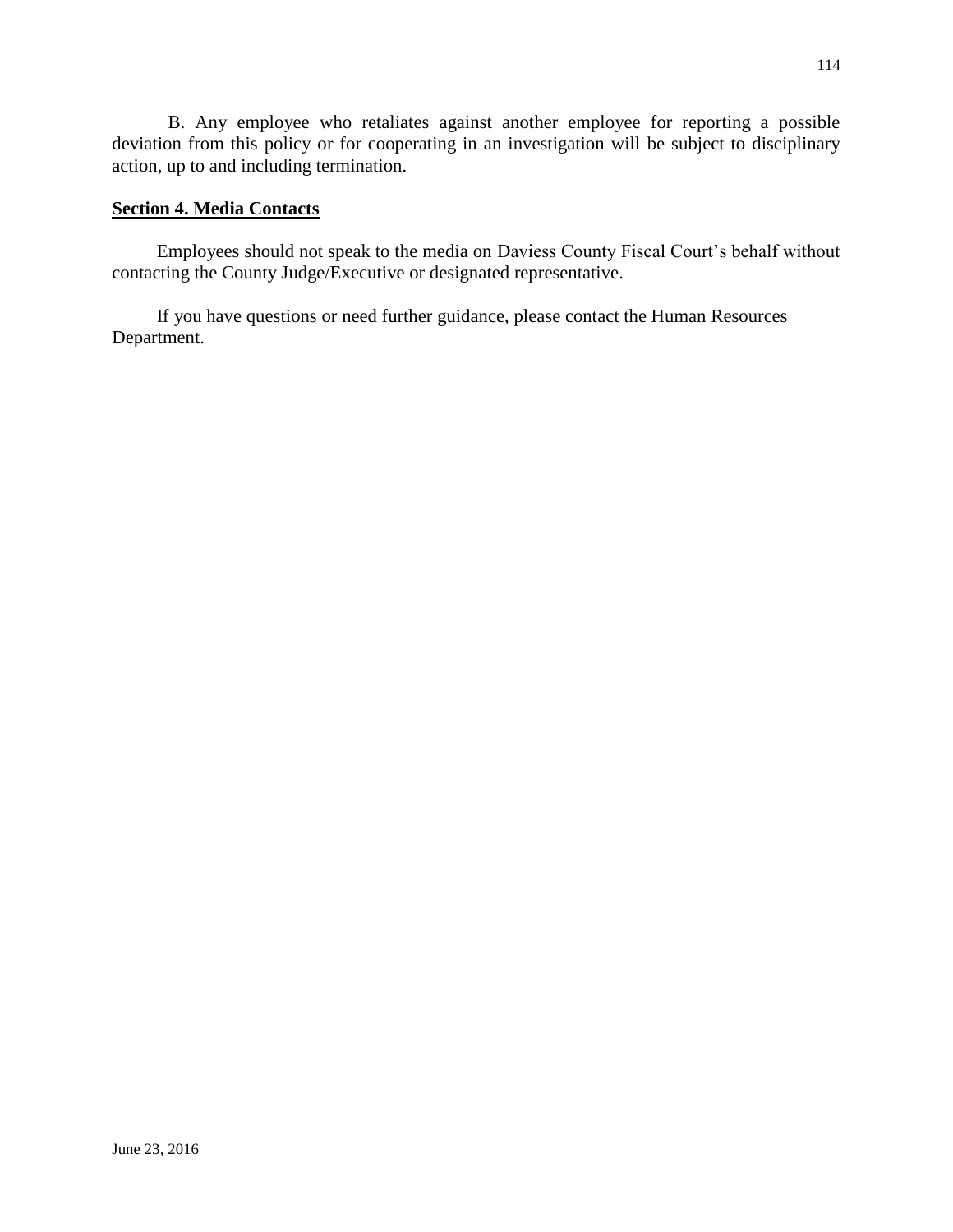B. Any employee who retaliates against another employee for reporting a possible deviation from this policy or for cooperating in an investigation will be subject to disciplinary action, up to and including termination.

## **Section 4. Media Contacts**

Employees should not speak to the media on Daviess County Fiscal Court's behalf without contacting the County Judge/Executive or designated representative.

If you have questions or need further guidance, please contact the Human Resources Department.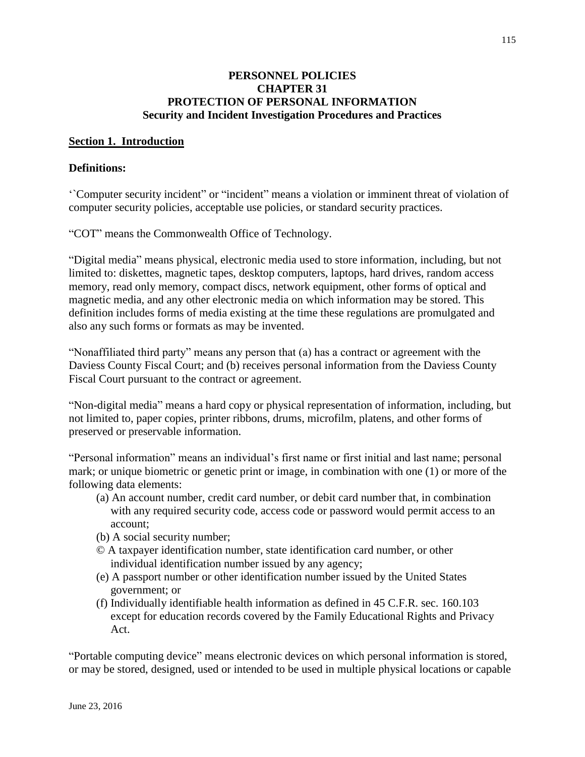**PERSONNEL POLICIES**
**CHAPTER 31**
**PROTECTION OF PERSONAL INFORMATION**
**Security and Incident Investigation Procedures and Practices**

## Section 1. Introduction

**Definitions:**

‘`Computer security incident” or “incident” means a violation or imminent threat of violation of computer security policies, acceptable use policies, or standard security practices.

“COT” means the Commonwealth Office of Technology.

“Digital media” means physical, electronic media used to store information, including, but not limited to: diskettes, magnetic tapes, desktop computers, laptops, hard drives, random access memory, read only memory, compact discs, network equipment, other forms of optical and magnetic media, and any other electronic media on which information may be stored. This definition includes forms of media existing at the time these regulations are promulgated and also any such forms or formats as may be invented.

“Nonaffiliated third party” means any person that (a) has a contract or agreement with the Daviess County Fiscal Court; and (b) receives personal information from the Daviess County Fiscal Court pursuant to the contract or agreement.

“Non-digital media” means a hard copy or physical representation of information, including, but not limited to, paper copies, printer ribbons, drums, microfilm, platens, and other forms of preserved or preservable information.

“Personal information” means an individual’s first name or first initial and last name; personal mark; or unique biometric or genetic print or image, in combination with one (1) or more of the following data elements:

(a) An account number, credit card number, or debit card number that, in combination with any required security code, access code or password would permit access to an account;
(b) A social security number;
© A taxpayer identification number, state identification card number, or other individual identification number issued by any agency;
(e) A passport number or other identification number issued by the United States government; or
(f) Individually identifiable health information as defined in 45 C.F.R. sec. 160.103 except for education records covered by the Family Educational Rights and Privacy Act.

“Portable computing device” means electronic devices on which personal information is stored, or may be stored, designed, used or intended to be used in multiple physical locations or capable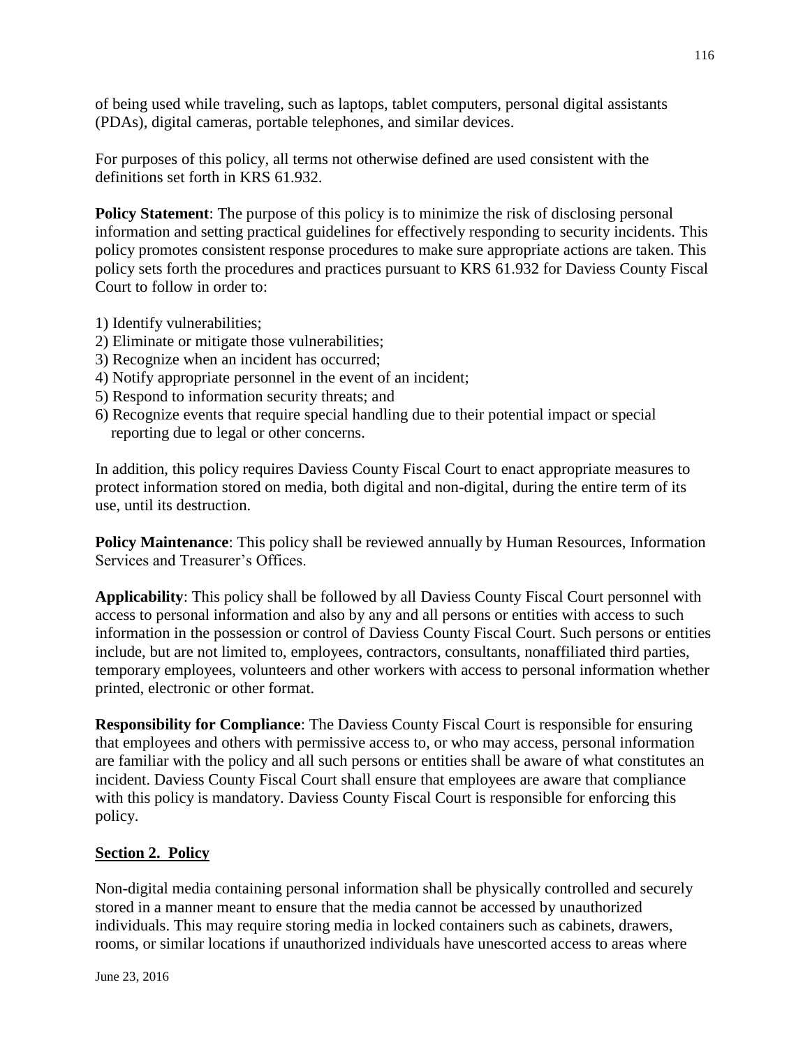of being used while traveling, such as laptops, tablet computers, personal digital assistants (PDAs), digital cameras, portable telephones, and similar devices.

For purposes of this policy, all terms not otherwise defined are used consistent with the definitions set forth in KRS 61.932.

**Policy Statement**: The purpose of this policy is to minimize the risk of disclosing personal information and setting practical guidelines for effectively responding to security incidents. This policy promotes consistent response procedures to make sure appropriate actions are taken. This policy sets forth the procedures and practices pursuant to KRS 61.932 for Daviess County Fiscal Court to follow in order to:

1) Identify vulnerabilities;
2) Eliminate or mitigate those vulnerabilities;
3) Recognize when an incident has occurred;
4) Notify appropriate personnel in the event of an incident;
5) Respond to information security threats; and
6) Recognize events that require special handling due to their potential impact or special reporting due to legal or other concerns.

In addition, this policy requires Daviess County Fiscal Court to enact appropriate measures to protect information stored on media, both digital and non-digital, during the entire term of its use, until its destruction.

**Policy Maintenance**: This policy shall be reviewed annually by Human Resources, Information Services and Treasurer's Offices.

**Applicability**: This policy shall be followed by all Daviess County Fiscal Court personnel with access to personal information and also by any and all persons or entities with access to such information in the possession or control of Daviess County Fiscal Court. Such persons or entities include, but are not limited to, employees, contractors, consultants, nonaffiliated third parties, temporary employees, volunteers and other workers with access to personal information whether printed, electronic or other format.

**Responsibility for Compliance**: The Daviess County Fiscal Court is responsible for ensuring that employees and others with permissive access to, or who may access, personal information are familiar with the policy and all such persons or entities shall be aware of what constitutes an incident. Daviess County Fiscal Court shall ensure that employees are aware that compliance with this policy is mandatory. Daviess County Fiscal Court is responsible for enforcing this policy.

## Section 2. Policy

Non-digital media containing personal information shall be physically controlled and securely stored in a manner meant to ensure that the media cannot be accessed by unauthorized individuals. This may require storing media in locked containers such as cabinets, drawers, rooms, or similar locations if unauthorized individuals have unescorted access to areas where

June 23, 2016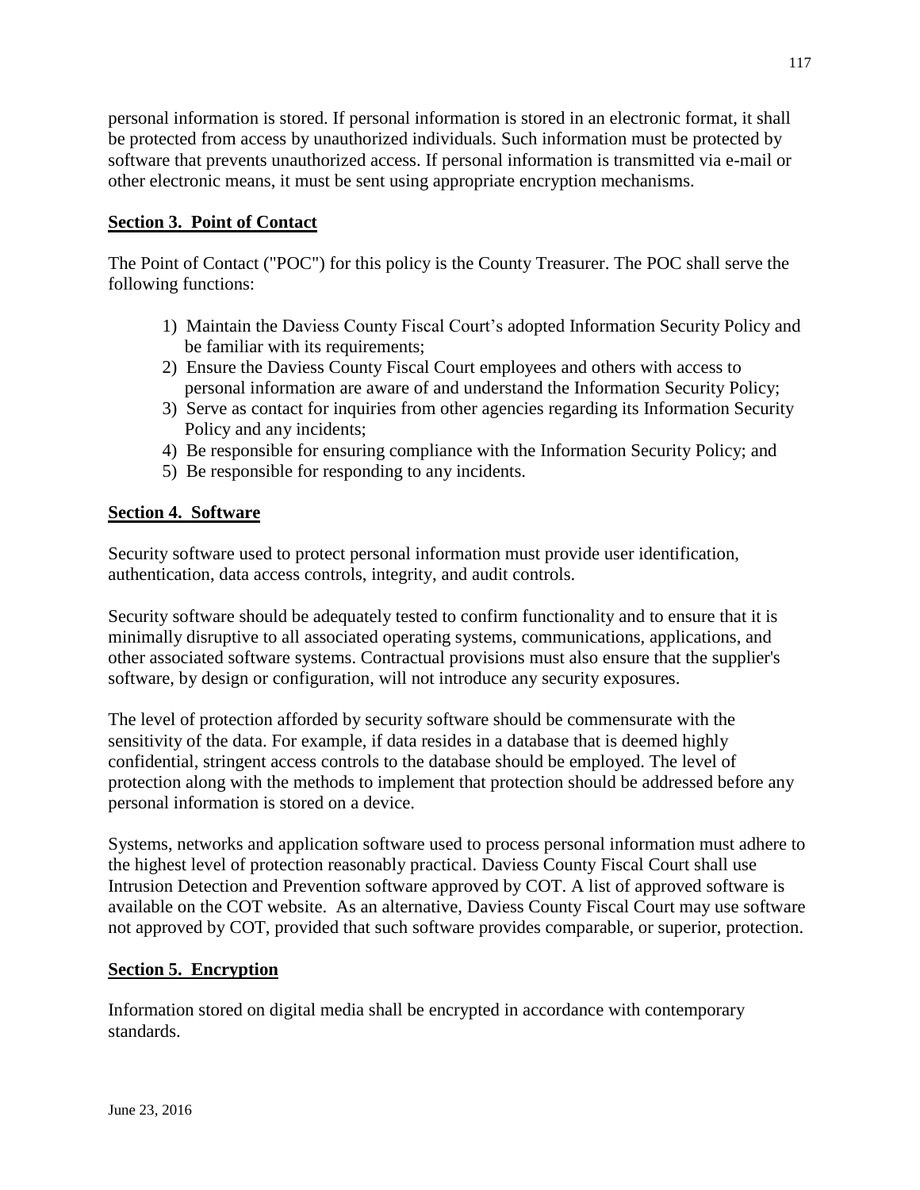personal information is stored. If personal information is stored in an electronic format, it shall be protected from access by unauthorized individuals. Such information must be protected by software that prevents unauthorized access. If personal information is transmitted via e-mail or other electronic means, it must be sent using appropriate encryption mechanisms.

**Section 3. Point of Contact**

The Point of Contact ("POC") for this policy is the County Treasurer. The POC shall serve the following functions:

1) Maintain the Daviess County Fiscal Court's adopted Information Security Policy and be familiar with its requirements;
2) Ensure the Daviess County Fiscal Court employees and others with access to personal information are aware of and understand the Information Security Policy;
3) Serve as contact for inquiries from other agencies regarding its Information Security Policy and any incidents;
4) Be responsible for ensuring compliance with the Information Security Policy; and
5) Be responsible for responding to any incidents.

**Section 4. Software**

Security software used to protect personal information must provide user identification, authentication, data access controls, integrity, and audit controls.

Security software should be adequately tested to confirm functionality and to ensure that it is minimally disruptive to all associated operating systems, communications, applications, and other associated software systems. Contractual provisions must also ensure that the supplier's software, by design or configuration, will not introduce any security exposures.

The level of protection afforded by security software should be commensurate with the sensitivity of the data. For example, if data resides in a database that is deemed highly confidential, stringent access controls to the database should be employed. The level of protection along with the methods to implement that protection should be addressed before any personal information is stored on a device.

Systems, networks and application software used to process personal information must adhere to the highest level of protection reasonably practical. Daviess County Fiscal Court shall use Intrusion Detection and Prevention software approved by COT. A list of approved software is available on the COT website. As an alternative, Daviess County Fiscal Court may use software not approved by COT, provided that such software provides comparable, or superior, protection.

**Section 5. Encryption**

Information stored on digital media shall be encrypted in accordance with contemporary standards.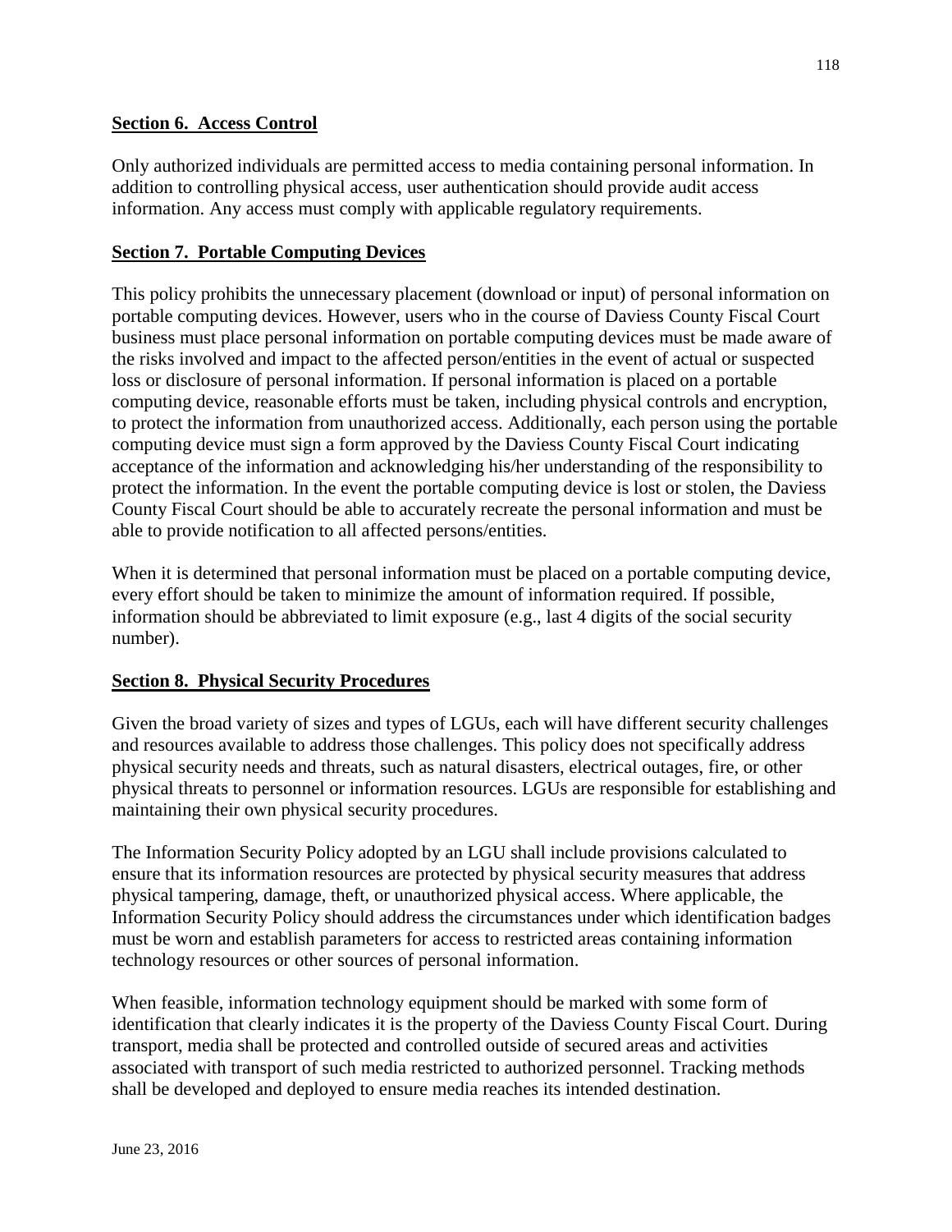**Section 6. Access Control**

Only authorized individuals are permitted access to media containing personal information. In addition to controlling physical access, user authentication should provide audit access information. Any access must comply with applicable regulatory requirements.

**Section 7. Portable Computing Devices**

This policy prohibits the unnecessary placement (download or input) of personal information on portable computing devices. However, users who in the course of Daviess County Fiscal Court business must place personal information on portable computing devices must be made aware of the risks involved and impact to the affected person/entities in the event of actual or suspected loss or disclosure of personal information. If personal information is placed on a portable computing device, reasonable efforts must be taken, including physical controls and encryption, to protect the information from unauthorized access. Additionally, each person using the portable computing device must sign a form approved by the Daviess County Fiscal Court indicating acceptance of the information and acknowledging his/her understanding of the responsibility to protect the information. In the event the portable computing device is lost or stolen, the Daviess County Fiscal Court should be able to accurately recreate the personal information and must be able to provide notification to all affected persons/entities.

When it is determined that personal information must be placed on a portable computing device, every effort should be taken to minimize the amount of information required. If possible, information should be abbreviated to limit exposure (e.g., last 4 digits of the social security number).

**Section 8. Physical Security Procedures**

Given the broad variety of sizes and types of LGUs, each will have different security challenges and resources available to address those challenges. This policy does not specifically address physical security needs and threats, such as natural disasters, electrical outages, fire, or other physical threats to personnel or information resources. LGUs are responsible for establishing and maintaining their own physical security procedures.

The Information Security Policy adopted by an LGU shall include provisions calculated to ensure that its information resources are protected by physical security measures that address physical tampering, damage, theft, or unauthorized physical access. Where applicable, the Information Security Policy should address the circumstances under which identification badges must be worn and establish parameters for access to restricted areas containing information technology resources or other sources of personal information.

When feasible, information technology equipment should be marked with some form of identification that clearly indicates it is the property of the Daviess County Fiscal Court. During transport, media shall be protected and controlled outside of secured areas and activities associated with transport of such media restricted to authorized personnel. Tracking methods shall be developed and deployed to ensure media reaches its intended destination.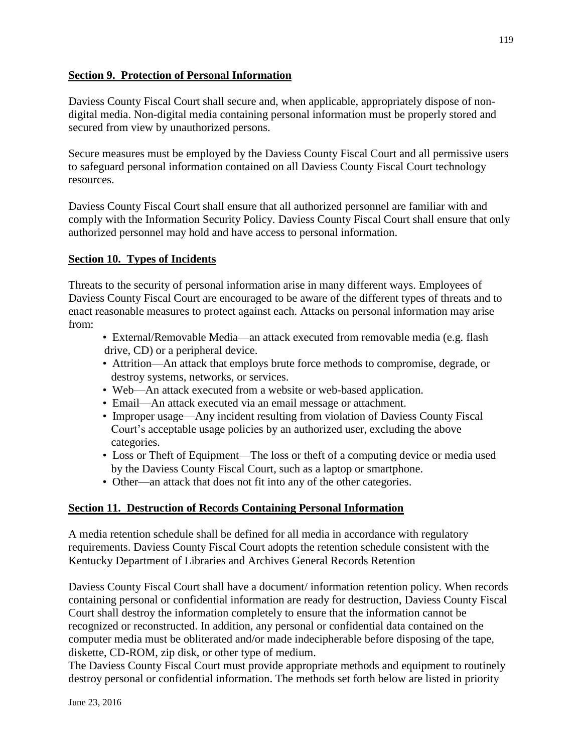## Section 9. Protection of Personal Information

Daviess County Fiscal Court shall secure and, when applicable, appropriately dispose of non-digital media. Non-digital media containing personal information must be properly stored and secured from view by unauthorized persons.

Secure measures must be employed by the Daviess County Fiscal Court and all permissive users to safeguard personal information contained on all Daviess County Fiscal Court technology resources.

Daviess County Fiscal Court shall ensure that all authorized personnel are familiar with and comply with the Information Security Policy. Daviess County Fiscal Court shall ensure that only authorized personnel may hold and have access to personal information.

## Section 10. Types of Incidents

Threats to the security of personal information arise in many different ways. Employees of Daviess County Fiscal Court are encouraged to be aware of the different types of threats and to enact reasonable measures to protect against each. Attacks on personal information may arise from:

- External/Removable Media—an attack executed from removable media (e.g. flash drive, CD) or a peripheral device.
- Attrition—An attack that employs brute force methods to compromise, degrade, or destroy systems, networks, or services.
- Web—An attack executed from a website or web-based application.
- Email—An attack executed via an email message or attachment.
- Improper usage—Any incident resulting from violation of Daviess County Fiscal Court's acceptable usage policies by an authorized user, excluding the above categories.
- Loss or Theft of Equipment—The loss or theft of a computing device or media used by the Daviess County Fiscal Court, such as a laptop or smartphone.
- Other—an attack that does not fit into any of the other categories.

## Section 11. Destruction of Records Containing Personal Information

A media retention schedule shall be defined for all media in accordance with regulatory requirements. Daviess County Fiscal Court adopts the retention schedule consistent with the Kentucky Department of Libraries and Archives General Records Retention

Daviess County Fiscal Court shall have a document/ information retention policy. When records containing personal or confidential information are ready for destruction, Daviess County Fiscal Court shall destroy the information completely to ensure that the information cannot be recognized or reconstructed. In addition, any personal or confidential data contained on the computer media must be obliterated and/or made indecipherable before disposing of the tape, diskette, CD-ROM, zip disk, or other type of medium.
The Daviess County Fiscal Court must provide appropriate methods and equipment to routinely destroy personal or confidential information. The methods set forth below are listed in priority

June 23, 2016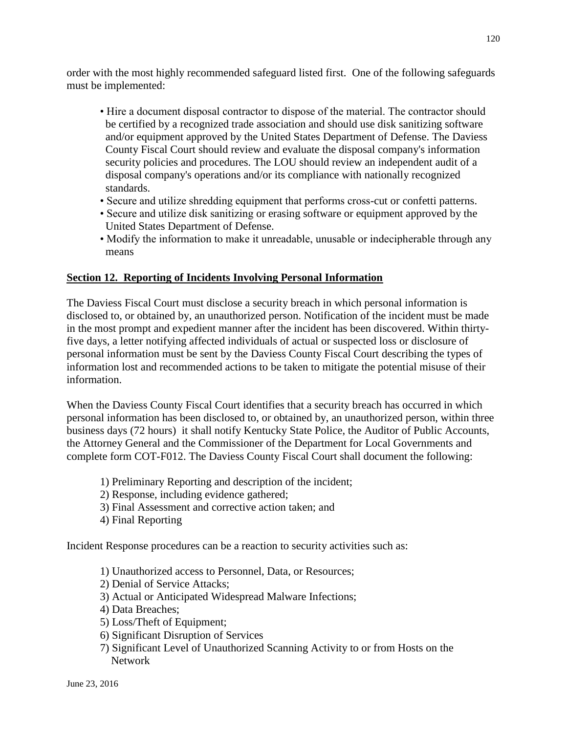order with the most highly recommended safeguard listed first. One of the following safeguards must be implemented:

- Hire a document disposal contractor to dispose of the material. The contractor should be certified by a recognized trade association and should use disk sanitizing software and/or equipment approved by the United States Department of Defense. The Daviess County Fiscal Court should review and evaluate the disposal company's information security policies and procedures. The LOU should review an independent audit of a disposal company's operations and/or its compliance with nationally recognized standards.
- Secure and utilize shredding equipment that performs cross-cut or confetti patterns.
- Secure and utilize disk sanitizing or erasing software or equipment approved by the United States Department of Defense.
- Modify the information to make it unreadable, unusable or indecipherable through any means

## Section 12. Reporting of Incidents Involving Personal Information

The Daviess Fiscal Court must disclose a security breach in which personal information is disclosed to, or obtained by, an unauthorized person. Notification of the incident must be made in the most prompt and expedient manner after the incident has been discovered. Within thirty-five days, a letter notifying affected individuals of actual or suspected loss or disclosure of personal information must be sent by the Daviess County Fiscal Court describing the types of information lost and recommended actions to be taken to mitigate the potential misuse of their information.

When the Daviess County Fiscal Court identifies that a security breach has occurred in which personal information has been disclosed to, or obtained by, an unauthorized person, within three business days (72 hours) it shall notify Kentucky State Police, the Auditor of Public Accounts, the Attorney General and the Commissioner of the Department for Local Governments and complete form COT-F012. The Daviess County Fiscal Court shall document the following:

1) Preliminary Reporting and description of the incident;
2) Response, including evidence gathered;
3) Final Assessment and corrective action taken; and
4) Final Reporting

Incident Response procedures can be a reaction to security activities such as:

1) Unauthorized access to Personnel, Data, or Resources;
2) Denial of Service Attacks;
3) Actual or Anticipated Widespread Malware Infections;
4) Data Breaches;
5) Loss/Theft of Equipment;
6) Significant Disruption of Services
7) Significant Level of Unauthorized Scanning Activity to or from Hosts on the Network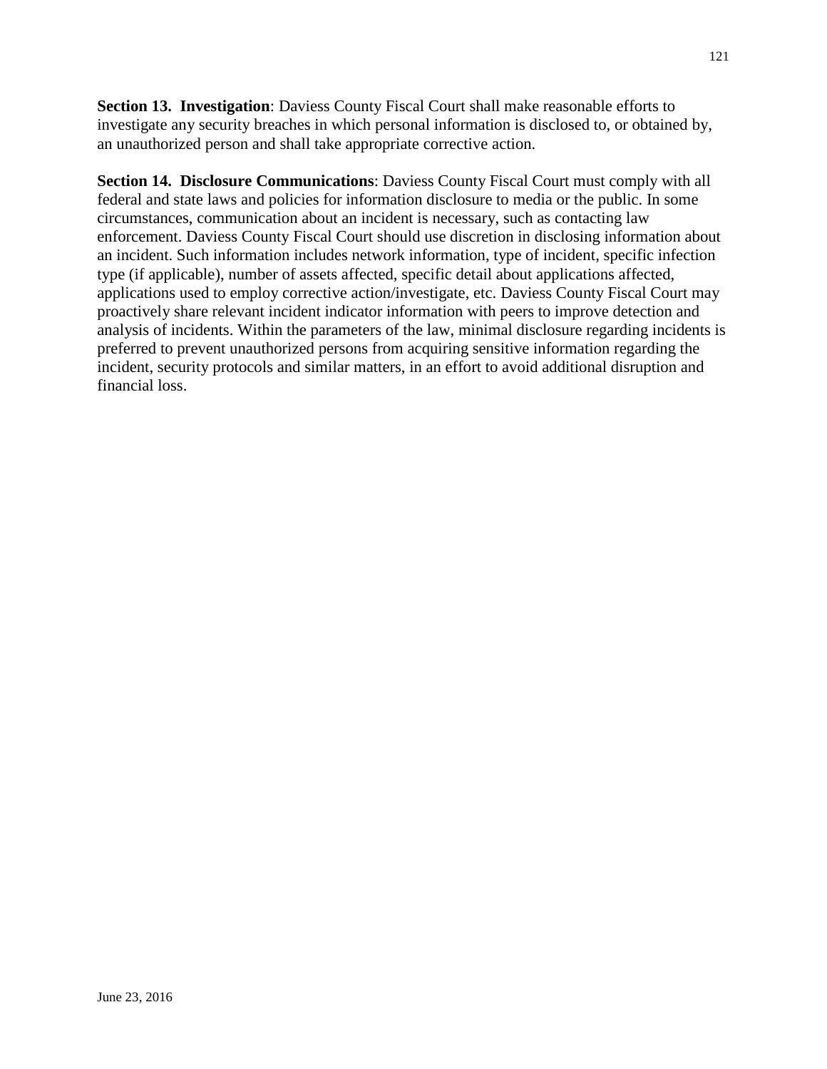**Section 13. Investigation**: Daviess County Fiscal Court shall make reasonable efforts to investigate any security breaches in which personal information is disclosed to, or obtained by, an unauthorized person and shall take appropriate corrective action.

**Section 14. Disclosure Communications**: Daviess County Fiscal Court must comply with all federal and state laws and policies for information disclosure to media or the public. In some circumstances, communication about an incident is necessary, such as contacting law enforcement. Daviess County Fiscal Court should use discretion in disclosing information about an incident. Such information includes network information, type of incident, specific infection type (if applicable), number of assets affected, specific detail about applications affected, applications used to employ corrective action/investigate, etc. Daviess County Fiscal Court may proactively share relevant incident indicator information with peers to improve detection and analysis of incidents. Within the parameters of the law, minimal disclosure regarding incidents is preferred to prevent unauthorized persons from acquiring sensitive information regarding the incident, security protocols and similar matters, in an effort to avoid additional disruption and financial loss.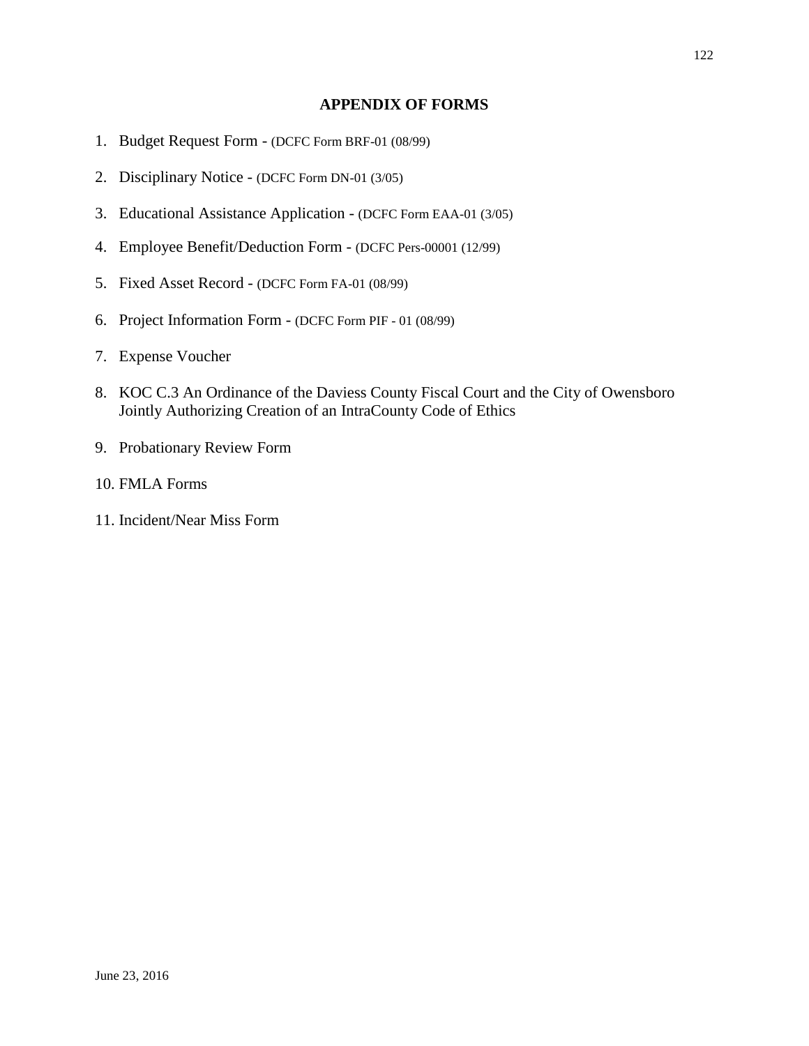# APPENDIX OF FORMS

1. Budget Request Form - (DCFC Form BRF-01 (08/99)
2. Disciplinary Notice - (DCFC Form DN-01 (3/05)
3. Educational Assistance Application - (DCFC Form EAA-01 (3/05)
4. Employee Benefit/Deduction Form - (DCFC Pers-00001 (12/99)
5. Fixed Asset Record - (DCFC Form FA-01 (08/99)
6. Project Information Form - (DCFC Form PIF - 01 (08/99)
7. Expense Voucher
8. KOC C.3 An Ordinance of the Daviess County Fiscal Court and the City of Owensboro Jointly Authorizing Creation of an IntraCounty Code of Ethics
9. Probationary Review Form
10. FMLA Forms
11. Incident/Near Miss Form